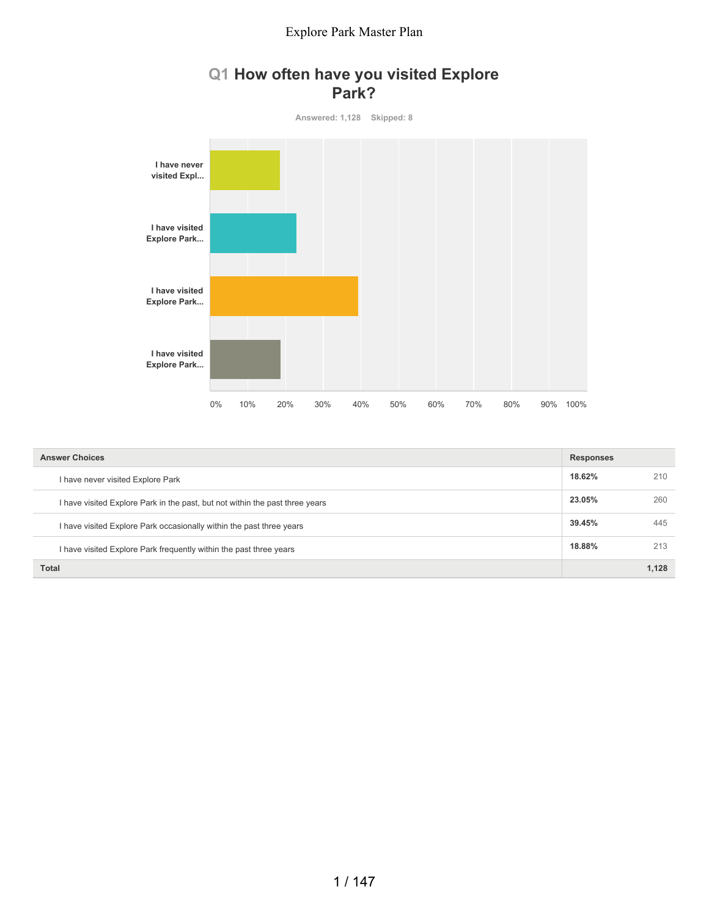## Q1 How often have you visited Explore Park?

Answered: 1,128 Skipped: 8

| Answer Choices | Responses | |
|---|---|---|
| I have never visited Explore Park | 18.62% | 210 |
| I have visited Explore Park in the past, but not within the past three years | 23.05% | 260 |
| I have visited Explore Park occasionally within the past three years | 39.45% | 445 |
| I have visited Explore Park frequently within the past three years | 18.88% | 213 |
| **Total** | | **1,128** |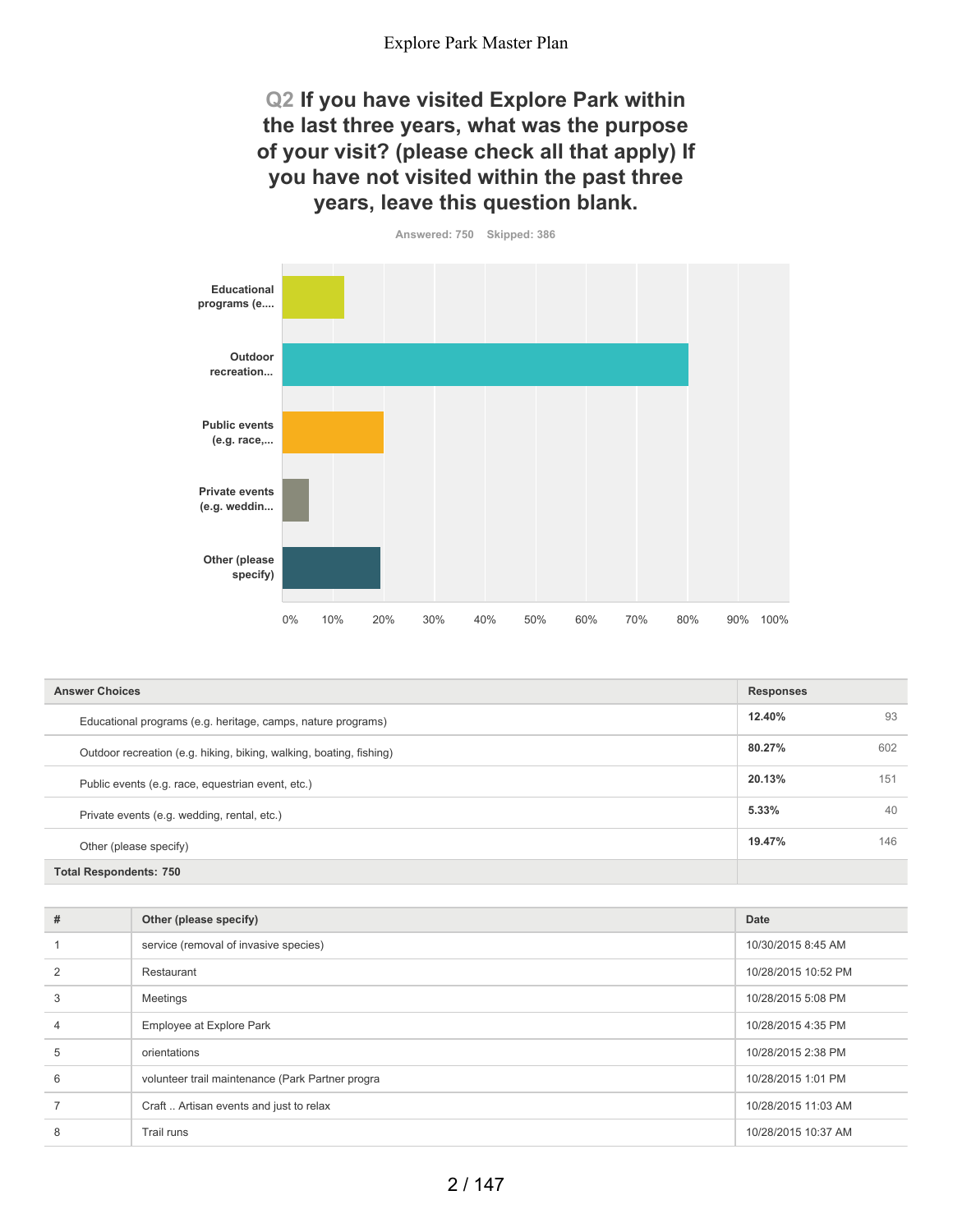## Q2 If you have visited Explore Park within the last three years, what was the purpose of your visit? (please check all that apply) If you have not visited within the past three years, leave this question blank.

Answered: 750 Skipped: 386

| Answer Choices | Responses | |
|---|---|---|
| Educational programs (e.g. heritage, camps, nature programs) | **12.40%** | 93 |
| Outdoor recreation (e.g. hiking, biking, walking, boating, fishing) | **80.27%** | 602 |
| Public events (e.g. race, equestrian event, etc.) | **20.13%** | 151 |
| Private events (e.g. wedding, rental, etc.) | **5.33%** | 40 |
| Other (please specify) | **19.47%** | 146 |
| **Total Respondents: 750** | | |

| # | Other (please specify) | Date |
|---|---|---|
| 1 | service (removal of invasive species) | 10/30/2015 8:45 AM |
| 2 | Restaurant | 10/28/2015 10:52 PM |
| 3 | Meetings | 10/28/2015 5:08 PM |
| 4 | Employee at Explore Park | 10/28/2015 4:35 PM |
| 5 | orientations | 10/28/2015 2:38 PM |
| 6 | volunteer trail maintenance (Park Partner progra | 10/28/2015 1:01 PM |
| 7 | Craft .. Artisan events and just to relax | 10/28/2015 11:03 AM |
| 8 | Trail runs | 10/28/2015 10:37 AM |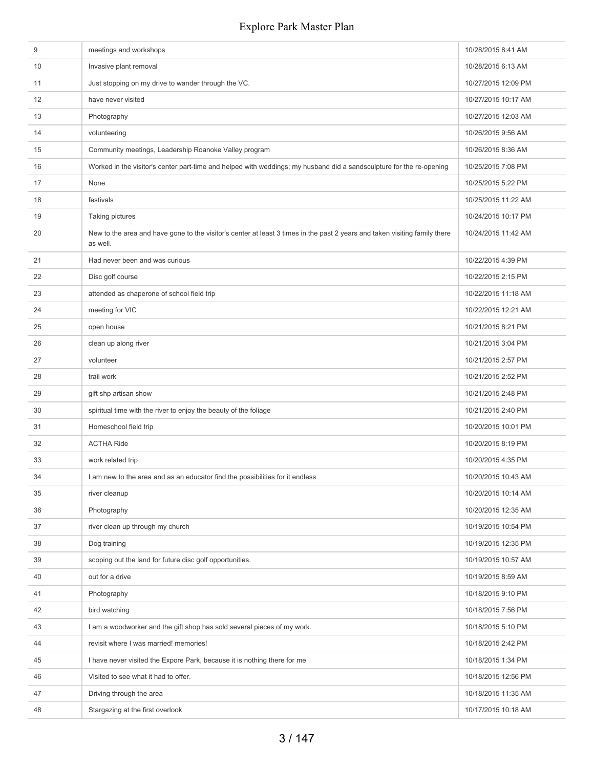| | | |
|---|---|---|
| 9 | meetings and workshops | 10/28/2015 8:41 AM |
| 10 | Invasive plant removal | 10/28/2015 6:13 AM |
| 11 | Just stopping on my drive to wander through the VC. | 10/27/2015 12:09 PM |
| 12 | have never visited | 10/27/2015 10:17 AM |
| 13 | Photography | 10/27/2015 12:03 AM |
| 14 | volunteering | 10/26/2015 9:56 AM |
| 15 | Community meetings, Leadership Roanoke Valley program | 10/26/2015 8:36 AM |
| 16 | Worked in the visitor's center part-time and helped with weddings; my husband did a sandsculpture for the re-opening | 10/25/2015 7:08 PM |
| 17 | None | 10/25/2015 5:22 PM |
| 18 | festivals | 10/25/2015 11:22 AM |
| 19 | Taking pictures | 10/24/2015 10:17 PM |
| 20 | New to the area and have gone to the visitor's center at least 3 times in the past 2 years and taken visiting family there as well. | 10/24/2015 11:42 AM |
| 21 | Had never been and was curious | 10/22/2015 4:39 PM |
| 22 | Disc golf course | 10/22/2015 2:15 PM |
| 23 | attended as chaperone of school field trip | 10/22/2015 11:18 AM |
| 24 | meeting for VIC | 10/22/2015 12:21 AM |
| 25 | open house | 10/21/2015 8:21 PM |
| 26 | clean up along river | 10/21/2015 3:04 PM |
| 27 | volunteer | 10/21/2015 2:57 PM |
| 28 | trail work | 10/21/2015 2:52 PM |
| 29 | gift shp artisan show | 10/21/2015 2:48 PM |
| 30 | spiritual time with the river to enjoy the beauty of the foliage | 10/21/2015 2:40 PM |
| 31 | Homeschool field trip | 10/20/2015 10:01 PM |
| 32 | ACTHA Ride | 10/20/2015 8:19 PM |
| 33 | work related trip | 10/20/2015 4:35 PM |
| 34 | I am new to the area and as an educator find the possibilities for it endless | 10/20/2015 10:43 AM |
| 35 | river cleanup | 10/20/2015 10:14 AM |
| 36 | Photography | 10/20/2015 12:35 AM |
| 37 | river clean up through my church | 10/19/2015 10:54 PM |
| 38 | Dog training | 10/19/2015 12:35 PM |
| 39 | scoping out the land for future disc golf opportunities. | 10/19/2015 10:57 AM |
| 40 | out for a drive | 10/19/2015 8:59 AM |
| 41 | Photography | 10/18/2015 9:10 PM |
| 42 | bird watching | 10/18/2015 7:56 PM |
| 43 | I am a woodworker and the gift shop has sold several pieces of my work. | 10/18/2015 5:10 PM |
| 44 | revisit where I was married! memories! | 10/18/2015 2:42 PM |
| 45 | I have never visited the Expore Park, because it is nothing there for me | 10/18/2015 1:34 PM |
| 46 | Visited to see what it had to offer. | 10/18/2015 12:56 PM |
| 47 | Driving through the area | 10/18/2015 11:35 AM |
| 48 | Stargazing at the first overlook | 10/17/2015 10:18 AM |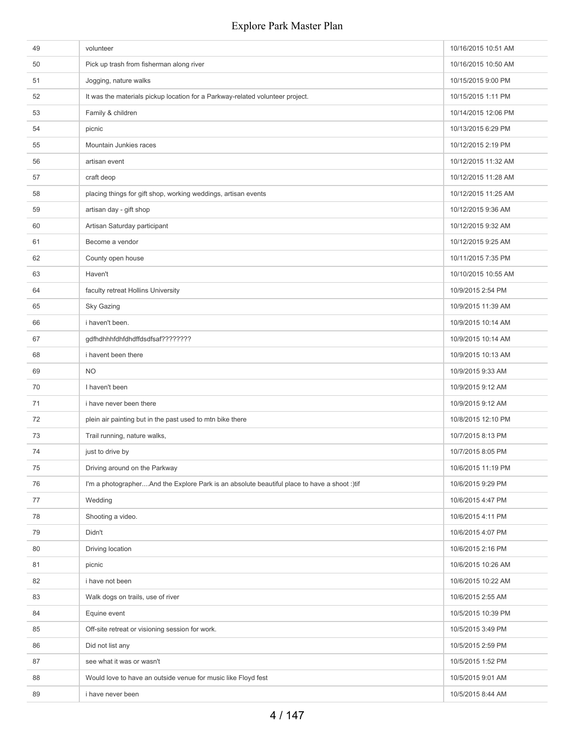| | | |
|---|---|---|
| 49 | volunteer | 10/16/2015 10:51 AM |
| 50 | Pick up trash from fisherman along river | 10/16/2015 10:50 AM |
| 51 | Jogging, nature walks | 10/15/2015 9:00 PM |
| 52 | It was the materials pickup location for a Parkway-related volunteer project. | 10/15/2015 1:11 PM |
| 53 | Family & children | 10/14/2015 12:06 PM |
| 54 | picnic | 10/13/2015 6:29 PM |
| 55 | Mountain Junkies races | 10/12/2015 2:19 PM |
| 56 | artisan event | 10/12/2015 11:32 AM |
| 57 | craft deop | 10/12/2015 11:28 AM |
| 58 | placing things for gift shop, working weddings, artisan events | 10/12/2015 11:25 AM |
| 59 | artisan day - gift shop | 10/12/2015 9:36 AM |
| 60 | Artisan Saturday participant | 10/12/2015 9:32 AM |
| 61 | Become a vendor | 10/12/2015 9:25 AM |
| 62 | County open house | 10/11/2015 7:35 PM |
| 63 | Haven't | 10/10/2015 10:55 AM |
| 64 | faculty retreat Hollins University | 10/9/2015 2:54 PM |
| 65 | Sky Gazing | 10/9/2015 11:39 AM |
| 66 | i haven't been. | 10/9/2015 10:14 AM |
| 67 | gdfhdhhhfdhfdhdffdsdfsaf???????? | 10/9/2015 10:14 AM |
| 68 | i havent been there | 10/9/2015 10:13 AM |
| 69 | NO | 10/9/2015 9:33 AM |
| 70 | I haven't been | 10/9/2015 9:12 AM |
| 71 | i have never been there | 10/9/2015 9:12 AM |
| 72 | plein air painting but in the past used to mtn bike there | 10/8/2015 12:10 PM |
| 73 | Trail running, nature walks, | 10/7/2015 8:13 PM |
| 74 | just to drive by | 10/7/2015 8:05 PM |
| 75 | Driving around on the Parkway | 10/6/2015 11:19 PM |
| 76 | I'm a photographer....And the Explore Park is an absolute beautiful place to have a shoot :)tif | 10/6/2015 9:29 PM |
| 77 | Wedding | 10/6/2015 4:47 PM |
| 78 | Shooting a video. | 10/6/2015 4:11 PM |
| 79 | Didn't | 10/6/2015 4:07 PM |
| 80 | Driving location | 10/6/2015 2:16 PM |
| 81 | picnic | 10/6/2015 10:26 AM |
| 82 | i have not been | 10/6/2015 10:22 AM |
| 83 | Walk dogs on trails, use of river | 10/6/2015 2:55 AM |
| 84 | Equine event | 10/5/2015 10:39 PM |
| 85 | Off-site retreat or visioning session for work. | 10/5/2015 3:49 PM |
| 86 | Did not list any | 10/5/2015 2:59 PM |
| 87 | see what it was or wasn't | 10/5/2015 1:52 PM |
| 88 | Would love to have an outside venue for music like Floyd fest | 10/5/2015 9:01 AM |
| 89 | i have never been | 10/5/2015 8:44 AM |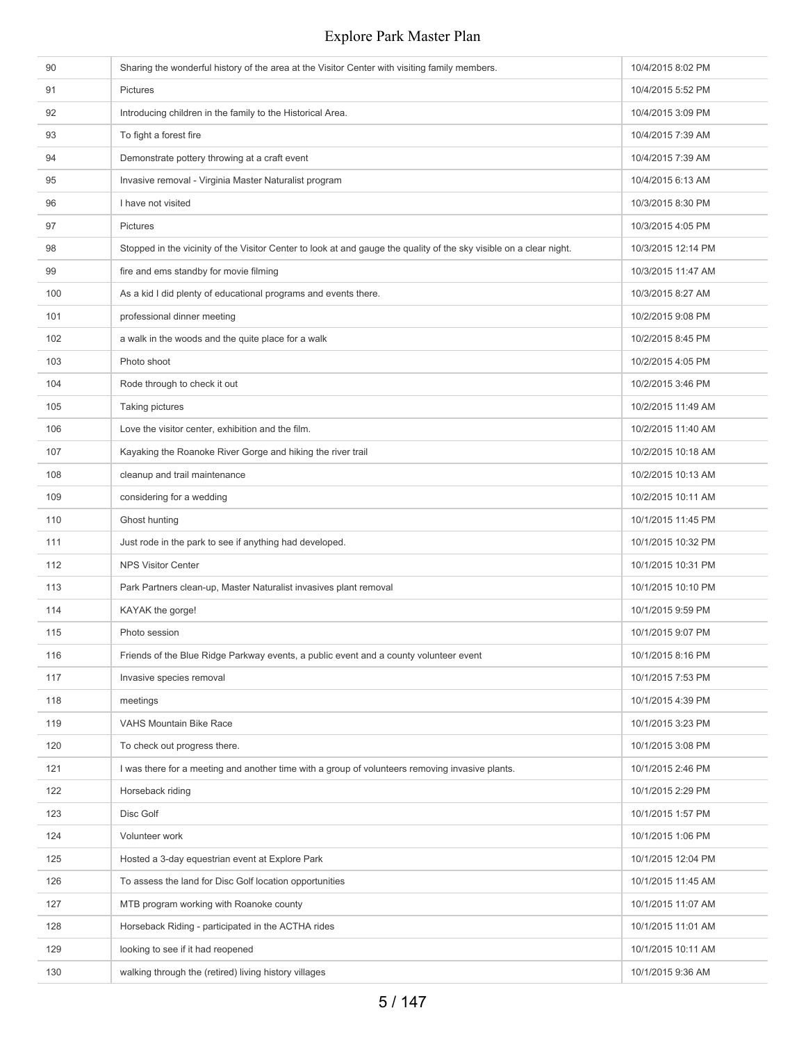| | | |
|---|---|---|
| 90 | Sharing the wonderful history of the area at the Visitor Center with visiting family members. | 10/4/2015 8:02 PM |
| 91 | Pictures | 10/4/2015 5:52 PM |
| 92 | Introducing children in the family to the Historical Area. | 10/4/2015 3:09 PM |
| 93 | To fight a forest fire | 10/4/2015 7:39 AM |
| 94 | Demonstrate pottery throwing at a craft event | 10/4/2015 7:39 AM |
| 95 | Invasive removal - Virginia Master Naturalist program | 10/4/2015 6:13 AM |
| 96 | I have not visited | 10/3/2015 8:30 PM |
| 97 | Pictures | 10/3/2015 4:05 PM |
| 98 | Stopped in the vicinity of the Visitor Center to look at and gauge the quality of the sky visible on a clear night. | 10/3/2015 12:14 PM |
| 99 | fire and ems standby for movie filming | 10/3/2015 11:47 AM |
| 100 | As a kid I did plenty of educational programs and events there. | 10/3/2015 8:27 AM |
| 101 | professional dinner meeting | 10/2/2015 9:08 PM |
| 102 | a walk in the woods and the quite place for a walk | 10/2/2015 8:45 PM |
| 103 | Photo shoot | 10/2/2015 4:05 PM |
| 104 | Rode through to check it out | 10/2/2015 3:46 PM |
| 105 | Taking pictures | 10/2/2015 11:49 AM |
| 106 | Love the visitor center, exhibition and the film. | 10/2/2015 11:40 AM |
| 107 | Kayaking the Roanoke River Gorge and hiking the river trail | 10/2/2015 10:18 AM |
| 108 | cleanup and trail maintenance | 10/2/2015 10:13 AM |
| 109 | considering for a wedding | 10/2/2015 10:11 AM |
| 110 | Ghost hunting | 10/1/2015 11:45 PM |
| 111 | Just rode in the park to see if anything had developed. | 10/1/2015 10:32 PM |
| 112 | NPS Visitor Center | 10/1/2015 10:31 PM |
| 113 | Park Partners clean-up, Master Naturalist invasives plant removal | 10/1/2015 10:10 PM |
| 114 | KAYAK the gorge! | 10/1/2015 9:59 PM |
| 115 | Photo session | 10/1/2015 9:07 PM |
| 116 | Friends of the Blue Ridge Parkway events, a public event and a county volunteer event | 10/1/2015 8:16 PM |
| 117 | Invasive species removal | 10/1/2015 7:53 PM |
| 118 | meetings | 10/1/2015 4:39 PM |
| 119 | VAHS Mountain Bike Race | 10/1/2015 3:23 PM |
| 120 | To check out progress there. | 10/1/2015 3:08 PM |
| 121 | I was there for a meeting and another time with a group of volunteers removing invasive plants. | 10/1/2015 2:46 PM |
| 122 | Horseback riding | 10/1/2015 2:29 PM |
| 123 | Disc Golf | 10/1/2015 1:57 PM |
| 124 | Volunteer work | 10/1/2015 1:06 PM |
| 125 | Hosted a 3-day equestrian event at Explore Park | 10/1/2015 12:04 PM |
| 126 | To assess the land for Disc Golf location opportunities | 10/1/2015 11:45 AM |
| 127 | MTB program working with Roanoke county | 10/1/2015 11:07 AM |
| 128 | Horseback Riding - participated in the ACTHA rides | 10/1/2015 11:01 AM |
| 129 | looking to see if it had reopened | 10/1/2015 10:11 AM |
| 130 | walking through the (retired) living history villages | 10/1/2015 9:36 AM |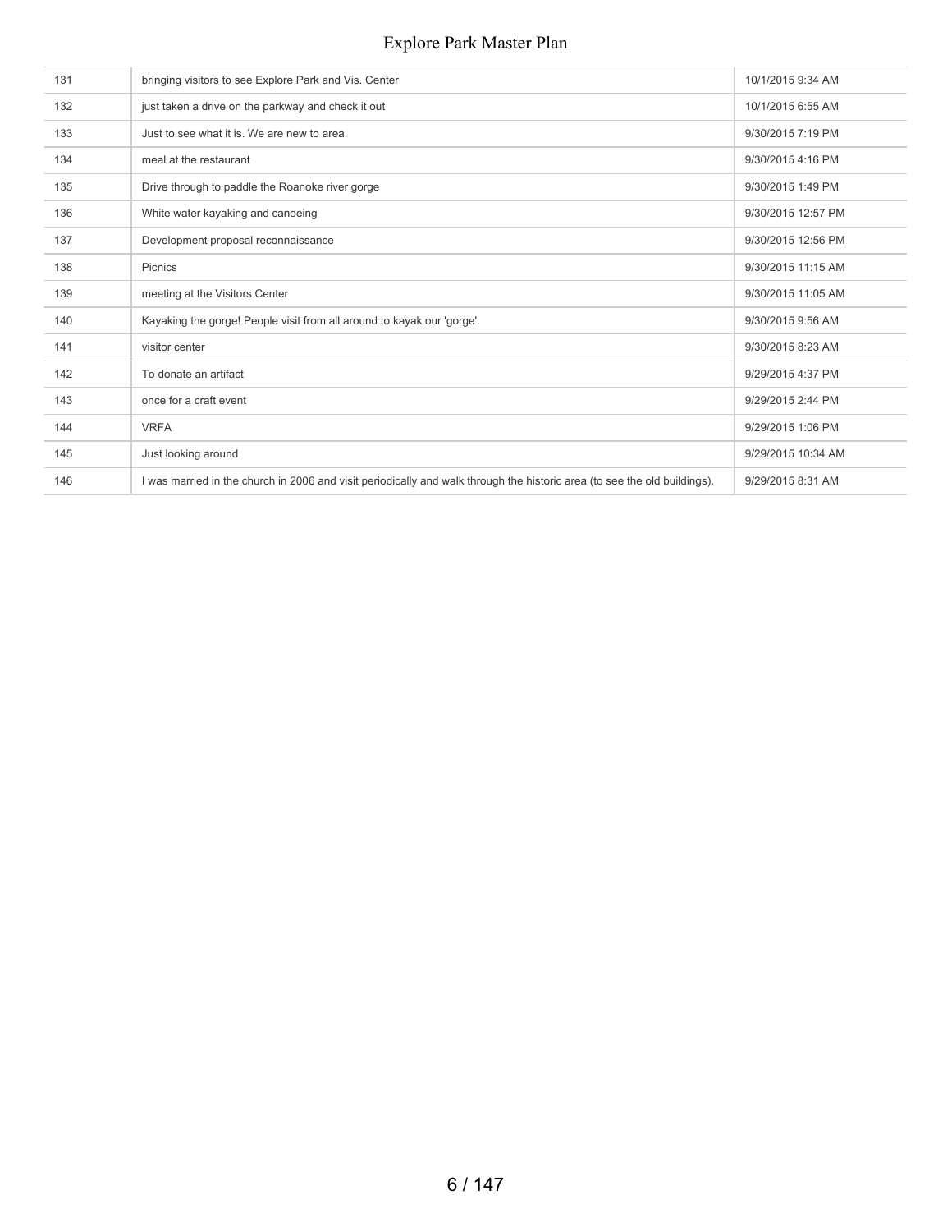| | | |
|---|---|---|
| 131 | bringing visitors to see Explore Park and Vis. Center | 10/1/2015 9:34 AM |
| 132 | just taken a drive on the parkway and check it out | 10/1/2015 6:55 AM |
| 133 | Just to see what it is. We are new to area. | 9/30/2015 7:19 PM |
| 134 | meal at the restaurant | 9/30/2015 4:16 PM |
| 135 | Drive through to paddle the Roanoke river gorge | 9/30/2015 1:49 PM |
| 136 | White water kayaking and canoeing | 9/30/2015 12:57 PM |
| 137 | Development proposal reconnaissance | 9/30/2015 12:56 PM |
| 138 | Picnics | 9/30/2015 11:15 AM |
| 139 | meeting at the Visitors Center | 9/30/2015 11:05 AM |
| 140 | Kayaking the gorge! People visit from all around to kayak our 'gorge'. | 9/30/2015 9:56 AM |
| 141 | visitor center | 9/30/2015 8:23 AM |
| 142 | To donate an artifact | 9/29/2015 4:37 PM |
| 143 | once for a craft event | 9/29/2015 2:44 PM |
| 144 | VRFA | 9/29/2015 1:06 PM |
| 145 | Just looking around | 9/29/2015 10:34 AM |
| 146 | I was married in the church in 2006 and visit periodically and walk through the historic area (to see the old buildings). | 9/29/2015 8:31 AM |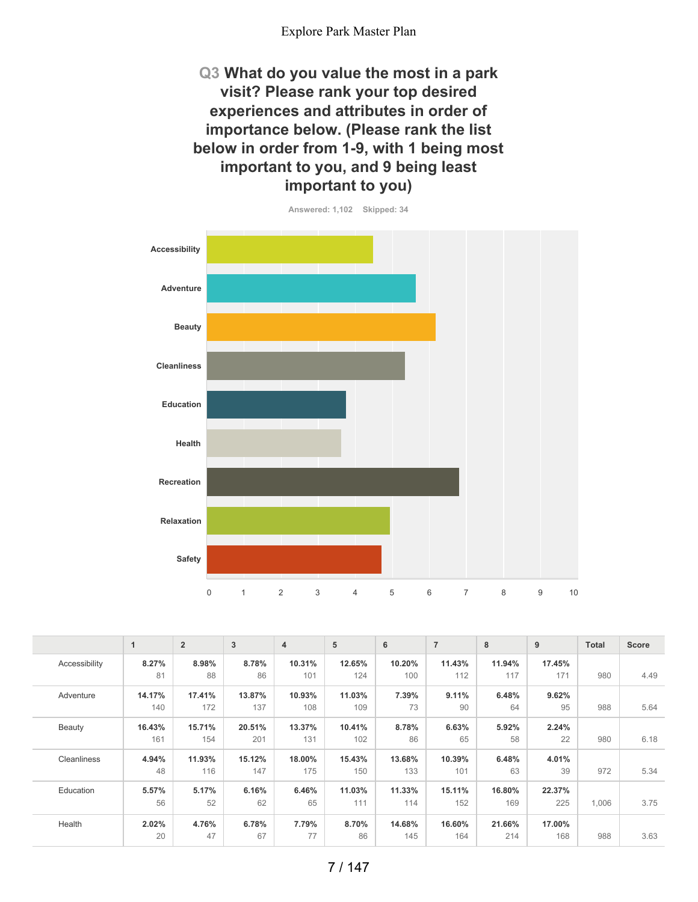## Q3 What do you value the most in a park visit? Please rank your top desired experiences and attributes in order of importance below. (Please rank the list below in order from 1-9, with 1 being most important to you, and 9 being least important to you)

Answered: 1,102 Skipped: 34

| | 1 | 2 | 3 | 4 | 5 | 6 | 7 | 8 | 9 | Total | Score |
|---|---|---|---|---|---|---|---|---|---|---|---|
| Accessibility | **8.27%** 81 | **8.98%** 88 | **8.78%** 86 | **10.31%** 101 | **12.65%** 124 | **10.20%** 100 | **11.43%** 112 | **11.94%** 117 | **17.45%** 171 | 980 | 4.49 |
| Adventure | **14.17%** 140 | **17.41%** 172 | **13.87%** 137 | **10.93%** 108 | **11.03%** 109 | **7.39%** 73 | **9.11%** 90 | **6.48%** 64 | **9.62%** 95 | 988 | 5.64 |
| Beauty | **16.43%** 161 | **15.71%** 154 | **20.51%** 201 | **13.37%** 131 | **10.41%** 102 | **8.78%** 86 | **6.63%** 65 | **5.92%** 58 | **2.24%** 22 | 980 | 6.18 |
| Cleanliness | **4.94%** 48 | **11.93%** 116 | **15.12%** 147 | **18.00%** 175 | **15.43%** 150 | **13.68%** 133 | **10.39%** 101 | **6.48%** 63 | **4.01%** 39 | 972 | 5.34 |
| Education | **5.57%** 56 | **5.17%** 52 | **6.16%** 62 | **6.46%** 65 | **11.03%** 111 | **11.33%** 114 | **15.11%** 152 | **16.80%** 169 | **22.37%** 225 | 1,006 | 3.75 |
| Health | **2.02%** 20 | **4.76%** 47 | **6.78%** 67 | **7.79%** 77 | **8.70%** 86 | **14.68%** 145 | **16.60%** 164 | **21.66%** 214 | **17.00%** 168 | 988 | 3.63 |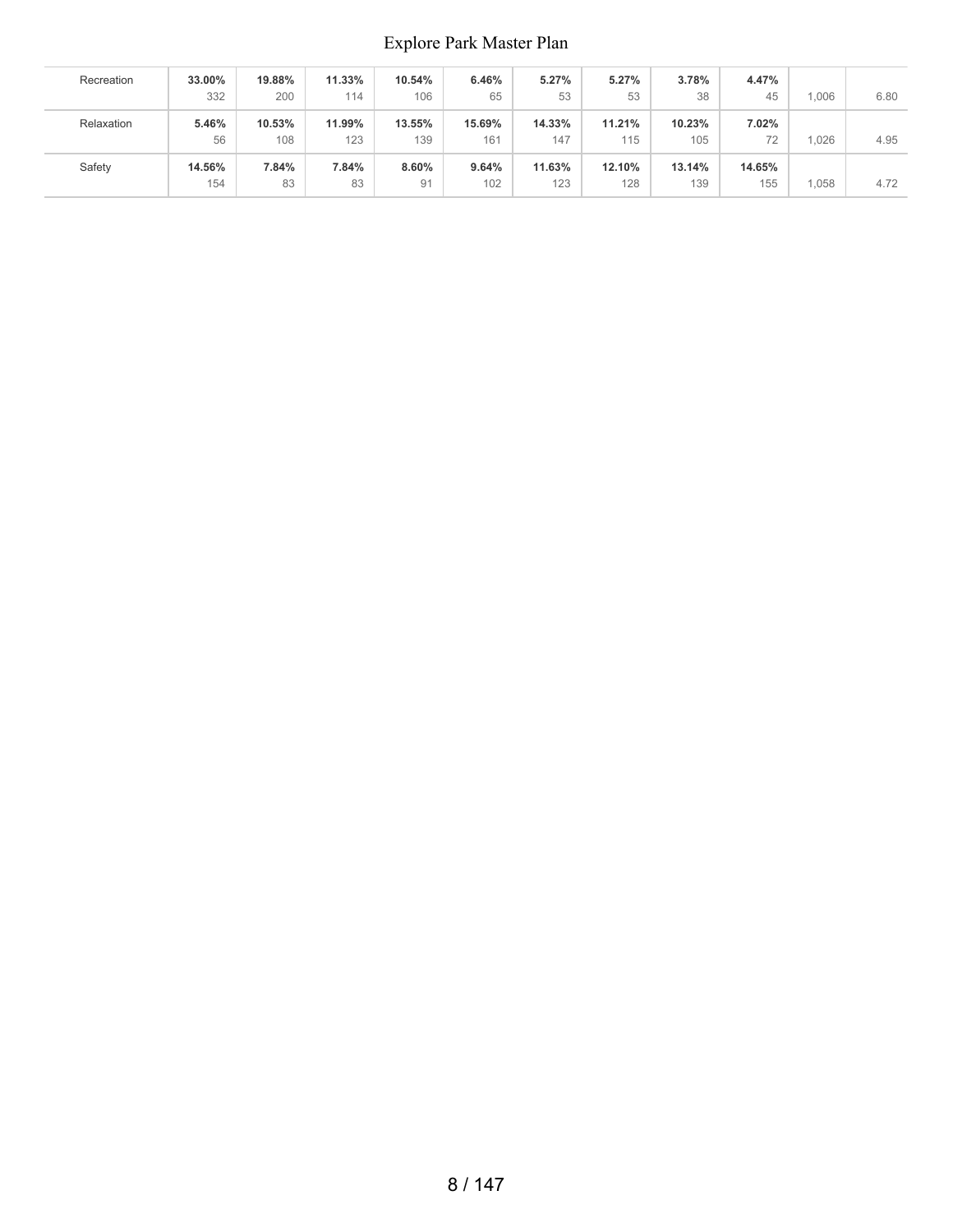| | | | | | | | | | | | |
|---|---|---|---|---|---|---|---|---|---|---|---|
| Recreation | **33.00%** 332 | **19.88%** 200 | **11.33%** 114 | **10.54%** 106 | **6.46%** 65 | **5.27%** 53 | **5.27%** 53 | **3.78%** 38 | **4.47%** 45 | 1,006 | 6.80 |
| Relaxation | **5.46%** 56 | **10.53%** 108 | **11.99%** 123 | **13.55%** 139 | **15.69%** 161 | **14.33%** 147 | **11.21%** 115 | **10.23%** 105 | **7.02%** 72 | 1,026 | 4.95 |
| Safety | **14.56%** 154 | **7.84%** 83 | **7.84%** 83 | **8.60%** 91 | **9.64%** 102 | **11.63%** 123 | **12.10%** 128 | **13.14%** 139 | **14.65%** 155 | 1,058 | 4.72 |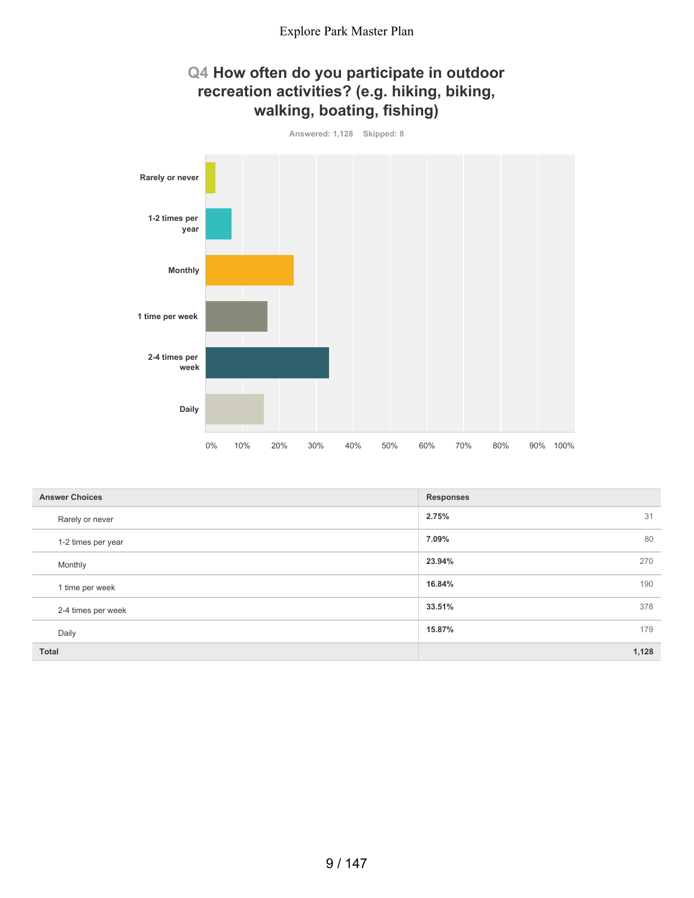## Q4 How often do you participate in outdoor recreation activities? (e.g. hiking, biking, walking, boating, fishing)

Answered: 1,128 Skipped: 8

| Answer Choices | Responses | |
|---|---|---|
| Rarely or never | 2.75% | 31 |
| 1-2 times per year | 7.09% | 80 |
| Monthly | 23.94% | 270 |
| 1 time per week | 16.84% | 190 |
| 2-4 times per week | 33.51% | 378 |
| Daily | 15.87% | 179 |
| **Total** | | **1,128** |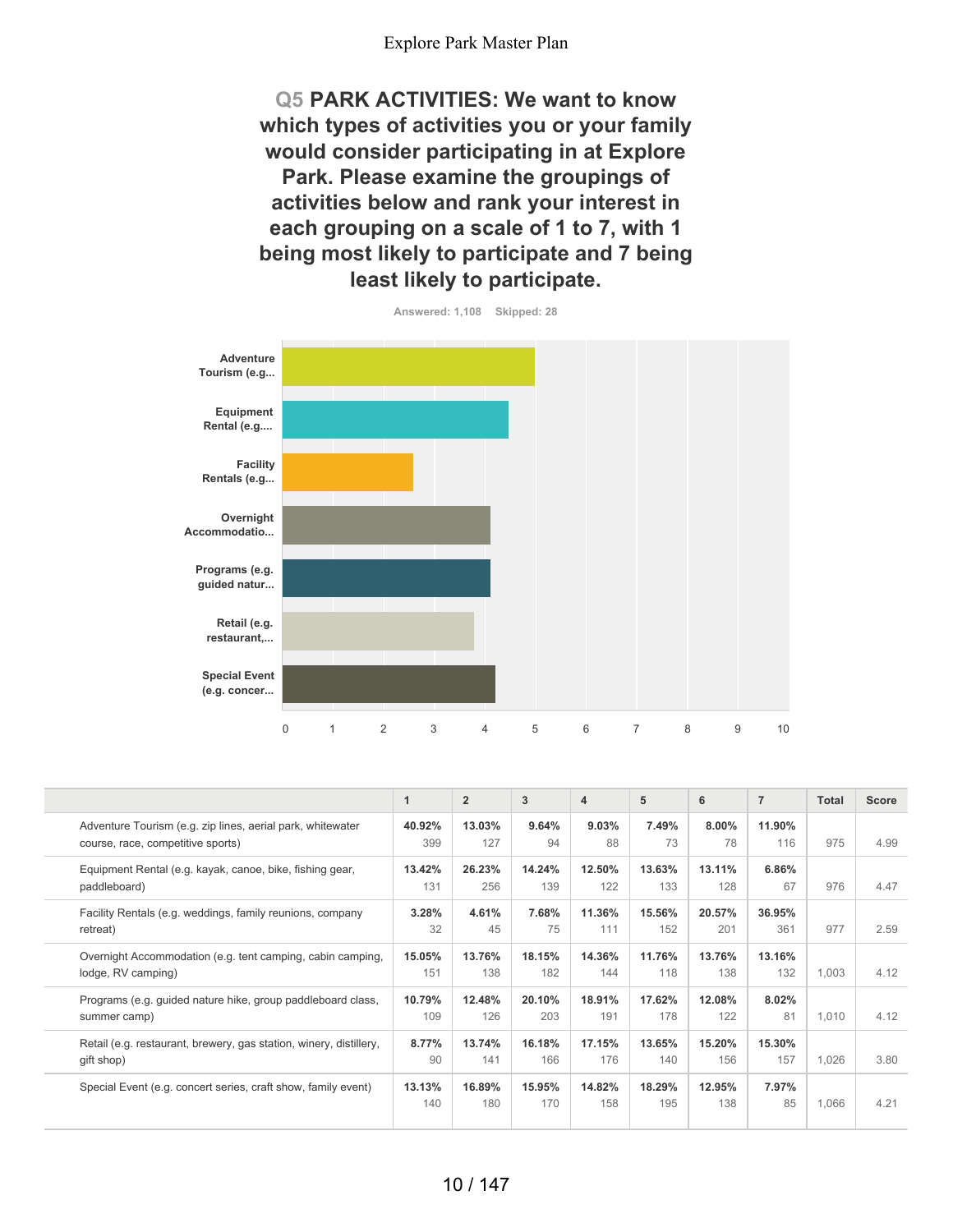## Q5 PARK ACTIVITIES: We want to know which types of activities you or your family would consider participating in at Explore Park. Please examine the groupings of activities below and rank your interest in each grouping on a scale of 1 to 7, with 1 being most likely to participate and 7 being least likely to participate.

Answered: 1,108 Skipped: 28

| Activity | Score |
|---|---|
| Adventure Tourism (e.g... | 4.99 |
| Equipment Rental (e.g.... | 4.47 |
| Facility Rentals (e.g... | 2.59 |
| Overnight Accommodatio... | 4.12 |
| Programs (e.g. guided natur... | 4.12 |
| Retail (e.g. restaurant,... | 3.80 |
| Special Event (e.g. concer... | 4.21 |

|  | 1 | 2 | 3 | 4 | 5 | 6 | 7 | Total | Score |
|---|---|---|---|---|---|---|---|---|---|
| Adventure Tourism (e.g. zip lines, aerial park, whitewater course, race, competitive sports) | **40.92%** 399 | **13.03%** 127 | **9.64%** 94 | **9.03%** 88 | **7.49%** 73 | **8.00%** 78 | **11.90%** 116 | 975 | 4.99 |
| Equipment Rental (e.g. kayak, canoe, bike, fishing gear, paddleboard) | **13.42%** 131 | **26.23%** 256 | **14.24%** 139 | **12.50%** 122 | **13.63%** 133 | **13.11%** 128 | **6.86%** 67 | 976 | 4.47 |
| Facility Rentals (e.g. weddings, family reunions, company retreat) | **3.28%** 32 | **4.61%** 45 | **7.68%** 75 | **11.36%** 111 | **15.56%** 152 | **20.57%** 201 | **36.95%** 361 | 977 | 2.59 |
| Overnight Accommodation (e.g. tent camping, cabin camping, lodge, RV camping) | **15.05%** 151 | **13.76%** 138 | **18.15%** 182 | **14.36%** 144 | **11.76%** 118 | **13.76%** 138 | **13.16%** 132 | 1,003 | 4.12 |
| Programs (e.g. guided nature hike, group paddleboard class, summer camp) | **10.79%** 109 | **12.48%** 126 | **20.10%** 203 | **18.91%** 191 | **17.62%** 178 | **12.08%** 122 | **8.02%** 81 | 1,010 | 4.12 |
| Retail (e.g. restaurant, brewery, gas station, winery, distillery, gift shop) | **8.77%** 90 | **13.74%** 141 | **16.18%** 166 | **17.15%** 176 | **13.65%** 140 | **15.20%** 156 | **15.30%** 157 | 1,026 | 3.80 |
| Special Event (e.g. concert series, craft show, family event) | **13.13%** 140 | **16.89%** 180 | **15.95%** 170 | **14.82%** 158 | **18.29%** 195 | **12.95%** 138 | **7.97%** 85 | 1,066 | 4.21 |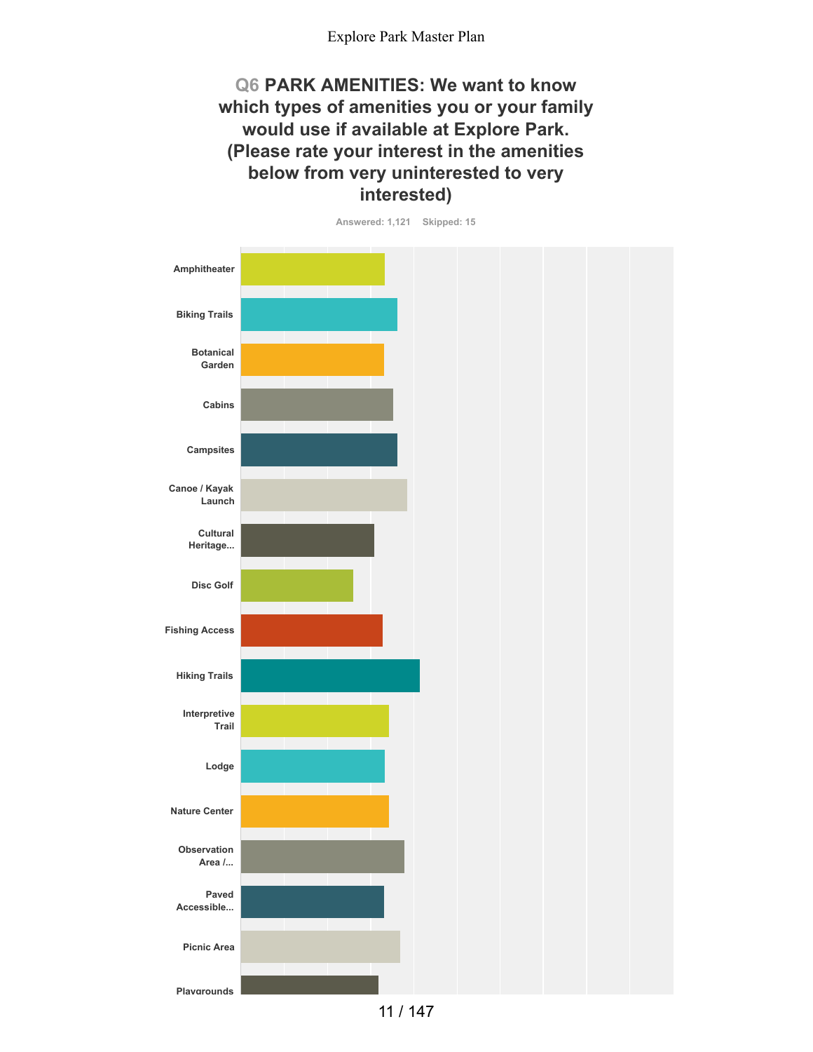# Q6 PARK AMENITIES: We want to know which types of amenities you or your family would use if available at Explore Park. (Please rate your interest in the amenities below from very uninterested to very interested)

Answered: 1,121 Skipped: 15

- Amphitheater
- Biking Trails
- Botanical Garden
- Cabins
- Campsites
- Canoe / Kayak Launch
- Cultural Heritage...
- Disc Golf
- Fishing Access
- Hiking Trails
- Interpretive Trail
- Lodge
- Nature Center
- Observation Area /...
- Paved Accessible...
- Picnic Area
- Playgrounds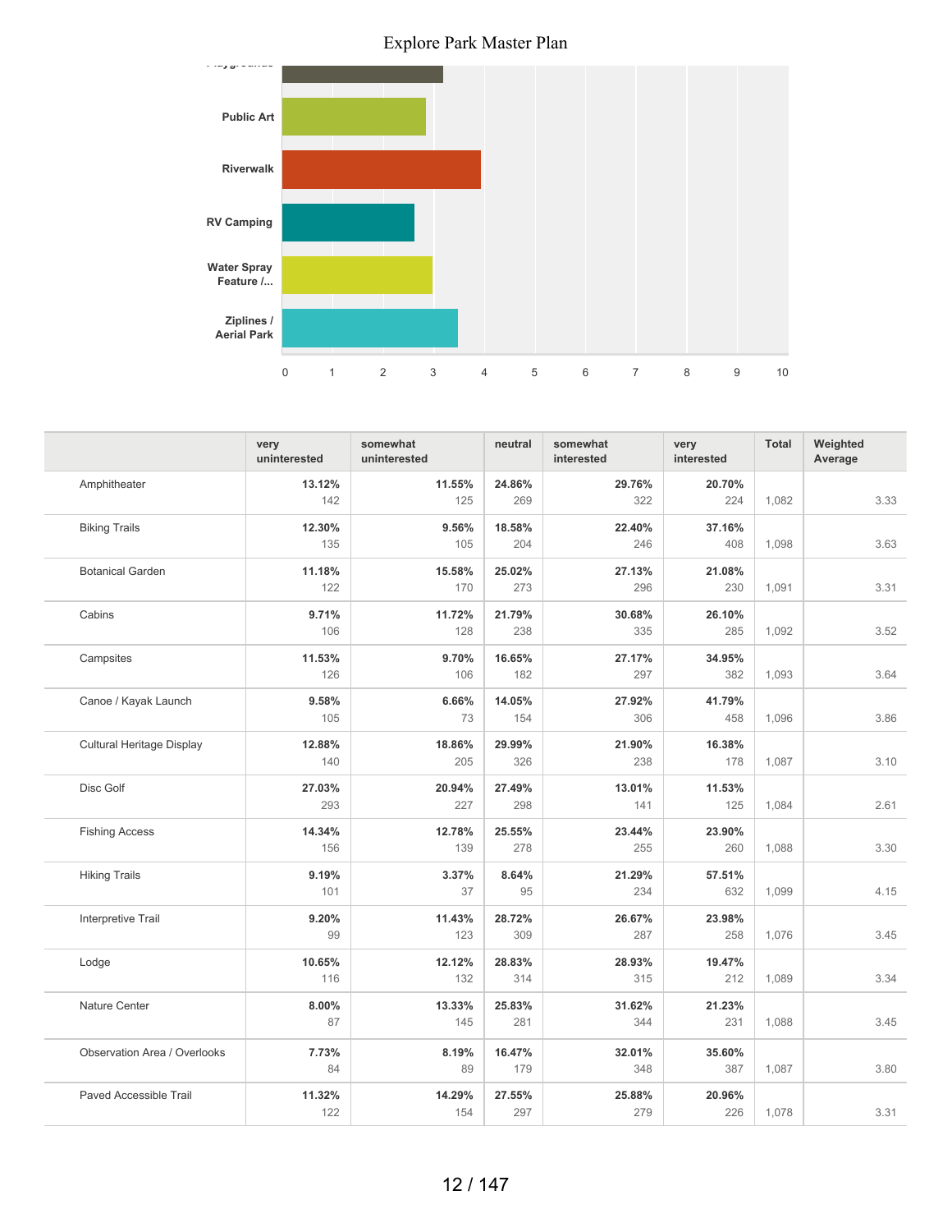Explore Park Master Plan

| Category | Value |
| --- | --- |
| Playgrounds | ~3.2 |
| Public Art | ~2.85 |
| Riverwalk | ~3.95 |
| RV Camping | ~2.6 |
| Water Spray Feature /... | ~3.0 |
| Ziplines / Aerial Park | ~3.5 |

| | very uninterested | somewhat uninterested | neutral | somewhat interested | very interested | Total | Weighted Average |
| --- | --- | --- | --- | --- | --- | --- | --- |
| Amphitheater | 13.12% 142 | 11.55% 125 | 24.86% 269 | 29.76% 322 | 20.70% 224 | 1,082 | 3.33 |
| Biking Trails | 12.30% 135 | 9.56% 105 | 18.58% 204 | 22.40% 246 | 37.16% 408 | 1,098 | 3.63 |
| Botanical Garden | 11.18% 122 | 15.58% 170 | 25.02% 273 | 27.13% 296 | 21.08% 230 | 1,091 | 3.31 |
| Cabins | 9.71% 106 | 11.72% 128 | 21.79% 238 | 30.68% 335 | 26.10% 285 | 1,092 | 3.52 |
| Campsites | 11.53% 126 | 9.70% 106 | 16.65% 182 | 27.17% 297 | 34.95% 382 | 1,093 | 3.64 |
| Canoe / Kayak Launch | 9.58% 105 | 6.66% 73 | 14.05% 154 | 27.92% 306 | 41.79% 458 | 1,096 | 3.86 |
| Cultural Heritage Display | 12.88% 140 | 18.86% 205 | 29.99% 326 | 21.90% 238 | 16.38% 178 | 1,087 | 3.10 |
| Disc Golf | 27.03% 293 | 20.94% 227 | 27.49% 298 | 13.01% 141 | 11.53% 125 | 1,084 | 2.61 |
| Fishing Access | 14.34% 156 | 12.78% 139 | 25.55% 278 | 23.44% 255 | 23.90% 260 | 1,088 | 3.30 |
| Hiking Trails | 9.19% 101 | 3.37% 37 | 8.64% 95 | 21.29% 234 | 57.51% 632 | 1,099 | 4.15 |
| Interpretive Trail | 9.20% 99 | 11.43% 123 | 28.72% 309 | 26.67% 287 | 23.98% 258 | 1,076 | 3.45 |
| Lodge | 10.65% 116 | 12.12% 132 | 28.83% 314 | 28.93% 315 | 19.47% 212 | 1,089 | 3.34 |
| Nature Center | 8.00% 87 | 13.33% 145 | 25.83% 281 | 31.62% 344 | 21.23% 231 | 1,088 | 3.45 |
| Observation Area / Overlooks | 7.73% 84 | 8.19% 89 | 16.47% 179 | 32.01% 348 | 35.60% 387 | 1,087 | 3.80 |
| Paved Accessible Trail | 11.32% 122 | 14.29% 154 | 27.55% 297 | 25.88% 279 | 20.96% 226 | 1,078 | 3.31 |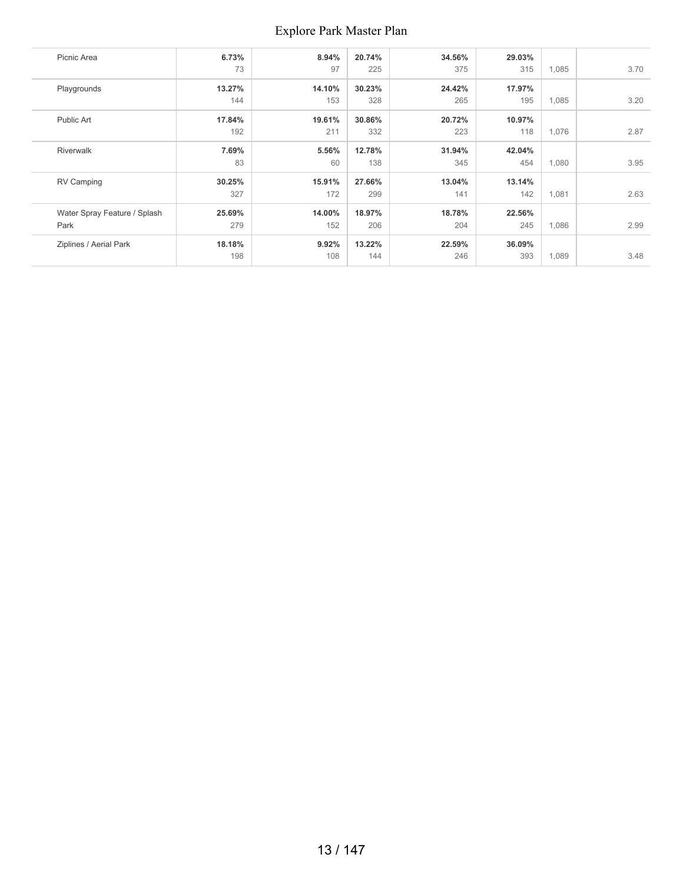| | | | | | | | |
|---|---|---|---|---|---|---|---|
| Picnic Area | **6.73%**<br>73 | **8.94%**<br>97 | **20.74%**<br>225 | **34.56%**<br>375 | **29.03%**<br>315 | 1,085 | 3.70 |
| Playgrounds | **13.27%**<br>144 | **14.10%**<br>153 | **30.23%**<br>328 | **24.42%**<br>265 | **17.97%**<br>195 | 1,085 | 3.20 |
| Public Art | **17.84%**<br>192 | **19.61%**<br>211 | **30.86%**<br>332 | **20.72%**<br>223 | **10.97%**<br>118 | 1,076 | 2.87 |
| Riverwalk | **7.69%**<br>83 | **5.56%**<br>60 | **12.78%**<br>138 | **31.94%**<br>345 | **42.04%**<br>454 | 1,080 | 3.95 |
| RV Camping | **30.25%**<br>327 | **15.91%**<br>172 | **27.66%**<br>299 | **13.04%**<br>141 | **13.14%**<br>142 | 1,081 | 2.63 |
| Water Spray Feature / Splash Park | **25.69%**<br>279 | **14.00%**<br>152 | **18.97%**<br>206 | **18.78%**<br>204 | **22.56%**<br>245 | 1,086 | 2.99 |
| Ziplines / Aerial Park | **18.18%**<br>198 | **9.92%**<br>108 | **13.22%**<br>144 | **22.59%**<br>246 | **36.09%**<br>393 | 1,089 | 3.48 |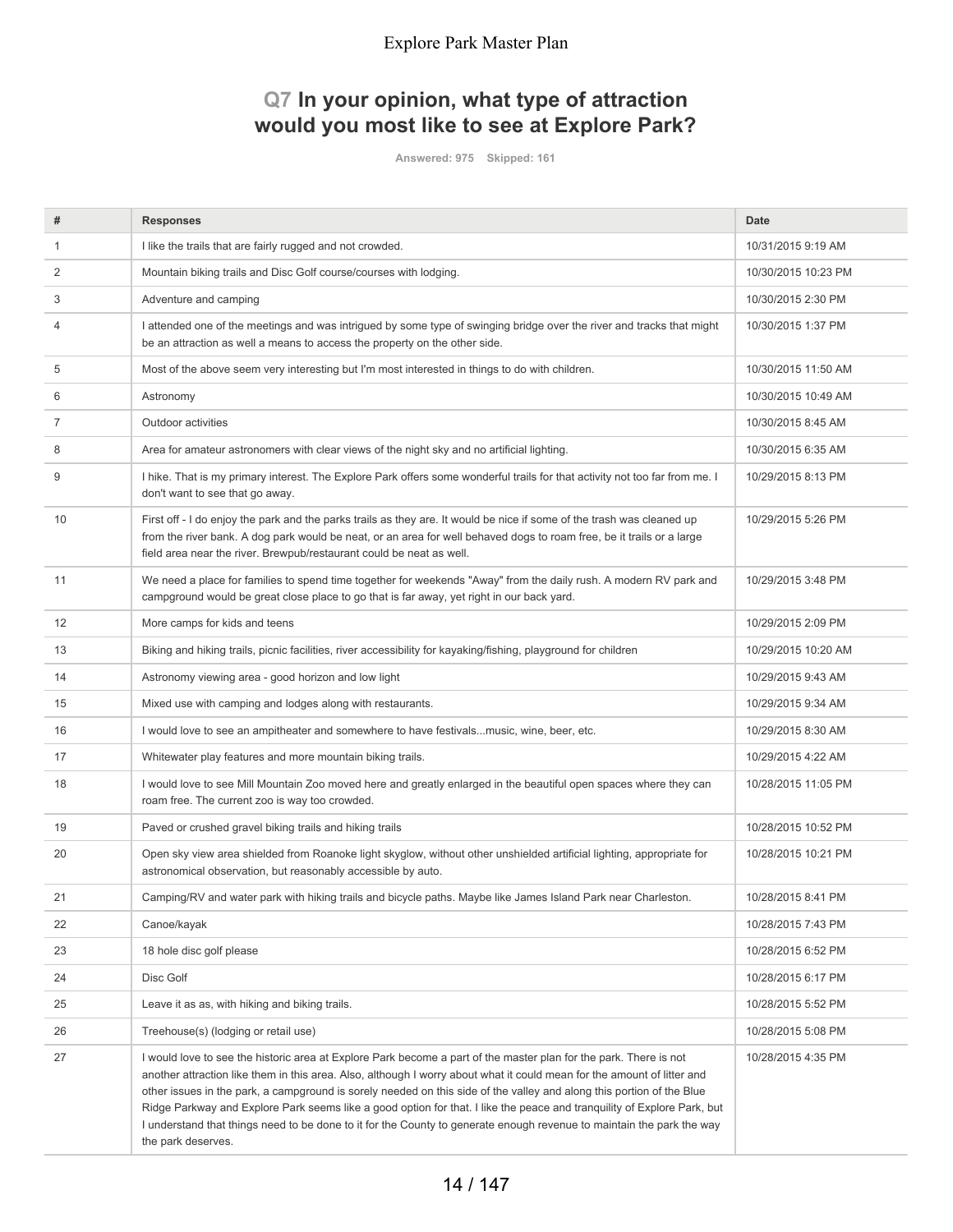## Q7 In your opinion, what type of attraction would you most like to see at Explore Park?

Answered: 975 Skipped: 161

| # | Responses | Date |
|---|---|---|
| 1 | I like the trails that are fairly rugged and not crowded. | 10/31/2015 9:19 AM |
| 2 | Mountain biking trails and Disc Golf course/courses with lodging. | 10/30/2015 10:23 PM |
| 3 | Adventure and camping | 10/30/2015 2:30 PM |
| 4 | I attended one of the meetings and was intrigued by some type of swinging bridge over the river and tracks that might be an attraction as well a means to access the property on the other side. | 10/30/2015 1:37 PM |
| 5 | Most of the above seem very interesting but I'm most interested in things to do with children. | 10/30/2015 11:50 AM |
| 6 | Astronomy | 10/30/2015 10:49 AM |
| 7 | Outdoor activities | 10/30/2015 8:45 AM |
| 8 | Area for amateur astronomers with clear views of the night sky and no artificial lighting. | 10/30/2015 6:35 AM |
| 9 | I hike. That is my primary interest. The Explore Park offers some wonderful trails for that activity not too far from me. I don't want to see that go away. | 10/29/2015 8:13 PM |
| 10 | First off - I do enjoy the park and the parks trails as they are. It would be nice if some of the trash was cleaned up from the river bank. A dog park would be neat, or an area for well behaved dogs to roam free, be it trails or a large field area near the river. Brewpub/restaurant could be neat as well. | 10/29/2015 5:26 PM |
| 11 | We need a place for families to spend time together for weekends "Away" from the daily rush. A modern RV park and campground would be great close place to go that is far away, yet right in our back yard. | 10/29/2015 3:48 PM |
| 12 | More camps for kids and teens | 10/29/2015 2:09 PM |
| 13 | Biking and hiking trails, picnic facilities, river accessibility for kayaking/fishing, playground for children | 10/29/2015 10:20 AM |
| 14 | Astronomy viewing area - good horizon and low light | 10/29/2015 9:43 AM |
| 15 | Mixed use with camping and lodges along with restaurants. | 10/29/2015 9:34 AM |
| 16 | I would love to see an ampitheater and somewhere to have festivals...music, wine, beer, etc. | 10/29/2015 8:30 AM |
| 17 | Whitewater play features and more mountain biking trails. | 10/29/2015 4:22 AM |
| 18 | I would love to see Mill Mountain Zoo moved here and greatly enlarged in the beautiful open spaces where they can roam free. The current zoo is way too crowded. | 10/28/2015 11:05 PM |
| 19 | Paved or crushed gravel biking trails and hiking trails | 10/28/2015 10:52 PM |
| 20 | Open sky view area shielded from Roanoke light skyglow, without other unshielded artificial lighting, appropriate for astronomical observation, but reasonably accessible by auto. | 10/28/2015 10:21 PM |
| 21 | Camping/RV and water park with hiking trails and bicycle paths. Maybe like James Island Park near Charleston. | 10/28/2015 8:41 PM |
| 22 | Canoe/kayak | 10/28/2015 7:43 PM |
| 23 | 18 hole disc golf please | 10/28/2015 6:52 PM |
| 24 | Disc Golf | 10/28/2015 6:17 PM |
| 25 | Leave it as as, with hiking and biking trails. | 10/28/2015 5:52 PM |
| 26 | Treehouse(s) (lodging or retail use) | 10/28/2015 5:08 PM |
| 27 | I would love to see the historic area at Explore Park become a part of the master plan for the park. There is not another attraction like them in this area. Also, although I worry about what it could mean for the amount of litter and other issues in the park, a campground is sorely needed on this side of the valley and along this portion of the Blue Ridge Parkway and Explore Park seems like a good option for that. I like the peace and tranquility of Explore Park, but I understand that things need to be done to it for the County to generate enough revenue to maintain the park the way the park deserves. | 10/28/2015 4:35 PM |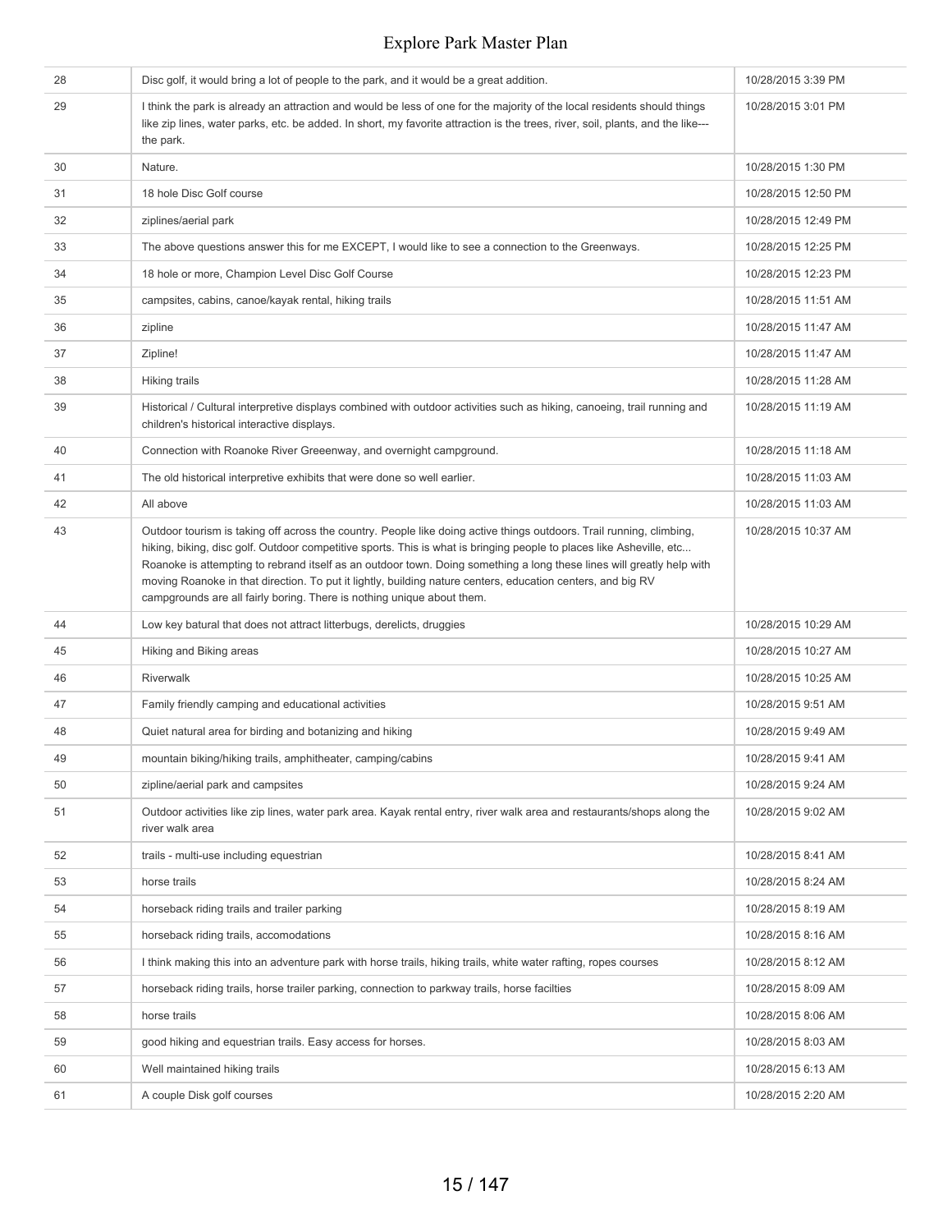| | | |
|---|---|---|
| 28 | Disc golf, it would bring a lot of people to the park, and it would be a great addition. | 10/28/2015 3:39 PM |
| 29 | I think the park is already an attraction and would be less of one for the majority of the local residents should things like zip lines, water parks, etc. be added. In short, my favorite attraction is the trees, river, soil, plants, and the like--- the park. | 10/28/2015 3:01 PM |
| 30 | Nature. | 10/28/2015 1:30 PM |
| 31 | 18 hole Disc Golf course | 10/28/2015 12:50 PM |
| 32 | ziplines/aerial park | 10/28/2015 12:49 PM |
| 33 | The above questions answer this for me EXCEPT, I would like to see a connection to the Greenways. | 10/28/2015 12:25 PM |
| 34 | 18 hole or more, Champion Level Disc Golf Course | 10/28/2015 12:23 PM |
| 35 | campsites, cabins, canoe/kayak rental, hiking trails | 10/28/2015 11:51 AM |
| 36 | zipline | 10/28/2015 11:47 AM |
| 37 | Zipline! | 10/28/2015 11:47 AM |
| 38 | Hiking trails | 10/28/2015 11:28 AM |
| 39 | Historical / Cultural interpretive displays combined with outdoor activities such as hiking, canoeing, trail running and children's historical interactive displays. | 10/28/2015 11:19 AM |
| 40 | Connection with Roanoke River Greeenway, and overnight campground. | 10/28/2015 11:18 AM |
| 41 | The old historical interpretive exhibits that were done so well earlier. | 10/28/2015 11:03 AM |
| 42 | All above | 10/28/2015 11:03 AM |
| 43 | Outdoor tourism is taking off across the country. People like doing active things outdoors. Trail running, climbing, hiking, biking, disc golf. Outdoor competitive sports. This is what is bringing people to places like Asheville, etc... Roanoke is attempting to rebrand itself as an outdoor town. Doing something a long these lines will greatly help with moving Roanoke in that direction. To put it lightly, building nature centers, education centers, and big RV campgrounds are all fairly boring. There is nothing unique about them. | 10/28/2015 10:37 AM |
| 44 | Low key batural that does not attract litterbugs, derelicts, druggies | 10/28/2015 10:29 AM |
| 45 | Hiking and Biking areas | 10/28/2015 10:27 AM |
| 46 | Riverwalk | 10/28/2015 10:25 AM |
| 47 | Family friendly camping and educational activities | 10/28/2015 9:51 AM |
| 48 | Quiet natural area for birding and botanizing and hiking | 10/28/2015 9:49 AM |
| 49 | mountain biking/hiking trails, amphitheater, camping/cabins | 10/28/2015 9:41 AM |
| 50 | zipline/aerial park and campsites | 10/28/2015 9:24 AM |
| 51 | Outdoor activities like zip lines, water park area. Kayak rental entry, river walk area and restaurants/shops along the river walk area | 10/28/2015 9:02 AM |
| 52 | trails - multi-use including equestrian | 10/28/2015 8:41 AM |
| 53 | horse trails | 10/28/2015 8:24 AM |
| 54 | horseback riding trails and trailer parking | 10/28/2015 8:19 AM |
| 55 | horseback riding trails, accomodations | 10/28/2015 8:16 AM |
| 56 | I think making this into an adventure park with horse trails, hiking trails, white water rafting, ropes courses | 10/28/2015 8:12 AM |
| 57 | horseback riding trails, horse trailer parking, connection to parkway trails, horse facilties | 10/28/2015 8:09 AM |
| 58 | horse trails | 10/28/2015 8:06 AM |
| 59 | good hiking and equestrian trails. Easy access for horses. | 10/28/2015 8:03 AM |
| 60 | Well maintained hiking trails | 10/28/2015 6:13 AM |
| 61 | A couple Disk golf courses | 10/28/2015 2:20 AM |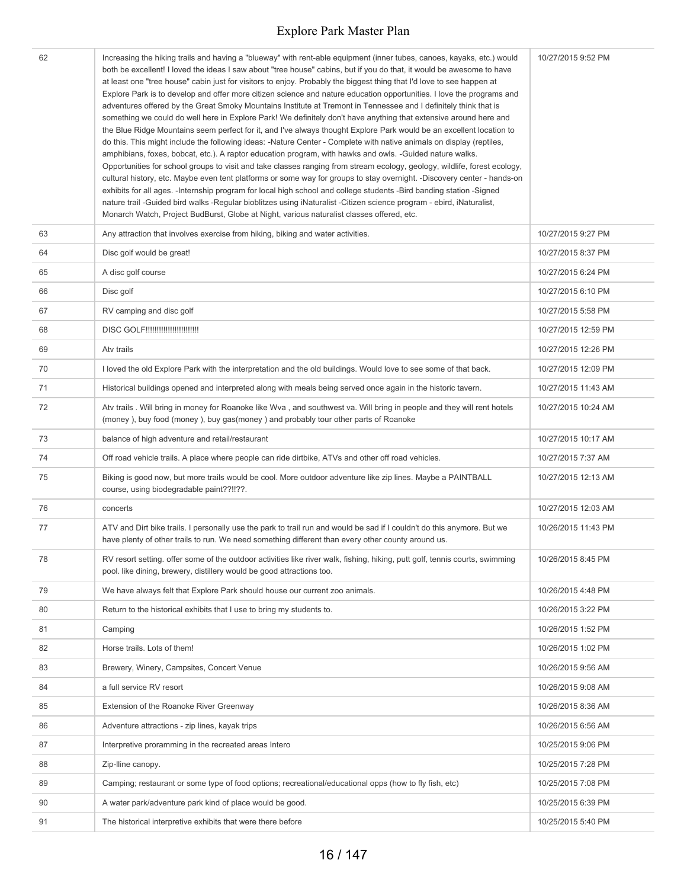| | | |
|---|---|---|
| 62 | Increasing the hiking trails and having a "blueway" with rent-able equipment (inner tubes, canoes, kayaks, etc.) would both be excellent! I loved the ideas I saw about "tree house" cabins, but if you do that, it would be awesome to have at least one "tree house" cabin just for visitors to enjoy. Probably the biggest thing that I'd love to see happen at Explore Park is to develop and offer more citizen science and nature education opportunities. I love the programs and adventures offered by the Great Smoky Mountains Institute at Tremont in Tennessee and I definitely think that is something we could do well here in Explore Park! We definitely don't have anything that extensive around here and the Blue Ridge Mountains seem perfect for it, and I've always thought Explore Park would be an excellent location to do this. This might include the following ideas: -Nature Center - Complete with native animals on display (reptiles, amphibians, foxes, bobcat, etc.). A raptor education program, with hawks and owls. -Guided nature walks. Opportunities for school groups to visit and take classes ranging from stream ecology, geology, wildlife, forest ecology, cultural history, etc. Maybe even tent platforms or some way for groups to stay overnight. -Discovery center - hands-on exhibits for all ages. -Internship program for local high school and college students -Bird banding station -Signed nature trail -Guided bird walks -Regular bioblitzes using iNaturalist -Citizen science program - ebird, iNaturalist, Monarch Watch, Project BudBurst, Globe at Night, various naturalist classes offered, etc. | 10/27/2015 9:52 PM |
| 63 | Any attraction that involves exercise from hiking, biking and water activities. | 10/27/2015 9:27 PM |
| 64 | Disc golf would be great! | 10/27/2015 8:37 PM |
| 65 | A disc golf course | 10/27/2015 6:24 PM |
| 66 | Disc golf | 10/27/2015 6:10 PM |
| 67 | RV camping and disc golf | 10/27/2015 5:58 PM |
| 68 | DISC GOLF!!!!!!!!!!!!!!!!!!!!!!!! | 10/27/2015 12:59 PM |
| 69 | Atv trails | 10/27/2015 12:26 PM |
| 70 | I loved the old Explore Park with the interpretation and the old buildings. Would love to see some of that back. | 10/27/2015 12:09 PM |
| 71 | Historical buildings opened and interpreted along with meals being served once again in the historic tavern. | 10/27/2015 11:43 AM |
| 72 | Atv trails . Will bring in money for Roanoke like Wva , and southwest va. Will bring in people and they will rent hotels (money ), buy food (money ), buy gas(money ) and probably tour other parts of Roanoke | 10/27/2015 10:24 AM |
| 73 | balance of high adventure and retail/restaurant | 10/27/2015 10:17 AM |
| 74 | Off road vehicle trails. A place where people can ride dirtbike, ATVs and other off road vehicles. | 10/27/2015 7:37 AM |
| 75 | Biking is good now, but more trails would be cool. More outdoor adventure like zip lines. Maybe a PAINTBALL course, using biodegradable paint??!!??. | 10/27/2015 12:13 AM |
| 76 | concerts | 10/27/2015 12:03 AM |
| 77 | ATV and Dirt bike trails. I personally use the park to trail run and would be sad if I couldn't do this anymore. But we have plenty of other trails to run. We need something different than every other county around us. | 10/26/2015 11:43 PM |
| 78 | RV resort setting. offer some of the outdoor activities like river walk, fishing, hiking, putt golf, tennis courts, swimming pool. like dining, brewery, distillery would be good attractions too. | 10/26/2015 8:45 PM |
| 79 | We have always felt that Explore Park should house our current zoo animals. | 10/26/2015 4:48 PM |
| 80 | Return to the historical exhibits that I use to bring my students to. | 10/26/2015 3:22 PM |
| 81 | Camping | 10/26/2015 1:52 PM |
| 82 | Horse trails. Lots of them! | 10/26/2015 1:02 PM |
| 83 | Brewery, Winery, Campsites, Concert Venue | 10/26/2015 9:56 AM |
| 84 | a full service RV resort | 10/26/2015 9:08 AM |
| 85 | Extension of the Roanoke River Greenway | 10/26/2015 8:36 AM |
| 86 | Adventure attractions - zip lines, kayak trips | 10/26/2015 6:56 AM |
| 87 | Interpretive proramming in the recreated areas Intero | 10/25/2015 9:06 PM |
| 88 | Zip-lline canopy. | 10/25/2015 7:28 PM |
| 89 | Camping; restaurant or some type of food options; recreational/educational opps (how to fly fish, etc) | 10/25/2015 7:08 PM |
| 90 | A water park/adventure park kind of place would be good. | 10/25/2015 6:39 PM |
| 91 | The historical interpretive exhibits that were there before | 10/25/2015 5:40 PM |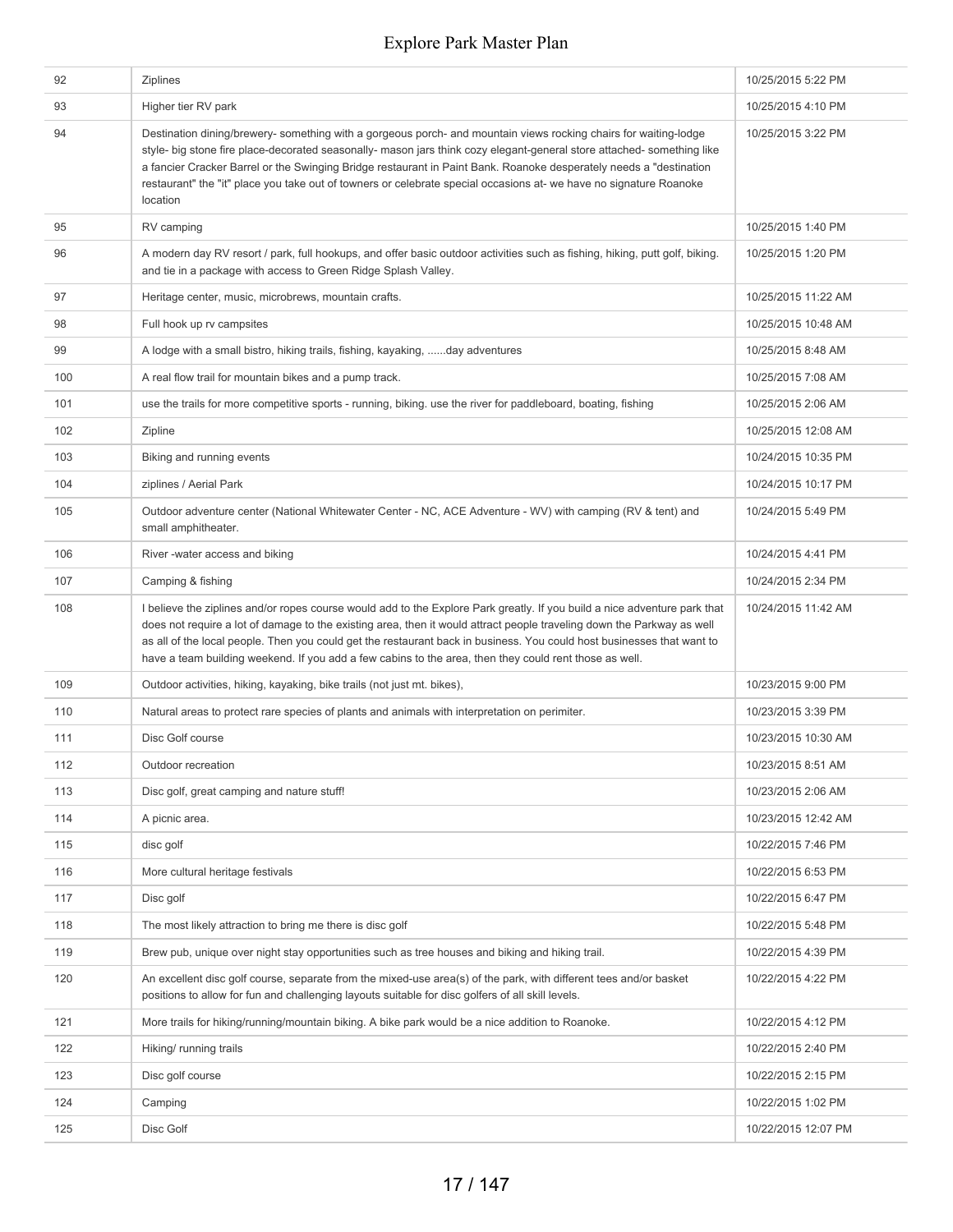| | | |
|---|---|---|
| 92 | Ziplines | 10/25/2015 5:22 PM |
| 93 | Higher tier RV park | 10/25/2015 4:10 PM |
| 94 | Destination dining/brewery- something with a gorgeous porch- and mountain views rocking chairs for waiting-lodge style- big stone fire place-decorated seasonally- mason jars think cozy elegant-general store attached- something like a fancier Cracker Barrel or the Swinging Bridge restaurant in Paint Bank. Roanoke desperately needs a "destination restaurant" the "it" place you take out of towners or celebrate special occasions at- we have no signature Roanoke location | 10/25/2015 3:22 PM |
| 95 | RV camping | 10/25/2015 1:40 PM |
| 96 | A modern day RV resort / park, full hookups, and offer basic outdoor activities such as fishing, hiking, putt golf, biking. and tie in a package with access to Green Ridge Splash Valley. | 10/25/2015 1:20 PM |
| 97 | Heritage center, music, microbrews, mountain crafts. | 10/25/2015 11:22 AM |
| 98 | Full hook up rv campsites | 10/25/2015 10:48 AM |
| 99 | A lodge with a small bistro, hiking trails, fishing, kayaking, ......day adventures | 10/25/2015 8:48 AM |
| 100 | A real flow trail for mountain bikes and a pump track. | 10/25/2015 7:08 AM |
| 101 | use the trails for more competitive sports - running, biking. use the river for paddleboard, boating, fishing | 10/25/2015 2:06 AM |
| 102 | Zipline | 10/25/2015 12:08 AM |
| 103 | Biking and running events | 10/24/2015 10:35 PM |
| 104 | ziplines / Aerial Park | 10/24/2015 10:17 PM |
| 105 | Outdoor adventure center (National Whitewater Center - NC, ACE Adventure - WV) with camping (RV & tent) and small amphitheater. | 10/24/2015 5:49 PM |
| 106 | River -water access and biking | 10/24/2015 4:41 PM |
| 107 | Camping & fishing | 10/24/2015 2:34 PM |
| 108 | I believe the ziplines and/or ropes course would add to the Explore Park greatly. If you build a nice adventure park that does not require a lot of damage to the existing area, then it would attract people traveling down the Parkway as well as all of the local people. Then you could get the restaurant back in business. You could host businesses that want to have a team building weekend. If you add a few cabins to the area, then they could rent those as well. | 10/24/2015 11:42 AM |
| 109 | Outdoor activities, hiking, kayaking, bike trails (not just mt. bikes), | 10/23/2015 9:00 PM |
| 110 | Natural areas to protect rare species of plants and animals with interpretation on perimiter. | 10/23/2015 3:39 PM |
| 111 | Disc Golf course | 10/23/2015 10:30 AM |
| 112 | Outdoor recreation | 10/23/2015 8:51 AM |
| 113 | Disc golf, great camping and nature stuff! | 10/23/2015 2:06 AM |
| 114 | A picnic area. | 10/23/2015 12:42 AM |
| 115 | disc golf | 10/22/2015 7:46 PM |
| 116 | More cultural heritage festivals | 10/22/2015 6:53 PM |
| 117 | Disc golf | 10/22/2015 6:47 PM |
| 118 | The most likely attraction to bring me there is disc golf | 10/22/2015 5:48 PM |
| 119 | Brew pub, unique over night stay opportunities such as tree houses and biking and hiking trail. | 10/22/2015 4:39 PM |
| 120 | An excellent disc golf course, separate from the mixed-use area(s) of the park, with different tees and/or basket positions to allow for fun and challenging layouts suitable for disc golfers of all skill levels. | 10/22/2015 4:22 PM |
| 121 | More trails for hiking/running/mountain biking. A bike park would be a nice addition to Roanoke. | 10/22/2015 4:12 PM |
| 122 | Hiking/ running trails | 10/22/2015 2:40 PM |
| 123 | Disc golf course | 10/22/2015 2:15 PM |
| 124 | Camping | 10/22/2015 1:02 PM |
| 125 | Disc Golf | 10/22/2015 12:07 PM |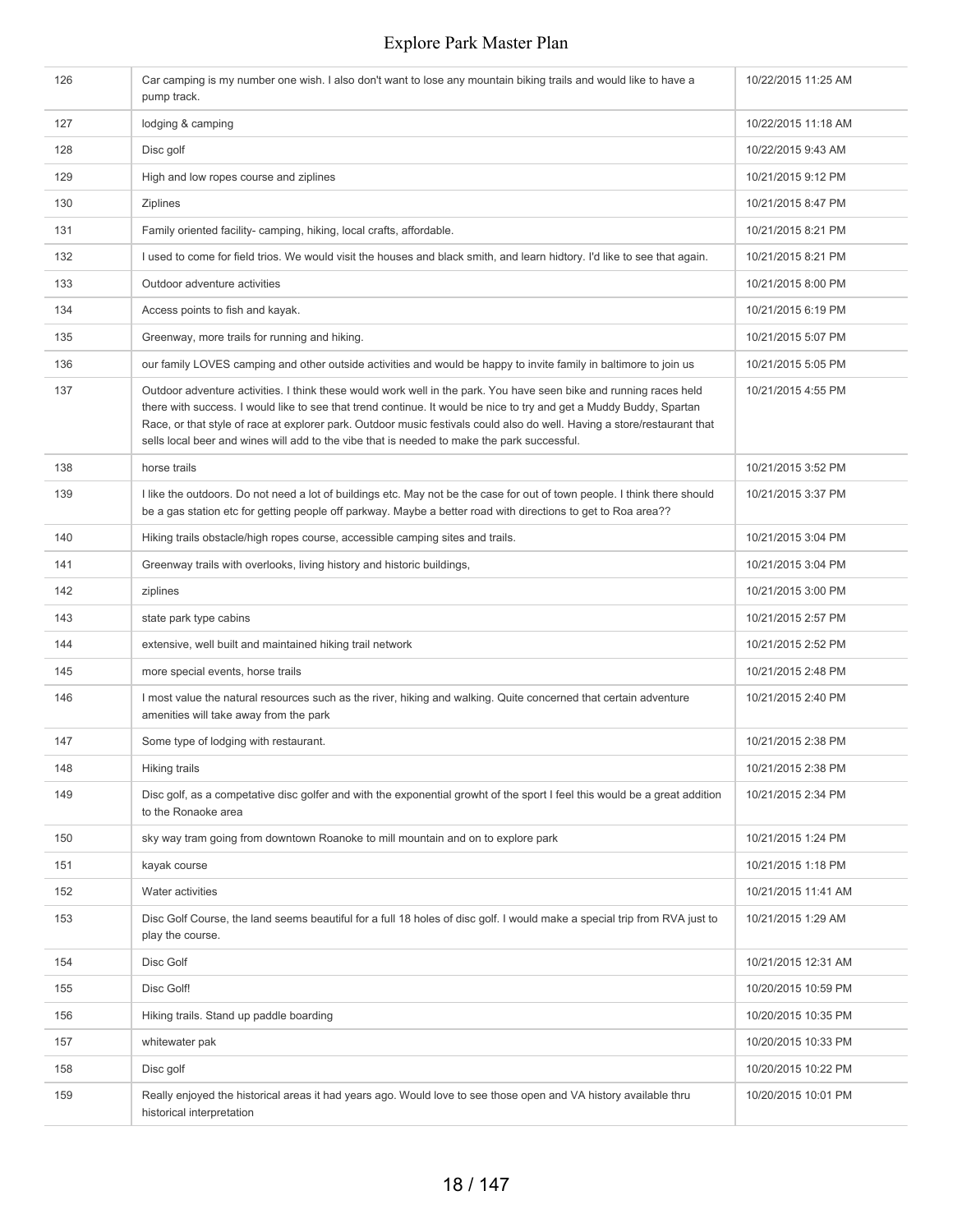| | | |
|---|---|---|
| 126 | Car camping is my number one wish. I also don't want to lose any mountain biking trails and would like to have a pump track. | 10/22/2015 11:25 AM |
| 127 | lodging & camping | 10/22/2015 11:18 AM |
| 128 | Disc golf | 10/22/2015 9:43 AM |
| 129 | High and low ropes course and ziplines | 10/21/2015 9:12 PM |
| 130 | Ziplines | 10/21/2015 8:47 PM |
| 131 | Family oriented facility- camping, hiking, local crafts, affordable. | 10/21/2015 8:21 PM |
| 132 | I used to come for field trios. We would visit the houses and black smith, and learn hidtory. I'd like to see that again. | 10/21/2015 8:21 PM |
| 133 | Outdoor adventure activities | 10/21/2015 8:00 PM |
| 134 | Access points to fish and kayak. | 10/21/2015 6:19 PM |
| 135 | Greenway, more trails for running and hiking. | 10/21/2015 5:07 PM |
| 136 | our family LOVES camping and other outside activities and would be happy to invite family in baltimore to join us | 10/21/2015 5:05 PM |
| 137 | Outdoor adventure activities. I think these would work well in the park. You have seen bike and running races held there with success. I would like to see that trend continue. It would be nice to try and get a Muddy Buddy, Spartan Race, or that style of race at explorer park. Outdoor music festivals could also do well. Having a store/restaurant that sells local beer and wines will add to the vibe that is needed to make the park successful. | 10/21/2015 4:55 PM |
| 138 | horse trails | 10/21/2015 3:52 PM |
| 139 | I like the outdoors. Do not need a lot of buildings etc. May not be the case for out of town people. I think there should be a gas station etc for getting people off parkway. Maybe a better road with directions to get to Roa area?? | 10/21/2015 3:37 PM |
| 140 | Hiking trails obstacle/high ropes course, accessible camping sites and trails. | 10/21/2015 3:04 PM |
| 141 | Greenway trails with overlooks, living history and historic buildings, | 10/21/2015 3:04 PM |
| 142 | ziplines | 10/21/2015 3:00 PM |
| 143 | state park type cabins | 10/21/2015 2:57 PM |
| 144 | extensive, well built and maintained hiking trail network | 10/21/2015 2:52 PM |
| 145 | more special events, horse trails | 10/21/2015 2:48 PM |
| 146 | I most value the natural resources such as the river, hiking and walking. Quite concerned that certain adventure amenities will take away from the park | 10/21/2015 2:40 PM |
| 147 | Some type of lodging with restaurant. | 10/21/2015 2:38 PM |
| 148 | Hiking trails | 10/21/2015 2:38 PM |
| 149 | Disc golf, as a competative disc golfer and with the exponential growht of the sport I feel this would be a great addition to the Ronaoke area | 10/21/2015 2:34 PM |
| 150 | sky way tram going from downtown Roanoke to mill mountain and on to explore park | 10/21/2015 1:24 PM |
| 151 | kayak course | 10/21/2015 1:18 PM |
| 152 | Water activities | 10/21/2015 11:41 AM |
| 153 | Disc Golf Course, the land seems beautiful for a full 18 holes of disc golf. I would make a special trip from RVA just to play the course. | 10/21/2015 1:29 AM |
| 154 | Disc Golf | 10/21/2015 12:31 AM |
| 155 | Disc Golf! | 10/20/2015 10:59 PM |
| 156 | Hiking trails. Stand up paddle boarding | 10/20/2015 10:35 PM |
| 157 | whitewater pak | 10/20/2015 10:33 PM |
| 158 | Disc golf | 10/20/2015 10:22 PM |
| 159 | Really enjoyed the historical areas it had years ago. Would love to see those open and VA history available thru historical interpretation | 10/20/2015 10:01 PM |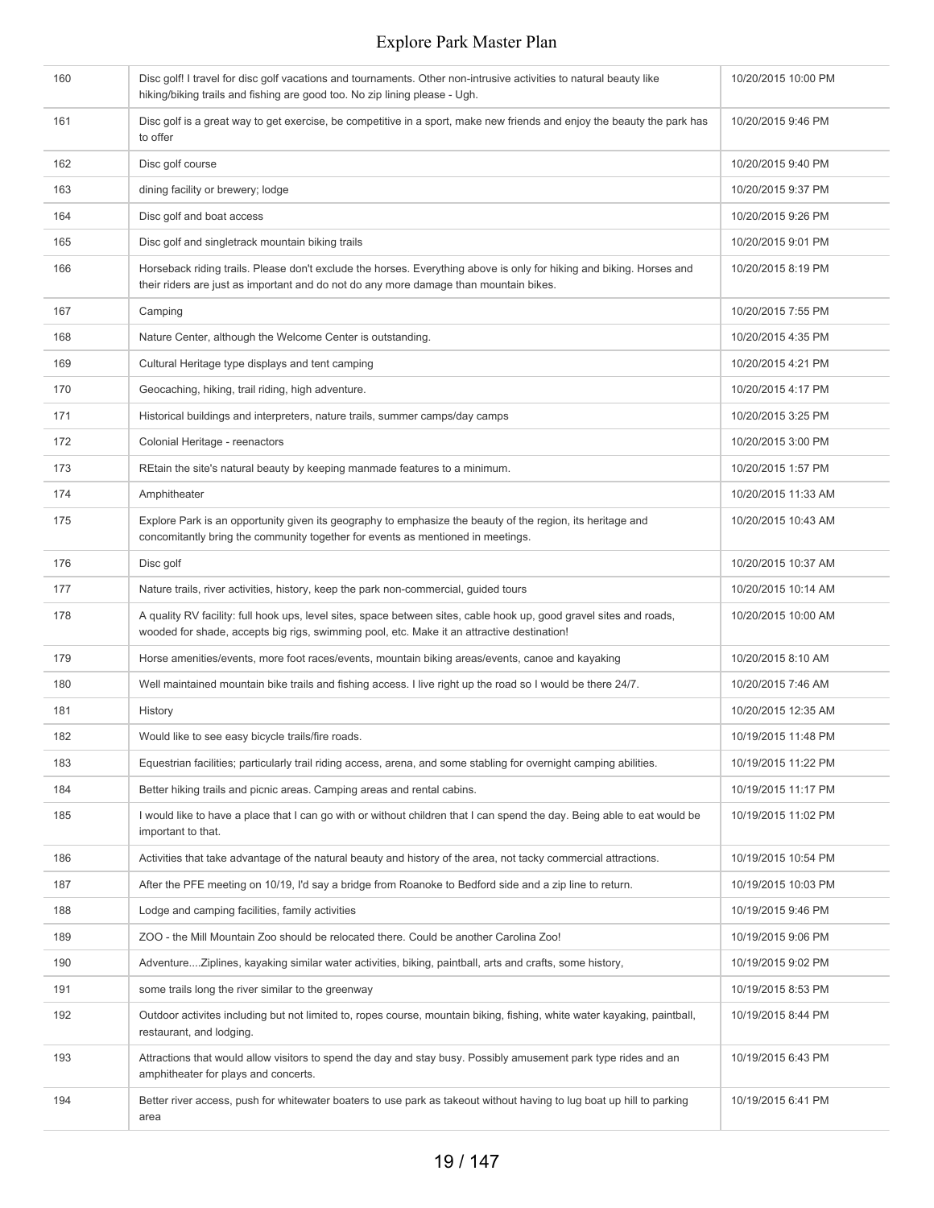| | | |
|---|---|---|
| 160 | Disc golf! I travel for disc golf vacations and tournaments. Other non-intrusive activities to natural beauty like hiking/biking trails and fishing are good too. No zip lining please - Ugh. | 10/20/2015 10:00 PM |
| 161 | Disc golf is a great way to get exercise, be competitive in a sport, make new friends and enjoy the beauty the park has to offer | 10/20/2015 9:46 PM |
| 162 | Disc golf course | 10/20/2015 9:40 PM |
| 163 | dining facility or brewery; lodge | 10/20/2015 9:37 PM |
| 164 | Disc golf and boat access | 10/20/2015 9:26 PM |
| 165 | Disc golf and singletrack mountain biking trails | 10/20/2015 9:01 PM |
| 166 | Horseback riding trails. Please don't exclude the horses. Everything above is only for hiking and biking. Horses and their riders are just as important and do not do any more damage than mountain bikes. | 10/20/2015 8:19 PM |
| 167 | Camping | 10/20/2015 7:55 PM |
| 168 | Nature Center, although the Welcome Center is outstanding. | 10/20/2015 4:35 PM |
| 169 | Cultural Heritage type displays and tent camping | 10/20/2015 4:21 PM |
| 170 | Geocaching, hiking, trail riding, high adventure. | 10/20/2015 4:17 PM |
| 171 | Historical buildings and interpreters, nature trails, summer camps/day camps | 10/20/2015 3:25 PM |
| 172 | Colonial Heritage - reenactors | 10/20/2015 3:00 PM |
| 173 | REtain the site's natural beauty by keeping manmade features to a minimum. | 10/20/2015 1:57 PM |
| 174 | Amphitheater | 10/20/2015 11:33 AM |
| 175 | Explore Park is an opportunity given its geography to emphasize the beauty of the region, its heritage and concomitantly bring the community together for events as mentioned in meetings. | 10/20/2015 10:43 AM |
| 176 | Disc golf | 10/20/2015 10:37 AM |
| 177 | Nature trails, river activities, history, keep the park non-commercial, guided tours | 10/20/2015 10:14 AM |
| 178 | A quality RV facility: full hook ups, level sites, space between sites, cable hook up, good gravel sites and roads, wooded for shade, accepts big rigs, swimming pool, etc. Make it an attractive destination! | 10/20/2015 10:00 AM |
| 179 | Horse amenities/events, more foot races/events, mountain biking areas/events, canoe and kayaking | 10/20/2015 8:10 AM |
| 180 | Well maintained mountain bike trails and fishing access. I live right up the road so I would be there 24/7. | 10/20/2015 7:46 AM |
| 181 | History | 10/20/2015 12:35 AM |
| 182 | Would like to see easy bicycle trails/fire roads. | 10/19/2015 11:48 PM |
| 183 | Equestrian facilities; particularly trail riding access, arena, and some stabling for overnight camping abilities. | 10/19/2015 11:22 PM |
| 184 | Better hiking trails and picnic areas. Camping areas and rental cabins. | 10/19/2015 11:17 PM |
| 185 | I would like to have a place that I can go with or without children that I can spend the day. Being able to eat would be important to that. | 10/19/2015 11:02 PM |
| 186 | Activities that take advantage of the natural beauty and history of the area, not tacky commercial attractions. | 10/19/2015 10:54 PM |
| 187 | After the PFE meeting on 10/19, I'd say a bridge from Roanoke to Bedford side and a zip line to return. | 10/19/2015 10:03 PM |
| 188 | Lodge and camping facilities, family activities | 10/19/2015 9:46 PM |
| 189 | ZOO - the Mill Mountain Zoo should be relocated there. Could be another Carolina Zoo! | 10/19/2015 9:06 PM |
| 190 | Adventure....Ziplines, kayaking similar water activities, biking, paintball, arts and crafts, some history, | 10/19/2015 9:02 PM |
| 191 | some trails long the river similar to the greenway | 10/19/2015 8:53 PM |
| 192 | Outdoor activites including but not limited to, ropes course, mountain biking, fishing, white water kayaking, paintball, restaurant, and lodging. | 10/19/2015 8:44 PM |
| 193 | Attractions that would allow visitors to spend the day and stay busy. Possibly amusement park type rides and an amphitheater for plays and concerts. | 10/19/2015 6:43 PM |
| 194 | Better river access, push for whitewater boaters to use park as takeout without having to lug boat up hill to parking area | 10/19/2015 6:41 PM |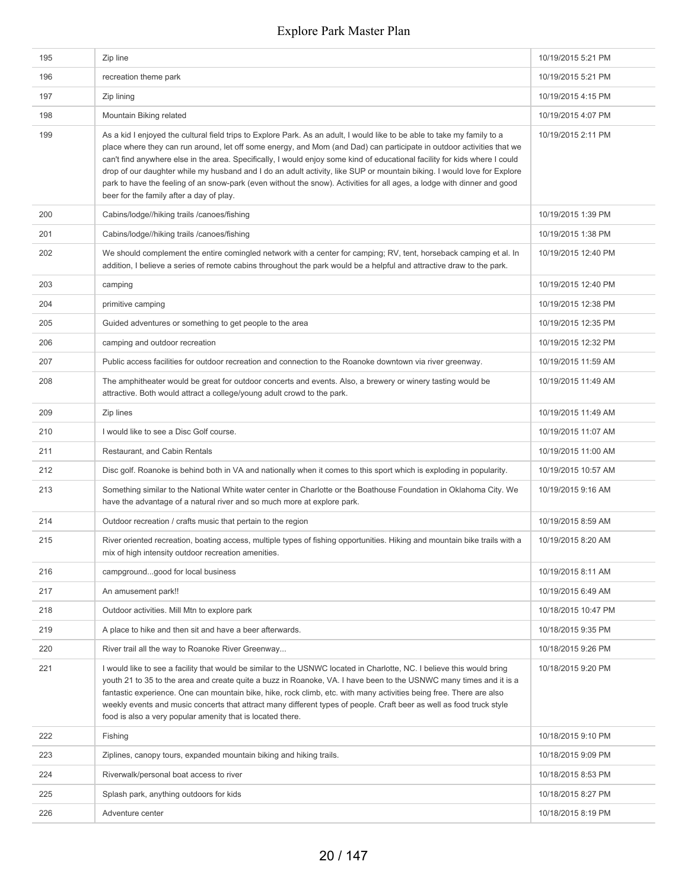| | | |
|---|---|---|
| 195 | Zip line | 10/19/2015 5:21 PM |
| 196 | recreation theme park | 10/19/2015 5:21 PM |
| 197 | Zip lining | 10/19/2015 4:15 PM |
| 198 | Mountain Biking related | 10/19/2015 4:07 PM |
| 199 | As a kid I enjoyed the cultural field trips to Explore Park. As an adult, I would like to be able to take my family to a place where they can run around, let off some energy, and Mom (and Dad) can participate in outdoor activities that we can't find anywhere else in the area. Specifically, I would enjoy some kind of educational facility for kids where I could drop of our daughter while my husband and I do an adult activity, like SUP or mountain biking. I would love for Explore park to have the feeling of an snow-park (even without the snow). Activities for all ages, a lodge with dinner and good beer for the family after a day of play. | 10/19/2015 2:11 PM |
| 200 | Cabins/lodge//hiking trails /canoes/fishing | 10/19/2015 1:39 PM |
| 201 | Cabins/lodge//hiking trails /canoes/fishing | 10/19/2015 1:38 PM |
| 202 | We should complement the entire comingled network with a center for camping; RV, tent, horseback camping et al. In addition, I believe a series of remote cabins throughout the park would be a helpful and attractive draw to the park. | 10/19/2015 12:40 PM |
| 203 | camping | 10/19/2015 12:40 PM |
| 204 | primitive camping | 10/19/2015 12:38 PM |
| 205 | Guided adventures or something to get people to the area | 10/19/2015 12:35 PM |
| 206 | camping and outdoor recreation | 10/19/2015 12:32 PM |
| 207 | Public access facilities for outdoor recreation and connection to the Roanoke downtown via river greenway. | 10/19/2015 11:59 AM |
| 208 | The amphitheater would be great for outdoor concerts and events. Also, a brewery or winery tasting would be attractive. Both would attract a college/young adult crowd to the park. | 10/19/2015 11:49 AM |
| 209 | Zip lines | 10/19/2015 11:49 AM |
| 210 | I would like to see a Disc Golf course. | 10/19/2015 11:07 AM |
| 211 | Restaurant, and Cabin Rentals | 10/19/2015 11:00 AM |
| 212 | Disc golf. Roanoke is behind both in VA and nationally when it comes to this sport which is exploding in popularity. | 10/19/2015 10:57 AM |
| 213 | Something similar to the National White water center in Charlotte or the Boathouse Foundation in Oklahoma City. We have the advantage of a natural river and so much more at explore park. | 10/19/2015 9:16 AM |
| 214 | Outdoor recreation / crafts music that pertain to the region | 10/19/2015 8:59 AM |
| 215 | River oriented recreation, boating access, multiple types of fishing opportunities. Hiking and mountain bike trails with a mix of high intensity outdoor recreation amenities. | 10/19/2015 8:20 AM |
| 216 | campground...good for local business | 10/19/2015 8:11 AM |
| 217 | An amusement park!! | 10/19/2015 6:49 AM |
| 218 | Outdoor activities. Mill Mtn to explore park | 10/18/2015 10:47 PM |
| 219 | A place to hike and then sit and have a beer afterwards. | 10/18/2015 9:35 PM |
| 220 | River trail all the way to Roanoke River Greenway... | 10/18/2015 9:26 PM |
| 221 | I would like to see a facility that would be similar to the USNWC located in Charlotte, NC. I believe this would bring youth 21 to 35 to the area and create quite a buzz in Roanoke, VA. I have been to the USNWC many times and it is a fantastic experience. One can mountain bike, hike, rock climb, etc. with many activities being free. There are also weekly events and music concerts that attract many different types of people. Craft beer as well as food truck style food is also a very popular amenity that is located there. | 10/18/2015 9:20 PM |
| 222 | Fishing | 10/18/2015 9:10 PM |
| 223 | Ziplines, canopy tours, expanded mountain biking and hiking trails. | 10/18/2015 9:09 PM |
| 224 | Riverwalk/personal boat access to river | 10/18/2015 8:53 PM |
| 225 | Splash park, anything outdoors for kids | 10/18/2015 8:27 PM |
| 226 | Adventure center | 10/18/2015 8:19 PM |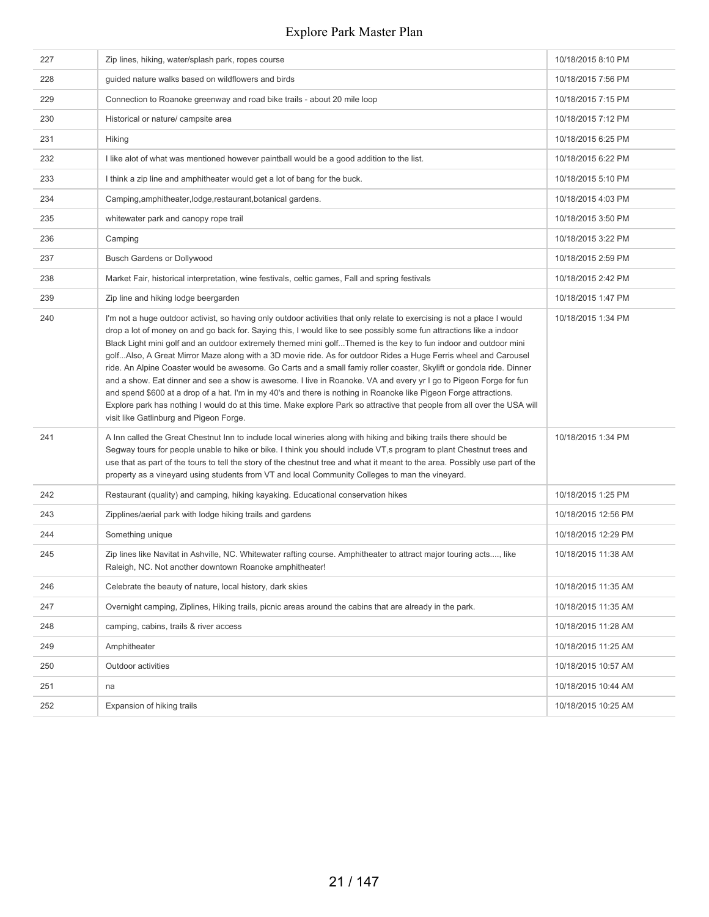| | | |
|---|---|---|
| 227 | Zip lines, hiking, water/splash park, ropes course | 10/18/2015 8:10 PM |
| 228 | guided nature walks based on wildflowers and birds | 10/18/2015 7:56 PM |
| 229 | Connection to Roanoke greenway and road bike trails - about 20 mile loop | 10/18/2015 7:15 PM |
| 230 | Historical or nature/ campsite area | 10/18/2015 7:12 PM |
| 231 | Hiking | 10/18/2015 6:25 PM |
| 232 | I like alot of what was mentioned however paintball would be a good addition to the list. | 10/18/2015 6:22 PM |
| 233 | I think a zip line and amphitheater would get a lot of bang for the buck. | 10/18/2015 5:10 PM |
| 234 | Camping,amphitheater,lodge,restaurant,botanical gardens. | 10/18/2015 4:03 PM |
| 235 | whitewater park and canopy rope trail | 10/18/2015 3:50 PM |
| 236 | Camping | 10/18/2015 3:22 PM |
| 237 | Busch Gardens or Dollywood | 10/18/2015 2:59 PM |
| 238 | Market Fair, historical interpretation, wine festivals, celtic games, Fall and spring festivals | 10/18/2015 2:42 PM |
| 239 | Zip line and hiking lodge beergarden | 10/18/2015 1:47 PM |
| 240 | I'm not a huge outdoor activist, so having only outdoor activities that only relate to exercising is not a place I would drop a lot of money on and go back for. Saying this, I would like to see possibly some fun attractions like a indoor Black Light mini golf and an outdoor extremely themed mini golf...Themed is the key to fun indoor and outdoor mini golf...Also, A Great Mirror Maze along with a 3D movie ride. As for outdoor Rides a Huge Ferris wheel and Carousel ride. An Alpine Coaster would be awesome. Go Carts and a small famiy roller coaster, Skylift or gondola ride. Dinner and a show. Eat dinner and see a show is awesome. I live in Roanoke. VA and every yr I go to Pigeon Forge for fun and spend $600 at a drop of a hat. I'm in my 40's and there is nothing in Roanoke like Pigeon Forge attractions. Explore park has nothing I would do at this time. Make explore Park so attractive that people from all over the USA will visit like Gatlinburg and Pigeon Forge. | 10/18/2015 1:34 PM |
| 241 | A Inn called the Great Chestnut Inn to include local wineries along with hiking and biking trails there should be Segway tours for people unable to hike or bike. I think you should include VT,s program to plant Chestnut trees and use that as part of the tours to tell the story of the chestnut tree and what it meant to the area. Possibly use part of the property as a vineyard using students from VT and local Community Colleges to man the vineyard. | 10/18/2015 1:34 PM |
| 242 | Restaurant (quality) and camping, hiking kayaking. Educational conservation hikes | 10/18/2015 1:25 PM |
| 243 | Zipplines/aerial park with lodge hiking trails and gardens | 10/18/2015 12:56 PM |
| 244 | Something unique | 10/18/2015 12:29 PM |
| 245 | Zip lines like Navitat in Ashville, NC. Whitewater rafting course. Amphitheater to attract major touring acts...., like Raleigh, NC. Not another downtown Roanoke amphitheater! | 10/18/2015 11:38 AM |
| 246 | Celebrate the beauty of nature, local history, dark skies | 10/18/2015 11:35 AM |
| 247 | Overnight camping, Ziplines, Hiking trails, picnic areas around the cabins that are already in the park. | 10/18/2015 11:35 AM |
| 248 | camping, cabins, trails & river access | 10/18/2015 11:28 AM |
| 249 | Amphitheater | 10/18/2015 11:25 AM |
| 250 | Outdoor activities | 10/18/2015 10:57 AM |
| 251 | na | 10/18/2015 10:44 AM |
| 252 | Expansion of hiking trails | 10/18/2015 10:25 AM |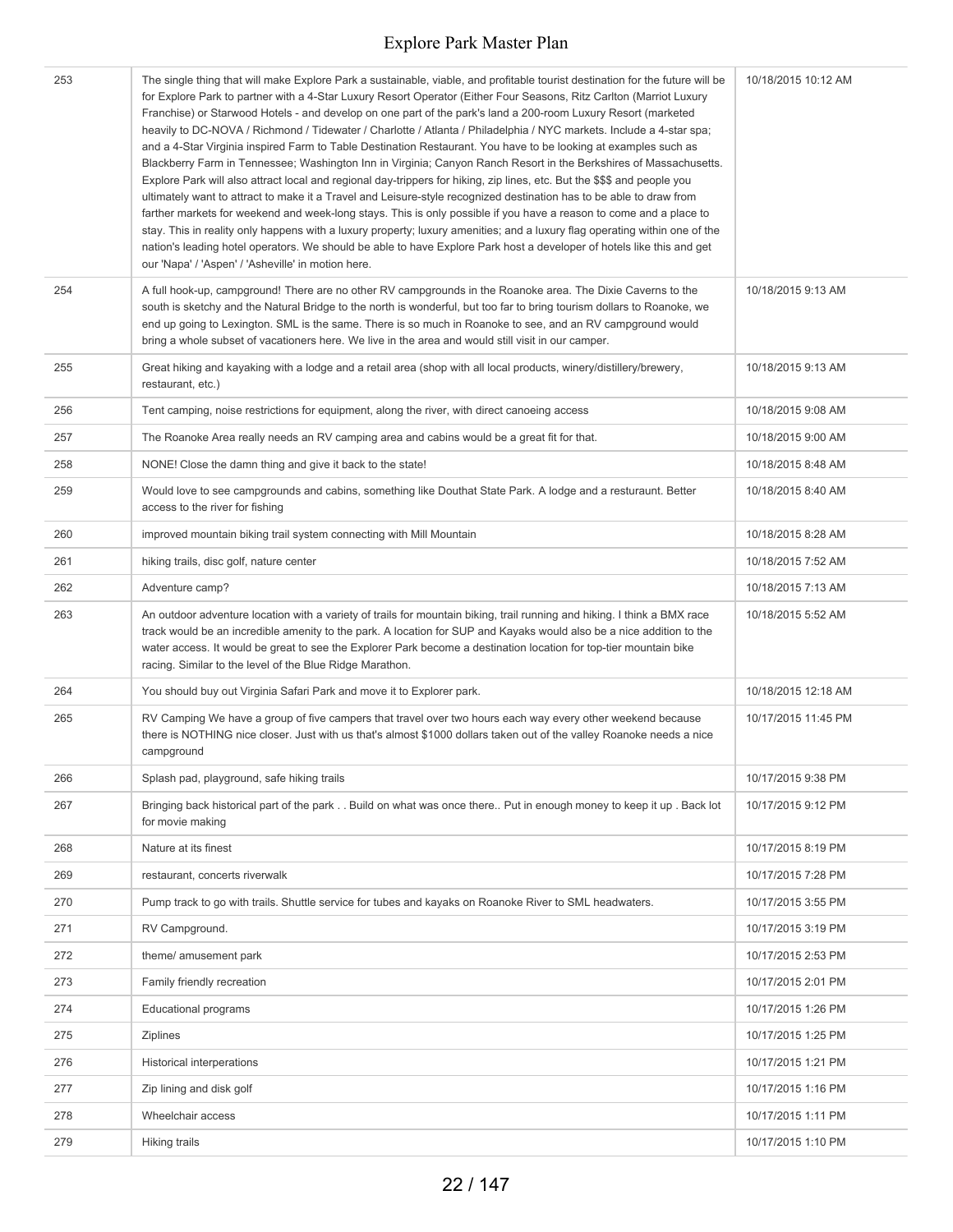| | | |
|---|---|---|
| 253 | The single thing that will make Explore Park a sustainable, viable, and profitable tourist destination for the future will be for Explore Park to partner with a 4-Star Luxury Resort Operator (Either Four Seasons, Ritz Carlton (Marriot Luxury Franchise) or Starwood Hotels - and develop on one part of the park's land a 200-room Luxury Resort (marketed heavily to DC-NOVA / Richmond / Tidewater / Charlotte / Atlanta / Philadelphia / NYC markets. Include a 4-star spa; and a 4-Star Virginia inspired Farm to Table Destination Restaurant. You have to be looking at examples such as Blackberry Farm in Tennessee; Washington Inn in Virginia; Canyon Ranch Resort in the Berkshires of Massachusetts. Explore Park will also attract local and regional day-trippers for hiking, zip lines, etc. But the $$$ and people you ultimately want to attract to make it a Travel and Leisure-style recognized destination has to be able to draw from farther markets for weekend and week-long stays. This is only possible if you have a reason to come and a place to stay. This in reality only happens with a luxury property; luxury amenities; and a luxury flag operating within one of the nation's leading hotel operators. We should be able to have Explore Park host a developer of hotels like this and get our 'Napa' / 'Aspen' / 'Asheville' in motion here. | 10/18/2015 10:12 AM |
| 254 | A full hook-up, campground! There are no other RV campgrounds in the Roanoke area. The Dixie Caverns to the south is sketchy and the Natural Bridge to the north is wonderful, but too far to bring tourism dollars to Roanoke, we end up going to Lexington. SML is the same. There is so much in Roanoke to see, and an RV campground would bring a whole subset of vacationers here. We live in the area and would still visit in our camper. | 10/18/2015 9:13 AM |
| 255 | Great hiking and kayaking with a lodge and a retail area (shop with all local products, winery/distillery/brewery, restaurant, etc.) | 10/18/2015 9:13 AM |
| 256 | Tent camping, noise restrictions for equipment, along the river, with direct canoeing access | 10/18/2015 9:08 AM |
| 257 | The Roanoke Area really needs an RV camping area and cabins would be a great fit for that. | 10/18/2015 9:00 AM |
| 258 | NONE! Close the damn thing and give it back to the state! | 10/18/2015 8:48 AM |
| 259 | Would love to see campgrounds and cabins, something like Douthat State Park. A lodge and a resturaunt. Better access to the river for fishing | 10/18/2015 8:40 AM |
| 260 | improved mountain biking trail system connecting with Mill Mountain | 10/18/2015 8:28 AM |
| 261 | hiking trails, disc golf, nature center | 10/18/2015 7:52 AM |
| 262 | Adventure camp? | 10/18/2015 7:13 AM |
| 263 | An outdoor adventure location with a variety of trails for mountain biking, trail running and hiking. I think a BMX race track would be an incredible amenity to the park. A location for SUP and Kayaks would also be a nice addition to the water access. It would be great to see the Explorer Park become a destination location for top-tier mountain bike racing. Similar to the level of the Blue Ridge Marathon. | 10/18/2015 5:52 AM |
| 264 | You should buy out Virginia Safari Park and move it to Explorer park. | 10/18/2015 12:18 AM |
| 265 | RV Camping We have a group of five campers that travel over two hours each way every other weekend because there is NOTHING nice closer. Just with us that's almost $1000 dollars taken out of the valley Roanoke needs a nice campground | 10/17/2015 11:45 PM |
| 266 | Splash pad, playground, safe hiking trails | 10/17/2015 9:38 PM |
| 267 | Bringing back historical part of the park . . Build on what was once there.. Put in enough money to keep it up . Back lot for movie making | 10/17/2015 9:12 PM |
| 268 | Nature at its finest | 10/17/2015 8:19 PM |
| 269 | restaurant, concerts riverwalk | 10/17/2015 7:28 PM |
| 270 | Pump track to go with trails. Shuttle service for tubes and kayaks on Roanoke River to SML headwaters. | 10/17/2015 3:55 PM |
| 271 | RV Campground. | 10/17/2015 3:19 PM |
| 272 | theme/ amusement park | 10/17/2015 2:53 PM |
| 273 | Family friendly recreation | 10/17/2015 2:01 PM |
| 274 | Educational programs | 10/17/2015 1:26 PM |
| 275 | Ziplines | 10/17/2015 1:25 PM |
| 276 | Historical interperations | 10/17/2015 1:21 PM |
| 277 | Zip lining and disk golf | 10/17/2015 1:16 PM |
| 278 | Wheelchair access | 10/17/2015 1:11 PM |
| 279 | Hiking trails | 10/17/2015 1:10 PM |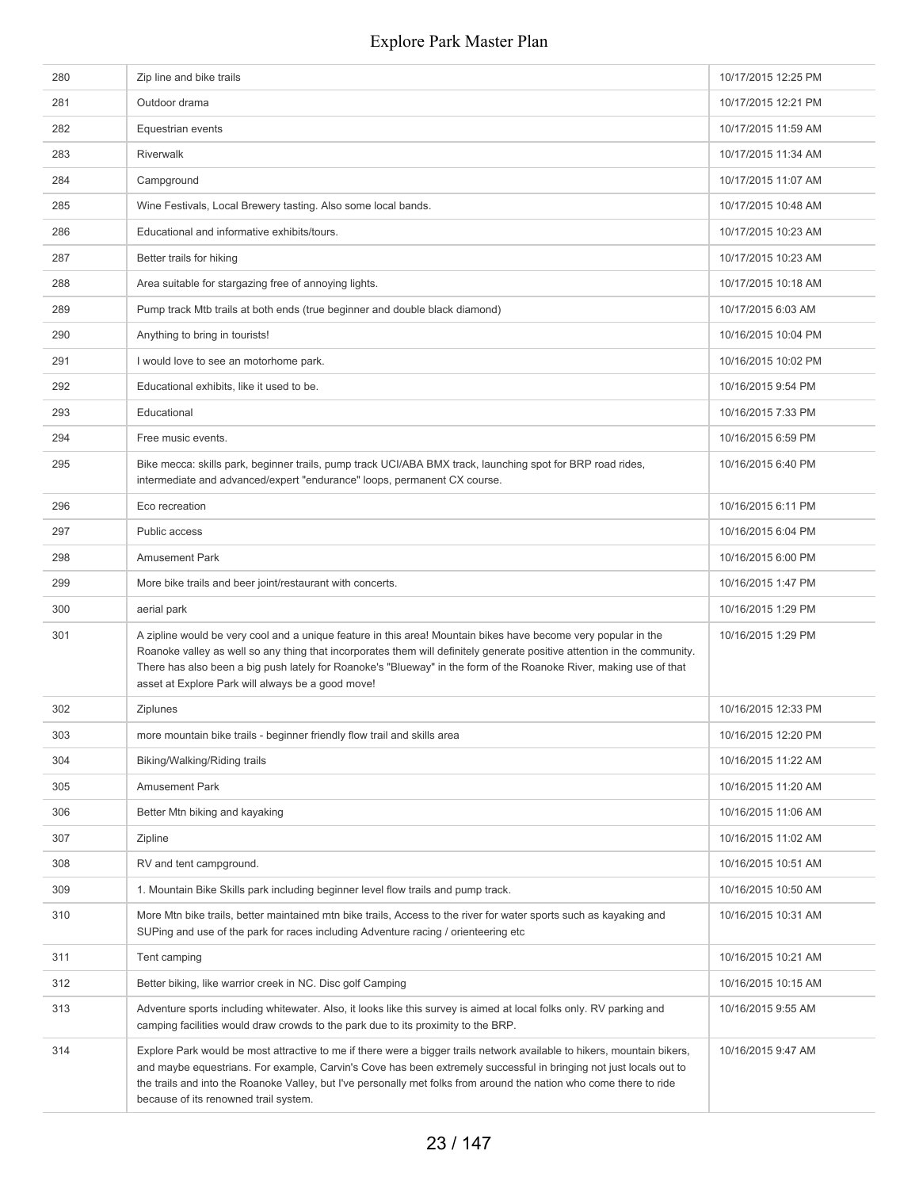| | | |
|---|---|---|
| 280 | Zip line and bike trails | 10/17/2015 12:25 PM |
| 281 | Outdoor drama | 10/17/2015 12:21 PM |
| 282 | Equestrian events | 10/17/2015 11:59 AM |
| 283 | Riverwalk | 10/17/2015 11:34 AM |
| 284 | Campground | 10/17/2015 11:07 AM |
| 285 | Wine Festivals, Local Brewery tasting. Also some local bands. | 10/17/2015 10:48 AM |
| 286 | Educational and informative exhibits/tours. | 10/17/2015 10:23 AM |
| 287 | Better trails for hiking | 10/17/2015 10:23 AM |
| 288 | Area suitable for stargazing free of annoying lights. | 10/17/2015 10:18 AM |
| 289 | Pump track Mtb trails at both ends (true beginner and double black diamond) | 10/17/2015 6:03 AM |
| 290 | Anything to bring in tourists! | 10/16/2015 10:04 PM |
| 291 | I would love to see an motorhome park. | 10/16/2015 10:02 PM |
| 292 | Educational exhibits, like it used to be. | 10/16/2015 9:54 PM |
| 293 | Educational | 10/16/2015 7:33 PM |
| 294 | Free music events. | 10/16/2015 6:59 PM |
| 295 | Bike mecca: skills park, beginner trails, pump track UCI/ABA BMX track, launching spot for BRP road rides, intermediate and advanced/expert "endurance" loops, permanent CX course. | 10/16/2015 6:40 PM |
| 296 | Eco recreation | 10/16/2015 6:11 PM |
| 297 | Public access | 10/16/2015 6:04 PM |
| 298 | Amusement Park | 10/16/2015 6:00 PM |
| 299 | More bike trails and beer joint/restaurant with concerts. | 10/16/2015 1:47 PM |
| 300 | aerial park | 10/16/2015 1:29 PM |
| 301 | A zipline would be very cool and a unique feature in this area! Mountain bikes have become very popular in the Roanoke valley as well so any thing that incorporates them will definitely generate positive attention in the community. There has also been a big push lately for Roanoke's "Blueway" in the form of the Roanoke River, making use of that asset at Explore Park will always be a good move! | 10/16/2015 1:29 PM |
| 302 | Ziplunes | 10/16/2015 12:33 PM |
| 303 | more mountain bike trails - beginner friendly flow trail and skills area | 10/16/2015 12:20 PM |
| 304 | Biking/Walking/Riding trails | 10/16/2015 11:22 AM |
| 305 | Amusement Park | 10/16/2015 11:20 AM |
| 306 | Better Mtn biking and kayaking | 10/16/2015 11:06 AM |
| 307 | Zipline | 10/16/2015 11:02 AM |
| 308 | RV and tent campground. | 10/16/2015 10:51 AM |
| 309 | 1. Mountain Bike Skills park including beginner level flow trails and pump track. | 10/16/2015 10:50 AM |
| 310 | More Mtn bike trails, better maintained mtn bike trails, Access to the river for water sports such as kayaking and SUPing and use of the park for races including Adventure racing / orienteering etc | 10/16/2015 10:31 AM |
| 311 | Tent camping | 10/16/2015 10:21 AM |
| 312 | Better biking, like warrior creek in NC. Disc golf Camping | 10/16/2015 10:15 AM |
| 313 | Adventure sports including whitewater. Also, it looks like this survey is aimed at local folks only. RV parking and camping facilities would draw crowds to the park due to its proximity to the BRP. | 10/16/2015 9:55 AM |
| 314 | Explore Park would be most attractive to me if there were a bigger trails network available to hikers, mountain bikers, and maybe equestrians. For example, Carvin's Cove has been extremely successful in bringing not just locals out to the trails and into the Roanoke Valley, but I've personally met folks from around the nation who come there to ride because of its renowned trail system. | 10/16/2015 9:47 AM |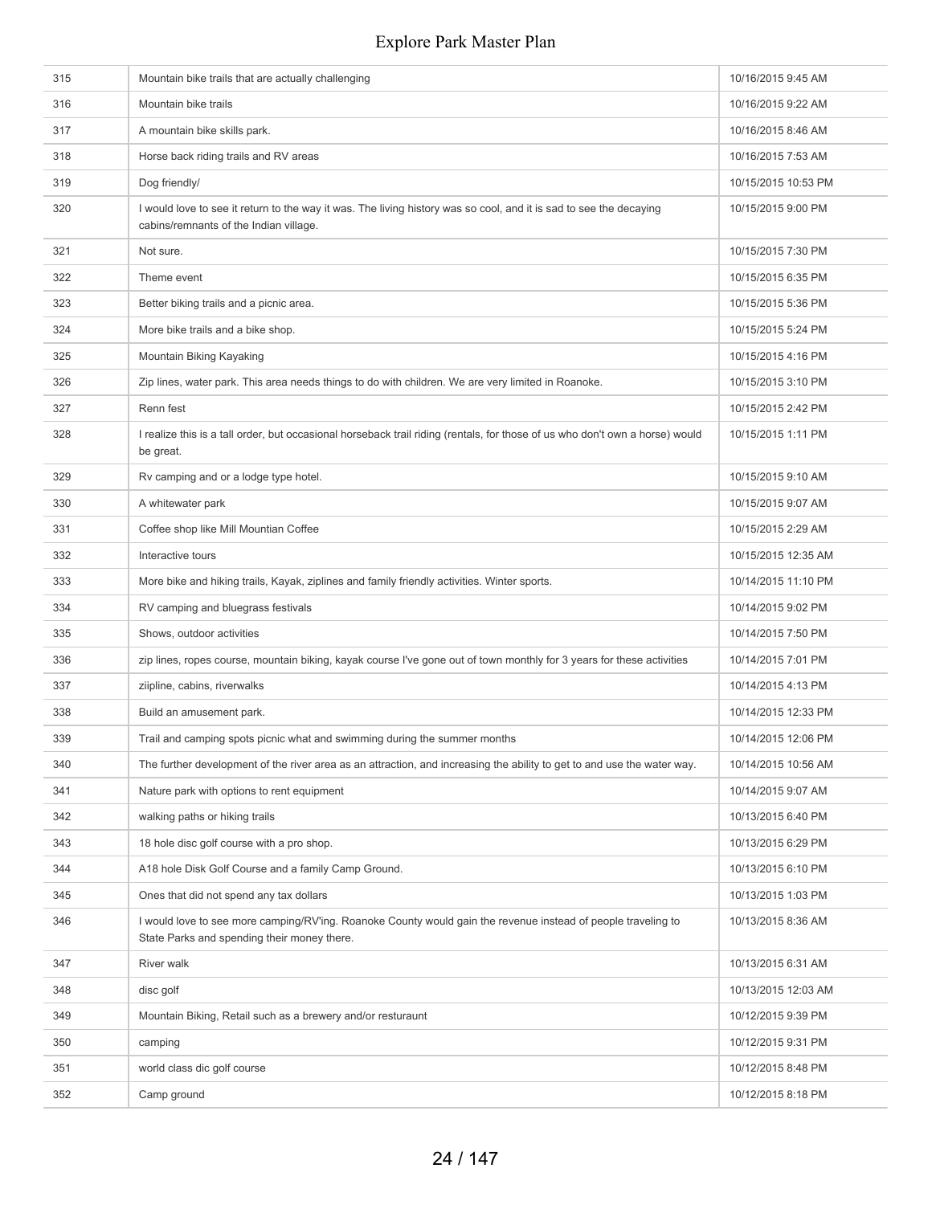| | | |
|---|---|---|
| 315 | Mountain bike trails that are actually challenging | 10/16/2015 9:45 AM |
| 316 | Mountain bike trails | 10/16/2015 9:22 AM |
| 317 | A mountain bike skills park. | 10/16/2015 8:46 AM |
| 318 | Horse back riding trails and RV areas | 10/16/2015 7:53 AM |
| 319 | Dog friendly/ | 10/15/2015 10:53 PM |
| 320 | I would love to see it return to the way it was. The living history was so cool, and it is sad to see the decaying cabins/remnants of the Indian village. | 10/15/2015 9:00 PM |
| 321 | Not sure. | 10/15/2015 7:30 PM |
| 322 | Theme event | 10/15/2015 6:35 PM |
| 323 | Better biking trails and a picnic area. | 10/15/2015 5:36 PM |
| 324 | More bike trails and a bike shop. | 10/15/2015 5:24 PM |
| 325 | Mountain Biking Kayaking | 10/15/2015 4:16 PM |
| 326 | Zip lines, water park. This area needs things to do with children. We are very limited in Roanoke. | 10/15/2015 3:10 PM |
| 327 | Renn fest | 10/15/2015 2:42 PM |
| 328 | I realize this is a tall order, but occasional horseback trail riding (rentals, for those of us who don't own a horse) would be great. | 10/15/2015 1:11 PM |
| 329 | Rv camping and or a lodge type hotel. | 10/15/2015 9:10 AM |
| 330 | A whitewater park | 10/15/2015 9:07 AM |
| 331 | Coffee shop like Mill Mountian Coffee | 10/15/2015 2:29 AM |
| 332 | Interactive tours | 10/15/2015 12:35 AM |
| 333 | More bike and hiking trails, Kayak, ziplines and family friendly activities. Winter sports. | 10/14/2015 11:10 PM |
| 334 | RV camping and bluegrass festivals | 10/14/2015 9:02 PM |
| 335 | Shows, outdoor activities | 10/14/2015 7:50 PM |
| 336 | zip lines, ropes course, mountain biking, kayak course I've gone out of town monthly for 3 years for these activities | 10/14/2015 7:01 PM |
| 337 | ziipline, cabins, riverwalks | 10/14/2015 4:13 PM |
| 338 | Build an amusement park. | 10/14/2015 12:33 PM |
| 339 | Trail and camping spots picnic what and swimming during the summer months | 10/14/2015 12:06 PM |
| 340 | The further development of the river area as an attraction, and increasing the ability to get to and use the water way. | 10/14/2015 10:56 AM |
| 341 | Nature park with options to rent equipment | 10/14/2015 9:07 AM |
| 342 | walking paths or hiking trails | 10/13/2015 6:40 PM |
| 343 | 18 hole disc golf course with a pro shop. | 10/13/2015 6:29 PM |
| 344 | A18 hole Disk Golf Course and a family Camp Ground. | 10/13/2015 6:10 PM |
| 345 | Ones that did not spend any tax dollars | 10/13/2015 1:03 PM |
| 346 | I would love to see more camping/RV'ing. Roanoke County would gain the revenue instead of people traveling to State Parks and spending their money there. | 10/13/2015 8:36 AM |
| 347 | River walk | 10/13/2015 6:31 AM |
| 348 | disc golf | 10/13/2015 12:03 AM |
| 349 | Mountain Biking, Retail such as a brewery and/or resturaunt | 10/12/2015 9:39 PM |
| 350 | camping | 10/12/2015 9:31 PM |
| 351 | world class dic golf course | 10/12/2015 8:48 PM |
| 352 | Camp ground | 10/12/2015 8:18 PM |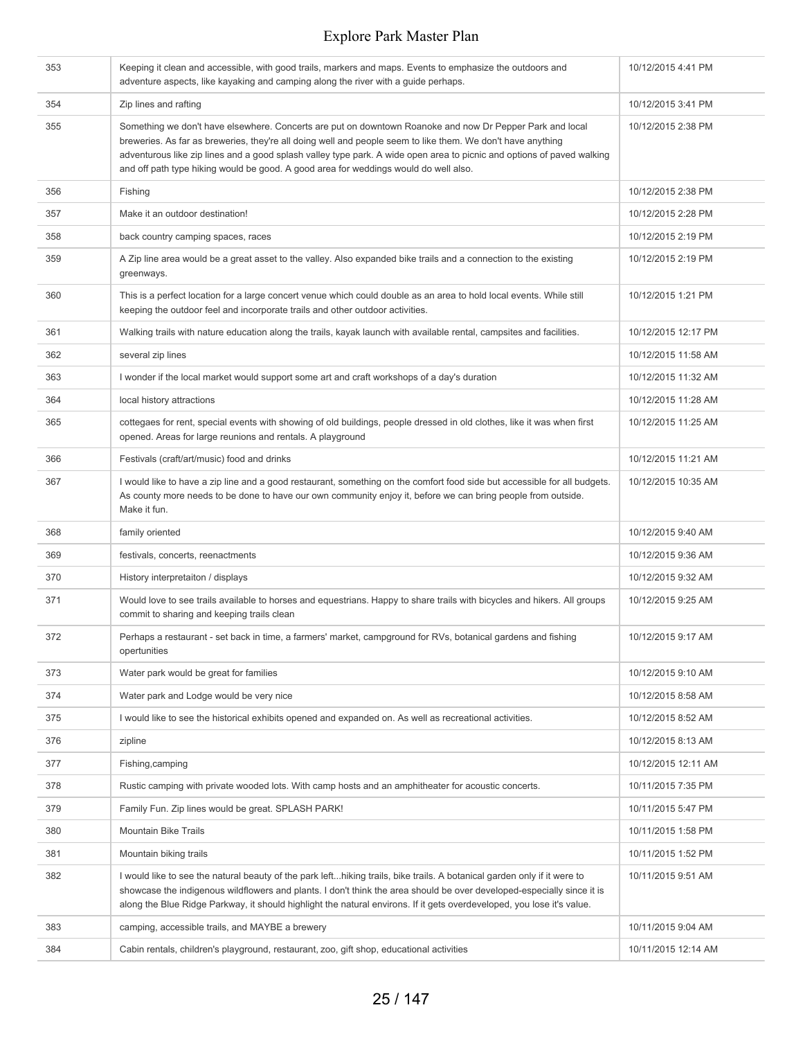| | | |
|---|---|---|
| 353 | Keeping it clean and accessible, with good trails, markers and maps. Events to emphasize the outdoors and adventure aspects, like kayaking and camping along the river with a guide perhaps. | 10/12/2015 4:41 PM |
| 354 | Zip lines and rafting | 10/12/2015 3:41 PM |
| 355 | Something we don't have elsewhere. Concerts are put on downtown Roanoke and now Dr Pepper Park and local breweries. As far as breweries, they're all doing well and people seem to like them. We don't have anything adventurous like zip lines and a good splash valley type park. A wide open area to picnic and options of paved walking and off path type hiking would be good. A good area for weddings would do well also. | 10/12/2015 2:38 PM |
| 356 | Fishing | 10/12/2015 2:38 PM |
| 357 | Make it an outdoor destination! | 10/12/2015 2:28 PM |
| 358 | back country camping spaces, races | 10/12/2015 2:19 PM |
| 359 | A Zip line area would be a great asset to the valley. Also expanded bike trails and a connection to the existing greenways. | 10/12/2015 2:19 PM |
| 360 | This is a perfect location for a large concert venue which could double as an area to hold local events. While still keeping the outdoor feel and incorporate trails and other outdoor activities. | 10/12/2015 1:21 PM |
| 361 | Walking trails with nature education along the trails, kayak launch with available rental, campsites and facilities. | 10/12/2015 12:17 PM |
| 362 | several zip lines | 10/12/2015 11:58 AM |
| 363 | I wonder if the local market would support some art and craft workshops of a day's duration | 10/12/2015 11:32 AM |
| 364 | local history attractions | 10/12/2015 11:28 AM |
| 365 | cottegaes for rent, special events with showing of old buildings, people dressed in old clothes, like it was when first opened. Areas for large reunions and rentals. A playground | 10/12/2015 11:25 AM |
| 366 | Festivals (craft/art/music) food and drinks | 10/12/2015 11:21 AM |
| 367 | I would like to have a zip line and a good restaurant, something on the comfort food side but accessible for all budgets. As county more needs to be done to have our own community enjoy it, before we can bring people from outside. Make it fun. | 10/12/2015 10:35 AM |
| 368 | family oriented | 10/12/2015 9:40 AM |
| 369 | festivals, concerts, reenactments | 10/12/2015 9:36 AM |
| 370 | History interpretaiton / displays | 10/12/2015 9:32 AM |
| 371 | Would love to see trails available to horses and equestrians. Happy to share trails with bicycles and hikers. All groups commit to sharing and keeping trails clean | 10/12/2015 9:25 AM |
| 372 | Perhaps a restaurant - set back in time, a farmers' market, campground for RVs, botanical gardens and fishing opertunities | 10/12/2015 9:17 AM |
| 373 | Water park would be great for families | 10/12/2015 9:10 AM |
| 374 | Water park and Lodge would be very nice | 10/12/2015 8:58 AM |
| 375 | I would like to see the historical exhibits opened and expanded on. As well as recreational activities. | 10/12/2015 8:52 AM |
| 376 | zipline | 10/12/2015 8:13 AM |
| 377 | Fishing,camping | 10/12/2015 12:11 AM |
| 378 | Rustic camping with private wooded lots. With camp hosts and an amphitheater for acoustic concerts. | 10/11/2015 7:35 PM |
| 379 | Family Fun. Zip lines would be great. SPLASH PARK! | 10/11/2015 5:47 PM |
| 380 | Mountain Bike Trails | 10/11/2015 1:58 PM |
| 381 | Mountain biking trails | 10/11/2015 1:52 PM |
| 382 | I would like to see the natural beauty of the park left...hiking trails, bike trails. A botanical garden only if it were to showcase the indigenous wildflowers and plants. I don't think the area should be over developed-especially since it is along the Blue Ridge Parkway, it should highlight the natural environs. If it gets overdeveloped, you lose it's value. | 10/11/2015 9:51 AM |
| 383 | camping, accessible trails, and MAYBE a brewery | 10/11/2015 9:04 AM |
| 384 | Cabin rentals, children's playground, restaurant, zoo, gift shop, educational activities | 10/11/2015 12:14 AM |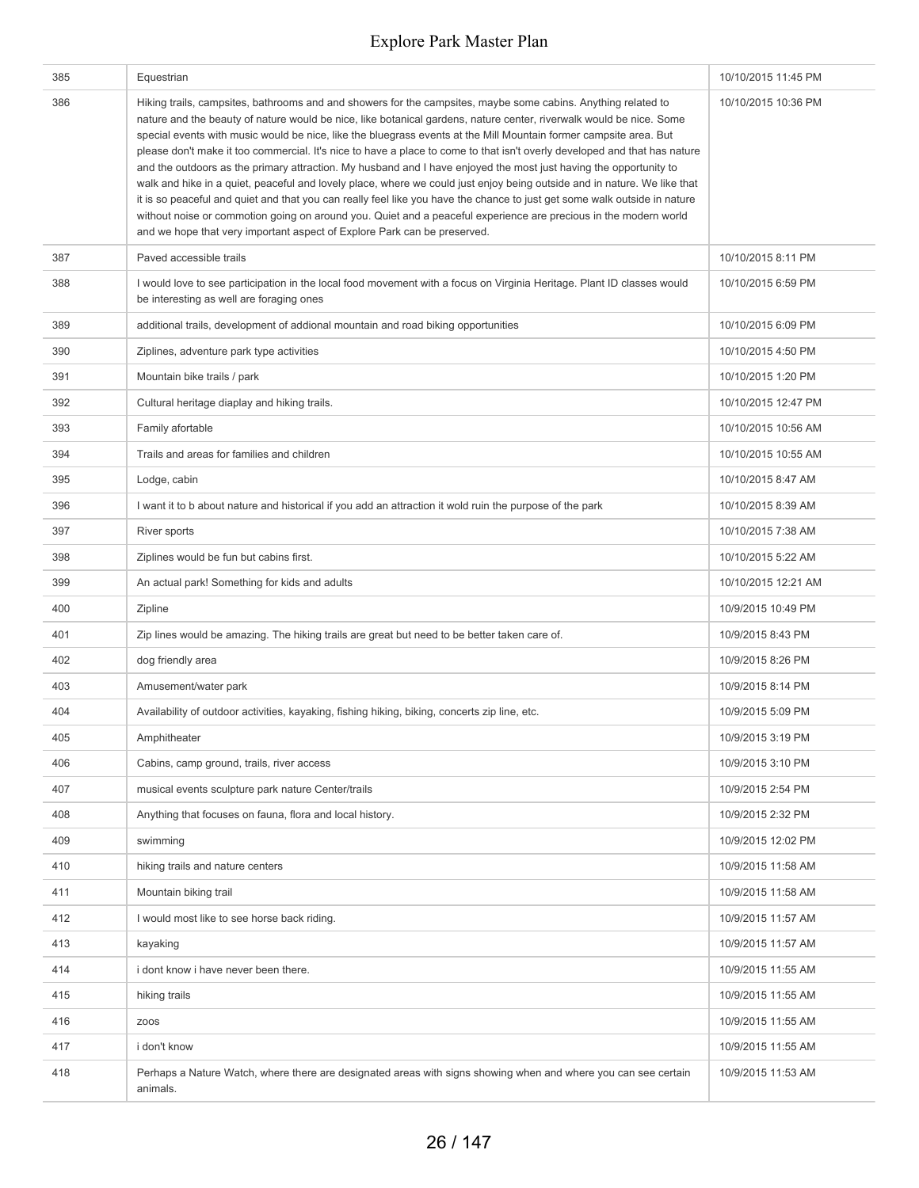| | | |
|---|---|---|
| 385 | Equestrian | 10/10/2015 11:45 PM |
| 386 | Hiking trails, campsites, bathrooms and and showers for the campsites, maybe some cabins. Anything related to nature and the beauty of nature would be nice, like botanical gardens, nature center, riverwalk would be nice. Some special events with music would be nice, like the bluegrass events at the Mill Mountain former campsite area. But please don't make it too commercial. It's nice to have a place to come to that isn't overly developed and that has nature and the outdoors as the primary attraction. My husband and I have enjoyed the most just having the opportunity to walk and hike in a quiet, peaceful and lovely place, where we could just enjoy being outside and in nature. We like that it is so peaceful and quiet and that you can really feel like you have the chance to just get some walk outside in nature without noise or commotion going on around you. Quiet and a peaceful experience are precious in the modern world and we hope that very important aspect of Explore Park can be preserved. | 10/10/2015 10:36 PM |
| 387 | Paved accessible trails | 10/10/2015 8:11 PM |
| 388 | I would love to see participation in the local food movement with a focus on Virginia Heritage. Plant ID classes would be interesting as well are foraging ones | 10/10/2015 6:59 PM |
| 389 | additional trails, development of addional mountain and road biking opportunities | 10/10/2015 6:09 PM |
| 390 | Ziplines, adventure park type activities | 10/10/2015 4:50 PM |
| 391 | Mountain bike trails / park | 10/10/2015 1:20 PM |
| 392 | Cultural heritage diaplay and hiking trails. | 10/10/2015 12:47 PM |
| 393 | Family afortable | 10/10/2015 10:56 AM |
| 394 | Trails and areas for families and children | 10/10/2015 10:55 AM |
| 395 | Lodge, cabin | 10/10/2015 8:47 AM |
| 396 | I want it to b about nature and historical if you add an attraction it wold ruin the purpose of the park | 10/10/2015 8:39 AM |
| 397 | River sports | 10/10/2015 7:38 AM |
| 398 | Ziplines would be fun but cabins first. | 10/10/2015 5:22 AM |
| 399 | An actual park! Something for kids and adults | 10/10/2015 12:21 AM |
| 400 | Zipline | 10/9/2015 10:49 PM |
| 401 | Zip lines would be amazing. The hiking trails are great but need to be better taken care of. | 10/9/2015 8:43 PM |
| 402 | dog friendly area | 10/9/2015 8:26 PM |
| 403 | Amusement/water park | 10/9/2015 8:14 PM |
| 404 | Availability of outdoor activities, kayaking, fishing hiking, biking, concerts zip line, etc. | 10/9/2015 5:09 PM |
| 405 | Amphitheater | 10/9/2015 3:19 PM |
| 406 | Cabins, camp ground, trails, river access | 10/9/2015 3:10 PM |
| 407 | musical events sculpture park nature Center/trails | 10/9/2015 2:54 PM |
| 408 | Anything that focuses on fauna, flora and local history. | 10/9/2015 2:32 PM |
| 409 | swimming | 10/9/2015 12:02 PM |
| 410 | hiking trails and nature centers | 10/9/2015 11:58 AM |
| 411 | Mountain biking trail | 10/9/2015 11:58 AM |
| 412 | I would most like to see horse back riding. | 10/9/2015 11:57 AM |
| 413 | kayaking | 10/9/2015 11:57 AM |
| 414 | i dont know i have never been there. | 10/9/2015 11:55 AM |
| 415 | hiking trails | 10/9/2015 11:55 AM |
| 416 | zoos | 10/9/2015 11:55 AM |
| 417 | i don't know | 10/9/2015 11:55 AM |
| 418 | Perhaps a Nature Watch, where there are designated areas with signs showing when and where you can see certain animals. | 10/9/2015 11:53 AM |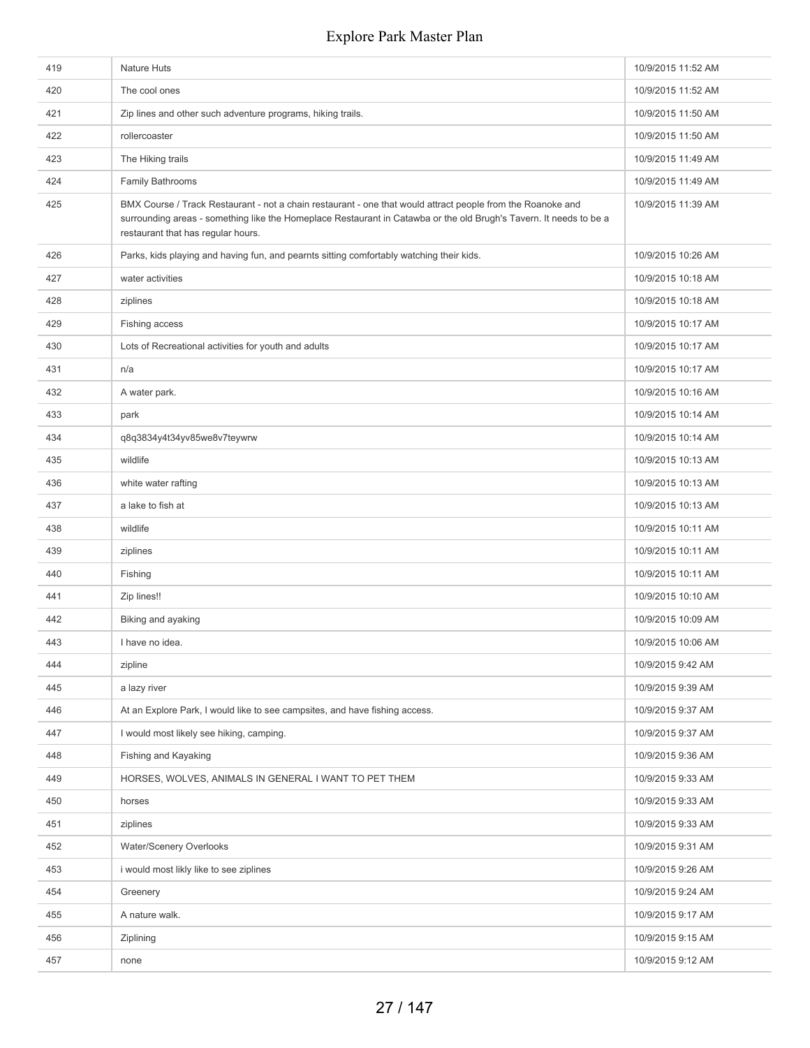| | | |
|---|---|---|
| 419 | Nature Huts | 10/9/2015 11:52 AM |
| 420 | The cool ones | 10/9/2015 11:52 AM |
| 421 | Zip lines and other such adventure programs, hiking trails. | 10/9/2015 11:50 AM |
| 422 | rollercoaster | 10/9/2015 11:50 AM |
| 423 | The Hiking trails | 10/9/2015 11:49 AM |
| 424 | Family Bathrooms | 10/9/2015 11:49 AM |
| 425 | BMX Course / Track Restaurant - not a chain restaurant - one that would attract people from the Roanoke and surrounding areas - something like the Homeplace Restaurant in Catawba or the old Brugh's Tavern. It needs to be a restaurant that has regular hours. | 10/9/2015 11:39 AM |
| 426 | Parks, kids playing and having fun, and pearnts sitting comfortably watching their kids. | 10/9/2015 10:26 AM |
| 427 | water activities | 10/9/2015 10:18 AM |
| 428 | ziplines | 10/9/2015 10:18 AM |
| 429 | Fishing access | 10/9/2015 10:17 AM |
| 430 | Lots of Recreational activities for youth and adults | 10/9/2015 10:17 AM |
| 431 | n/a | 10/9/2015 10:17 AM |
| 432 | A water park. | 10/9/2015 10:16 AM |
| 433 | park | 10/9/2015 10:14 AM |
| 434 | q8q3834y4t34yv85we8v7teywrw | 10/9/2015 10:14 AM |
| 435 | wildlife | 10/9/2015 10:13 AM |
| 436 | white water rafting | 10/9/2015 10:13 AM |
| 437 | a lake to fish at | 10/9/2015 10:13 AM |
| 438 | wildlife | 10/9/2015 10:11 AM |
| 439 | ziplines | 10/9/2015 10:11 AM |
| 440 | Fishing | 10/9/2015 10:11 AM |
| 441 | Zip lines!! | 10/9/2015 10:10 AM |
| 442 | Biking and ayaking | 10/9/2015 10:09 AM |
| 443 | I have no idea. | 10/9/2015 10:06 AM |
| 444 | zipline | 10/9/2015 9:42 AM |
| 445 | a lazy river | 10/9/2015 9:39 AM |
| 446 | At an Explore Park, I would like to see campsites, and have fishing access. | 10/9/2015 9:37 AM |
| 447 | I would most likely see hiking, camping. | 10/9/2015 9:37 AM |
| 448 | Fishing and Kayaking | 10/9/2015 9:36 AM |
| 449 | HORSES, WOLVES, ANIMALS IN GENERAL I WANT TO PET THEM | 10/9/2015 9:33 AM |
| 450 | horses | 10/9/2015 9:33 AM |
| 451 | ziplines | 10/9/2015 9:33 AM |
| 452 | Water/Scenery Overlooks | 10/9/2015 9:31 AM |
| 453 | i would most likly like to see ziplines | 10/9/2015 9:26 AM |
| 454 | Greenery | 10/9/2015 9:24 AM |
| 455 | A nature walk. | 10/9/2015 9:17 AM |
| 456 | Ziplining | 10/9/2015 9:15 AM |
| 457 | none | 10/9/2015 9:12 AM |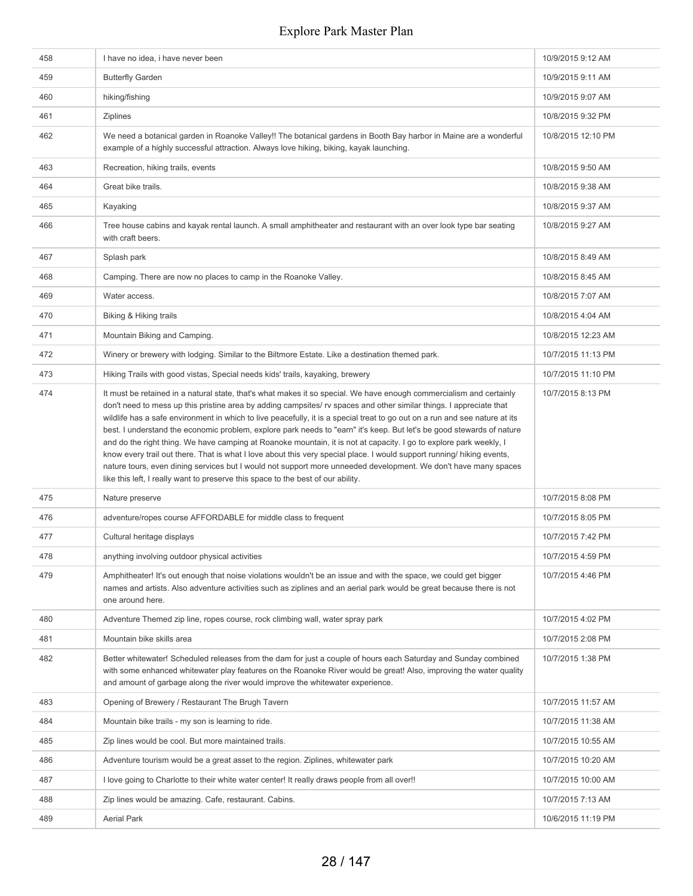| | | |
|---|---|---|
| 458 | I have no idea, i have never been | 10/9/2015 9:12 AM |
| 459 | Butterfly Garden | 10/9/2015 9:11 AM |
| 460 | hiking/fishing | 10/9/2015 9:07 AM |
| 461 | Ziplines | 10/8/2015 9:32 PM |
| 462 | We need a botanical garden in Roanoke Valley!! The botanical gardens in Booth Bay harbor in Maine are a wonderful example of a highly successful attraction. Always love hiking, biking, kayak launching. | 10/8/2015 12:10 PM |
| 463 | Recreation, hiking trails, events | 10/8/2015 9:50 AM |
| 464 | Great bike trails. | 10/8/2015 9:38 AM |
| 465 | Kayaking | 10/8/2015 9:37 AM |
| 466 | Tree house cabins and kayak rental launch. A small amphitheater and restaurant with an over look type bar seating with craft beers. | 10/8/2015 9:27 AM |
| 467 | Splash park | 10/8/2015 8:49 AM |
| 468 | Camping. There are now no places to camp in the Roanoke Valley. | 10/8/2015 8:45 AM |
| 469 | Water access. | 10/8/2015 7:07 AM |
| 470 | Biking & Hiking trails | 10/8/2015 4:04 AM |
| 471 | Mountain Biking and Camping. | 10/8/2015 12:23 AM |
| 472 | Winery or brewery with lodging. Similar to the Biltmore Estate. Like a destination themed park. | 10/7/2015 11:13 PM |
| 473 | Hiking Trails with good vistas, Special needs kids' trails, kayaking, brewery | 10/7/2015 11:10 PM |
| 474 | It must be retained in a natural state, that's what makes it so special. We have enough commercialism and certainly don't need to mess up this pristine area by adding campsites/ rv spaces and other similar things. I appreciate that wildlife has a safe environment in which to live peacefully, it is a special treat to go out on a run and see nature at its best. I understand the economic problem, explore park needs to "earn" it's keep. But let's be good stewards of nature and do the right thing. We have camping at Roanoke mountain, it is not at capacity. I go to explore park weekly, I know every trail out there. That is what I love about this very special place. I would support running/ hiking events, nature tours, even dining services but I would not support more unneeded development. We don't have many spaces like this left, I really want to preserve this space to the best of our ability. | 10/7/2015 8:13 PM |
| 475 | Nature preserve | 10/7/2015 8:08 PM |
| 476 | adventure/ropes course AFFORDABLE for middle class to frequent | 10/7/2015 8:05 PM |
| 477 | Cultural heritage displays | 10/7/2015 7:42 PM |
| 478 | anything involving outdoor physical activities | 10/7/2015 4:59 PM |
| 479 | Amphitheater! It's out enough that noise violations wouldn't be an issue and with the space, we could get bigger names and artists. Also adventure activities such as ziplines and an aerial park would be great because there is not one around here. | 10/7/2015 4:46 PM |
| 480 | Adventure Themed zip line, ropes course, rock climbing wall, water spray park | 10/7/2015 4:02 PM |
| 481 | Mountain bike skills area | 10/7/2015 2:08 PM |
| 482 | Better whitewater! Scheduled releases from the dam for just a couple of hours each Saturday and Sunday combined with some enhanced whitewater play features on the Roanoke River would be great! Also, improving the water quality and amount of garbage along the river would improve the whitewater experience. | 10/7/2015 1:38 PM |
| 483 | Opening of Brewery / Restaurant The Brugh Tavern | 10/7/2015 11:57 AM |
| 484 | Mountain bike trails - my son is learning to ride. | 10/7/2015 11:38 AM |
| 485 | Zip lines would be cool. But more maintained trails. | 10/7/2015 10:55 AM |
| 486 | Adventure tourism would be a great asset to the region. Ziplines, whitewater park | 10/7/2015 10:20 AM |
| 487 | I love going to Charlotte to their white water center! It really draws people from all over!! | 10/7/2015 10:00 AM |
| 488 | Zip lines would be amazing. Cafe, restaurant. Cabins. | 10/7/2015 7:13 AM |
| 489 | Aerial Park | 10/6/2015 11:19 PM |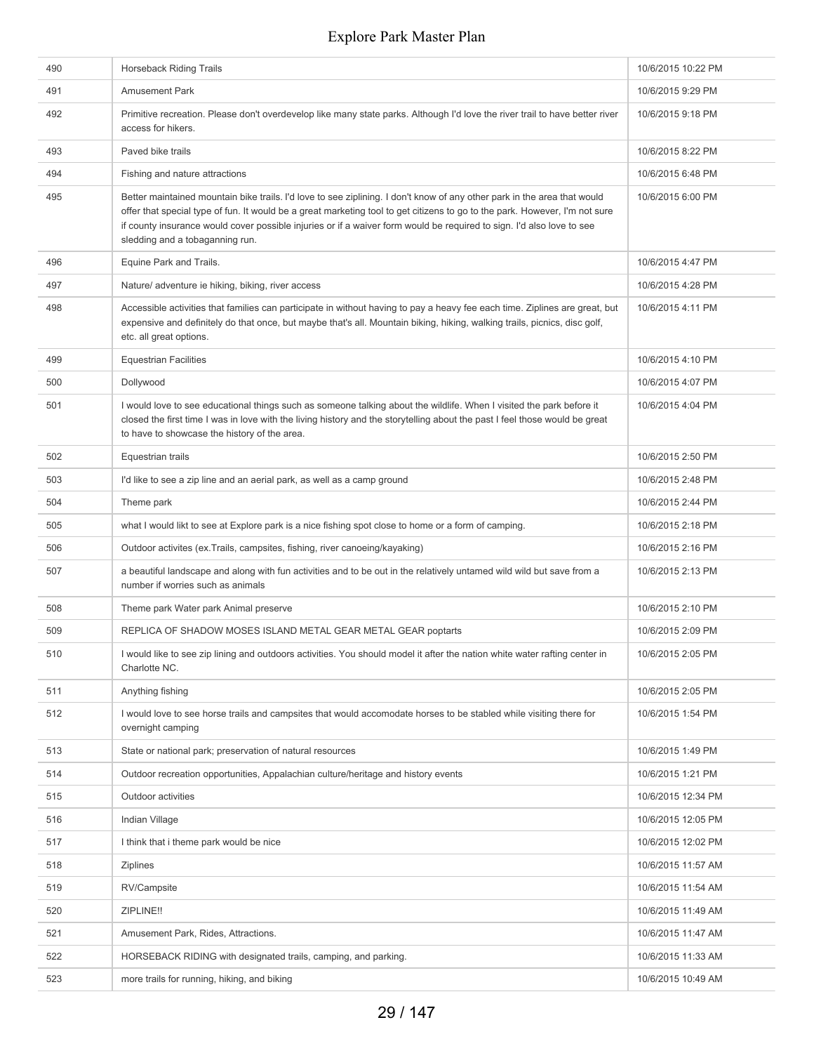| | | |
|---|---|---|
| 490 | Horseback Riding Trails | 10/6/2015 10:22 PM |
| 491 | Amusement Park | 10/6/2015 9:29 PM |
| 492 | Primitive recreation. Please don't overdevelop like many state parks. Although I'd love the river trail to have better river access for hikers. | 10/6/2015 9:18 PM |
| 493 | Paved bike trails | 10/6/2015 8:22 PM |
| 494 | Fishing and nature attractions | 10/6/2015 6:48 PM |
| 495 | Better maintained mountain bike trails. I'd love to see ziplining. I don't know of any other park in the area that would offer that special type of fun. It would be a great marketing tool to get citizens to go to the park. However, I'm not sure if county insurance would cover possible injuries or if a waiver form would be required to sign. I'd also love to see sledding and a tobaganning run. | 10/6/2015 6:00 PM |
| 496 | Equine Park and Trails. | 10/6/2015 4:47 PM |
| 497 | Nature/ adventure ie hiking, biking, river access | 10/6/2015 4:28 PM |
| 498 | Accessible activities that families can participate in without having to pay a heavy fee each time. Ziplines are great, but expensive and definitely do that once, but maybe that's all. Mountain biking, hiking, walking trails, picnics, disc golf, etc. all great options. | 10/6/2015 4:11 PM |
| 499 | Equestrian Facilities | 10/6/2015 4:10 PM |
| 500 | Dollywood | 10/6/2015 4:07 PM |
| 501 | I would love to see educational things such as someone talking about the wildlife. When I visited the park before it closed the first time I was in love with the living history and the storytelling about the past I feel those would be great to have to showcase the history of the area. | 10/6/2015 4:04 PM |
| 502 | Equestrian trails | 10/6/2015 2:50 PM |
| 503 | I'd like to see a zip line and an aerial park, as well as a camp ground | 10/6/2015 2:48 PM |
| 504 | Theme park | 10/6/2015 2:44 PM |
| 505 | what I would likt to see at Explore park is a nice fishing spot close to home or a form of camping. | 10/6/2015 2:18 PM |
| 506 | Outdoor activites (ex.Trails, campsites, fishing, river canoeing/kayaking) | 10/6/2015 2:16 PM |
| 507 | a beautiful landscape and along with fun activities and to be out in the relatively untamed wild wild but save from a number if worries such as animals | 10/6/2015 2:13 PM |
| 508 | Theme park Water park Animal preserve | 10/6/2015 2:10 PM |
| 509 | REPLICA OF SHADOW MOSES ISLAND METAL GEAR METAL GEAR poptarts | 10/6/2015 2:09 PM |
| 510 | I would like to see zip lining and outdoors activities. You should model it after the nation white water rafting center in Charlotte NC. | 10/6/2015 2:05 PM |
| 511 | Anything fishing | 10/6/2015 2:05 PM |
| 512 | I would love to see horse trails and campsites that would accomodate horses to be stabled while visiting there for overnight camping | 10/6/2015 1:54 PM |
| 513 | State or national park; preservation of natural resources | 10/6/2015 1:49 PM |
| 514 | Outdoor recreation opportunities, Appalachian culture/heritage and history events | 10/6/2015 1:21 PM |
| 515 | Outdoor activities | 10/6/2015 12:34 PM |
| 516 | Indian Village | 10/6/2015 12:05 PM |
| 517 | I think that i theme park would be nice | 10/6/2015 12:02 PM |
| 518 | Ziplines | 10/6/2015 11:57 AM |
| 519 | RV/Campsite | 10/6/2015 11:54 AM |
| 520 | ZIPLINE!! | 10/6/2015 11:49 AM |
| 521 | Amusement Park, Rides, Attractions. | 10/6/2015 11:47 AM |
| 522 | HORSEBACK RIDING with designated trails, camping, and parking. | 10/6/2015 11:33 AM |
| 523 | more trails for running, hiking, and biking | 10/6/2015 10:49 AM |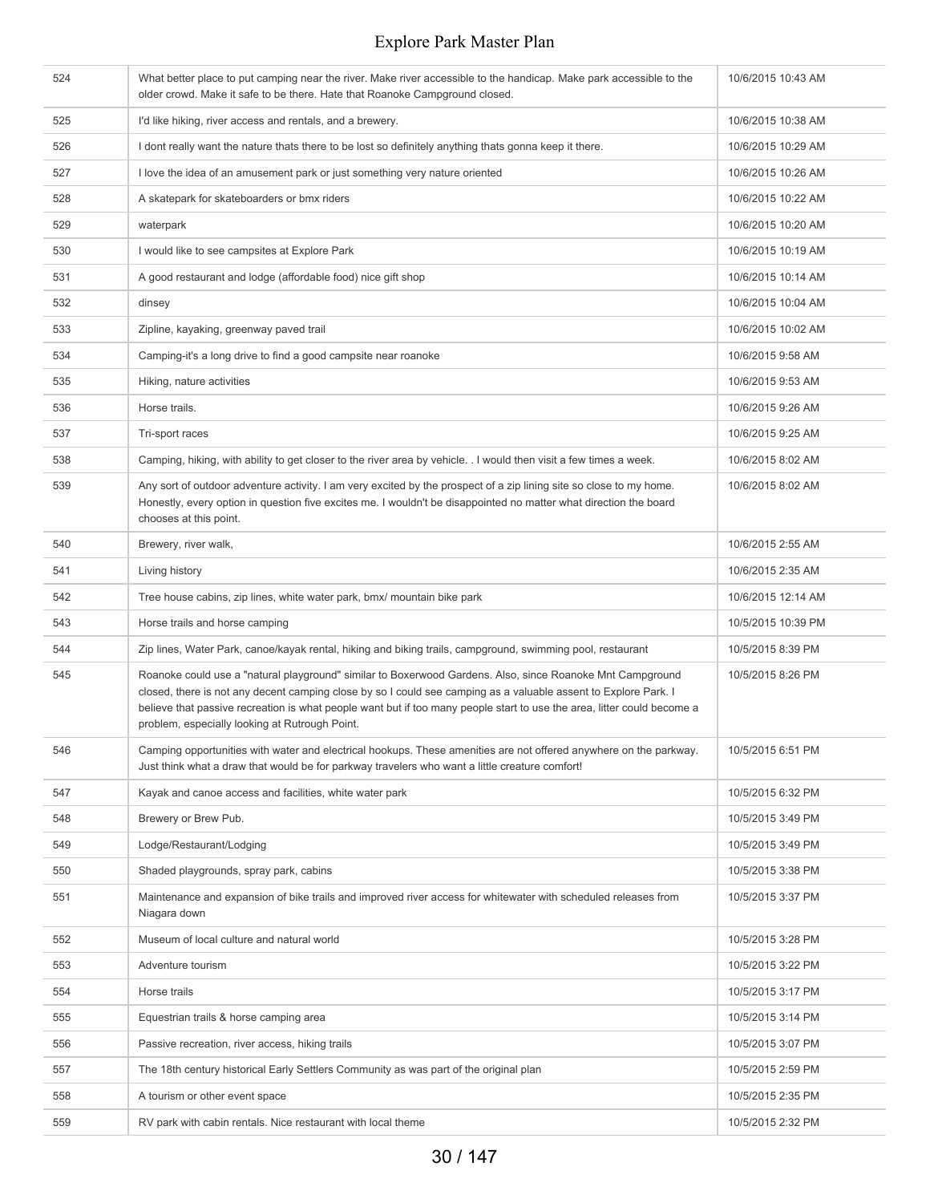| | | |
|---|---|---|
| 524 | What better place to put camping near the river. Make river accessible to the handicap. Make park accessible to the older crowd. Make it safe to be there. Hate that Roanoke Campground closed. | 10/6/2015 10:43 AM |
| 525 | I'd like hiking, river access and rentals, and a brewery. | 10/6/2015 10:38 AM |
| 526 | I dont really want the nature thats there to be lost so definitely anything thats gonna keep it there. | 10/6/2015 10:29 AM |
| 527 | I love the idea of an amusement park or just something very nature oriented | 10/6/2015 10:26 AM |
| 528 | A skatepark for skateboarders or bmx riders | 10/6/2015 10:22 AM |
| 529 | waterpark | 10/6/2015 10:20 AM |
| 530 | I would like to see campsites at Explore Park | 10/6/2015 10:19 AM |
| 531 | A good restaurant and lodge (affordable food) nice gift shop | 10/6/2015 10:14 AM |
| 532 | dinsey | 10/6/2015 10:04 AM |
| 533 | Zipline, kayaking, greenway paved trail | 10/6/2015 10:02 AM |
| 534 | Camping-it's a long drive to find a good campsite near roanoke | 10/6/2015 9:58 AM |
| 535 | Hiking, nature activities | 10/6/2015 9:53 AM |
| 536 | Horse trails. | 10/6/2015 9:26 AM |
| 537 | Tri-sport races | 10/6/2015 9:25 AM |
| 538 | Camping, hiking, with ability to get closer to the river area by vehicle. . I would then visit a few times a week. | 10/6/2015 8:02 AM |
| 539 | Any sort of outdoor adventure activity. I am very excited by the prospect of a zip lining site so close to my home. Honestly, every option in question five excites me. I wouldn't be disappointed no matter what direction the board chooses at this point. | 10/6/2015 8:02 AM |
| 540 | Brewery, river walk, | 10/6/2015 2:55 AM |
| 541 | Living history | 10/6/2015 2:35 AM |
| 542 | Tree house cabins, zip lines, white water park, bmx/ mountain bike park | 10/6/2015 12:14 AM |
| 543 | Horse trails and horse camping | 10/5/2015 10:39 PM |
| 544 | Zip lines, Water Park, canoe/kayak rental, hiking and biking trails, campground, swimming pool, restaurant | 10/5/2015 8:39 PM |
| 545 | Roanoke could use a "natural playground" similar to Boxerwood Gardens. Also, since Roanoke Mnt Campground closed, there is not any decent camping close by so I could see camping as a valuable assent to Explore Park. I believe that passive recreation is what people want but if too many people start to use the area, litter could become a problem, especially looking at Rutrough Point. | 10/5/2015 8:26 PM |
| 546 | Camping opportunities with water and electrical hookups. These amenities are not offered anywhere on the parkway. Just think what a draw that would be for parkway travelers who want a little creature comfort! | 10/5/2015 6:51 PM |
| 547 | Kayak and canoe access and facilities, white water park | 10/5/2015 6:32 PM |
| 548 | Brewery or Brew Pub. | 10/5/2015 3:49 PM |
| 549 | Lodge/Restaurant/Lodging | 10/5/2015 3:49 PM |
| 550 | Shaded playgrounds, spray park, cabins | 10/5/2015 3:38 PM |
| 551 | Maintenance and expansion of bike trails and improved river access for whitewater with scheduled releases from Niagara down | 10/5/2015 3:37 PM |
| 552 | Museum of local culture and natural world | 10/5/2015 3:28 PM |
| 553 | Adventure tourism | 10/5/2015 3:22 PM |
| 554 | Horse trails | 10/5/2015 3:17 PM |
| 555 | Equestrian trails & horse camping area | 10/5/2015 3:14 PM |
| 556 | Passive recreation, river access, hiking trails | 10/5/2015 3:07 PM |
| 557 | The 18th century historical Early Settlers Community as was part of the original plan | 10/5/2015 2:59 PM |
| 558 | A tourism or other event space | 10/5/2015 2:35 PM |
| 559 | RV park with cabin rentals. Nice restaurant with local theme | 10/5/2015 2:32 PM |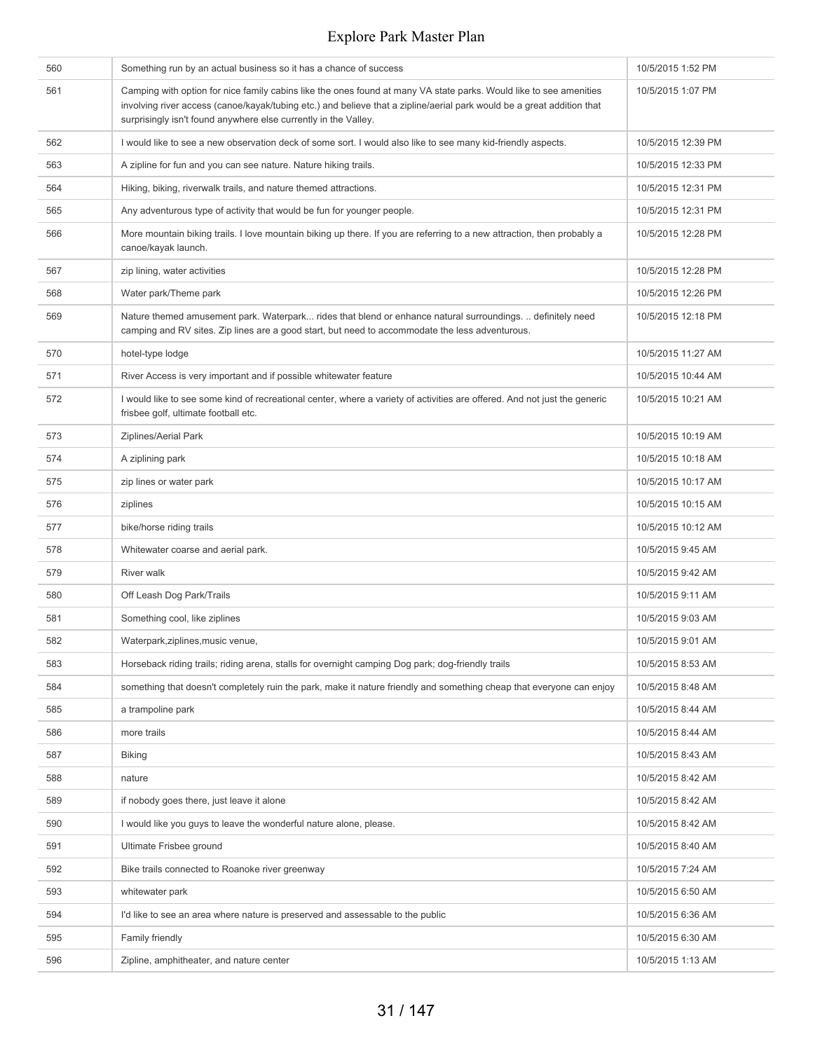| | | |
|---|---|---|
| 560 | Something run by an actual business so it has a chance of success | 10/5/2015 1:52 PM |
| 561 | Camping with option for nice family cabins like the ones found at many VA state parks. Would like to see amenities involving river access (canoe/kayak/tubing etc.) and believe that a zipline/aerial park would be a great addition that surprisingly isn't found anywhere else currently in the Valley. | 10/5/2015 1:07 PM |
| 562 | I would like to see a new observation deck of some sort. I would also like to see many kid-friendly aspects. | 10/5/2015 12:39 PM |
| 563 | A zipline for fun and you can see nature. Nature hiking trails. | 10/5/2015 12:33 PM |
| 564 | Hiking, biking, riverwalk trails, and nature themed attractions. | 10/5/2015 12:31 PM |
| 565 | Any adventurous type of activity that would be fun for younger people. | 10/5/2015 12:31 PM |
| 566 | More mountain biking trails. I love mountain biking up there. If you are referring to a new attraction, then probably a canoe/kayak launch. | 10/5/2015 12:28 PM |
| 567 | zip lining, water activities | 10/5/2015 12:28 PM |
| 568 | Water park/Theme park | 10/5/2015 12:26 PM |
| 569 | Nature themed amusement park. Waterpark... rides that blend or enhance natural surroundings. .. definitely need camping and RV sites. Zip lines are a good start, but need to accommodate the less adventurous. | 10/5/2015 12:18 PM |
| 570 | hotel-type lodge | 10/5/2015 11:27 AM |
| 571 | River Access is very important and if possible whitewater feature | 10/5/2015 10:44 AM |
| 572 | I would like to see some kind of recreational center, where a variety of activities are offered. And not just the generic frisbee golf, ultimate football etc. | 10/5/2015 10:21 AM |
| 573 | Ziplines/Aerial Park | 10/5/2015 10:19 AM |
| 574 | A ziplining park | 10/5/2015 10:18 AM |
| 575 | zip lines or water park | 10/5/2015 10:17 AM |
| 576 | ziplines | 10/5/2015 10:15 AM |
| 577 | bike/horse riding trails | 10/5/2015 10:12 AM |
| 578 | Whitewater coarse and aerial park. | 10/5/2015 9:45 AM |
| 579 | River walk | 10/5/2015 9:42 AM |
| 580 | Off Leash Dog Park/Trails | 10/5/2015 9:11 AM |
| 581 | Something cool, like ziplines | 10/5/2015 9:03 AM |
| 582 | Waterpark,ziplines,music venue, | 10/5/2015 9:01 AM |
| 583 | Horseback riding trails; riding arena, stalls for overnight camping Dog park; dog-friendly trails | 10/5/2015 8:53 AM |
| 584 | something that doesn't completely ruin the park, make it nature friendly and something cheap that everyone can enjoy | 10/5/2015 8:48 AM |
| 585 | a trampoline park | 10/5/2015 8:44 AM |
| 586 | more trails | 10/5/2015 8:44 AM |
| 587 | Biking | 10/5/2015 8:43 AM |
| 588 | nature | 10/5/2015 8:42 AM |
| 589 | if nobody goes there, just leave it alone | 10/5/2015 8:42 AM |
| 590 | I would like you guys to leave the wonderful nature alone, please. | 10/5/2015 8:42 AM |
| 591 | Ultimate Frisbee ground | 10/5/2015 8:40 AM |
| 592 | Bike trails connected to Roanoke river greenway | 10/5/2015 7:24 AM |
| 593 | whitewater park | 10/5/2015 6:50 AM |
| 594 | I'd like to see an area where nature is preserved and assessable to the public | 10/5/2015 6:36 AM |
| 595 | Family friendly | 10/5/2015 6:30 AM |
| 596 | Zipline, amphitheater, and nature center | 10/5/2015 1:13 AM |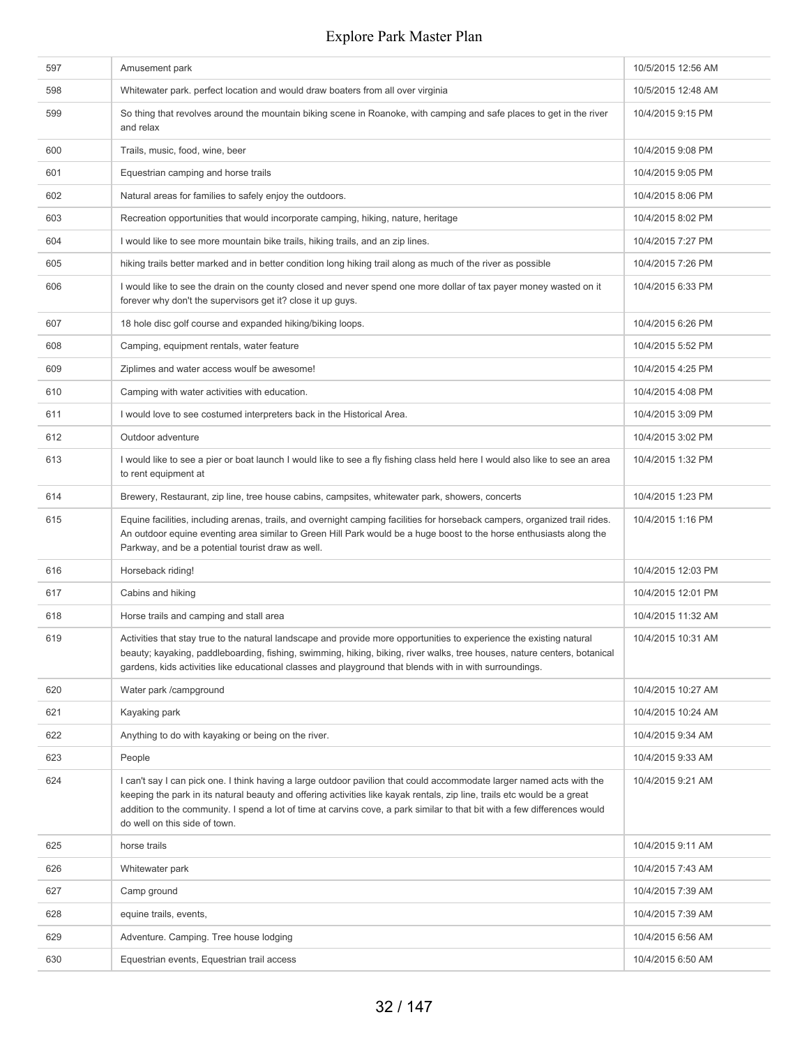| | | |
|---|---|---|
| 597 | Amusement park | 10/5/2015 12:56 AM |
| 598 | Whitewater park. perfect location and would draw boaters from all over virginia | 10/5/2015 12:48 AM |
| 599 | So thing that revolves around the mountain biking scene in Roanoke, with camping and safe places to get in the river and relax | 10/4/2015 9:15 PM |
| 600 | Trails, music, food, wine, beer | 10/4/2015 9:08 PM |
| 601 | Equestrian camping and horse trails | 10/4/2015 9:05 PM |
| 602 | Natural areas for families to safely enjoy the outdoors. | 10/4/2015 8:06 PM |
| 603 | Recreation opportunities that would incorporate camping, hiking, nature, heritage | 10/4/2015 8:02 PM |
| 604 | I would like to see more mountain bike trails, hiking trails, and an zip lines. | 10/4/2015 7:27 PM |
| 605 | hiking trails better marked and in better condition long hiking trail along as much of the river as possible | 10/4/2015 7:26 PM |
| 606 | I would like to see the drain on the county closed and never spend one more dollar of tax payer money wasted on it forever why don't the supervisors get it? close it up guys. | 10/4/2015 6:33 PM |
| 607 | 18 hole disc golf course and expanded hiking/biking loops. | 10/4/2015 6:26 PM |
| 608 | Camping, equipment rentals, water feature | 10/4/2015 5:52 PM |
| 609 | Ziplimes and water access woulf be awesome! | 10/4/2015 4:25 PM |
| 610 | Camping with water activities with education. | 10/4/2015 4:08 PM |
| 611 | I would love to see costumed interpreters back in the Historical Area. | 10/4/2015 3:09 PM |
| 612 | Outdoor adventure | 10/4/2015 3:02 PM |
| 613 | I would like to see a pier or boat launch I would like to see a fly fishing class held here I would also like to see an area to rent equipment at | 10/4/2015 1:32 PM |
| 614 | Brewery, Restaurant, zip line, tree house cabins, campsites, whitewater park, showers, concerts | 10/4/2015 1:23 PM |
| 615 | Equine facilities, including arenas, trails, and overnight camping facilities for horseback campers, organized trail rides. An outdoor equine eventing area similar to Green Hill Park would be a huge boost to the horse enthusiasts along the Parkway, and be a potential tourist draw as well. | 10/4/2015 1:16 PM |
| 616 | Horseback riding! | 10/4/2015 12:03 PM |
| 617 | Cabins and hiking | 10/4/2015 12:01 PM |
| 618 | Horse trails and camping and stall area | 10/4/2015 11:32 AM |
| 619 | Activities that stay true to the natural landscape and provide more opportunities to experience the existing natural beauty; kayaking, paddleboarding, fishing, swimming, hiking, biking, river walks, tree houses, nature centers, botanical gardens, kids activities like educational classes and playground that blends with in with surroundings. | 10/4/2015 10:31 AM |
| 620 | Water park /campground | 10/4/2015 10:27 AM |
| 621 | Kayaking park | 10/4/2015 10:24 AM |
| 622 | Anything to do with kayaking or being on the river. | 10/4/2015 9:34 AM |
| 623 | People | 10/4/2015 9:33 AM |
| 624 | I can't say I can pick one. I think having a large outdoor pavilion that could accommodate larger named acts with the keeping the park in its natural beauty and offering activities like kayak rentals, zip line, trails etc would be a great addition to the community. I spend a lot of time at carvins cove, a park similar to that bit with a few differences would do well on this side of town. | 10/4/2015 9:21 AM |
| 625 | horse trails | 10/4/2015 9:11 AM |
| 626 | Whitewater park | 10/4/2015 7:43 AM |
| 627 | Camp ground | 10/4/2015 7:39 AM |
| 628 | equine trails, events, | 10/4/2015 7:39 AM |
| 629 | Adventure. Camping. Tree house lodging | 10/4/2015 6:56 AM |
| 630 | Equestrian events, Equestrian trail access | 10/4/2015 6:50 AM |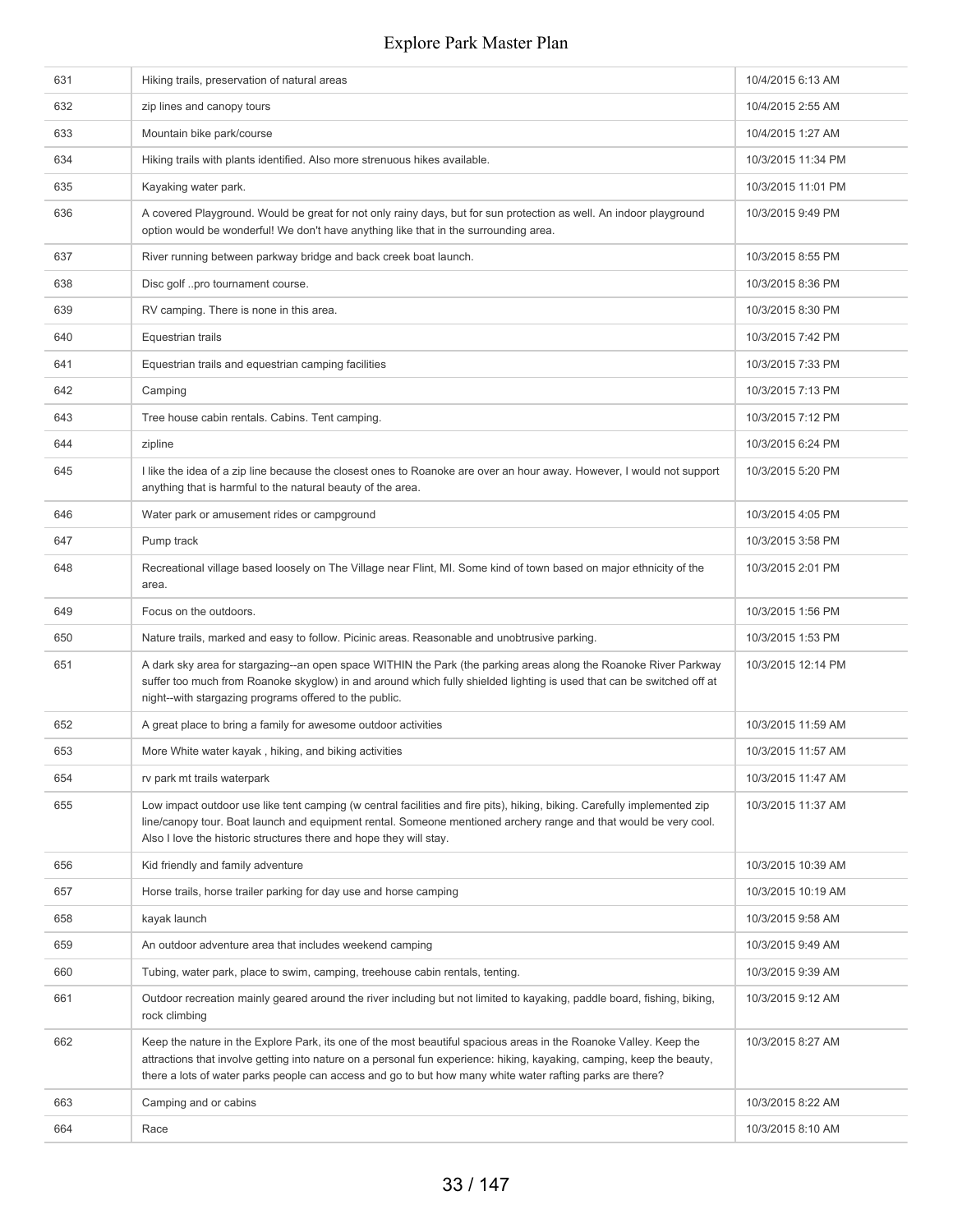| | | |
|---|---|---|
| 631 | Hiking trails, preservation of natural areas | 10/4/2015 6:13 AM |
| 632 | zip lines and canopy tours | 10/4/2015 2:55 AM |
| 633 | Mountain bike park/course | 10/4/2015 1:27 AM |
| 634 | Hiking trails with plants identified. Also more strenuous hikes available. | 10/3/2015 11:34 PM |
| 635 | Kayaking water park. | 10/3/2015 11:01 PM |
| 636 | A covered Playground. Would be great for not only rainy days, but for sun protection as well. An indoor playground option would be wonderful! We don't have anything like that in the surrounding area. | 10/3/2015 9:49 PM |
| 637 | River running between parkway bridge and back creek boat launch. | 10/3/2015 8:55 PM |
| 638 | Disc golf ..pro tournament course. | 10/3/2015 8:36 PM |
| 639 | RV camping. There is none in this area. | 10/3/2015 8:30 PM |
| 640 | Equestrian trails | 10/3/2015 7:42 PM |
| 641 | Equestrian trails and equestrian camping facilities | 10/3/2015 7:33 PM |
| 642 | Camping | 10/3/2015 7:13 PM |
| 643 | Tree house cabin rentals. Cabins. Tent camping. | 10/3/2015 7:12 PM |
| 644 | zipline | 10/3/2015 6:24 PM |
| 645 | I like the idea of a zip line because the closest ones to Roanoke are over an hour away. However, I would not support anything that is harmful to the natural beauty of the area. | 10/3/2015 5:20 PM |
| 646 | Water park or amusement rides or campground | 10/3/2015 4:05 PM |
| 647 | Pump track | 10/3/2015 3:58 PM |
| 648 | Recreational village based loosely on The Village near Flint, MI. Some kind of town based on major ethnicity of the area. | 10/3/2015 2:01 PM |
| 649 | Focus on the outdoors. | 10/3/2015 1:56 PM |
| 650 | Nature trails, marked and easy to follow. Picinic areas. Reasonable and unobtrusive parking. | 10/3/2015 1:53 PM |
| 651 | A dark sky area for stargazing--an open space WITHIN the Park (the parking areas along the Roanoke River Parkway suffer too much from Roanoke skyglow) in and around which fully shielded lighting is used that can be switched off at night--with stargazing programs offered to the public. | 10/3/2015 12:14 PM |
| 652 | A great place to bring a family for awesome outdoor activities | 10/3/2015 11:59 AM |
| 653 | More White water kayak , hiking, and biking activities | 10/3/2015 11:57 AM |
| 654 | rv park mt trails waterpark | 10/3/2015 11:47 AM |
| 655 | Low impact outdoor use like tent camping (w central facilities and fire pits), hiking, biking. Carefully implemented zip line/canopy tour. Boat launch and equipment rental. Someone mentioned archery range and that would be very cool. Also I love the historic structures there and hope they will stay. | 10/3/2015 11:37 AM |
| 656 | Kid friendly and family adventure | 10/3/2015 10:39 AM |
| 657 | Horse trails, horse trailer parking for day use and horse camping | 10/3/2015 10:19 AM |
| 658 | kayak launch | 10/3/2015 9:58 AM |
| 659 | An outdoor adventure area that includes weekend camping | 10/3/2015 9:49 AM |
| 660 | Tubing, water park, place to swim, camping, treehouse cabin rentals, tenting. | 10/3/2015 9:39 AM |
| 661 | Outdoor recreation mainly geared around the river including but not limited to kayaking, paddle board, fishing, biking, rock climbing | 10/3/2015 9:12 AM |
| 662 | Keep the nature in the Explore Park, its one of the most beautiful spacious areas in the Roanoke Valley. Keep the attractions that involve getting into nature on a personal fun experience: hiking, kayaking, camping, keep the beauty, there a lots of water parks people can access and go to but how many white water rafting parks are there? | 10/3/2015 8:27 AM |
| 663 | Camping and or cabins | 10/3/2015 8:22 AM |
| 664 | Race | 10/3/2015 8:10 AM |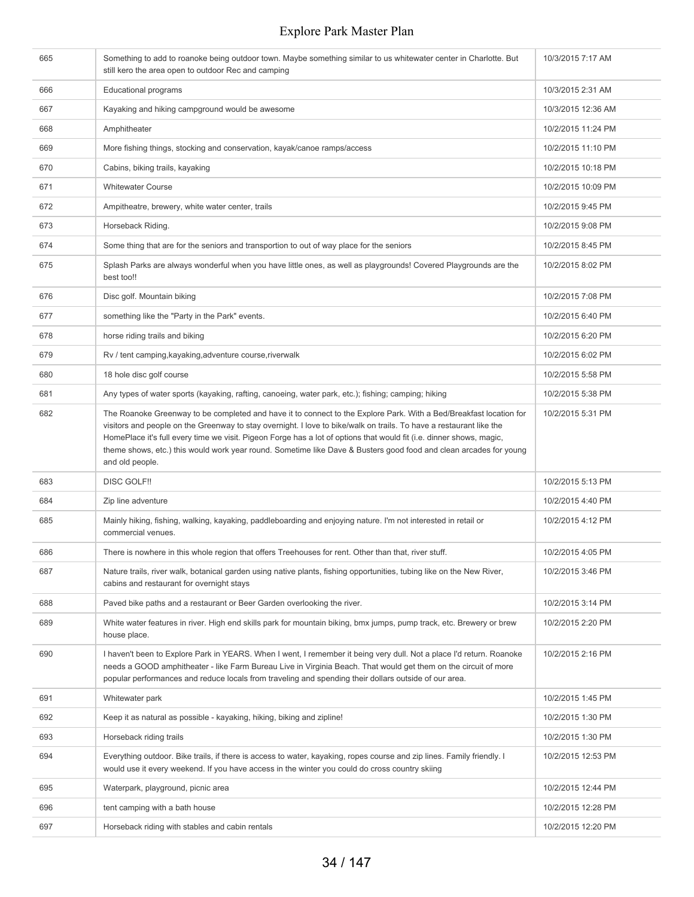| | | |
|---|---|---|
| 665 | Something to add to roanoke being outdoor town. Maybe something similar to us whitewater center in Charlotte. But still kero the area open to outdoor Rec and camping | 10/3/2015 7:17 AM |
| 666 | Educational programs | 10/3/2015 2:31 AM |
| 667 | Kayaking and hiking campground would be awesome | 10/3/2015 12:36 AM |
| 668 | Amphitheater | 10/2/2015 11:24 PM |
| 669 | More fishing things, stocking and conservation, kayak/canoe ramps/access | 10/2/2015 11:10 PM |
| 670 | Cabins, biking trails, kayaking | 10/2/2015 10:18 PM |
| 671 | Whitewater Course | 10/2/2015 10:09 PM |
| 672 | Ampitheatre, brewery, white water center, trails | 10/2/2015 9:45 PM |
| 673 | Horseback Riding. | 10/2/2015 9:08 PM |
| 674 | Some thing that are for the seniors and transportion to out of way place for the seniors | 10/2/2015 8:45 PM |
| 675 | Splash Parks are always wonderful when you have little ones, as well as playgrounds! Covered Playgrounds are the best too!! | 10/2/2015 8:02 PM |
| 676 | Disc golf. Mountain biking | 10/2/2015 7:08 PM |
| 677 | something like the "Party in the Park" events. | 10/2/2015 6:40 PM |
| 678 | horse riding trails and biking | 10/2/2015 6:20 PM |
| 679 | Rv / tent camping,kayaking,adventure course,riverwalk | 10/2/2015 6:02 PM |
| 680 | 18 hole disc golf course | 10/2/2015 5:58 PM |
| 681 | Any types of water sports (kayaking, rafting, canoeing, water park, etc.); fishing; camping; hiking | 10/2/2015 5:38 PM |
| 682 | The Roanoke Greenway to be completed and have it to connect to the Explore Park. With a Bed/Breakfast location for visitors and people on the Greenway to stay overnight. I love to bike/walk on trails. To have a restaurant like the HomePlace it's full every time we visit. Pigeon Forge has a lot of options that would fit (i.e. dinner shows, magic, theme shows, etc.) this would work year round. Sometime like Dave & Busters good food and clean arcades for young and old people. | 10/2/2015 5:31 PM |
| 683 | DISC GOLF!! | 10/2/2015 5:13 PM |
| 684 | Zip line adventure | 10/2/2015 4:40 PM |
| 685 | Mainly hiking, fishing, walking, kayaking, paddleboarding and enjoying nature. I'm not interested in retail or commercial venues. | 10/2/2015 4:12 PM |
| 686 | There is nowhere in this whole region that offers Treehouses for rent. Other than that, river stuff. | 10/2/2015 4:05 PM |
| 687 | Nature trails, river walk, botanical garden using native plants, fishing opportunities, tubing like on the New River, cabins and restaurant for overnight stays | 10/2/2015 3:46 PM |
| 688 | Paved bike paths and a restaurant or Beer Garden overlooking the river. | 10/2/2015 3:14 PM |
| 689 | White water features in river. High end skills park for mountain biking, bmx jumps, pump track, etc. Brewery or brew house place. | 10/2/2015 2:20 PM |
| 690 | I haven't been to Explore Park in YEARS. When I went, I remember it being very dull. Not a place I'd return. Roanoke needs a GOOD amphitheater - like Farm Bureau Live in Virginia Beach. That would get them on the circuit of more popular performances and reduce locals from traveling and spending their dollars outside of our area. | 10/2/2015 2:16 PM |
| 691 | Whitewater park | 10/2/2015 1:45 PM |
| 692 | Keep it as natural as possible - kayaking, hiking, biking and zipline! | 10/2/2015 1:30 PM |
| 693 | Horseback riding trails | 10/2/2015 1:30 PM |
| 694 | Everything outdoor. Bike trails, if there is access to water, kayaking, ropes course and zip lines. Family friendly. I would use it every weekend. If you have access in the winter you could do cross country skiing | 10/2/2015 12:53 PM |
| 695 | Waterpark, playground, picnic area | 10/2/2015 12:44 PM |
| 696 | tent camping with a bath house | 10/2/2015 12:28 PM |
| 697 | Horseback riding with stables and cabin rentals | 10/2/2015 12:20 PM |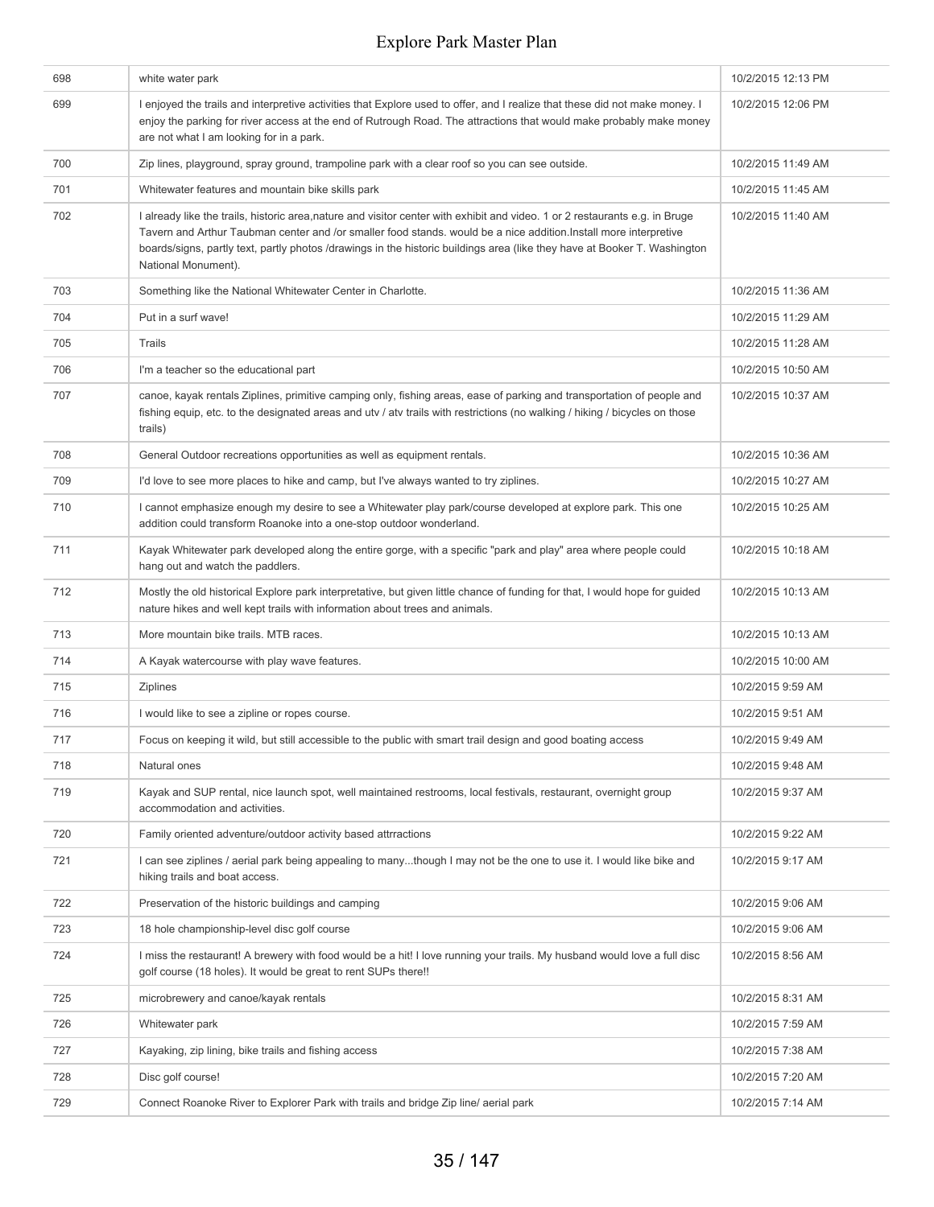| | | |
|---|---|---|
| 698 | white water park | 10/2/2015 12:13 PM |
| 699 | I enjoyed the trails and interpretive activities that Explore used to offer, and I realize that these did not make money. I enjoy the parking for river access at the end of Rutrough Road. The attractions that would make probably make money are not what I am looking for in a park. | 10/2/2015 12:06 PM |
| 700 | Zip lines, playground, spray ground, trampoline park with a clear roof so you can see outside. | 10/2/2015 11:49 AM |
| 701 | Whitewater features and mountain bike skills park | 10/2/2015 11:45 AM |
| 702 | I already like the trails, historic area,nature and visitor center with exhibit and video. 1 or 2 restaurants e.g. in Bruge Tavern and Arthur Taubman center and /or smaller food stands. would be a nice addition.Install more interpretive boards/signs, partly text, partly photos /drawings in the historic buildings area (like they have at Booker T. Washington National Monument). | 10/2/2015 11:40 AM |
| 703 | Something like the National Whitewater Center in Charlotte. | 10/2/2015 11:36 AM |
| 704 | Put in a surf wave! | 10/2/2015 11:29 AM |
| 705 | Trails | 10/2/2015 11:28 AM |
| 706 | I'm a teacher so the educational part | 10/2/2015 10:50 AM |
| 707 | canoe, kayak rentals Ziplines, primitive camping only, fishing areas, ease of parking and transportation of people and fishing equip, etc. to the designated areas and utv / atv trails with restrictions (no walking / hiking / bicycles on those trails) | 10/2/2015 10:37 AM |
| 708 | General Outdoor recreations opportunities as well as equipment rentals. | 10/2/2015 10:36 AM |
| 709 | I'd love to see more places to hike and camp, but I've always wanted to try ziplines. | 10/2/2015 10:27 AM |
| 710 | I cannot emphasize enough my desire to see a Whitewater play park/course developed at explore park. This one addition could transform Roanoke into a one-stop outdoor wonderland. | 10/2/2015 10:25 AM |
| 711 | Kayak Whitewater park developed along the entire gorge, with a specific "park and play" area where people could hang out and watch the paddlers. | 10/2/2015 10:18 AM |
| 712 | Mostly the old historical Explore park interpretative, but given little chance of funding for that, I would hope for guided nature hikes and well kept trails with information about trees and animals. | 10/2/2015 10:13 AM |
| 713 | More mountain bike trails. MTB races. | 10/2/2015 10:13 AM |
| 714 | A Kayak watercourse with play wave features. | 10/2/2015 10:00 AM |
| 715 | Ziplines | 10/2/2015 9:59 AM |
| 716 | I would like to see a zipline or ropes course. | 10/2/2015 9:51 AM |
| 717 | Focus on keeping it wild, but still accessible to the public with smart trail design and good boating access | 10/2/2015 9:49 AM |
| 718 | Natural ones | 10/2/2015 9:48 AM |
| 719 | Kayak and SUP rental, nice launch spot, well maintained restrooms, local festivals, restaurant, overnight group accommodation and activities. | 10/2/2015 9:37 AM |
| 720 | Family oriented adventure/outdoor activity based attrractions | 10/2/2015 9:22 AM |
| 721 | I can see ziplines / aerial park being appealing to many...though I may not be the one to use it. I would like bike and hiking trails and boat access. | 10/2/2015 9:17 AM |
| 722 | Preservation of the historic buildings and camping | 10/2/2015 9:06 AM |
| 723 | 18 hole championship-level disc golf course | 10/2/2015 9:06 AM |
| 724 | I miss the restaurant! A brewery with food would be a hit! I love running your trails. My husband would love a full disc golf course (18 holes). It would be great to rent SUPs there!! | 10/2/2015 8:56 AM |
| 725 | microbrewery and canoe/kayak rentals | 10/2/2015 8:31 AM |
| 726 | Whitewater park | 10/2/2015 7:59 AM |
| 727 | Kayaking, zip lining, bike trails and fishing access | 10/2/2015 7:38 AM |
| 728 | Disc golf course! | 10/2/2015 7:20 AM |
| 729 | Connect Roanoke River to Explorer Park with trails and bridge Zip line/ aerial park | 10/2/2015 7:14 AM |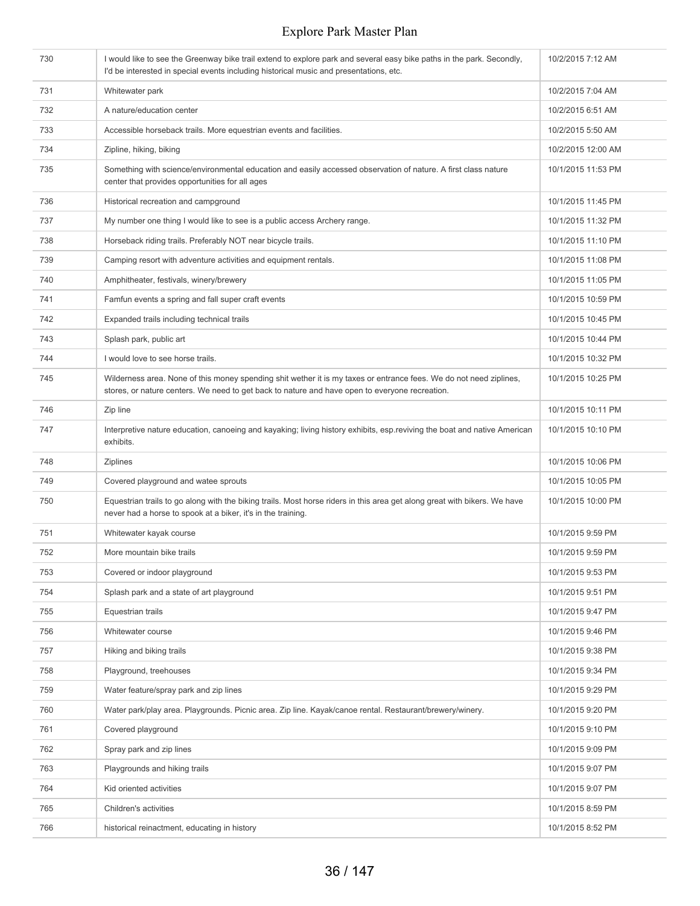| | | |
|---|---|---|
| 730 | I would like to see the Greenway bike trail extend to explore park and several easy bike paths in the park. Secondly, I'd be interested in special events including historical music and presentations, etc. | 10/2/2015 7:12 AM |
| 731 | Whitewater park | 10/2/2015 7:04 AM |
| 732 | A nature/education center | 10/2/2015 6:51 AM |
| 733 | Accessible horseback trails. More equestrian events and facilities. | 10/2/2015 5:50 AM |
| 734 | Zipline, hiking, biking | 10/2/2015 12:00 AM |
| 735 | Something with science/environmental education and easily accessed observation of nature. A first class nature center that provides opportunities for all ages | 10/1/2015 11:53 PM |
| 736 | Historical recreation and campground | 10/1/2015 11:45 PM |
| 737 | My number one thing I would like to see is a public access Archery range. | 10/1/2015 11:32 PM |
| 738 | Horseback riding trails. Preferably NOT near bicycle trails. | 10/1/2015 11:10 PM |
| 739 | Camping resort with adventure activities and equipment rentals. | 10/1/2015 11:08 PM |
| 740 | Amphitheater, festivals, winery/brewery | 10/1/2015 11:05 PM |
| 741 | Famfun events a spring and fall super craft events | 10/1/2015 10:59 PM |
| 742 | Expanded trails including technical trails | 10/1/2015 10:45 PM |
| 743 | Splash park, public art | 10/1/2015 10:44 PM |
| 744 | I would love to see horse trails. | 10/1/2015 10:32 PM |
| 745 | Wilderness area. None of this money spending shit wether it is my taxes or entrance fees. We do not need ziplines, stores, or nature centers. We need to get back to nature and have open to everyone recreation. | 10/1/2015 10:25 PM |
| 746 | Zip line | 10/1/2015 10:11 PM |
| 747 | Interpretive nature education, canoeing and kayaking; living history exhibits, esp.reviving the boat and native American exhibits. | 10/1/2015 10:10 PM |
| 748 | Ziplines | 10/1/2015 10:06 PM |
| 749 | Covered playground and watee sprouts | 10/1/2015 10:05 PM |
| 750 | Equestrian trails to go along with the biking trails. Most horse riders in this area get along great with bikers. We have never had a horse to spook at a biker, it's in the training. | 10/1/2015 10:00 PM |
| 751 | Whitewater kayak course | 10/1/2015 9:59 PM |
| 752 | More mountain bike trails | 10/1/2015 9:59 PM |
| 753 | Covered or indoor playground | 10/1/2015 9:53 PM |
| 754 | Splash park and a state of art playground | 10/1/2015 9:51 PM |
| 755 | Equestrian trails | 10/1/2015 9:47 PM |
| 756 | Whitewater course | 10/1/2015 9:46 PM |
| 757 | Hiking and biking trails | 10/1/2015 9:38 PM |
| 758 | Playground, treehouses | 10/1/2015 9:34 PM |
| 759 | Water feature/spray park and zip lines | 10/1/2015 9:29 PM |
| 760 | Water park/play area. Playgrounds. Picnic area. Zip line. Kayak/canoe rental. Restaurant/brewery/winery. | 10/1/2015 9:20 PM |
| 761 | Covered playground | 10/1/2015 9:10 PM |
| 762 | Spray park and zip lines | 10/1/2015 9:09 PM |
| 763 | Playgrounds and hiking trails | 10/1/2015 9:07 PM |
| 764 | Kid oriented activities | 10/1/2015 9:07 PM |
| 765 | Children's activities | 10/1/2015 8:59 PM |
| 766 | historical reinactment, educating in history | 10/1/2015 8:52 PM |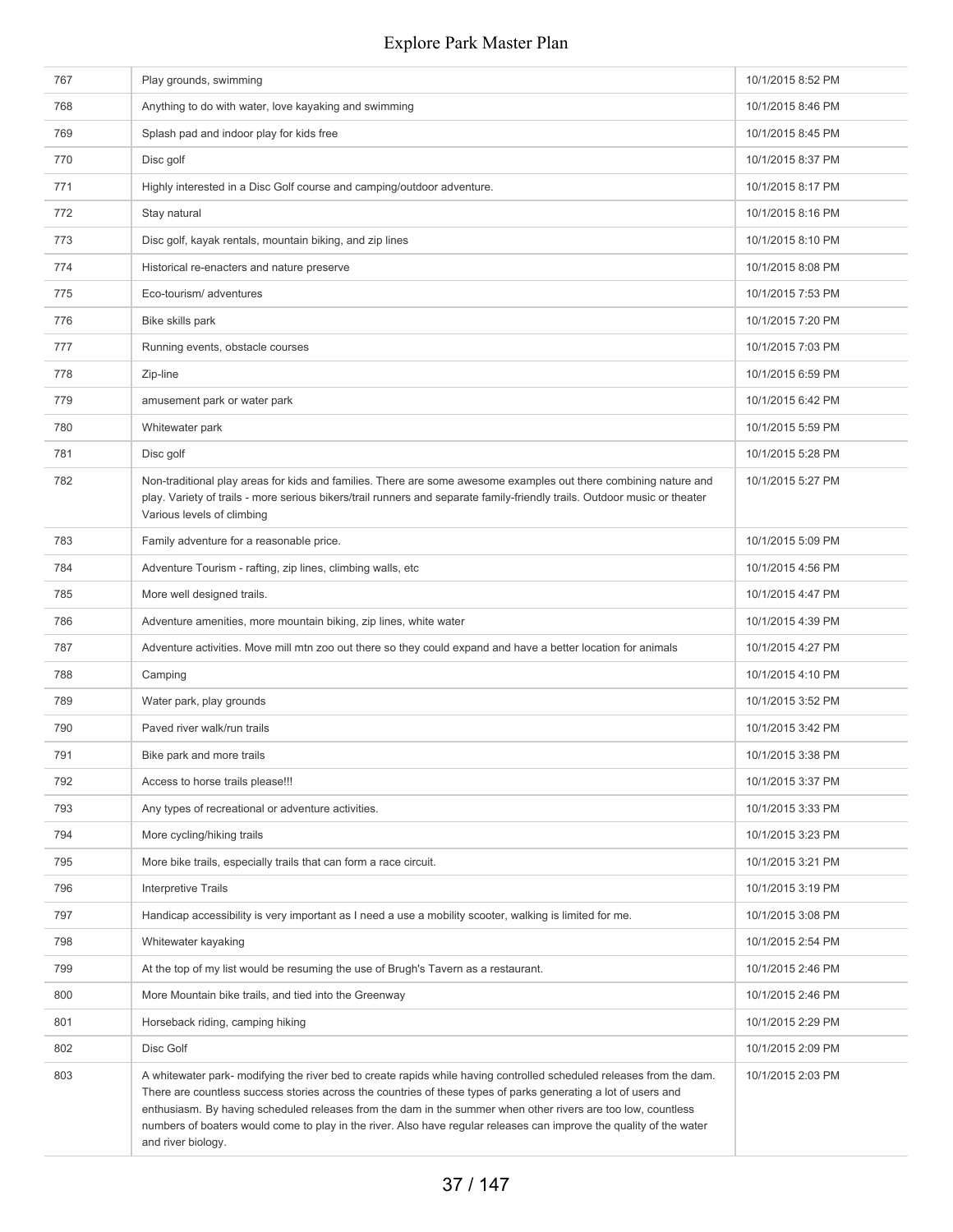| | | |
|---|---|---|
| 767 | Play grounds, swimming | 10/1/2015 8:52 PM |
| 768 | Anything to do with water, love kayaking and swimming | 10/1/2015 8:46 PM |
| 769 | Splash pad and indoor play for kids free | 10/1/2015 8:45 PM |
| 770 | Disc golf | 10/1/2015 8:37 PM |
| 771 | Highly interested in a Disc Golf course and camping/outdoor adventure. | 10/1/2015 8:17 PM |
| 772 | Stay natural | 10/1/2015 8:16 PM |
| 773 | Disc golf, kayak rentals, mountain biking, and zip lines | 10/1/2015 8:10 PM |
| 774 | Historical re-enacters and nature preserve | 10/1/2015 8:08 PM |
| 775 | Eco-tourism/ adventures | 10/1/2015 7:53 PM |
| 776 | Bike skills park | 10/1/2015 7:20 PM |
| 777 | Running events, obstacle courses | 10/1/2015 7:03 PM |
| 778 | Zip-line | 10/1/2015 6:59 PM |
| 779 | amusement park or water park | 10/1/2015 6:42 PM |
| 780 | Whitewater park | 10/1/2015 5:59 PM |
| 781 | Disc golf | 10/1/2015 5:28 PM |
| 782 | Non-traditional play areas for kids and families. There are some awesome examples out there combining nature and play. Variety of trails - more serious bikers/trail runners and separate family-friendly trails. Outdoor music or theater Various levels of climbing | 10/1/2015 5:27 PM |
| 783 | Family adventure for a reasonable price. | 10/1/2015 5:09 PM |
| 784 | Adventure Tourism - rafting, zip lines, climbing walls, etc | 10/1/2015 4:56 PM |
| 785 | More well designed trails. | 10/1/2015 4:47 PM |
| 786 | Adventure amenities, more mountain biking, zip lines, white water | 10/1/2015 4:39 PM |
| 787 | Adventure activities. Move mill mtn zoo out there so they could expand and have a better location for animals | 10/1/2015 4:27 PM |
| 788 | Camping | 10/1/2015 4:10 PM |
| 789 | Water park, play grounds | 10/1/2015 3:52 PM |
| 790 | Paved river walk/run trails | 10/1/2015 3:42 PM |
| 791 | Bike park and more trails | 10/1/2015 3:38 PM |
| 792 | Access to horse trails please!!! | 10/1/2015 3:37 PM |
| 793 | Any types of recreational or adventure activities. | 10/1/2015 3:33 PM |
| 794 | More cycling/hiking trails | 10/1/2015 3:23 PM |
| 795 | More bike trails, especially trails that can form a race circuit. | 10/1/2015 3:21 PM |
| 796 | Interpretive Trails | 10/1/2015 3:19 PM |
| 797 | Handicap accessibility is very important as I need a use a mobility scooter, walking is limited for me. | 10/1/2015 3:08 PM |
| 798 | Whitewater kayaking | 10/1/2015 2:54 PM |
| 799 | At the top of my list would be resuming the use of Brugh's Tavern as a restaurant. | 10/1/2015 2:46 PM |
| 800 | More Mountain bike trails, and tied into the Greenway | 10/1/2015 2:46 PM |
| 801 | Horseback riding, camping hiking | 10/1/2015 2:29 PM |
| 802 | Disc Golf | 10/1/2015 2:09 PM |
| 803 | A whitewater park- modifying the river bed to create rapids while having controlled scheduled releases from the dam. There are countless success stories across the countries of these types of parks generating a lot of users and enthusiasm. By having scheduled releases from the dam in the summer when other rivers are too low, countless numbers of boaters would come to play in the river. Also have regular releases can improve the quality of the water and river biology. | 10/1/2015 2:03 PM |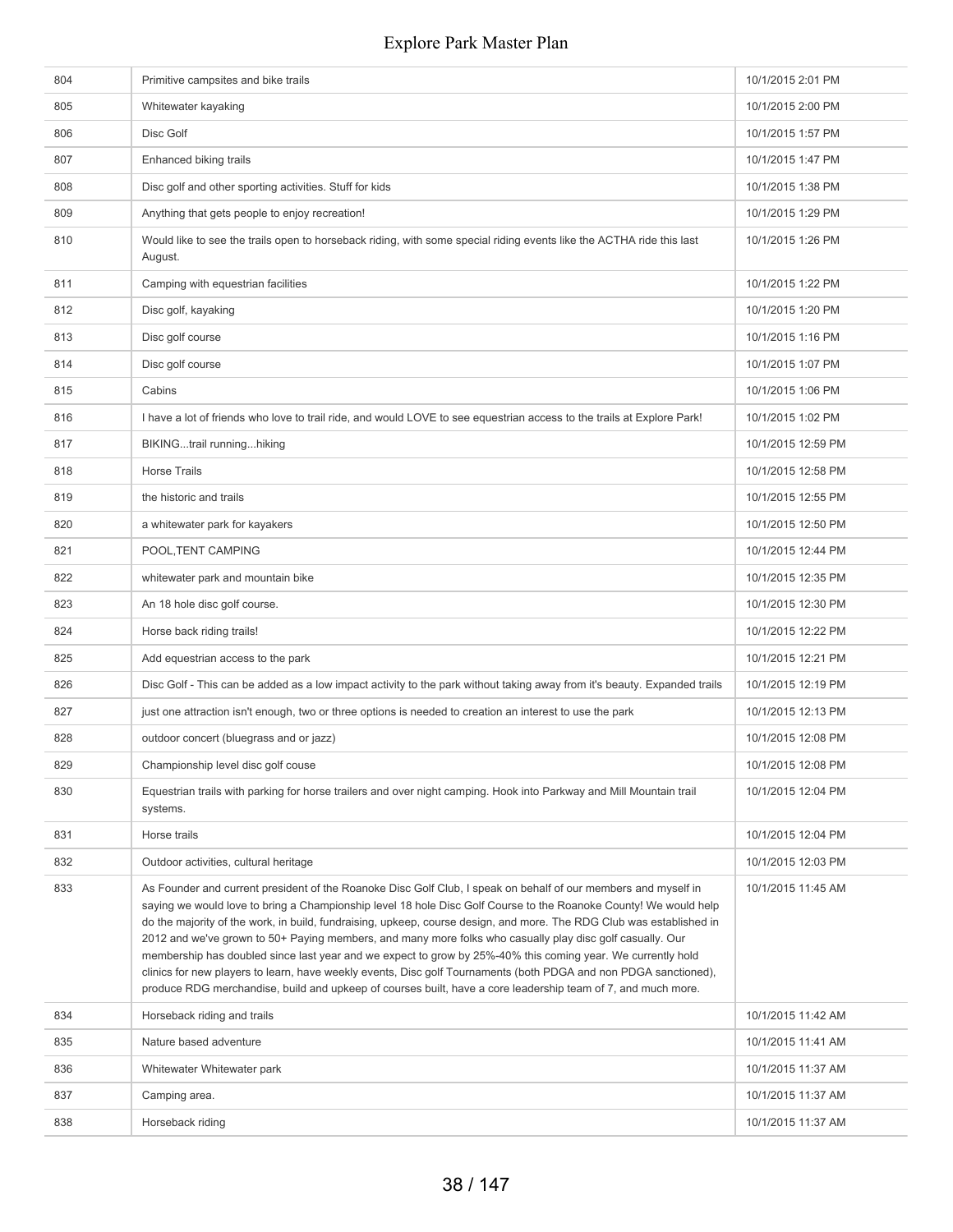| | | |
|---|---|---|
| 804 | Primitive campsites and bike trails | 10/1/2015 2:01 PM |
| 805 | Whitewater kayaking | 10/1/2015 2:00 PM |
| 806 | Disc Golf | 10/1/2015 1:57 PM |
| 807 | Enhanced biking trails | 10/1/2015 1:47 PM |
| 808 | Disc golf and other sporting activities. Stuff for kids | 10/1/2015 1:38 PM |
| 809 | Anything that gets people to enjoy recreation! | 10/1/2015 1:29 PM |
| 810 | Would like to see the trails open to horseback riding, with some special riding events like the ACTHA ride this last August. | 10/1/2015 1:26 PM |
| 811 | Camping with equestrian facilities | 10/1/2015 1:22 PM |
| 812 | Disc golf, kayaking | 10/1/2015 1:20 PM |
| 813 | Disc golf course | 10/1/2015 1:16 PM |
| 814 | Disc golf course | 10/1/2015 1:07 PM |
| 815 | Cabins | 10/1/2015 1:06 PM |
| 816 | I have a lot of friends who love to trail ride, and would LOVE to see equestrian access to the trails at Explore Park! | 10/1/2015 1:02 PM |
| 817 | BIKING...trail running...hiking | 10/1/2015 12:59 PM |
| 818 | Horse Trails | 10/1/2015 12:58 PM |
| 819 | the historic and trails | 10/1/2015 12:55 PM |
| 820 | a whitewater park for kayakers | 10/1/2015 12:50 PM |
| 821 | POOL,TENT CAMPING | 10/1/2015 12:44 PM |
| 822 | whitewater park and mountain bike | 10/1/2015 12:35 PM |
| 823 | An 18 hole disc golf course. | 10/1/2015 12:30 PM |
| 824 | Horse back riding trails! | 10/1/2015 12:22 PM |
| 825 | Add equestrian access to the park | 10/1/2015 12:21 PM |
| 826 | Disc Golf - This can be added as a low impact activity to the park without taking away from it's beauty. Expanded trails | 10/1/2015 12:19 PM |
| 827 | just one attraction isn't enough, two or three options is needed to creation an interest to use the park | 10/1/2015 12:13 PM |
| 828 | outdoor concert (bluegrass and or jazz) | 10/1/2015 12:08 PM |
| 829 | Championship level disc golf couse | 10/1/2015 12:08 PM |
| 830 | Equestrian trails with parking for horse trailers and over night camping. Hook into Parkway and Mill Mountain trail systems. | 10/1/2015 12:04 PM |
| 831 | Horse trails | 10/1/2015 12:04 PM |
| 832 | Outdoor activities, cultural heritage | 10/1/2015 12:03 PM |
| 833 | As Founder and current president of the Roanoke Disc Golf Club, I speak on behalf of our members and myself in saying we would love to bring a Championship level 18 hole Disc Golf Course to the Roanoke County! We would help do the majority of the work, in build, fundraising, upkeep, course design, and more. The RDG Club was established in 2012 and we've grown to 50+ Paying members, and many more folks who casually play disc golf casually. Our membership has doubled since last year and we expect to grow by 25%-40% this coming year. We currently hold clinics for new players to learn, have weekly events, Disc golf Tournaments (both PDGA and non PDGA sanctioned), produce RDG merchandise, build and upkeep of courses built, have a core leadership team of 7, and much more. | 10/1/2015 11:45 AM |
| 834 | Horseback riding and trails | 10/1/2015 11:42 AM |
| 835 | Nature based adventure | 10/1/2015 11:41 AM |
| 836 | Whitewater Whitewater park | 10/1/2015 11:37 AM |
| 837 | Camping area. | 10/1/2015 11:37 AM |
| 838 | Horseback riding | 10/1/2015 11:37 AM |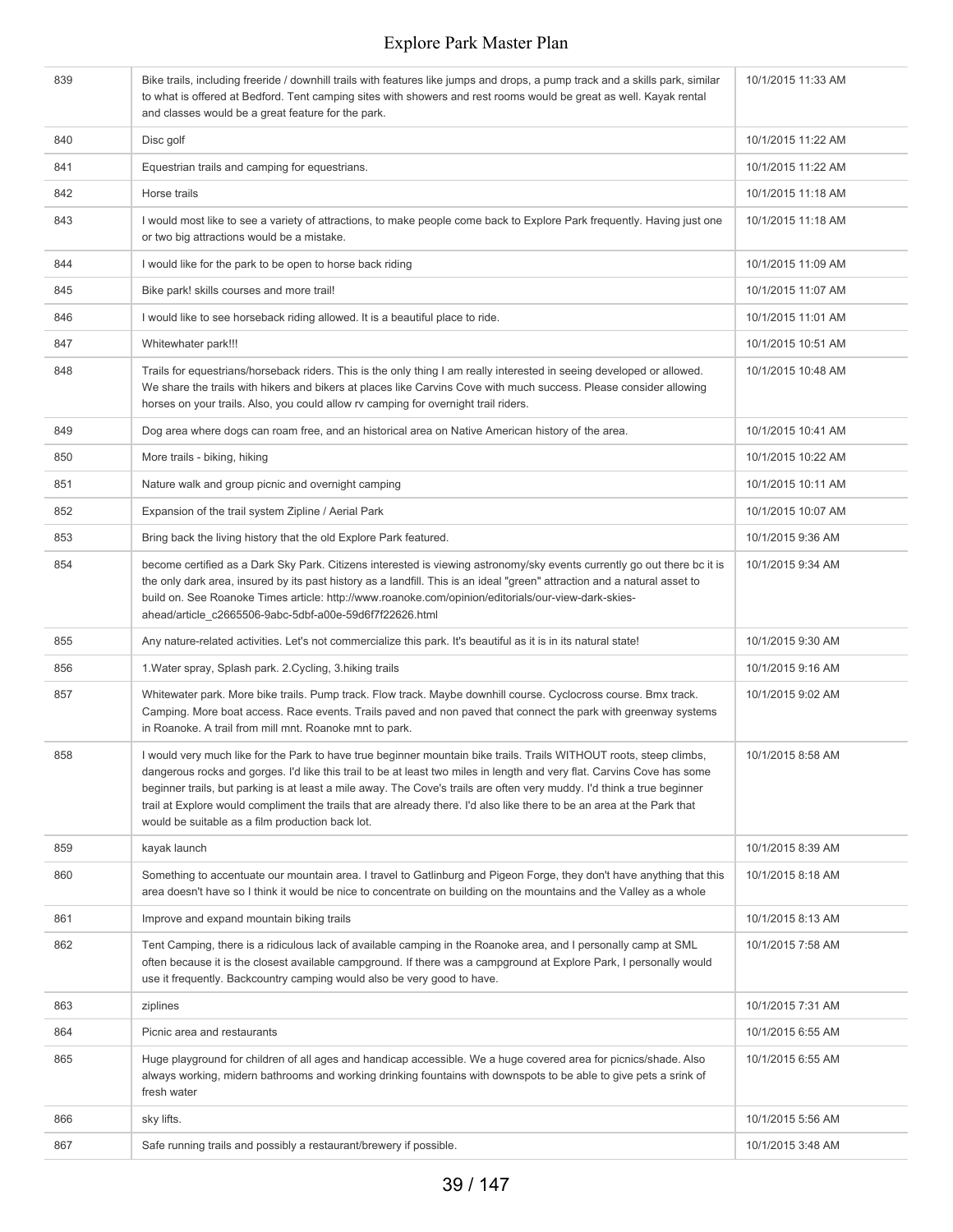| | | |
|---|---|---|
| 839 | Bike trails, including freeride / downhill trails with features like jumps and drops, a pump track and a skills park, similar to what is offered at Bedford. Tent camping sites with showers and rest rooms would be great as well. Kayak rental and classes would be a great feature for the park. | 10/1/2015 11:33 AM |
| 840 | Disc golf | 10/1/2015 11:22 AM |
| 841 | Equestrian trails and camping for equestrians. | 10/1/2015 11:22 AM |
| 842 | Horse trails | 10/1/2015 11:18 AM |
| 843 | I would most like to see a variety of attractions, to make people come back to Explore Park frequently. Having just one or two big attractions would be a mistake. | 10/1/2015 11:18 AM |
| 844 | I would like for the park to be open to horse back riding | 10/1/2015 11:09 AM |
| 845 | Bike park! skills courses and more trail! | 10/1/2015 11:07 AM |
| 846 | I would like to see horseback riding allowed. It is a beautiful place to ride. | 10/1/2015 11:01 AM |
| 847 | Whitewhater park!!! | 10/1/2015 10:51 AM |
| 848 | Trails for equestrians/horseback riders. This is the only thing I am really interested in seeing developed or allowed. We share the trails with hikers and bikers at places like Carvins Cove with much success. Please consider allowing horses on your trails. Also, you could allow rv camping for overnight trail riders. | 10/1/2015 10:48 AM |
| 849 | Dog area where dogs can roam free, and an historical area on Native American history of the area. | 10/1/2015 10:41 AM |
| 850 | More trails - biking, hiking | 10/1/2015 10:22 AM |
| 851 | Nature walk and group picnic and overnight camping | 10/1/2015 10:11 AM |
| 852 | Expansion of the trail system Zipline / Aerial Park | 10/1/2015 10:07 AM |
| 853 | Bring back the living history that the old Explore Park featured. | 10/1/2015 9:36 AM |
| 854 | become certified as a Dark Sky Park. Citizens interested is viewing astronomy/sky events currently go out there bc it is the only dark area, insured by its past history as a landfill. This is an ideal "green" attraction and a natural asset to build on. See Roanoke Times article: http://www.roanoke.com/opinion/editorials/our-view-dark-skies-ahead/article_c2665506-9abc-5dbf-a00e-59d6f7f22626.html | 10/1/2015 9:34 AM |
| 855 | Any nature-related activities. Let's not commercialize this park. It's beautiful as it is in its natural state! | 10/1/2015 9:30 AM |
| 856 | 1.Water spray, Splash park. 2.Cycling, 3.hiking trails | 10/1/2015 9:16 AM |
| 857 | Whitewater park. More bike trails. Pump track. Flow track. Maybe downhill course. Cyclocross course. Bmx track. Camping. More boat access. Race events. Trails paved and non paved that connect the park with greenway systems in Roanoke. A trail from mill mnt. Roanoke mnt to park. | 10/1/2015 9:02 AM |
| 858 | I would very much like for the Park to have true beginner mountain bike trails. Trails WITHOUT roots, steep climbs, dangerous rocks and gorges. I'd like this trail to be at least two miles in length and very flat. Carvins Cove has some beginner trails, but parking is at least a mile away. The Cove's trails are often very muddy. I'd think a true beginner trail at Explore would compliment the trails that are already there. I'd also like there to be an area at the Park that would be suitable as a film production back lot. | 10/1/2015 8:58 AM |
| 859 | kayak launch | 10/1/2015 8:39 AM |
| 860 | Something to accentuate our mountain area. I travel to Gatlinburg and Pigeon Forge, they don't have anything that this area doesn't have so I think it would be nice to concentrate on building on the mountains and the Valley as a whole | 10/1/2015 8:18 AM |
| 861 | Improve and expand mountain biking trails | 10/1/2015 8:13 AM |
| 862 | Tent Camping, there is a ridiculous lack of available camping in the Roanoke area, and I personally camp at SML often because it is the closest available campground. If there was a campground at Explore Park, I personally would use it frequently. Backcountry camping would also be very good to have. | 10/1/2015 7:58 AM |
| 863 | ziplines | 10/1/2015 7:31 AM |
| 864 | Picnic area and restaurants | 10/1/2015 6:55 AM |
| 865 | Huge playground for children of all ages and handicap accessible. We a huge covered area for picnics/shade. Also always working, midern bathrooms and working drinking fountains with downspots to be able to give pets a srink of fresh water | 10/1/2015 6:55 AM |
| 866 | sky lifts. | 10/1/2015 5:56 AM |
| 867 | Safe running trails and possibly a restaurant/brewery if possible. | 10/1/2015 3:48 AM |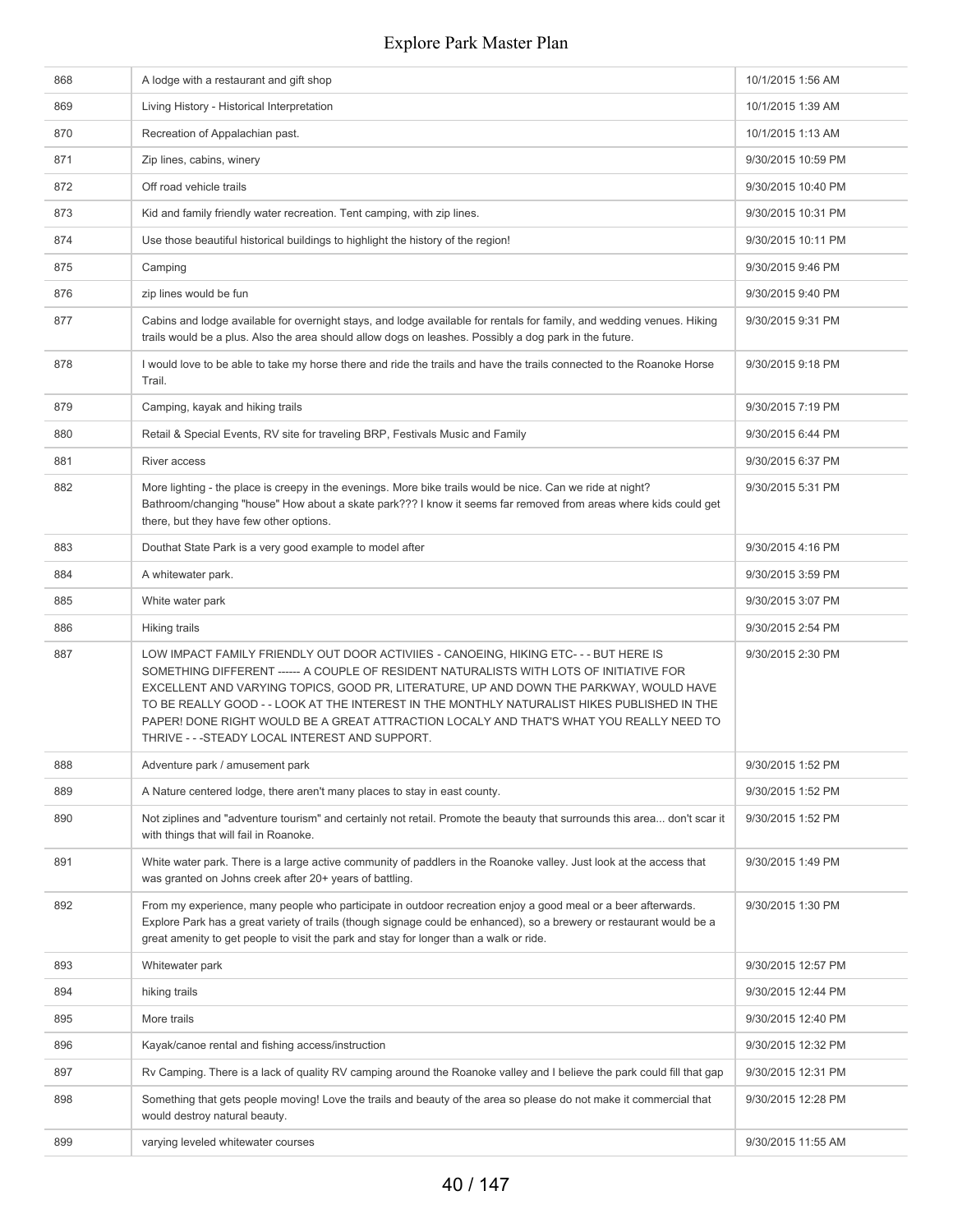| | | |
|---|---|---|
| 868 | A lodge with a restaurant and gift shop | 10/1/2015 1:56 AM |
| 869 | Living History - Historical Interpretation | 10/1/2015 1:39 AM |
| 870 | Recreation of Appalachian past. | 10/1/2015 1:13 AM |
| 871 | Zip lines, cabins, winery | 9/30/2015 10:59 PM |
| 872 | Off road vehicle trails | 9/30/2015 10:40 PM |
| 873 | Kid and family friendly water recreation. Tent camping, with zip lines. | 9/30/2015 10:31 PM |
| 874 | Use those beautiful historical buildings to highlight the history of the region! | 9/30/2015 10:11 PM |
| 875 | Camping | 9/30/2015 9:46 PM |
| 876 | zip lines would be fun | 9/30/2015 9:40 PM |
| 877 | Cabins and lodge available for overnight stays, and lodge available for rentals for family, and wedding venues. Hiking trails would be a plus. Also the area should allow dogs on leashes. Possibly a dog park in the future. | 9/30/2015 9:31 PM |
| 878 | I would love to be able to take my horse there and ride the trails and have the trails connected to the Roanoke Horse Trail. | 9/30/2015 9:18 PM |
| 879 | Camping, kayak and hiking trails | 9/30/2015 7:19 PM |
| 880 | Retail & Special Events, RV site for traveling BRP, Festivals Music and Family | 9/30/2015 6:44 PM |
| 881 | River access | 9/30/2015 6:37 PM |
| 882 | More lighting - the place is creepy in the evenings. More bike trails would be nice. Can we ride at night? Bathroom/changing "house" How about a skate park??? I know it seems far removed from areas where kids could get there, but they have few other options. | 9/30/2015 5:31 PM |
| 883 | Douthat State Park is a very good example to model after | 9/30/2015 4:16 PM |
| 884 | A whitewater park. | 9/30/2015 3:59 PM |
| 885 | White water park | 9/30/2015 3:07 PM |
| 886 | Hiking trails | 9/30/2015 2:54 PM |
| 887 | LOW IMPACT FAMILY FRIENDLY OUT DOOR ACTIVIIES - CANOEING, HIKING ETC- - - BUT HERE IS SOMETHING DIFFERENT ------ A COUPLE OF RESIDENT NATURALISTS WITH LOTS OF INITIATIVE FOR EXCELLENT AND VARYING TOPICS, GOOD PR, LITERATURE, UP AND DOWN THE PARKWAY, WOULD HAVE TO BE REALLY GOOD - - LOOK AT THE INTEREST IN THE MONTHLY NATURALIST HIKES PUBLISHED IN THE PAPER! DONE RIGHT WOULD BE A GREAT ATTRACTION LOCALY AND THAT'S WHAT YOU REALLY NEED TO THRIVE - - -STEADY LOCAL INTEREST AND SUPPORT. | 9/30/2015 2:30 PM |
| 888 | Adventure park / amusement park | 9/30/2015 1:52 PM |
| 889 | A Nature centered lodge, there aren't many places to stay in east county. | 9/30/2015 1:52 PM |
| 890 | Not ziplines and "adventure tourism" and certainly not retail. Promote the beauty that surrounds this area... don't scar it with things that will fail in Roanoke. | 9/30/2015 1:52 PM |
| 891 | White water park. There is a large active community of paddlers in the Roanoke valley. Just look at the access that was granted on Johns creek after 20+ years of battling. | 9/30/2015 1:49 PM |
| 892 | From my experience, many people who participate in outdoor recreation enjoy a good meal or a beer afterwards. Explore Park has a great variety of trails (though signage could be enhanced), so a brewery or restaurant would be a great amenity to get people to visit the park and stay for longer than a walk or ride. | 9/30/2015 1:30 PM |
| 893 | Whitewater park | 9/30/2015 12:57 PM |
| 894 | hiking trails | 9/30/2015 12:44 PM |
| 895 | More trails | 9/30/2015 12:40 PM |
| 896 | Kayak/canoe rental and fishing access/instruction | 9/30/2015 12:32 PM |
| 897 | Rv Camping. There is a lack of quality RV camping around the Roanoke valley and I believe the park could fill that gap | 9/30/2015 12:31 PM |
| 898 | Something that gets people moving! Love the trails and beauty of the area so please do not make it commercial that would destroy natural beauty. | 9/30/2015 12:28 PM |
| 899 | varying leveled whitewater courses | 9/30/2015 11:55 AM |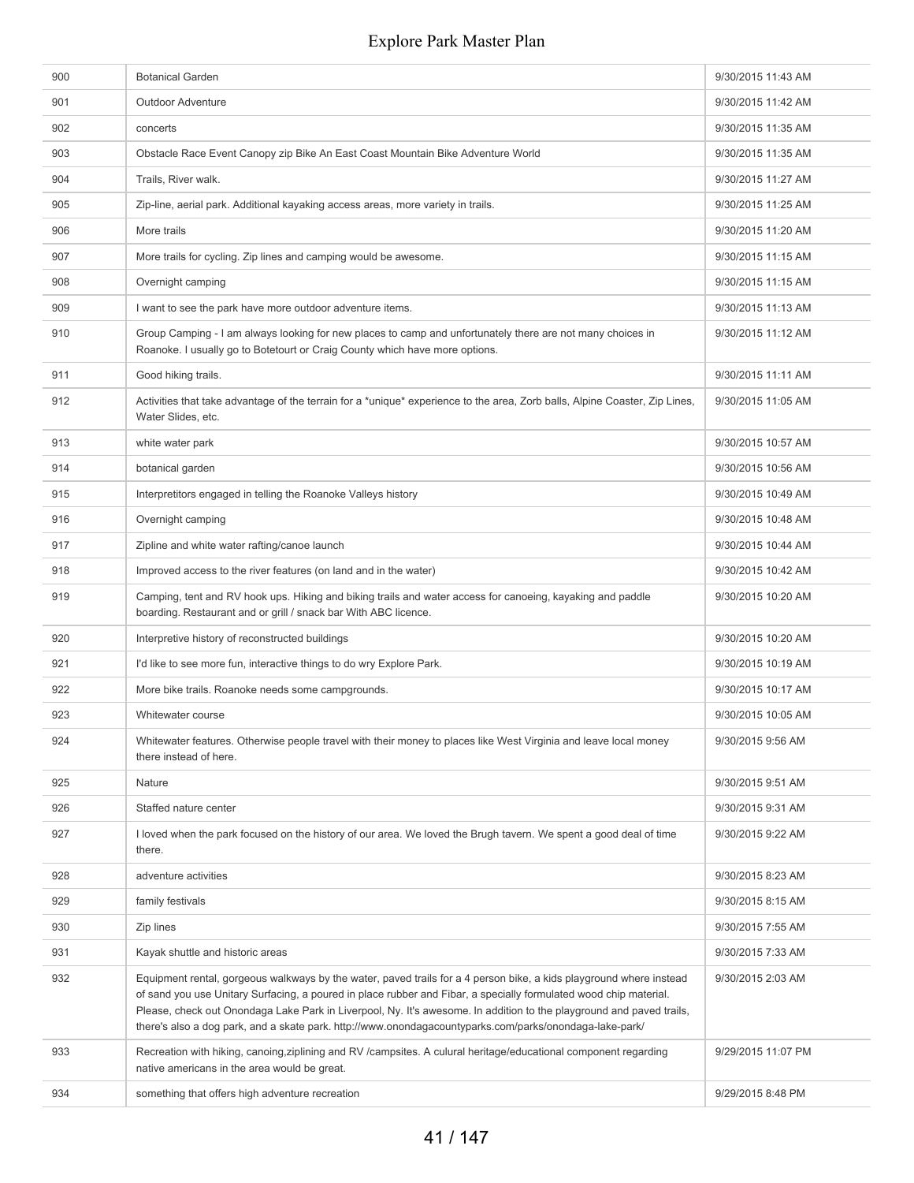| | | |
|---|---|---|
| 900 | Botanical Garden | 9/30/2015 11:43 AM |
| 901 | Outdoor Adventure | 9/30/2015 11:42 AM |
| 902 | concerts | 9/30/2015 11:35 AM |
| 903 | Obstacle Race Event Canopy zip Bike An East Coast Mountain Bike Adventure World | 9/30/2015 11:35 AM |
| 904 | Trails, River walk. | 9/30/2015 11:27 AM |
| 905 | Zip-line, aerial park. Additional kayaking access areas, more variety in trails. | 9/30/2015 11:25 AM |
| 906 | More trails | 9/30/2015 11:20 AM |
| 907 | More trails for cycling. Zip lines and camping would be awesome. | 9/30/2015 11:15 AM |
| 908 | Overnight camping | 9/30/2015 11:15 AM |
| 909 | I want to see the park have more outdoor adventure items. | 9/30/2015 11:13 AM |
| 910 | Group Camping - I am always looking for new places to camp and unfortunately there are not many choices in Roanoke. I usually go to Botetourt or Craig County which have more options. | 9/30/2015 11:12 AM |
| 911 | Good hiking trails. | 9/30/2015 11:11 AM |
| 912 | Activities that take advantage of the terrain for a *unique* experience to the area, Zorb balls, Alpine Coaster, Zip Lines, Water Slides, etc. | 9/30/2015 11:05 AM |
| 913 | white water park | 9/30/2015 10:57 AM |
| 914 | botanical garden | 9/30/2015 10:56 AM |
| 915 | Interpretitors engaged in telling the Roanoke Valleys history | 9/30/2015 10:49 AM |
| 916 | Overnight camping | 9/30/2015 10:48 AM |
| 917 | Zipline and white water rafting/canoe launch | 9/30/2015 10:44 AM |
| 918 | Improved access to the river features (on land and in the water) | 9/30/2015 10:42 AM |
| 919 | Camping, tent and RV hook ups. Hiking and biking trails and water access for canoeing, kayaking and paddle boarding. Restaurant and or grill / snack bar With ABC licence. | 9/30/2015 10:20 AM |
| 920 | Interpretive history of reconstructed buildings | 9/30/2015 10:20 AM |
| 921 | I'd like to see more fun, interactive things to do wry Explore Park. | 9/30/2015 10:19 AM |
| 922 | More bike trails. Roanoke needs some campgrounds. | 9/30/2015 10:17 AM |
| 923 | Whitewater course | 9/30/2015 10:05 AM |
| 924 | Whitewater features. Otherwise people travel with their money to places like West Virginia and leave local money there instead of here. | 9/30/2015 9:56 AM |
| 925 | Nature | 9/30/2015 9:51 AM |
| 926 | Staffed nature center | 9/30/2015 9:31 AM |
| 927 | I loved when the park focused on the history of our area. We loved the Brugh tavern. We spent a good deal of time there. | 9/30/2015 9:22 AM |
| 928 | adventure activities | 9/30/2015 8:23 AM |
| 929 | family festivals | 9/30/2015 8:15 AM |
| 930 | Zip lines | 9/30/2015 7:55 AM |
| 931 | Kayak shuttle and historic areas | 9/30/2015 7:33 AM |
| 932 | Equipment rental, gorgeous walkways by the water, paved trails for a 4 person bike, a kids playground where instead of sand you use Unitary Surfacing, a poured in place rubber and Fibar, a specially formulated wood chip material. Please, check out Onondaga Lake Park in Liverpool, Ny. It's awesome. In addition to the playground and paved trails, there's also a dog park, and a skate park. http://www.onondagacountyparks.com/parks/onondaga-lake-park/ | 9/30/2015 2:03 AM |
| 933 | Recreation with hiking, canoeing,ziplining and RV /campsites. A culural heritage/educational component regarding native americans in the area would be great. | 9/29/2015 11:07 PM |
| 934 | something that offers high adventure recreation | 9/29/2015 8:48 PM |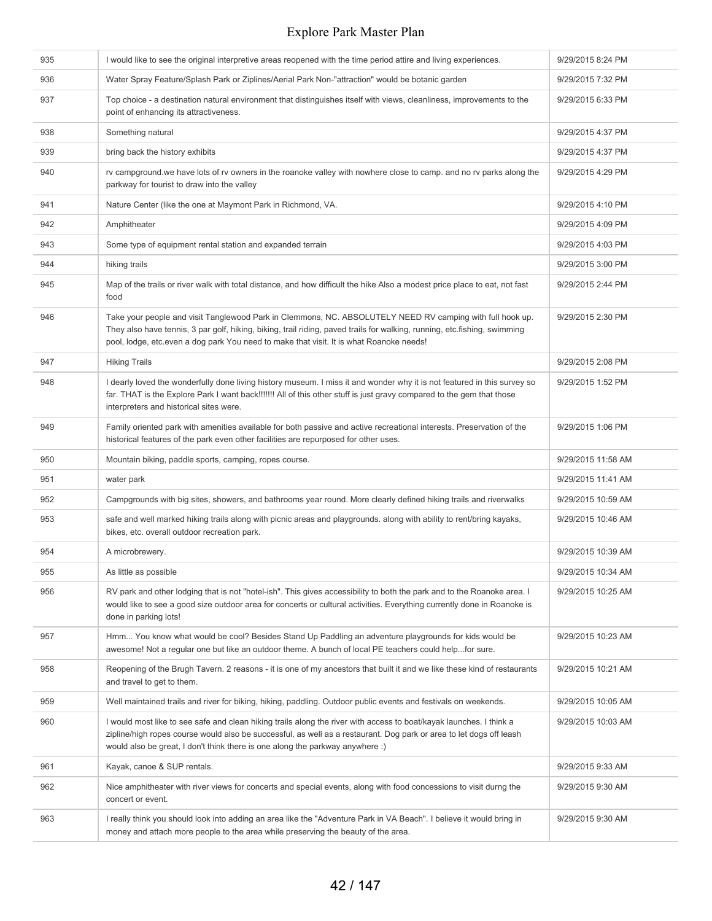| | | |
|---|---|---|
| 935 | I would like to see the original interpretive areas reopened with the time period attire and living experiences. | 9/29/2015 8:24 PM |
| 936 | Water Spray Feature/Splash Park or Ziplines/Aerial Park Non-"attraction" would be botanic garden | 9/29/2015 7:32 PM |
| 937 | Top choice - a destination natural environment that distinguishes itself with views, cleanliness, improvements to the point of enhancing its attractiveness. | 9/29/2015 6:33 PM |
| 938 | Something natural | 9/29/2015 4:37 PM |
| 939 | bring back the history exhibits | 9/29/2015 4:37 PM |
| 940 | rv campground.we have lots of rv owners in the roanoke valley with nowhere close to camp. and no rv parks along the parkway for tourist to draw into the valley | 9/29/2015 4:29 PM |
| 941 | Nature Center (like the one at Maymont Park in Richmond, VA. | 9/29/2015 4:10 PM |
| 942 | Amphitheater | 9/29/2015 4:09 PM |
| 943 | Some type of equipment rental station and expanded terrain | 9/29/2015 4:03 PM |
| 944 | hiking trails | 9/29/2015 3:00 PM |
| 945 | Map of the trails or river walk with total distance, and how difficult the hike Also a modest price place to eat, not fast food | 9/29/2015 2:44 PM |
| 946 | Take your people and visit Tanglewood Park in Clemmons, NC. ABSOLUTELY NEED RV camping with full hook up. They also have tennis, 3 par golf, hiking, biking, trail riding, paved trails for walking, running, etc.fishing, swimming pool, lodge, etc.even a dog park You need to make that visit. It is what Roanoke needs! | 9/29/2015 2:30 PM |
| 947 | Hiking Trails | 9/29/2015 2:08 PM |
| 948 | I dearly loved the wonderfully done living history museum. I miss it and wonder why it is not featured in this survey so far. THAT is the Explore Park I want back!!!!!!! All of this other stuff is just gravy compared to the gem that those interpreters and historical sites were. | 9/29/2015 1:52 PM |
| 949 | Family oriented park with amenities available for both passive and active recreational interests. Preservation of the historical features of the park even other facilities are repurposed for other uses. | 9/29/2015 1:06 PM |
| 950 | Mountain biking, paddle sports, camping, ropes course. | 9/29/2015 11:58 AM |
| 951 | water park | 9/29/2015 11:41 AM |
| 952 | Campgrounds with big sites, showers, and bathrooms year round. More clearly defined hiking trails and riverwalks | 9/29/2015 10:59 AM |
| 953 | safe and well marked hiking trails along with picnic areas and playgrounds. along with ability to rent/bring kayaks, bikes, etc. overall outdoor recreation park. | 9/29/2015 10:46 AM |
| 954 | A microbrewery. | 9/29/2015 10:39 AM |
| 955 | As little as possible | 9/29/2015 10:34 AM |
| 956 | RV park and other lodging that is not "hotel-ish". This gives accessibility to both the park and to the Roanoke area. I would like to see a good size outdoor area for concerts or cultural activities. Everything currently done in Roanoke is done in parking lots! | 9/29/2015 10:25 AM |
| 957 | Hmm... You know what would be cool? Besides Stand Up Paddling an adventure playgrounds for kids would be awesome! Not a regular one but like an outdoor theme. A bunch of local PE teachers could help...for sure. | 9/29/2015 10:23 AM |
| 958 | Reopening of the Brugh Tavern. 2 reasons - it is one of my ancestors that built it and we like these kind of restaurants and travel to get to them. | 9/29/2015 10:21 AM |
| 959 | Well maintained trails and river for biking, hiking, paddling. Outdoor public events and festivals on weekends. | 9/29/2015 10:05 AM |
| 960 | I would most like to see safe and clean hiking trails along the river with access to boat/kayak launches. I think a zipline/high ropes course would also be successful, as well as a restaurant. Dog park or area to let dogs off leash would also be great, I don't think there is one along the parkway anywhere :) | 9/29/2015 10:03 AM |
| 961 | Kayak, canoe & SUP rentals. | 9/29/2015 9:33 AM |
| 962 | Nice amphitheater with river views for concerts and special events, along with food concessions to visit durng the concert or event. | 9/29/2015 9:30 AM |
| 963 | I really think you should look into adding an area like the "Adventure Park in VA Beach". I believe it would bring in money and attach more people to the area while preserving the beauty of the area. | 9/29/2015 9:30 AM |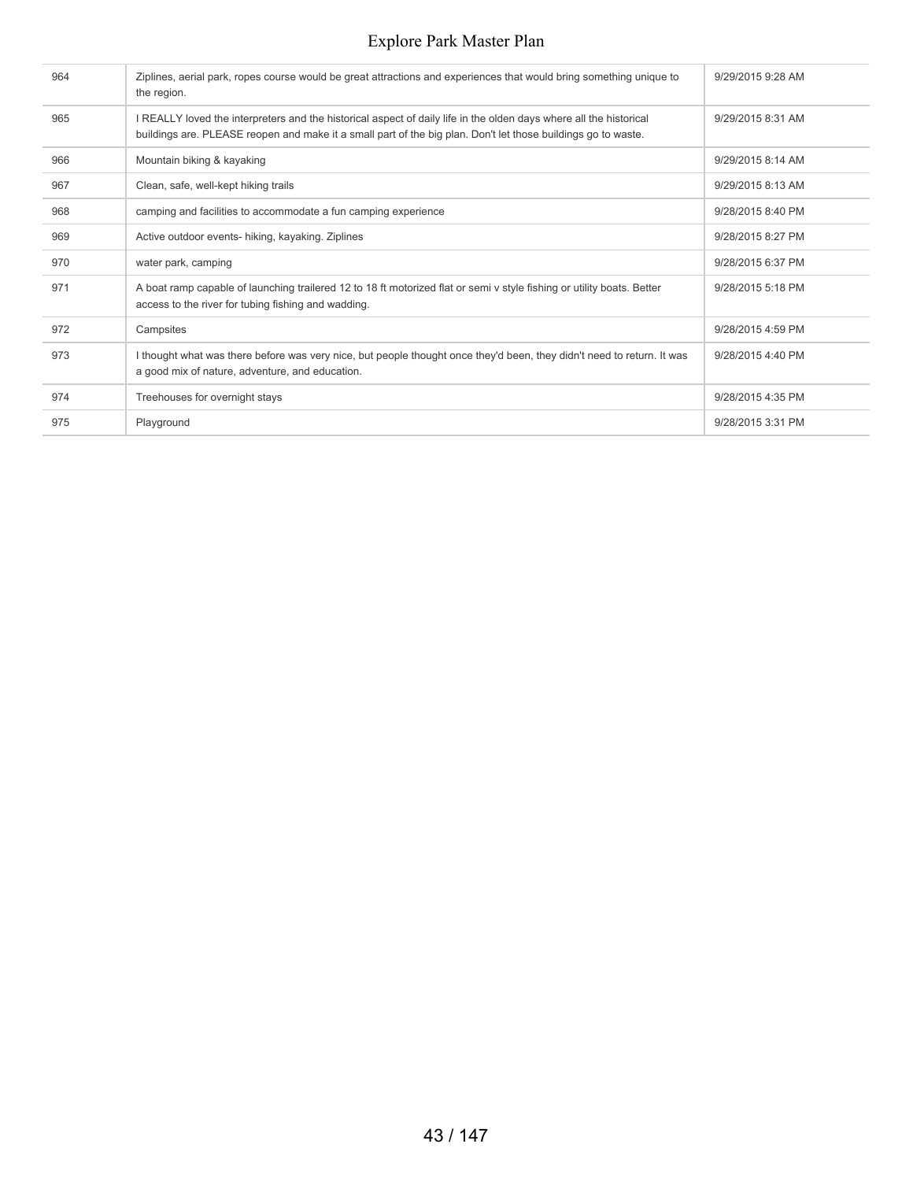| | | |
|---|---|---|
| 964 | Ziplines, aerial park, ropes course would be great attractions and experiences that would bring something unique to the region. | 9/29/2015 9:28 AM |
| 965 | I REALLY loved the interpreters and the historical aspect of daily life in the olden days where all the historical buildings are. PLEASE reopen and make it a small part of the big plan. Don't let those buildings go to waste. | 9/29/2015 8:31 AM |
| 966 | Mountain biking & kayaking | 9/29/2015 8:14 AM |
| 967 | Clean, safe, well-kept hiking trails | 9/29/2015 8:13 AM |
| 968 | camping and facilities to accommodate a fun camping experience | 9/28/2015 8:40 PM |
| 969 | Active outdoor events- hiking, kayaking. Ziplines | 9/28/2015 8:27 PM |
| 970 | water park, camping | 9/28/2015 6:37 PM |
| 971 | A boat ramp capable of launching trailered 12 to 18 ft motorized flat or semi v style fishing or utility boats. Better access to the river for tubing fishing and wadding. | 9/28/2015 5:18 PM |
| 972 | Campsites | 9/28/2015 4:59 PM |
| 973 | I thought what was there before was very nice, but people thought once they'd been, they didn't need to return. It was a good mix of nature, adventure, and education. | 9/28/2015 4:40 PM |
| 974 | Treehouses for overnight stays | 9/28/2015 4:35 PM |
| 975 | Playground | 9/28/2015 3:31 PM |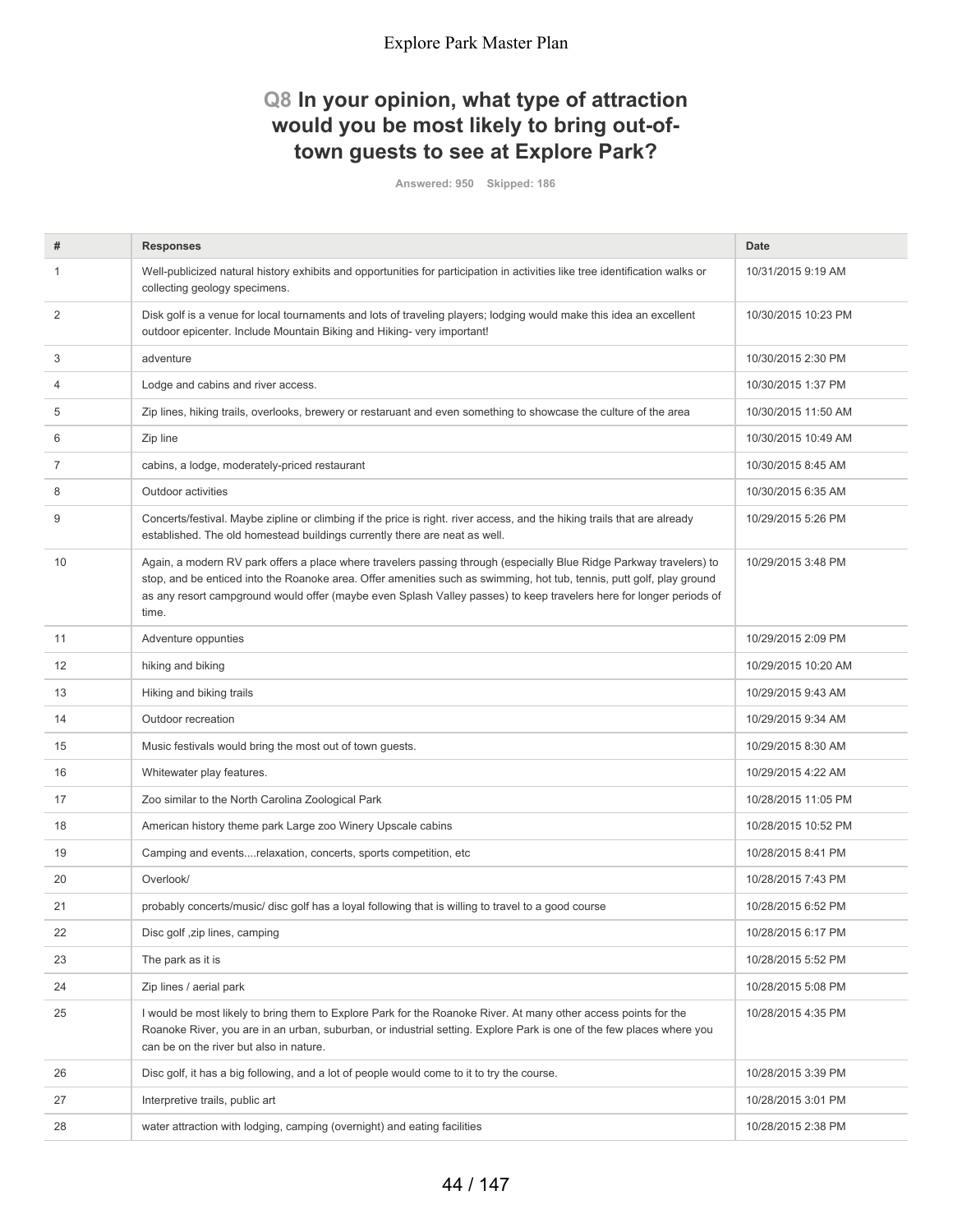## Q8 In your opinion, what type of attraction would you be most likely to bring out-of-town guests to see at Explore Park?

**Answered: 950 Skipped: 186**

| # | Responses | Date |
|---|---|---|
| 1 | Well-publicized natural history exhibits and opportunities for participation in activities like tree identification walks or collecting geology specimens. | 10/31/2015 9:19 AM |
| 2 | Disk golf is a venue for local tournaments and lots of traveling players; lodging would make this idea an excellent outdoor epicenter. Include Mountain Biking and Hiking- very important! | 10/30/2015 10:23 PM |
| 3 | adventure | 10/30/2015 2:30 PM |
| 4 | Lodge and cabins and river access. | 10/30/2015 1:37 PM |
| 5 | Zip lines, hiking trails, overlooks, brewery or restaruant and even something to showcase the culture of the area | 10/30/2015 11:50 AM |
| 6 | Zip line | 10/30/2015 10:49 AM |
| 7 | cabins, a lodge, moderately-priced restaurant | 10/30/2015 8:45 AM |
| 8 | Outdoor activities | 10/30/2015 6:35 AM |
| 9 | Concerts/festival. Maybe zipline or climbing if the price is right. river access, and the hiking trails that are already established. The old homestead buildings currently there are neat as well. | 10/29/2015 5:26 PM |
| 10 | Again, a modern RV park offers a place where travelers passing through (especially Blue Ridge Parkway travelers) to stop, and be enticed into the Roanoke area. Offer amenities such as swimming, hot tub, tennis, putt golf, play ground as any resort campground would offer (maybe even Splash Valley passes) to keep travelers here for longer periods of time. | 10/29/2015 3:48 PM |
| 11 | Adventure oppunties | 10/29/2015 2:09 PM |
| 12 | hiking and biking | 10/29/2015 10:20 AM |
| 13 | Hiking and biking trails | 10/29/2015 9:43 AM |
| 14 | Outdoor recreation | 10/29/2015 9:34 AM |
| 15 | Music festivals would bring the most out of town guests. | 10/29/2015 8:30 AM |
| 16 | Whitewater play features. | 10/29/2015 4:22 AM |
| 17 | Zoo similar to the North Carolina Zoological Park | 10/28/2015 11:05 PM |
| 18 | American history theme park Large zoo Winery Upscale cabins | 10/28/2015 10:52 PM |
| 19 | Camping and events....relaxation, concerts, sports competition, etc | 10/28/2015 8:41 PM |
| 20 | Overlook/ | 10/28/2015 7:43 PM |
| 21 | probably concerts/music/ disc golf has a loyal following that is willing to travel to a good course | 10/28/2015 6:52 PM |
| 22 | Disc golf ,zip lines, camping | 10/28/2015 6:17 PM |
| 23 | The park as it is | 10/28/2015 5:52 PM |
| 24 | Zip lines / aerial park | 10/28/2015 5:08 PM |
| 25 | I would be most likely to bring them to Explore Park for the Roanoke River. At many other access points for the Roanoke River, you are in an urban, suburban, or industrial setting. Explore Park is one of the few places where you can be on the river but also in nature. | 10/28/2015 4:35 PM |
| 26 | Disc golf, it has a big following, and a lot of people would come to it to try the course. | 10/28/2015 3:39 PM |
| 27 | Interpretive trails, public art | 10/28/2015 3:01 PM |
| 28 | water attraction with lodging, camping (overnight) and eating facilities | 10/28/2015 2:38 PM |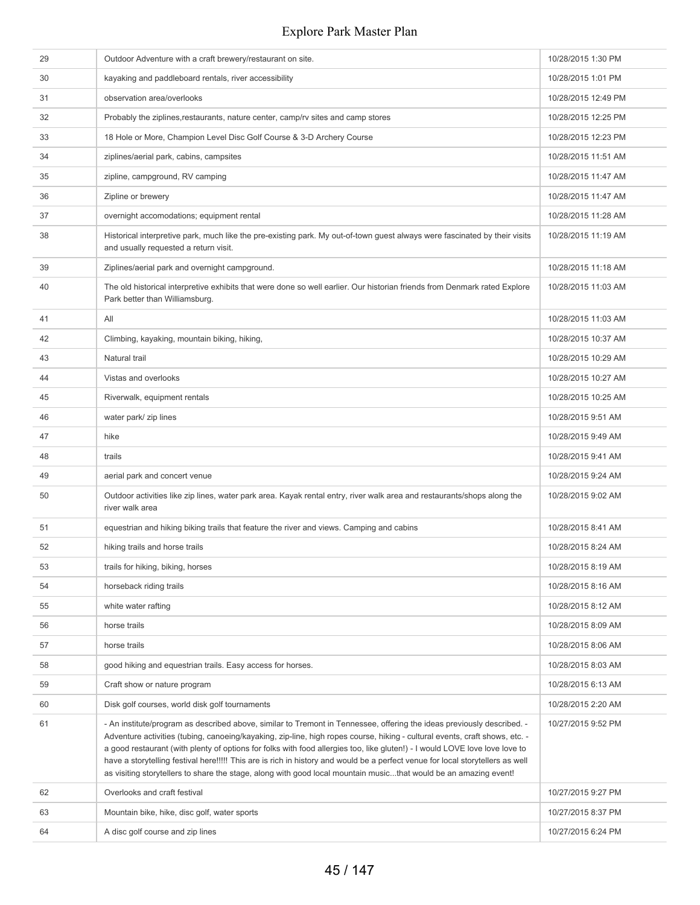| | | |
|---|---|---|
| 29 | Outdoor Adventure with a craft brewery/restaurant on site. | 10/28/2015 1:30 PM |
| 30 | kayaking and paddleboard rentals, river accessibility | 10/28/2015 1:01 PM |
| 31 | observation area/overlooks | 10/28/2015 12:49 PM |
| 32 | Probably the ziplines,restaurants, nature center, camp/rv sites and camp stores | 10/28/2015 12:25 PM |
| 33 | 18 Hole or More, Champion Level Disc Golf Course & 3-D Archery Course | 10/28/2015 12:23 PM |
| 34 | ziplines/aerial park, cabins, campsites | 10/28/2015 11:51 AM |
| 35 | zipline, campground, RV camping | 10/28/2015 11:47 AM |
| 36 | Zipline or brewery | 10/28/2015 11:47 AM |
| 37 | overnight accomodations; equipment rental | 10/28/2015 11:28 AM |
| 38 | Historical interpretive park, much like the pre-existing park. My out-of-town guest always were fascinated by their visits and usually requested a return visit. | 10/28/2015 11:19 AM |
| 39 | Ziplines/aerial park and overnight campground. | 10/28/2015 11:18 AM |
| 40 | The old historical interpretive exhibits that were done so well earlier. Our historian friends from Denmark rated Explore Park better than Williamsburg. | 10/28/2015 11:03 AM |
| 41 | All | 10/28/2015 11:03 AM |
| 42 | Climbing, kayaking, mountain biking, hiking, | 10/28/2015 10:37 AM |
| 43 | Natural trail | 10/28/2015 10:29 AM |
| 44 | Vistas and overlooks | 10/28/2015 10:27 AM |
| 45 | Riverwalk, equipment rentals | 10/28/2015 10:25 AM |
| 46 | water park/ zip lines | 10/28/2015 9:51 AM |
| 47 | hike | 10/28/2015 9:49 AM |
| 48 | trails | 10/28/2015 9:41 AM |
| 49 | aerial park and concert venue | 10/28/2015 9:24 AM |
| 50 | Outdoor activities like zip lines, water park area. Kayak rental entry, river walk area and restaurants/shops along the river walk area | 10/28/2015 9:02 AM |
| 51 | equestrian and hiking biking trails that feature the river and views. Camping and cabins | 10/28/2015 8:41 AM |
| 52 | hiking trails and horse trails | 10/28/2015 8:24 AM |
| 53 | trails for hiking, biking, horses | 10/28/2015 8:19 AM |
| 54 | horseback riding trails | 10/28/2015 8:16 AM |
| 55 | white water rafting | 10/28/2015 8:12 AM |
| 56 | horse trails | 10/28/2015 8:09 AM |
| 57 | horse trails | 10/28/2015 8:06 AM |
| 58 | good hiking and equestrian trails. Easy access for horses. | 10/28/2015 8:03 AM |
| 59 | Craft show or nature program | 10/28/2015 6:13 AM |
| 60 | Disk golf courses, world disk golf tournaments | 10/28/2015 2:20 AM |
| 61 | - An institute/program as described above, similar to Tremont in Tennessee, offering the ideas previously described. - Adventure activities (tubing, canoeing/kayaking, zip-line, high ropes course, hiking - cultural events, craft shows, etc. - a good restaurant (with plenty of options for folks with food allergies too, like gluten!) - I would LOVE love love love to have a storytelling festival here!!!!! This are is rich in history and would be a perfect venue for local storytellers as well as visiting storytellers to share the stage, along with good local mountain music...that would be an amazing event! | 10/27/2015 9:52 PM |
| 62 | Overlooks and craft festival | 10/27/2015 9:27 PM |
| 63 | Mountain bike, hike, disc golf, water sports | 10/27/2015 8:37 PM |
| 64 | A disc golf course and zip lines | 10/27/2015 6:24 PM |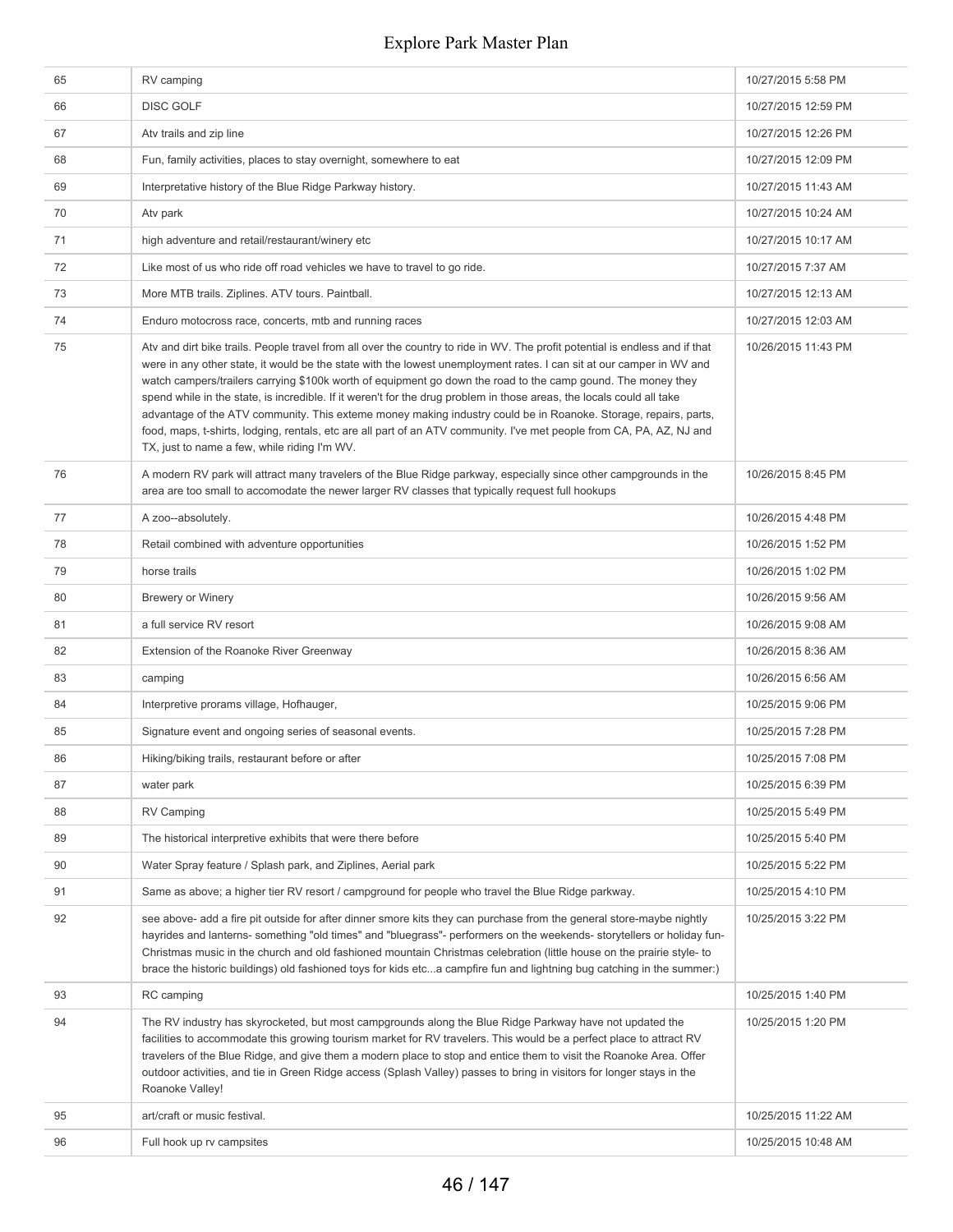| | | |
|---|---|---|
| 65 | RV camping | 10/27/2015 5:58 PM |
| 66 | DISC GOLF | 10/27/2015 12:59 PM |
| 67 | Atv trails and zip line | 10/27/2015 12:26 PM |
| 68 | Fun, family activities, places to stay overnight, somewhere to eat | 10/27/2015 12:09 PM |
| 69 | Interpretative history of the Blue Ridge Parkway history. | 10/27/2015 11:43 AM |
| 70 | Atv park | 10/27/2015 10:24 AM |
| 71 | high adventure and retail/restaurant/winery etc | 10/27/2015 10:17 AM |
| 72 | Like most of us who ride off road vehicles we have to travel to go ride. | 10/27/2015 7:37 AM |
| 73 | More MTB trails. Ziplines. ATV tours. Paintball. | 10/27/2015 12:13 AM |
| 74 | Enduro motocross race, concerts, mtb and running races | 10/27/2015 12:03 AM |
| 75 | Atv and dirt bike trails. People travel from all over the country to ride in WV. The profit potential is endless and if that were in any other state, it would be the state with the lowest unemployment rates. I can sit at our camper in WV and watch campers/trailers carrying $100k worth of equipment go down the road to the camp gound. The money they spend while in the state, is incredible. If it weren't for the drug problem in those areas, the locals could all take advantage of the ATV community. This exteme money making industry could be in Roanoke. Storage, repairs, parts, food, maps, t-shirts, lodging, rentals, etc are all part of an ATV community. I've met people from CA, PA, AZ, NJ and TX, just to name a few, while riding I'm WV. | 10/26/2015 11:43 PM |
| 76 | A modern RV park will attract many travelers of the Blue Ridge parkway, especially since other campgrounds in the area are too small to accomodate the newer larger RV classes that typically request full hookups | 10/26/2015 8:45 PM |
| 77 | A zoo--absolutely. | 10/26/2015 4:48 PM |
| 78 | Retail combined with adventure opportunities | 10/26/2015 1:52 PM |
| 79 | horse trails | 10/26/2015 1:02 PM |
| 80 | Brewery or Winery | 10/26/2015 9:56 AM |
| 81 | a full service RV resort | 10/26/2015 9:08 AM |
| 82 | Extension of the Roanoke River Greenway | 10/26/2015 8:36 AM |
| 83 | camping | 10/26/2015 6:56 AM |
| 84 | Interpretive prorams village, Hofhauger, | 10/25/2015 9:06 PM |
| 85 | Signature event and ongoing series of seasonal events. | 10/25/2015 7:28 PM |
| 86 | Hiking/biking trails, restaurant before or after | 10/25/2015 7:08 PM |
| 87 | water park | 10/25/2015 6:39 PM |
| 88 | RV Camping | 10/25/2015 5:49 PM |
| 89 | The historical interpretive exhibits that were there before | 10/25/2015 5:40 PM |
| 90 | Water Spray feature / Splash park, and Ziplines, Aerial park | 10/25/2015 5:22 PM |
| 91 | Same as above; a higher tier RV resort / campground for people who travel the Blue Ridge parkway. | 10/25/2015 4:10 PM |
| 92 | see above- add a fire pit outside for after dinner smore kits they can purchase from the general store-maybe nightly hayrides and lanterns- something "old times" and "bluegrass"- performers on the weekends- storytellers or holiday fun- Christmas music in the church and old fashioned mountain Christmas celebration (little house on the prairie style- to brace the historic buildings) old fashioned toys for kids etc...a campfire fun and lightning bug catching in the summer:) | 10/25/2015 3:22 PM |
| 93 | RC camping | 10/25/2015 1:40 PM |
| 94 | The RV industry has skyrocketed, but most campgrounds along the Blue Ridge Parkway have not updated the facilities to accommodate this growing tourism market for RV travelers. This would be a perfect place to attract RV travelers of the Blue Ridge, and give them a modern place to stop and entice them to visit the Roanoke Area. Offer outdoor activities, and tie in Green Ridge access (Splash Valley) passes to bring in visitors for longer stays in the Roanoke Valley! | 10/25/2015 1:20 PM |
| 95 | art/craft or music festival. | 10/25/2015 11:22 AM |
| 96 | Full hook up rv campsites | 10/25/2015 10:48 AM |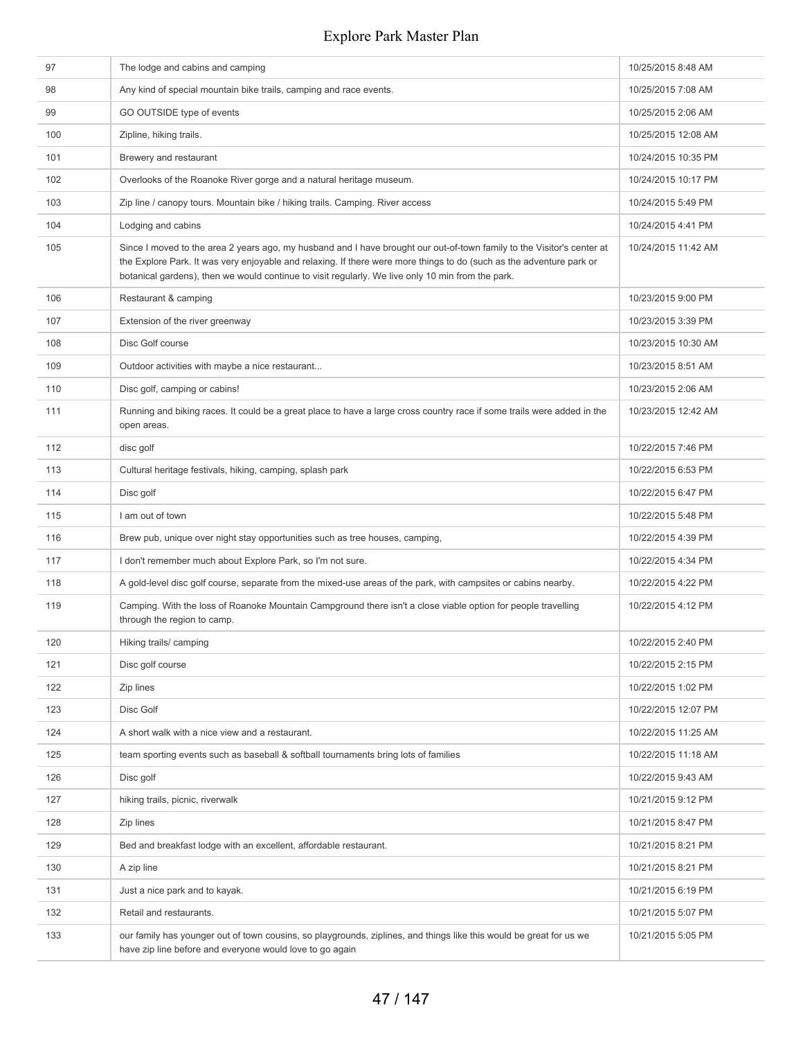| | | |
|---|---|---|
| 97 | The lodge and cabins and camping | 10/25/2015 8:48 AM |
| 98 | Any kind of special mountain bike trails, camping and race events. | 10/25/2015 7:08 AM |
| 99 | GO OUTSIDE type of events | 10/25/2015 2:06 AM |
| 100 | Zipline, hiking trails. | 10/25/2015 12:08 AM |
| 101 | Brewery and restaurant | 10/24/2015 10:35 PM |
| 102 | Overlooks of the Roanoke River gorge and a natural heritage museum. | 10/24/2015 10:17 PM |
| 103 | Zip line / canopy tours. Mountain bike / hiking trails. Camping. River access | 10/24/2015 5:49 PM |
| 104 | Lodging and cabins | 10/24/2015 4:41 PM |
| 105 | Since I moved to the area 2 years ago, my husband and I have brought our out-of-town family to the Visitor's center at the Explore Park. It was very enjoyable and relaxing. If there were more things to do (such as the adventure park or botanical gardens), then we would continue to visit regularly. We live only 10 min from the park. | 10/24/2015 11:42 AM |
| 106 | Restaurant & camping | 10/23/2015 9:00 PM |
| 107 | Extension of the river greenway | 10/23/2015 3:39 PM |
| 108 | Disc Golf course | 10/23/2015 10:30 AM |
| 109 | Outdoor activities with maybe a nice restaurant... | 10/23/2015 8:51 AM |
| 110 | Disc golf, camping or cabins! | 10/23/2015 2:06 AM |
| 111 | Running and biking races. It could be a great place to have a large cross country race if some trails were added in the open areas. | 10/23/2015 12:42 AM |
| 112 | disc golf | 10/22/2015 7:46 PM |
| 113 | Cultural heritage festivals, hiking, camping, splash park | 10/22/2015 6:53 PM |
| 114 | Disc golf | 10/22/2015 6:47 PM |
| 115 | I am out of town | 10/22/2015 5:48 PM |
| 116 | Brew pub, unique over night stay opportunities such as tree houses, camping, | 10/22/2015 4:39 PM |
| 117 | I don't remember much about Explore Park, so I'm not sure. | 10/22/2015 4:34 PM |
| 118 | A gold-level disc golf course, separate from the mixed-use areas of the park, with campsites or cabins nearby. | 10/22/2015 4:22 PM |
| 119 | Camping. With the loss of Roanoke Mountain Campground there isn't a close viable option for people travelling through the region to camp. | 10/22/2015 4:12 PM |
| 120 | Hiking trails/ camping | 10/22/2015 2:40 PM |
| 121 | Disc golf course | 10/22/2015 2:15 PM |
| 122 | Zip lines | 10/22/2015 1:02 PM |
| 123 | Disc Golf | 10/22/2015 12:07 PM |
| 124 | A short walk with a nice view and a restaurant. | 10/22/2015 11:25 AM |
| 125 | team sporting events such as baseball & softball tournaments bring lots of families | 10/22/2015 11:18 AM |
| 126 | Disc golf | 10/22/2015 9:43 AM |
| 127 | hiking trails, picnic, riverwalk | 10/21/2015 9:12 PM |
| 128 | Zip lines | 10/21/2015 8:47 PM |
| 129 | Bed and breakfast lodge with an excellent, affordable restaurant. | 10/21/2015 8:21 PM |
| 130 | A zip line | 10/21/2015 8:21 PM |
| 131 | Just a nice park and to kayak. | 10/21/2015 6:19 PM |
| 132 | Retail and restaurants. | 10/21/2015 5:07 PM |
| 133 | our family has younger out of town cousins, so playgrounds, ziplines, and things like this would be great for us we have zip line before and everyone would love to go again | 10/21/2015 5:05 PM |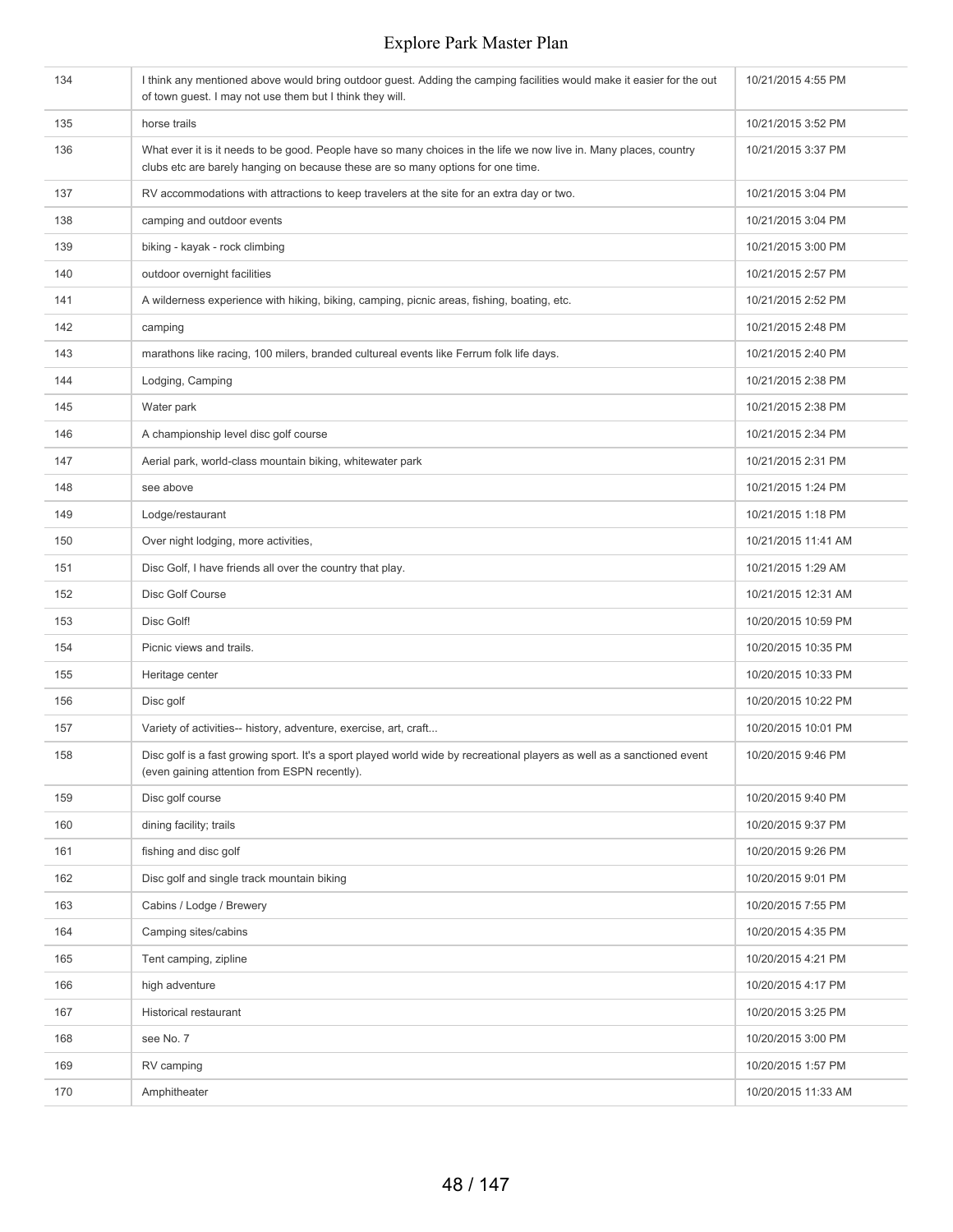| | | |
|---|---|---|
| 134 | I think any mentioned above would bring outdoor guest. Adding the camping facilities would make it easier for the out of town guest. I may not use them but I think they will. | 10/21/2015 4:55 PM |
| 135 | horse trails | 10/21/2015 3:52 PM |
| 136 | What ever it is it needs to be good. People have so many choices in the life we now live in. Many places, country clubs etc are barely hanging on because these are so many options for one time. | 10/21/2015 3:37 PM |
| 137 | RV accommodations with attractions to keep travelers at the site for an extra day or two. | 10/21/2015 3:04 PM |
| 138 | camping and outdoor events | 10/21/2015 3:04 PM |
| 139 | biking - kayak - rock climbing | 10/21/2015 3:00 PM |
| 140 | outdoor overnight facilities | 10/21/2015 2:57 PM |
| 141 | A wilderness experience with hiking, biking, camping, picnic areas, fishing, boating, etc. | 10/21/2015 2:52 PM |
| 142 | camping | 10/21/2015 2:48 PM |
| 143 | marathons like racing, 100 milers, branded cultureal events like Ferrum folk life days. | 10/21/2015 2:40 PM |
| 144 | Lodging, Camping | 10/21/2015 2:38 PM |
| 145 | Water park | 10/21/2015 2:38 PM |
| 146 | A championship level disc golf course | 10/21/2015 2:34 PM |
| 147 | Aerial park, world-class mountain biking, whitewater park | 10/21/2015 2:31 PM |
| 148 | see above | 10/21/2015 1:24 PM |
| 149 | Lodge/restaurant | 10/21/2015 1:18 PM |
| 150 | Over night lodging, more activities, | 10/21/2015 11:41 AM |
| 151 | Disc Golf, I have friends all over the country that play. | 10/21/2015 1:29 AM |
| 152 | Disc Golf Course | 10/21/2015 12:31 AM |
| 153 | Disc Golf! | 10/20/2015 10:59 PM |
| 154 | Picnic views and trails. | 10/20/2015 10:35 PM |
| 155 | Heritage center | 10/20/2015 10:33 PM |
| 156 | Disc golf | 10/20/2015 10:22 PM |
| 157 | Variety of activities-- history, adventure, exercise, art, craft... | 10/20/2015 10:01 PM |
| 158 | Disc golf is a fast growing sport. It's a sport played world wide by recreational players as well as a sanctioned event (even gaining attention from ESPN recently). | 10/20/2015 9:46 PM |
| 159 | Disc golf course | 10/20/2015 9:40 PM |
| 160 | dining facility; trails | 10/20/2015 9:37 PM |
| 161 | fishing and disc golf | 10/20/2015 9:26 PM |
| 162 | Disc golf and single track mountain biking | 10/20/2015 9:01 PM |
| 163 | Cabins / Lodge / Brewery | 10/20/2015 7:55 PM |
| 164 | Camping sites/cabins | 10/20/2015 4:35 PM |
| 165 | Tent camping, zipline | 10/20/2015 4:21 PM |
| 166 | high adventure | 10/20/2015 4:17 PM |
| 167 | Historical restaurant | 10/20/2015 3:25 PM |
| 168 | see No. 7 | 10/20/2015 3:00 PM |
| 169 | RV camping | 10/20/2015 1:57 PM |
| 170 | Amphitheater | 10/20/2015 11:33 AM |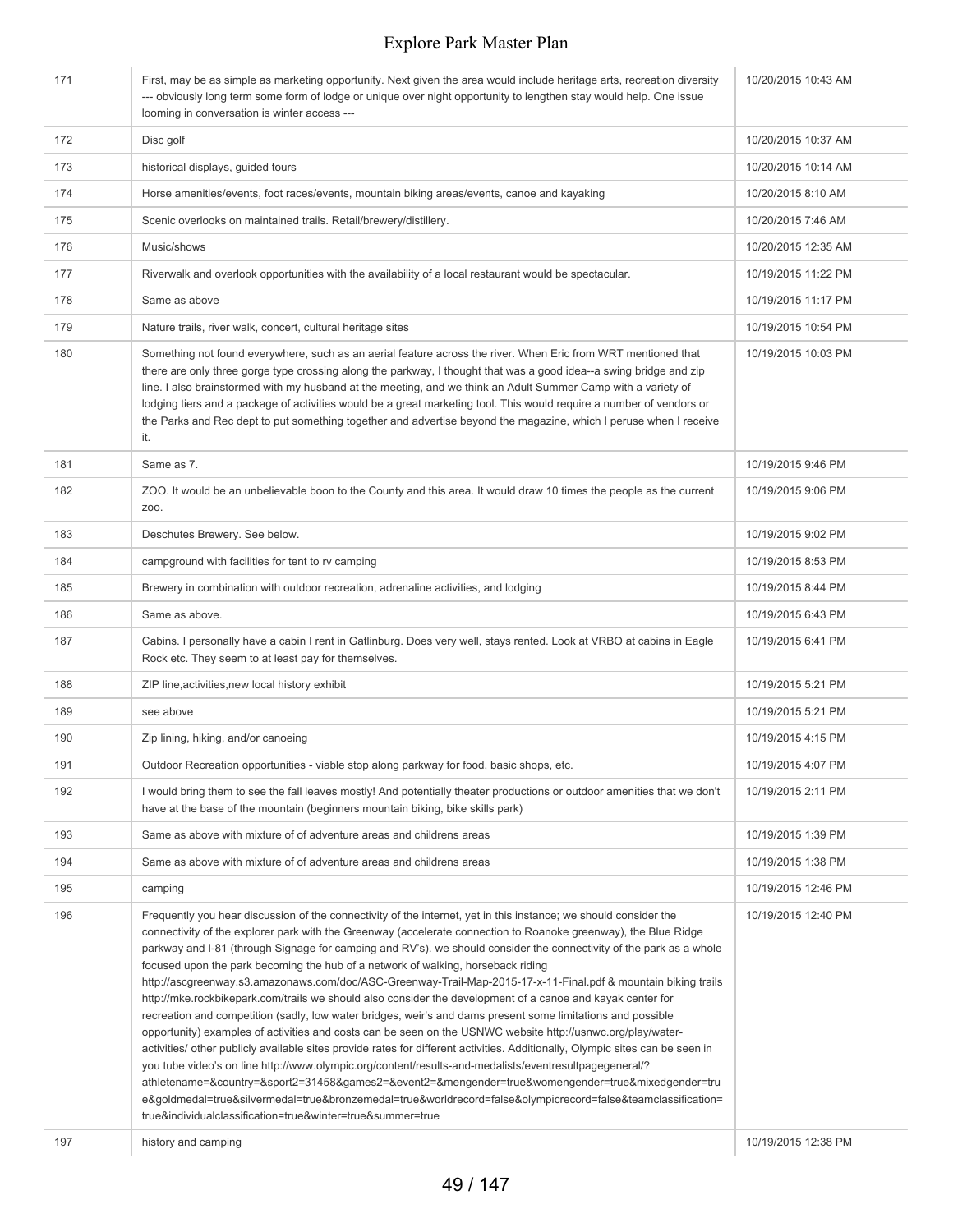| | | |
|---|---|---|
| 171 | First, may be as simple as marketing opportunity. Next given the area would include heritage arts, recreation diversity --- obviously long term some form of lodge or unique over night opportunity to lengthen stay would help. One issue looming in conversation is winter access --- | 10/20/2015 10:43 AM |
| 172 | Disc golf | 10/20/2015 10:37 AM |
| 173 | historical displays, guided tours | 10/20/2015 10:14 AM |
| 174 | Horse amenities/events, foot races/events, mountain biking areas/events, canoe and kayaking | 10/20/2015 8:10 AM |
| 175 | Scenic overlooks on maintained trails. Retail/brewery/distillery. | 10/20/2015 7:46 AM |
| 176 | Music/shows | 10/20/2015 12:35 AM |
| 177 | Riverwalk and overlook opportunities with the availability of a local restaurant would be spectacular. | 10/19/2015 11:22 PM |
| 178 | Same as above | 10/19/2015 11:17 PM |
| 179 | Nature trails, river walk, concert, cultural heritage sites | 10/19/2015 10:54 PM |
| 180 | Something not found everywhere, such as an aerial feature across the river. When Eric from WRT mentioned that there are only three gorge type crossing along the parkway, I thought that was a good idea--a swing bridge and zip line. I also brainstormed with my husband at the meeting, and we think an Adult Summer Camp with a variety of lodging tiers and a package of activities would be a great marketing tool. This would require a number of vendors or the Parks and Rec dept to put something together and advertise beyond the magazine, which I peruse when I receive it. | 10/19/2015 10:03 PM |
| 181 | Same as 7. | 10/19/2015 9:46 PM |
| 182 | ZOO. It would be an unbelievable boon to the County and this area. It would draw 10 times the people as the current zoo. | 10/19/2015 9:06 PM |
| 183 | Deschutes Brewery. See below. | 10/19/2015 9:02 PM |
| 184 | campground with facilities for tent to rv camping | 10/19/2015 8:53 PM |
| 185 | Brewery in combination with outdoor recreation, adrenaline activities, and lodging | 10/19/2015 8:44 PM |
| 186 | Same as above. | 10/19/2015 6:43 PM |
| 187 | Cabins. I personally have a cabin I rent in Gatlinburg. Does very well, stays rented. Look at VRBO at cabins in Eagle Rock etc. They seem to at least pay for themselves. | 10/19/2015 6:41 PM |
| 188 | ZIP line,activities,new local history exhibit | 10/19/2015 5:21 PM |
| 189 | see above | 10/19/2015 5:21 PM |
| 190 | Zip lining, hiking, and/or canoeing | 10/19/2015 4:15 PM |
| 191 | Outdoor Recreation opportunities - viable stop along parkway for food, basic shops, etc. | 10/19/2015 4:07 PM |
| 192 | I would bring them to see the fall leaves mostly! And potentially theater productions or outdoor amenities that we don't have at the base of the mountain (beginners mountain biking, bike skills park) | 10/19/2015 2:11 PM |
| 193 | Same as above with mixture of of adventure areas and childrens areas | 10/19/2015 1:39 PM |
| 194 | Same as above with mixture of of adventure areas and childrens areas | 10/19/2015 1:38 PM |
| 195 | camping | 10/19/2015 12:46 PM |
| 196 | Frequently you hear discussion of the connectivity of the internet, yet in this instance; we should consider the connectivity of the explorer park with the Greenway (accelerate connection to Roanoke greenway), the Blue Ridge parkway and I-81 (through Signage for camping and RV's). we should consider the connectivity of the park as a whole focused upon the park becoming the hub of a network of walking, horseback riding http://ascgreenway.s3.amazonaws.com/doc/ASC-Greenway-Trail-Map-2015-17-x-11-Final.pdf & mountain biking trails http://mke.rockbikepark.com/trails we should also consider the development of a canoe and kayak center for recreation and competition (sadly, low water bridges, weir's and dams present some limitations and possible opportunity) examples of activities and costs can be seen on the USNWC website http://usnwc.org/play/water-activities/ other publicly available sites provide rates for different activities. Additionally, Olympic sites can be seen in you tube video's on line http://www.olympic.org/content/results-and-medalists/eventresultpagegeneral/?athletename=&country=&sport2=31458&games2=&event2=&mengender=true&womengender=true&mixedgender=true&goldmedal=true&silvermedal=true&bronzemedal=true&worldrecord=false&olympicrecord=false&teamclassification=true&individualclassification=true&winter=true&summer=true | 10/19/2015 12:40 PM |
| 197 | history and camping | 10/19/2015 12:38 PM |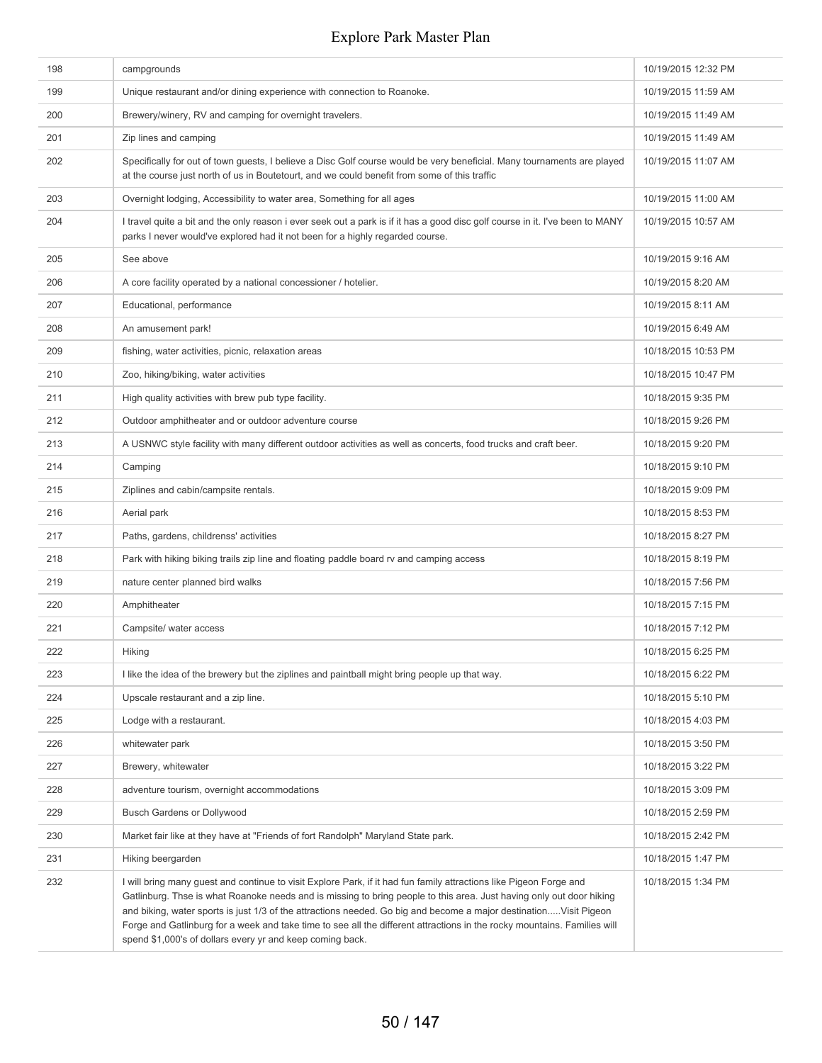| | | |
|---|---|---|
| 198 | campgrounds | 10/19/2015 12:32 PM |
| 199 | Unique restaurant and/or dining experience with connection to Roanoke. | 10/19/2015 11:59 AM |
| 200 | Brewery/winery, RV and camping for overnight travelers. | 10/19/2015 11:49 AM |
| 201 | Zip lines and camping | 10/19/2015 11:49 AM |
| 202 | Specifically for out of town guests, I believe a Disc Golf course would be very beneficial. Many tournaments are played at the course just north of us in Boutetourt, and we could benefit from some of this traffic | 10/19/2015 11:07 AM |
| 203 | Overnight lodging, Accessibility to water area, Something for all ages | 10/19/2015 11:00 AM |
| 204 | I travel quite a bit and the only reason i ever seek out a park is if it has a good disc golf course in it. I've been to MANY parks I never would've explored had it not been for a highly regarded course. | 10/19/2015 10:57 AM |
| 205 | See above | 10/19/2015 9:16 AM |
| 206 | A core facility operated by a national concessioner / hotelier. | 10/19/2015 8:20 AM |
| 207 | Educational, performance | 10/19/2015 8:11 AM |
| 208 | An amusement park! | 10/19/2015 6:49 AM |
| 209 | fishing, water activities, picnic, relaxation areas | 10/18/2015 10:53 PM |
| 210 | Zoo, hiking/biking, water activities | 10/18/2015 10:47 PM |
| 211 | High quality activities with brew pub type facility. | 10/18/2015 9:35 PM |
| 212 | Outdoor amphitheater and or outdoor adventure course | 10/18/2015 9:26 PM |
| 213 | A USNWC style facility with many different outdoor activities as well as concerts, food trucks and craft beer. | 10/18/2015 9:20 PM |
| 214 | Camping | 10/18/2015 9:10 PM |
| 215 | Ziplines and cabin/campsite rentals. | 10/18/2015 9:09 PM |
| 216 | Aerial park | 10/18/2015 8:53 PM |
| 217 | Paths, gardens, childrenss' activities | 10/18/2015 8:27 PM |
| 218 | Park with hiking biking trails zip line and floating paddle board rv and camping access | 10/18/2015 8:19 PM |
| 219 | nature center planned bird walks | 10/18/2015 7:56 PM |
| 220 | Amphitheater | 10/18/2015 7:15 PM |
| 221 | Campsite/ water access | 10/18/2015 7:12 PM |
| 222 | Hiking | 10/18/2015 6:25 PM |
| 223 | I like the idea of the brewery but the ziplines and paintball might bring people up that way. | 10/18/2015 6:22 PM |
| 224 | Upscale restaurant and a zip line. | 10/18/2015 5:10 PM |
| 225 | Lodge with a restaurant. | 10/18/2015 4:03 PM |
| 226 | whitewater park | 10/18/2015 3:50 PM |
| 227 | Brewery, whitewater | 10/18/2015 3:22 PM |
| 228 | adventure tourism, overnight accommodations | 10/18/2015 3:09 PM |
| 229 | Busch Gardens or Dollywood | 10/18/2015 2:59 PM |
| 230 | Market fair like at they have at "Friends of fort Randolph" Maryland State park. | 10/18/2015 2:42 PM |
| 231 | Hiking beergarden | 10/18/2015 1:47 PM |
| 232 | I will bring many guest and continue to visit Explore Park, if it had fun family attractions like Pigeon Forge and Gatlinburg. Thse is what Roanoke needs and is missing to bring people to this area. Just having only out door hiking and biking, water sports is just 1/3 of the attractions needed. Go big and become a major destination.....Visit Pigeon Forge and Gatlinburg for a week and take time to see all the different attractions in the rocky mountains. Families will spend $1,000's of dollars every yr and keep coming back. | 10/18/2015 1:34 PM |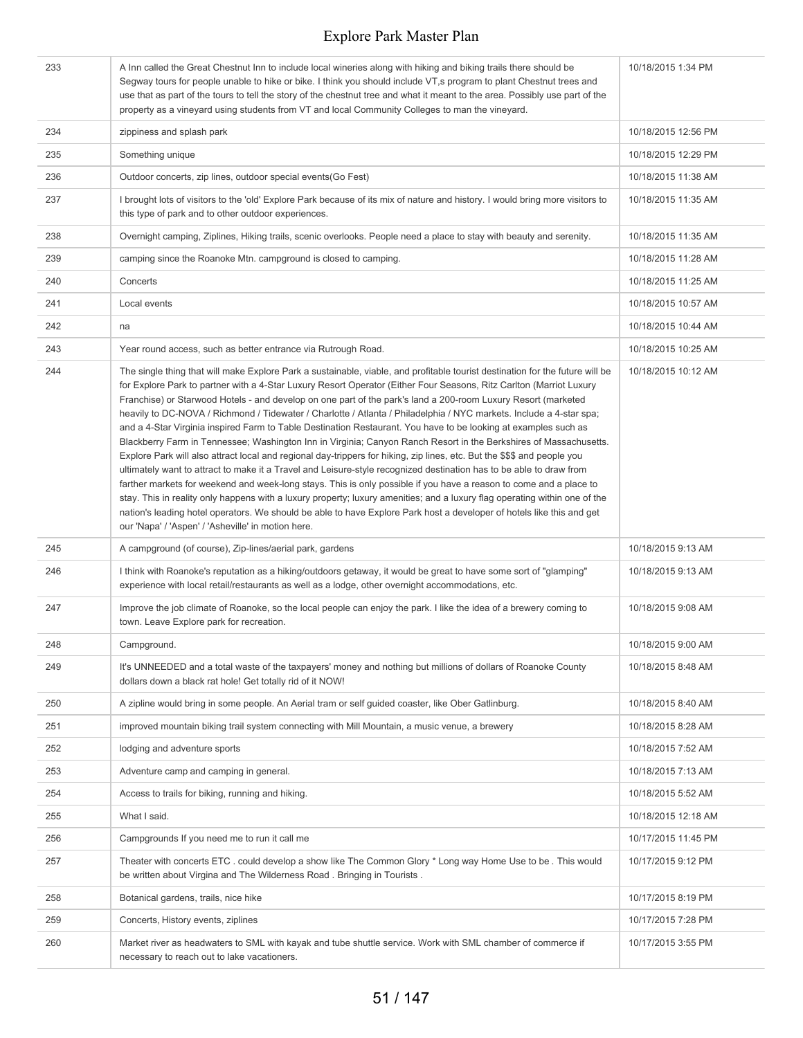| | | |
|---|---|---|
| 233 | A Inn called the Great Chestnut Inn to include local wineries along with hiking and biking trails there should be Segway tours for people unable to hike or bike. I think you should include VT,s program to plant Chestnut trees and use that as part of the tours to tell the story of the chestnut tree and what it meant to the area. Possibly use part of the property as a vineyard using students from VT and local Community Colleges to man the vineyard. | 10/18/2015 1:34 PM |
| 234 | zippiness and splash park | 10/18/2015 12:56 PM |
| 235 | Something unique | 10/18/2015 12:29 PM |
| 236 | Outdoor concerts, zip lines, outdoor special events(Go Fest) | 10/18/2015 11:38 AM |
| 237 | I brought lots of visitors to the 'old' Explore Park because of its mix of nature and history. I would bring more visitors to this type of park and to other outdoor experiences. | 10/18/2015 11:35 AM |
| 238 | Overnight camping, Ziplines, Hiking trails, scenic overlooks. People need a place to stay with beauty and serenity. | 10/18/2015 11:35 AM |
| 239 | camping since the Roanoke Mtn. campground is closed to camping. | 10/18/2015 11:28 AM |
| 240 | Concerts | 10/18/2015 11:25 AM |
| 241 | Local events | 10/18/2015 10:57 AM |
| 242 | na | 10/18/2015 10:44 AM |
| 243 | Year round access, such as better entrance via Rutrough Road. | 10/18/2015 10:25 AM |
| 244 | The single thing that will make Explore Park a sustainable, viable, and profitable tourist destination for the future will be for Explore Park to partner with a 4-Star Luxury Resort Operator (Either Four Seasons, Ritz Carlton (Marriot Luxury Franchise) or Starwood Hotels - and develop on one part of the park's land a 200-room Luxury Resort (marketed heavily to DC-NOVA / Richmond / Tidewater / Charlotte / Atlanta / Philadelphia / NYC markets. Include a 4-star spa; and a 4-Star Virginia inspired Farm to Table Destination Restaurant. You have to be looking at examples such as Blackberry Farm in Tennessee; Washington Inn in Virginia; Canyon Ranch Resort in the Berkshires of Massachusetts. Explore Park will also attract local and regional day-trippers for hiking, zip lines, etc. But the $$$ and people you ultimately want to attract to make it a Travel and Leisure-style recognized destination has to be able to draw from farther markets for weekend and week-long stays. This is only possible if you have a reason to come and a place to stay. This in reality only happens with a luxury property; luxury amenities; and a luxury flag operating within one of the nation's leading hotel operators. We should be able to have Explore Park host a developer of hotels like this and get our 'Napa' / 'Aspen' / 'Asheville' in motion here. | 10/18/2015 10:12 AM |
| 245 | A campground (of course), Zip-lines/aerial park, gardens | 10/18/2015 9:13 AM |
| 246 | I think with Roanoke's reputation as a hiking/outdoors getaway, it would be great to have some sort of "glamping" experience with local retail/restaurants as well as a lodge, other overnight accommodations, etc. | 10/18/2015 9:13 AM |
| 247 | Improve the job climate of Roanoke, so the local people can enjoy the park. I like the idea of a brewery coming to town. Leave Explore park for recreation. | 10/18/2015 9:08 AM |
| 248 | Campground. | 10/18/2015 9:00 AM |
| 249 | It's UNNEEDED and a total waste of the taxpayers' money and nothing but millions of dollars of Roanoke County dollars down a black rat hole! Get totally rid of it NOW! | 10/18/2015 8:48 AM |
| 250 | A zipline would bring in some people. An Aerial tram or self guided coaster, like Ober Gatlinburg. | 10/18/2015 8:40 AM |
| 251 | improved mountain biking trail system connecting with Mill Mountain, a music venue, a brewery | 10/18/2015 8:28 AM |
| 252 | lodging and adventure sports | 10/18/2015 7:52 AM |
| 253 | Adventure camp and camping in general. | 10/18/2015 7:13 AM |
| 254 | Access to trails for biking, running and hiking. | 10/18/2015 5:52 AM |
| 255 | What I said. | 10/18/2015 12:18 AM |
| 256 | Campgrounds If you need me to run it call me | 10/17/2015 11:45 PM |
| 257 | Theater with concerts ETC . could develop a show like The Common Glory * Long way Home Use to be . This would be written about Virgina and The Wilderness Road . Bringing in Tourists . | 10/17/2015 9:12 PM |
| 258 | Botanical gardens, trails, nice hike | 10/17/2015 8:19 PM |
| 259 | Concerts, History events, ziplines | 10/17/2015 7:28 PM |
| 260 | Market river as headwaters to SML with kayak and tube shuttle service. Work with SML chamber of commerce if necessary to reach out to lake vacationers. | 10/17/2015 3:55 PM |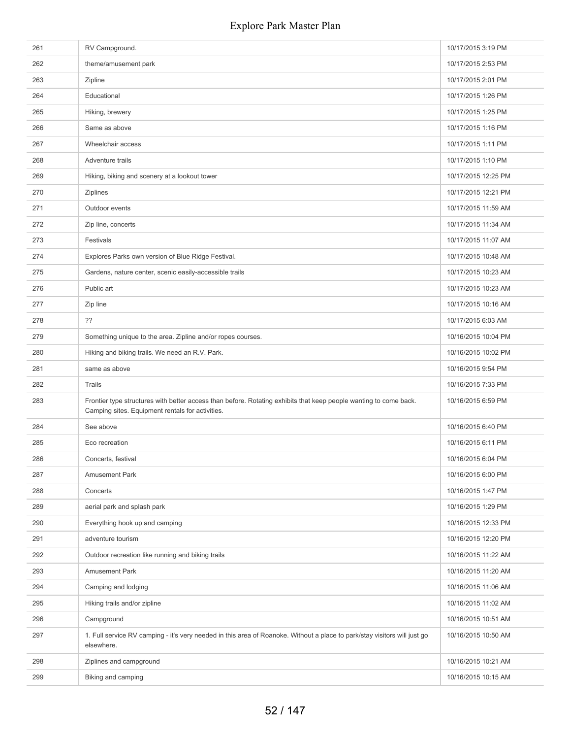| | | |
|---|---|---|
| 261 | RV Campground. | 10/17/2015 3:19 PM |
| 262 | theme/amusement park | 10/17/2015 2:53 PM |
| 263 | Zipline | 10/17/2015 2:01 PM |
| 264 | Educational | 10/17/2015 1:26 PM |
| 265 | Hiking, brewery | 10/17/2015 1:25 PM |
| 266 | Same as above | 10/17/2015 1:16 PM |
| 267 | Wheelchair access | 10/17/2015 1:11 PM |
| 268 | Adventure trails | 10/17/2015 1:10 PM |
| 269 | Hiking, biking and scenery at a lookout tower | 10/17/2015 12:25 PM |
| 270 | Ziplines | 10/17/2015 12:21 PM |
| 271 | Outdoor events | 10/17/2015 11:59 AM |
| 272 | Zip line, concerts | 10/17/2015 11:34 AM |
| 273 | Festivals | 10/17/2015 11:07 AM |
| 274 | Explores Parks own version of Blue Ridge Festival. | 10/17/2015 10:48 AM |
| 275 | Gardens, nature center, scenic easily-accessible trails | 10/17/2015 10:23 AM |
| 276 | Public art | 10/17/2015 10:23 AM |
| 277 | Zip line | 10/17/2015 10:16 AM |
| 278 | ?? | 10/17/2015 6:03 AM |
| 279 | Something unique to the area. Zipline and/or ropes courses. | 10/16/2015 10:04 PM |
| 280 | Hiking and biking trails. We need an R.V. Park. | 10/16/2015 10:02 PM |
| 281 | same as above | 10/16/2015 9:54 PM |
| 282 | Trails | 10/16/2015 7:33 PM |
| 283 | Frontier type structures with better access than before. Rotating exhibits that keep people wanting to come back. Camping sites. Equipment rentals for activities. | 10/16/2015 6:59 PM |
| 284 | See above | 10/16/2015 6:40 PM |
| 285 | Eco recreation | 10/16/2015 6:11 PM |
| 286 | Concerts, festival | 10/16/2015 6:04 PM |
| 287 | Amusement Park | 10/16/2015 6:00 PM |
| 288 | Concerts | 10/16/2015 1:47 PM |
| 289 | aerial park and splash park | 10/16/2015 1:29 PM |
| 290 | Everything hook up and camping | 10/16/2015 12:33 PM |
| 291 | adventure tourism | 10/16/2015 12:20 PM |
| 292 | Outdoor recreation like running and biking trails | 10/16/2015 11:22 AM |
| 293 | Amusement Park | 10/16/2015 11:20 AM |
| 294 | Camping and lodging | 10/16/2015 11:06 AM |
| 295 | Hiking trails and/or zipline | 10/16/2015 11:02 AM |
| 296 | Campground | 10/16/2015 10:51 AM |
| 297 | 1. Full service RV camping - it's very needed in this area of Roanoke. Without a place to park/stay visitors will just go elsewhere. | 10/16/2015 10:50 AM |
| 298 | Ziplines and campground | 10/16/2015 10:21 AM |
| 299 | Biking and camping | 10/16/2015 10:15 AM |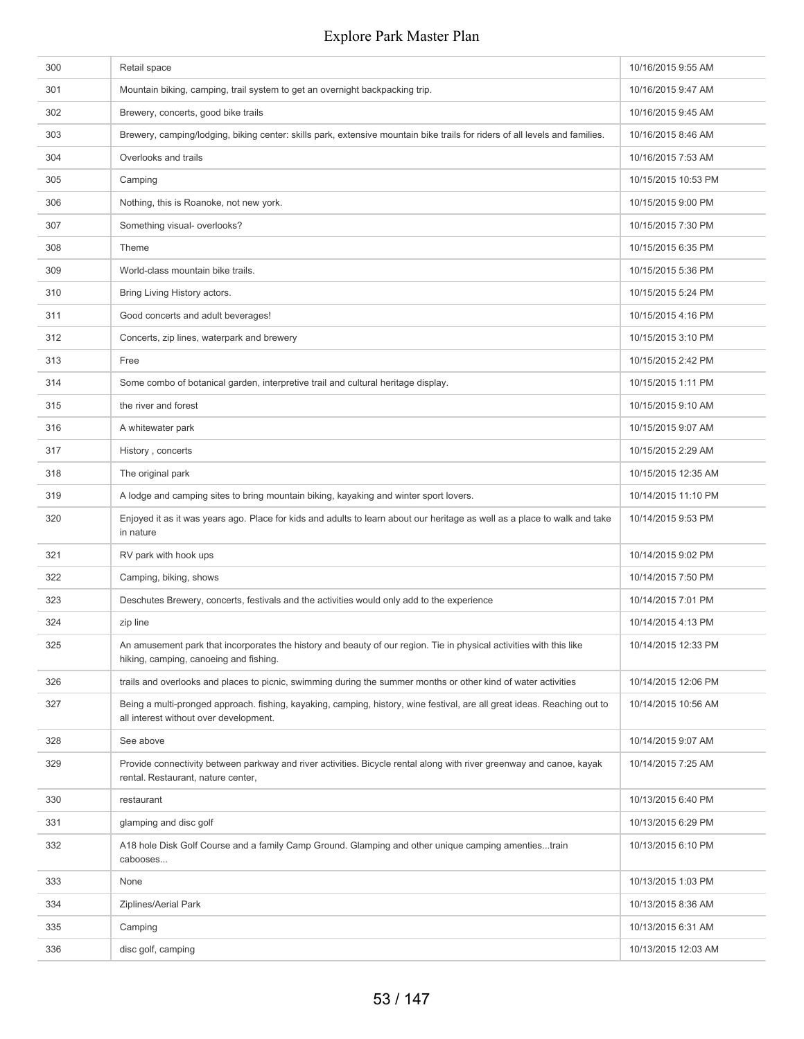| | | |
|---|---|---|
| 300 | Retail space | 10/16/2015 9:55 AM |
| 301 | Mountain biking, camping, trail system to get an overnight backpacking trip. | 10/16/2015 9:47 AM |
| 302 | Brewery, concerts, good bike trails | 10/16/2015 9:45 AM |
| 303 | Brewery, camping/lodging, biking center: skills park, extensive mountain bike trails for riders of all levels and families. | 10/16/2015 8:46 AM |
| 304 | Overlooks and trails | 10/16/2015 7:53 AM |
| 305 | Camping | 10/15/2015 10:53 PM |
| 306 | Nothing, this is Roanoke, not new york. | 10/15/2015 9:00 PM |
| 307 | Something visual- overlooks? | 10/15/2015 7:30 PM |
| 308 | Theme | 10/15/2015 6:35 PM |
| 309 | World-class mountain bike trails. | 10/15/2015 5:36 PM |
| 310 | Bring Living History actors. | 10/15/2015 5:24 PM |
| 311 | Good concerts and adult beverages! | 10/15/2015 4:16 PM |
| 312 | Concerts, zip lines, waterpark and brewery | 10/15/2015 3:10 PM |
| 313 | Free | 10/15/2015 2:42 PM |
| 314 | Some combo of botanical garden, interpretive trail and cultural heritage display. | 10/15/2015 1:11 PM |
| 315 | the river and forest | 10/15/2015 9:10 AM |
| 316 | A whitewater park | 10/15/2015 9:07 AM |
| 317 | History , concerts | 10/15/2015 2:29 AM |
| 318 | The original park | 10/15/2015 12:35 AM |
| 319 | A lodge and camping sites to bring mountain biking, kayaking and winter sport lovers. | 10/14/2015 11:10 PM |
| 320 | Enjoyed it as it was years ago. Place for kids and adults to learn about our heritage as well as a place to walk and take in nature | 10/14/2015 9:53 PM |
| 321 | RV park with hook ups | 10/14/2015 9:02 PM |
| 322 | Camping, biking, shows | 10/14/2015 7:50 PM |
| 323 | Deschutes Brewery, concerts, festivals and the activities would only add to the experience | 10/14/2015 7:01 PM |
| 324 | zip line | 10/14/2015 4:13 PM |
| 325 | An amusement park that incorporates the history and beauty of our region. Tie in physical activities with this like hiking, camping, canoeing and fishing. | 10/14/2015 12:33 PM |
| 326 | trails and overlooks and places to picnic, swimming during the summer months or other kind of water activities | 10/14/2015 12:06 PM |
| 327 | Being a multi-pronged approach. fishing, kayaking, camping, history, wine festival, are all great ideas. Reaching out to all interest without over development. | 10/14/2015 10:56 AM |
| 328 | See above | 10/14/2015 9:07 AM |
| 329 | Provide connectivity between parkway and river activities. Bicycle rental along with river greenway and canoe, kayak rental. Restaurant, nature center, | 10/14/2015 7:25 AM |
| 330 | restaurant | 10/13/2015 6:40 PM |
| 331 | glamping and disc golf | 10/13/2015 6:29 PM |
| 332 | A18 hole Disk Golf Course and a family Camp Ground. Glamping and other unique camping amenties...train cabooses... | 10/13/2015 6:10 PM |
| 333 | None | 10/13/2015 1:03 PM |
| 334 | Ziplines/Aerial Park | 10/13/2015 8:36 AM |
| 335 | Camping | 10/13/2015 6:31 AM |
| 336 | disc golf, camping | 10/13/2015 12:03 AM |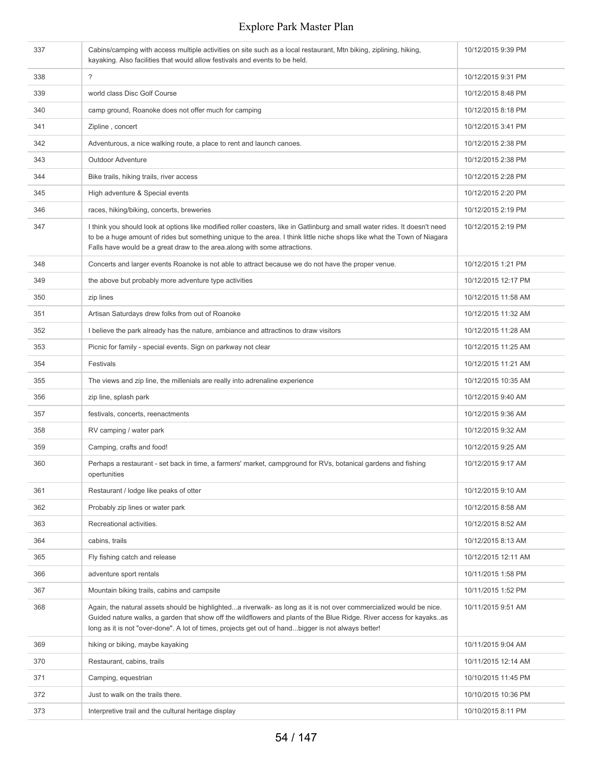| | | |
|---|---|---|
| 337 | Cabins/camping with access multiple activities on site such as a local restaurant, Mtn biking, ziplining, hiking, kayaking. Also facilities that would allow festivals and events to be held. | 10/12/2015 9:39 PM |
| 338 | ? | 10/12/2015 9:31 PM |
| 339 | world class Disc Golf Course | 10/12/2015 8:48 PM |
| 340 | camp ground, Roanoke does not offer much for camping | 10/12/2015 8:18 PM |
| 341 | Zipline , concert | 10/12/2015 3:41 PM |
| 342 | Adventurous, a nice walking route, a place to rent and launch canoes. | 10/12/2015 2:38 PM |
| 343 | Outdoor Adventure | 10/12/2015 2:38 PM |
| 344 | Bike trails, hiking trails, river access | 10/12/2015 2:28 PM |
| 345 | High adventure & Special events | 10/12/2015 2:20 PM |
| 346 | races, hiking/biking, concerts, breweries | 10/12/2015 2:19 PM |
| 347 | I think you should look at options like modified roller coasters, like in Gatlinburg and small water rides. It doesn't need to be a huge amount of rides but something unique to the area. I think little niche shops like what the Town of Niagara Falls have would be a great draw to the area.along with some attractions. | 10/12/2015 2:19 PM |
| 348 | Concerts and larger events Roanoke is not able to attract because we do not have the proper venue. | 10/12/2015 1:21 PM |
| 349 | the above but probably more adventure type activities | 10/12/2015 12:17 PM |
| 350 | zip lines | 10/12/2015 11:58 AM |
| 351 | Artisan Saturdays drew folks from out of Roanoke | 10/12/2015 11:32 AM |
| 352 | I believe the park already has the nature, ambiance and attractinos to draw visitors | 10/12/2015 11:28 AM |
| 353 | Picnic for family - special events. Sign on parkway not clear | 10/12/2015 11:25 AM |
| 354 | Festivals | 10/12/2015 11:21 AM |
| 355 | The views and zip line, the millenials are really into adrenaline experience | 10/12/2015 10:35 AM |
| 356 | zip line, splash park | 10/12/2015 9:40 AM |
| 357 | festivals, concerts, reenactments | 10/12/2015 9:36 AM |
| 358 | RV camping / water park | 10/12/2015 9:32 AM |
| 359 | Camping, crafts and food! | 10/12/2015 9:25 AM |
| 360 | Perhaps a restaurant - set back in time, a farmers' market, campground for RVs, botanical gardens and fishing opertunities | 10/12/2015 9:17 AM |
| 361 | Restaurant / lodge like peaks of otter | 10/12/2015 9:10 AM |
| 362 | Probably zip lines or water park | 10/12/2015 8:58 AM |
| 363 | Recreational activities. | 10/12/2015 8:52 AM |
| 364 | cabins, trails | 10/12/2015 8:13 AM |
| 365 | Fly fishing catch and release | 10/12/2015 12:11 AM |
| 366 | adventure sport rentals | 10/11/2015 1:58 PM |
| 367 | Mountain biking trails, cabins and campsite | 10/11/2015 1:52 PM |
| 368 | Again, the natural assets should be highlighted...a riverwalk- as long as it is not over commercialized would be nice. Guided nature walks, a garden that show off the wildflowers and plants of the Blue Ridge. River access for kayaks..as long as it is not "over-done". A lot of times, projects get out of hand...bigger is not always better! | 10/11/2015 9:51 AM |
| 369 | hiking or biking, maybe kayaking | 10/11/2015 9:04 AM |
| 370 | Restaurant, cabins, trails | 10/11/2015 12:14 AM |
| 371 | Camping, equestrian | 10/10/2015 11:45 PM |
| 372 | Just to walk on the trails there. | 10/10/2015 10:36 PM |
| 373 | Interpretive trail and the cultural heritage display | 10/10/2015 8:11 PM |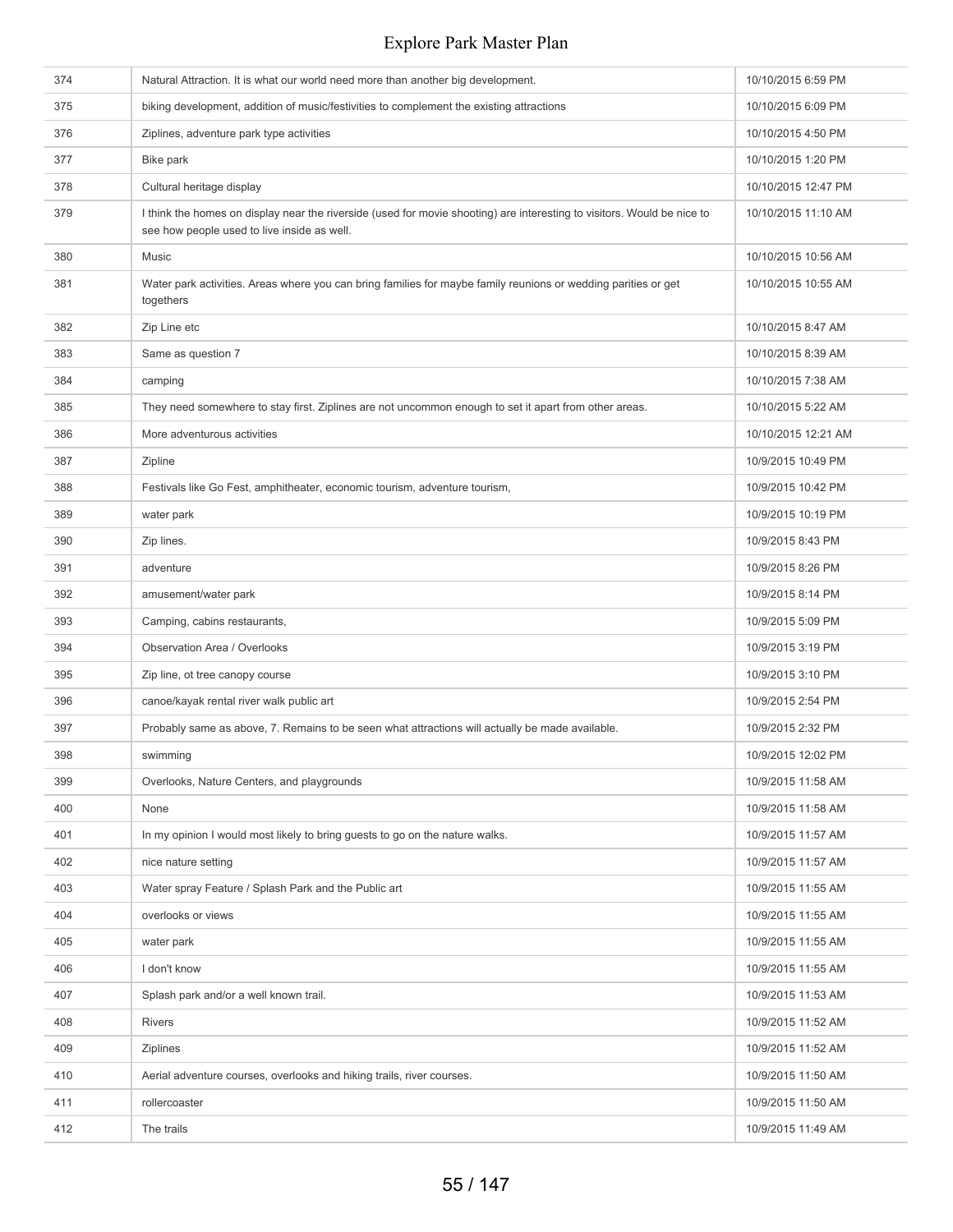| | | |
|---|---|---|
| 374 | Natural Attraction. It is what our world need more than another big development. | 10/10/2015 6:59 PM |
| 375 | biking development, addition of music/festivities to complement the existing attractions | 10/10/2015 6:09 PM |
| 376 | Ziplines, adventure park type activities | 10/10/2015 4:50 PM |
| 377 | Bike park | 10/10/2015 1:20 PM |
| 378 | Cultural heritage display | 10/10/2015 12:47 PM |
| 379 | I think the homes on display near the riverside (used for movie shooting) are interesting to visitors. Would be nice to see how people used to live inside as well. | 10/10/2015 11:10 AM |
| 380 | Music | 10/10/2015 10:56 AM |
| 381 | Water park activities. Areas where you can bring families for maybe family reunions or wedding parities or get togethers | 10/10/2015 10:55 AM |
| 382 | Zip Line etc | 10/10/2015 8:47 AM |
| 383 | Same as question 7 | 10/10/2015 8:39 AM |
| 384 | camping | 10/10/2015 7:38 AM |
| 385 | They need somewhere to stay first. Ziplines are not uncommon enough to set it apart from other areas. | 10/10/2015 5:22 AM |
| 386 | More adventurous activities | 10/10/2015 12:21 AM |
| 387 | Zipline | 10/9/2015 10:49 PM |
| 388 | Festivals like Go Fest, amphitheater, economic tourism, adventure tourism, | 10/9/2015 10:42 PM |
| 389 | water park | 10/9/2015 10:19 PM |
| 390 | Zip lines. | 10/9/2015 8:43 PM |
| 391 | adventure | 10/9/2015 8:26 PM |
| 392 | amusement/water park | 10/9/2015 8:14 PM |
| 393 | Camping, cabins restaurants, | 10/9/2015 5:09 PM |
| 394 | Observation Area / Overlooks | 10/9/2015 3:19 PM |
| 395 | Zip line, ot tree canopy course | 10/9/2015 3:10 PM |
| 396 | canoe/kayak rental river walk public art | 10/9/2015 2:54 PM |
| 397 | Probably same as above, 7. Remains to be seen what attractions will actually be made available. | 10/9/2015 2:32 PM |
| 398 | swimming | 10/9/2015 12:02 PM |
| 399 | Overlooks, Nature Centers, and playgrounds | 10/9/2015 11:58 AM |
| 400 | None | 10/9/2015 11:58 AM |
| 401 | In my opinion I would most likely to bring guests to go on the nature walks. | 10/9/2015 11:57 AM |
| 402 | nice nature setting | 10/9/2015 11:57 AM |
| 403 | Water spray Feature / Splash Park and the Public art | 10/9/2015 11:55 AM |
| 404 | overlooks or views | 10/9/2015 11:55 AM |
| 405 | water park | 10/9/2015 11:55 AM |
| 406 | I don't know | 10/9/2015 11:55 AM |
| 407 | Splash park and/or a well known trail. | 10/9/2015 11:53 AM |
| 408 | Rivers | 10/9/2015 11:52 AM |
| 409 | Ziplines | 10/9/2015 11:52 AM |
| 410 | Aerial adventure courses, overlooks and hiking trails, river courses. | 10/9/2015 11:50 AM |
| 411 | rollercoaster | 10/9/2015 11:50 AM |
| 412 | The trails | 10/9/2015 11:49 AM |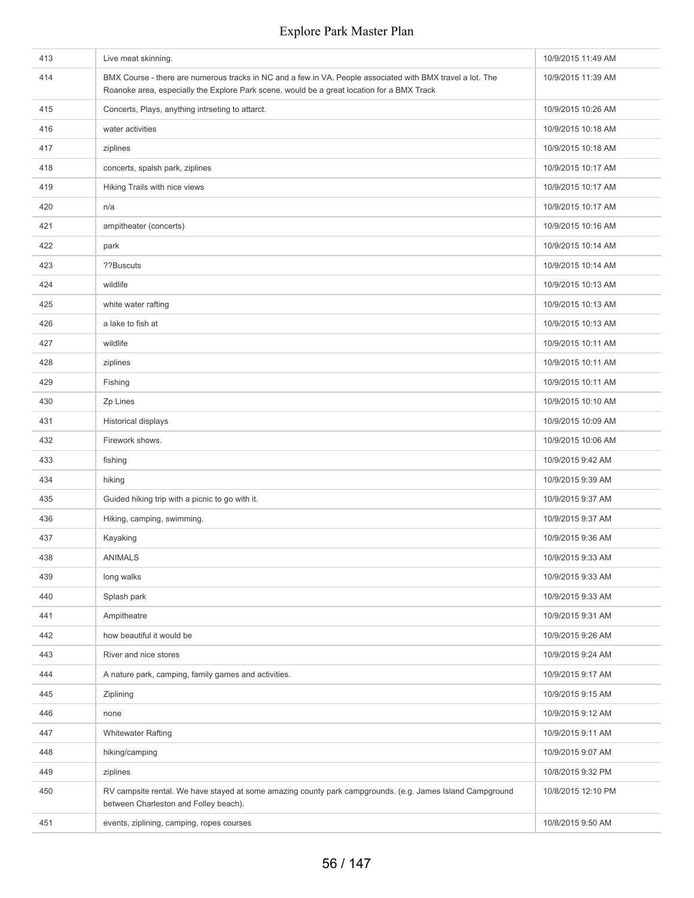| | | |
|---|---|---|
| 413 | Live meat skinning. | 10/9/2015 11:49 AM |
| 414 | BMX Course - there are numerous tracks in NC and a few in VA. People associated with BMX travel a lot. The Roanoke area, especially the Explore Park scene, would be a great location for a BMX Track | 10/9/2015 11:39 AM |
| 415 | Concerts, Plays, anything intrseting to attarct. | 10/9/2015 10:26 AM |
| 416 | water activities | 10/9/2015 10:18 AM |
| 417 | ziplines | 10/9/2015 10:18 AM |
| 418 | concerts, spalsh park, ziplines | 10/9/2015 10:17 AM |
| 419 | Hiking Trails with nice views | 10/9/2015 10:17 AM |
| 420 | n/a | 10/9/2015 10:17 AM |
| 421 | ampitheater (concerts) | 10/9/2015 10:16 AM |
| 422 | park | 10/9/2015 10:14 AM |
| 423 | ??Buscuts | 10/9/2015 10:14 AM |
| 424 | wildlife | 10/9/2015 10:13 AM |
| 425 | white water rafting | 10/9/2015 10:13 AM |
| 426 | a lake to fish at | 10/9/2015 10:13 AM |
| 427 | wildlife | 10/9/2015 10:11 AM |
| 428 | ziplines | 10/9/2015 10:11 AM |
| 429 | Fishing | 10/9/2015 10:11 AM |
| 430 | Zp Lines | 10/9/2015 10:10 AM |
| 431 | Historical displays | 10/9/2015 10:09 AM |
| 432 | Firework shows. | 10/9/2015 10:06 AM |
| 433 | fishing | 10/9/2015 9:42 AM |
| 434 | hiking | 10/9/2015 9:39 AM |
| 435 | Guided hiking trip with a picnic to go with it. | 10/9/2015 9:37 AM |
| 436 | Hiking, camping, swimming. | 10/9/2015 9:37 AM |
| 437 | Kayaking | 10/9/2015 9:36 AM |
| 438 | ANIMALS | 10/9/2015 9:33 AM |
| 439 | long walks | 10/9/2015 9:33 AM |
| 440 | Splash park | 10/9/2015 9:33 AM |
| 441 | Ampitheatre | 10/9/2015 9:31 AM |
| 442 | how beautiful it would be | 10/9/2015 9:26 AM |
| 443 | River and nice stores | 10/9/2015 9:24 AM |
| 444 | A nature park, camping, family games and activities. | 10/9/2015 9:17 AM |
| 445 | Ziplining | 10/9/2015 9:15 AM |
| 446 | none | 10/9/2015 9:12 AM |
| 447 | Whitewater Rafting | 10/9/2015 9:11 AM |
| 448 | hiking/camping | 10/9/2015 9:07 AM |
| 449 | ziplines | 10/8/2015 9:32 PM |
| 450 | RV campsite rental. We have stayed at some amazing county park campgrounds. (e.g. James Island Campground between Charleston and Folley beach). | 10/8/2015 12:10 PM |
| 451 | events, ziplining, camping, ropes courses | 10/8/2015 9:50 AM |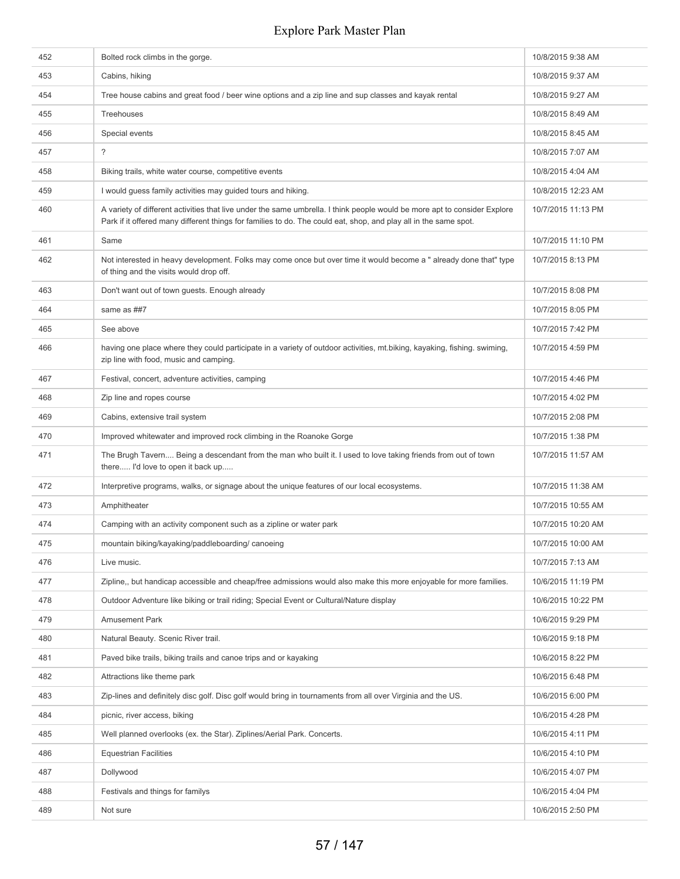| | | |
|---|---|---|
| 452 | Bolted rock climbs in the gorge. | 10/8/2015 9:38 AM |
| 453 | Cabins, hiking | 10/8/2015 9:37 AM |
| 454 | Tree house cabins and great food / beer wine options and a zip line and sup classes and kayak rental | 10/8/2015 9:27 AM |
| 455 | Treehouses | 10/8/2015 8:49 AM |
| 456 | Special events | 10/8/2015 8:45 AM |
| 457 | ? | 10/8/2015 7:07 AM |
| 458 | Biking trails, white water course, competitive events | 10/8/2015 4:04 AM |
| 459 | I would guess family activities may guided tours and hiking. | 10/8/2015 12:23 AM |
| 460 | A variety of different activities that live under the same umbrella. I think people would be more apt to consider Explore Park if it offered many different things for families to do. The could eat, shop, and play all in the same spot. | 10/7/2015 11:13 PM |
| 461 | Same | 10/7/2015 11:10 PM |
| 462 | Not interested in heavy development. Folks may come once but over time it would become a " already done that" type of thing and the visits would drop off. | 10/7/2015 8:13 PM |
| 463 | Don't want out of town guests. Enough already | 10/7/2015 8:08 PM |
| 464 | same as ##7 | 10/7/2015 8:05 PM |
| 465 | See above | 10/7/2015 7:42 PM |
| 466 | having one place where they could participate in a variety of outdoor activities, mt.biking, kayaking, fishing. swiming, zip line with food, music and camping. | 10/7/2015 4:59 PM |
| 467 | Festival, concert, adventure activities, camping | 10/7/2015 4:46 PM |
| 468 | Zip line and ropes course | 10/7/2015 4:02 PM |
| 469 | Cabins, extensive trail system | 10/7/2015 2:08 PM |
| 470 | Improved whitewater and improved rock climbing in the Roanoke Gorge | 10/7/2015 1:38 PM |
| 471 | The Brugh Tavern.... Being a descendant from the man who built it. I used to love taking friends from out of town there..... I'd love to open it back up..... | 10/7/2015 11:57 AM |
| 472 | Interpretive programs, walks, or signage about the unique features of our local ecosystems. | 10/7/2015 11:38 AM |
| 473 | Amphitheater | 10/7/2015 10:55 AM |
| 474 | Camping with an activity component such as a zipline or water park | 10/7/2015 10:20 AM |
| 475 | mountain biking/kayaking/paddleboarding/ canoeing | 10/7/2015 10:00 AM |
| 476 | Live music. | 10/7/2015 7:13 AM |
| 477 | Zipline,, but handicap accessible and cheap/free admissions would also make this more enjoyable for more families. | 10/6/2015 11:19 PM |
| 478 | Outdoor Adventure like biking or trail riding; Special Event or Cultural/Nature display | 10/6/2015 10:22 PM |
| 479 | Amusement Park | 10/6/2015 9:29 PM |
| 480 | Natural Beauty. Scenic River trail. | 10/6/2015 9:18 PM |
| 481 | Paved bike trails, biking trails and canoe trips and or kayaking | 10/6/2015 8:22 PM |
| 482 | Attractions like theme park | 10/6/2015 6:48 PM |
| 483 | Zip-lines and definitely disc golf. Disc golf would bring in tournaments from all over Virginia and the US. | 10/6/2015 6:00 PM |
| 484 | picnic, river access, biking | 10/6/2015 4:28 PM |
| 485 | Well planned overlooks (ex. the Star). Ziplines/Aerial Park. Concerts. | 10/6/2015 4:11 PM |
| 486 | Equestrian Facilities | 10/6/2015 4:10 PM |
| 487 | Dollywood | 10/6/2015 4:07 PM |
| 488 | Festivals and things for familys | 10/6/2015 4:04 PM |
| 489 | Not sure | 10/6/2015 2:50 PM |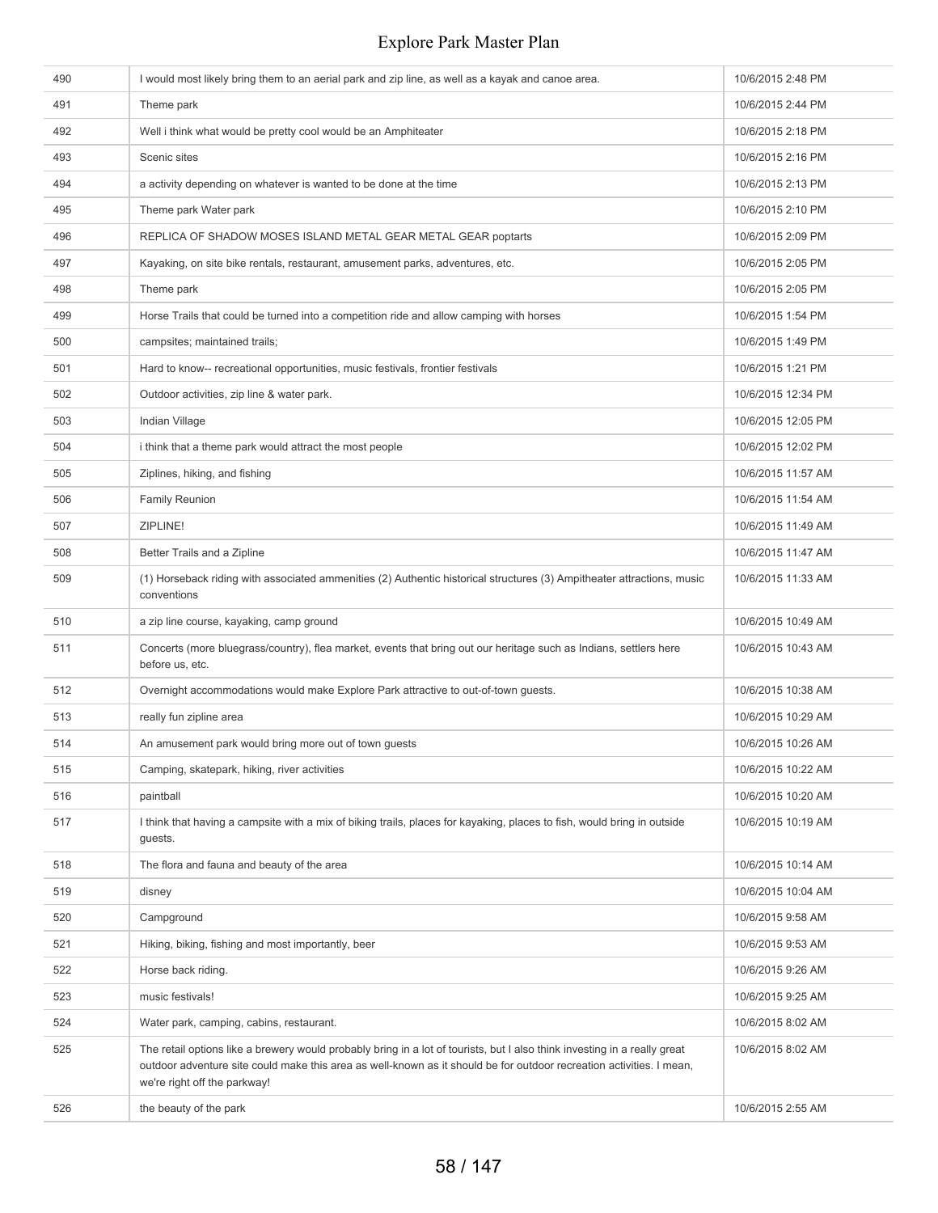| | | |
|---|---|---|
| 490 | I would most likely bring them to an aerial park and zip line, as well as a kayak and canoe area. | 10/6/2015 2:48 PM |
| 491 | Theme park | 10/6/2015 2:44 PM |
| 492 | Well i think what would be pretty cool would be an Amphiteater | 10/6/2015 2:18 PM |
| 493 | Scenic sites | 10/6/2015 2:16 PM |
| 494 | a activity depending on whatever is wanted to be done at the time | 10/6/2015 2:13 PM |
| 495 | Theme park Water park | 10/6/2015 2:10 PM |
| 496 | REPLICA OF SHADOW MOSES ISLAND METAL GEAR METAL GEAR poptarts | 10/6/2015 2:09 PM |
| 497 | Kayaking, on site bike rentals, restaurant, amusement parks, adventures, etc. | 10/6/2015 2:05 PM |
| 498 | Theme park | 10/6/2015 2:05 PM |
| 499 | Horse Trails that could be turned into a competition ride and allow camping with horses | 10/6/2015 1:54 PM |
| 500 | campsites; maintained trails; | 10/6/2015 1:49 PM |
| 501 | Hard to know-- recreational opportunities, music festivals, frontier festivals | 10/6/2015 1:21 PM |
| 502 | Outdoor activities, zip line & water park. | 10/6/2015 12:34 PM |
| 503 | Indian Village | 10/6/2015 12:05 PM |
| 504 | i think that a theme park would attract the most people | 10/6/2015 12:02 PM |
| 505 | Ziplines, hiking, and fishing | 10/6/2015 11:57 AM |
| 506 | Family Reunion | 10/6/2015 11:54 AM |
| 507 | ZIPLINE! | 10/6/2015 11:49 AM |
| 508 | Better Trails and a Zipline | 10/6/2015 11:47 AM |
| 509 | (1) Horseback riding with associated ammenities (2) Authentic historical structures (3) Ampitheater attractions, music conventions | 10/6/2015 11:33 AM |
| 510 | a zip line course, kayaking, camp ground | 10/6/2015 10:49 AM |
| 511 | Concerts (more bluegrass/country), flea market, events that bring out our heritage such as Indians, settlers here before us, etc. | 10/6/2015 10:43 AM |
| 512 | Overnight accommodations would make Explore Park attractive to out-of-town guests. | 10/6/2015 10:38 AM |
| 513 | really fun zipline area | 10/6/2015 10:29 AM |
| 514 | An amusement park would bring more out of town guests | 10/6/2015 10:26 AM |
| 515 | Camping, skatepark, hiking, river activities | 10/6/2015 10:22 AM |
| 516 | paintball | 10/6/2015 10:20 AM |
| 517 | I think that having a campsite with a mix of biking trails, places for kayaking, places to fish, would bring in outside guests. | 10/6/2015 10:19 AM |
| 518 | The flora and fauna and beauty of the area | 10/6/2015 10:14 AM |
| 519 | disney | 10/6/2015 10:04 AM |
| 520 | Campground | 10/6/2015 9:58 AM |
| 521 | Hiking, biking, fishing and most importantly, beer | 10/6/2015 9:53 AM |
| 522 | Horse back riding. | 10/6/2015 9:26 AM |
| 523 | music festivals! | 10/6/2015 9:25 AM |
| 524 | Water park, camping, cabins, restaurant. | 10/6/2015 8:02 AM |
| 525 | The retail options like a brewery would probably bring in a lot of tourists, but I also think investing in a really great outdoor adventure site could make this area as well-known as it should be for outdoor recreation activities. I mean, we're right off the parkway! | 10/6/2015 8:02 AM |
| 526 | the beauty of the park | 10/6/2015 2:55 AM |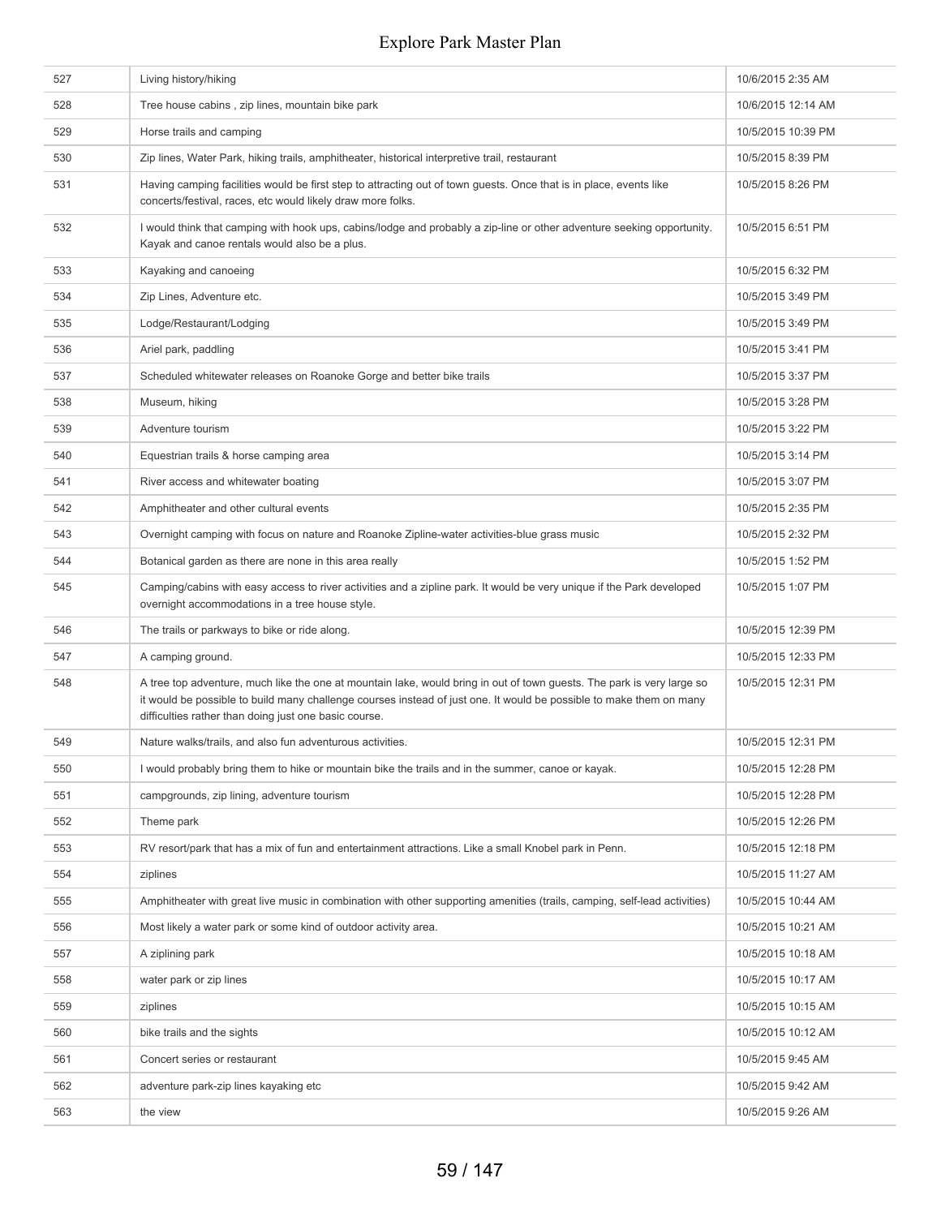| | | |
|---|---|---|
| 527 | Living history/hiking | 10/6/2015 2:35 AM |
| 528 | Tree house cabins , zip lines, mountain bike park | 10/6/2015 12:14 AM |
| 529 | Horse trails and camping | 10/5/2015 10:39 PM |
| 530 | Zip lines, Water Park, hiking trails, amphitheater, historical interpretive trail, restaurant | 10/5/2015 8:39 PM |
| 531 | Having camping facilities would be first step to attracting out of town guests. Once that is in place, events like concerts/festival, races, etc would likely draw more folks. | 10/5/2015 8:26 PM |
| 532 | I would think that camping with hook ups, cabins/lodge and probably a zip-line or other adventure seeking opportunity. Kayak and canoe rentals would also be a plus. | 10/5/2015 6:51 PM |
| 533 | Kayaking and canoeing | 10/5/2015 6:32 PM |
| 534 | Zip Lines, Adventure etc. | 10/5/2015 3:49 PM |
| 535 | Lodge/Restaurant/Lodging | 10/5/2015 3:49 PM |
| 536 | Ariel park, paddling | 10/5/2015 3:41 PM |
| 537 | Scheduled whitewater releases on Roanoke Gorge and better bike trails | 10/5/2015 3:37 PM |
| 538 | Museum, hiking | 10/5/2015 3:28 PM |
| 539 | Adventure tourism | 10/5/2015 3:22 PM |
| 540 | Equestrian trails & horse camping area | 10/5/2015 3:14 PM |
| 541 | River access and whitewater boating | 10/5/2015 3:07 PM |
| 542 | Amphitheater and other cultural events | 10/5/2015 2:35 PM |
| 543 | Overnight camping with focus on nature and Roanoke Zipline-water activities-blue grass music | 10/5/2015 2:32 PM |
| 544 | Botanical garden as there are none in this area really | 10/5/2015 1:52 PM |
| 545 | Camping/cabins with easy access to river activities and a zipline park. It would be very unique if the Park developed overnight accommodations in a tree house style. | 10/5/2015 1:07 PM |
| 546 | The trails or parkways to bike or ride along. | 10/5/2015 12:39 PM |
| 547 | A camping ground. | 10/5/2015 12:33 PM |
| 548 | A tree top adventure, much like the one at mountain lake, would bring in out of town guests. The park is very large so it would be possible to build many challenge courses instead of just one. It would be possible to make them on many difficulties rather than doing just one basic course. | 10/5/2015 12:31 PM |
| 549 | Nature walks/trails, and also fun adventurous activities. | 10/5/2015 12:31 PM |
| 550 | I would probably bring them to hike or mountain bike the trails and in the summer, canoe or kayak. | 10/5/2015 12:28 PM |
| 551 | campgrounds, zip lining, adventure tourism | 10/5/2015 12:28 PM |
| 552 | Theme park | 10/5/2015 12:26 PM |
| 553 | RV resort/park that has a mix of fun and entertainment attractions. Like a small Knobel park in Penn. | 10/5/2015 12:18 PM |
| 554 | ziplines | 10/5/2015 11:27 AM |
| 555 | Amphitheater with great live music in combination with other supporting amenities (trails, camping, self-lead activities) | 10/5/2015 10:44 AM |
| 556 | Most likely a water park or some kind of outdoor activity area. | 10/5/2015 10:21 AM |
| 557 | A ziplining park | 10/5/2015 10:18 AM |
| 558 | water park or zip lines | 10/5/2015 10:17 AM |
| 559 | ziplines | 10/5/2015 10:15 AM |
| 560 | bike trails and the sights | 10/5/2015 10:12 AM |
| 561 | Concert series or restaurant | 10/5/2015 9:45 AM |
| 562 | adventure park-zip lines kayaking etc | 10/5/2015 9:42 AM |
| 563 | the view | 10/5/2015 9:26 AM |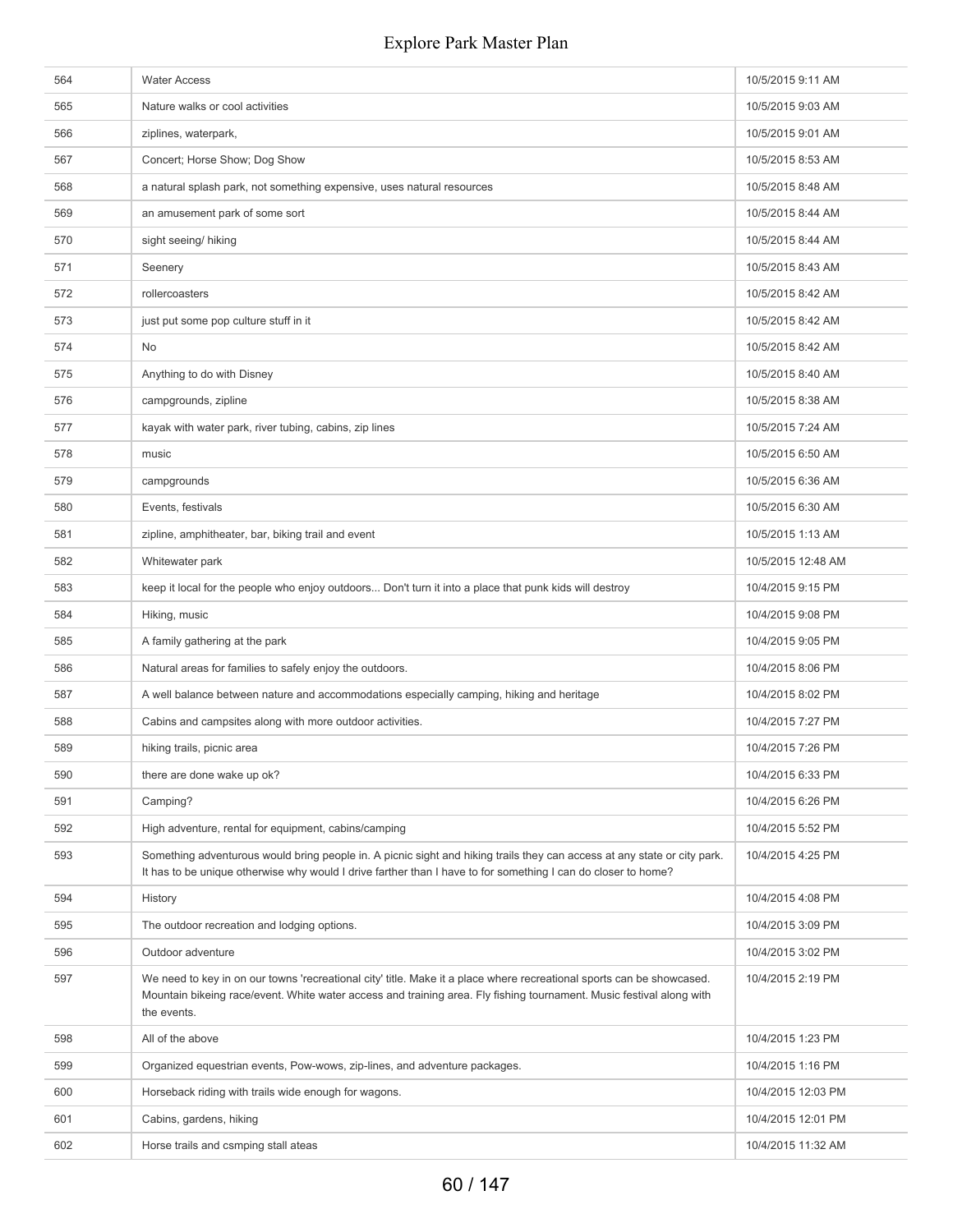| | | |
|---|---|---|
| 564 | Water Access | 10/5/2015 9:11 AM |
| 565 | Nature walks or cool activities | 10/5/2015 9:03 AM |
| 566 | ziplines, waterpark, | 10/5/2015 9:01 AM |
| 567 | Concert; Horse Show; Dog Show | 10/5/2015 8:53 AM |
| 568 | a natural splash park, not something expensive, uses natural resources | 10/5/2015 8:48 AM |
| 569 | an amusement park of some sort | 10/5/2015 8:44 AM |
| 570 | sight seeing/ hiking | 10/5/2015 8:44 AM |
| 571 | Seenery | 10/5/2015 8:43 AM |
| 572 | rollercoasters | 10/5/2015 8:42 AM |
| 573 | just put some pop culture stuff in it | 10/5/2015 8:42 AM |
| 574 | No | 10/5/2015 8:42 AM |
| 575 | Anything to do with Disney | 10/5/2015 8:40 AM |
| 576 | campgrounds, zipline | 10/5/2015 8:38 AM |
| 577 | kayak with water park, river tubing, cabins, zip lines | 10/5/2015 7:24 AM |
| 578 | music | 10/5/2015 6:50 AM |
| 579 | campgrounds | 10/5/2015 6:36 AM |
| 580 | Events, festivals | 10/5/2015 6:30 AM |
| 581 | zipline, amphitheater, bar, biking trail and event | 10/5/2015 1:13 AM |
| 582 | Whitewater park | 10/5/2015 12:48 AM |
| 583 | keep it local for the people who enjoy outdoors... Don't turn it into a place that punk kids will destroy | 10/4/2015 9:15 PM |
| 584 | Hiking, music | 10/4/2015 9:08 PM |
| 585 | A family gathering at the park | 10/4/2015 9:05 PM |
| 586 | Natural areas for families to safely enjoy the outdoors. | 10/4/2015 8:06 PM |
| 587 | A well balance between nature and accommodations especially camping, hiking and heritage | 10/4/2015 8:02 PM |
| 588 | Cabins and campsites along with more outdoor activities. | 10/4/2015 7:27 PM |
| 589 | hiking trails, picnic area | 10/4/2015 7:26 PM |
| 590 | there are done wake up ok? | 10/4/2015 6:33 PM |
| 591 | Camping? | 10/4/2015 6:26 PM |
| 592 | High adventure, rental for equipment, cabins/camping | 10/4/2015 5:52 PM |
| 593 | Something adventurous would bring people in. A picnic sight and hiking trails they can access at any state or city park. It has to be unique otherwise why would I drive farther than I have to for something I can do closer to home? | 10/4/2015 4:25 PM |
| 594 | History | 10/4/2015 4:08 PM |
| 595 | The outdoor recreation and lodging options. | 10/4/2015 3:09 PM |
| 596 | Outdoor adventure | 10/4/2015 3:02 PM |
| 597 | We need to key in on our towns 'recreational city' title. Make it a place where recreational sports can be showcased. Mountain bikeing race/event. White water access and training area. Fly fishing tournament. Music festival along with the events. | 10/4/2015 2:19 PM |
| 598 | All of the above | 10/4/2015 1:23 PM |
| 599 | Organized equestrian events, Pow-wows, zip-lines, and adventure packages. | 10/4/2015 1:16 PM |
| 600 | Horseback riding with trails wide enough for wagons. | 10/4/2015 12:03 PM |
| 601 | Cabins, gardens, hiking | 10/4/2015 12:01 PM |
| 602 | Horse trails and csmping stall ateas | 10/4/2015 11:32 AM |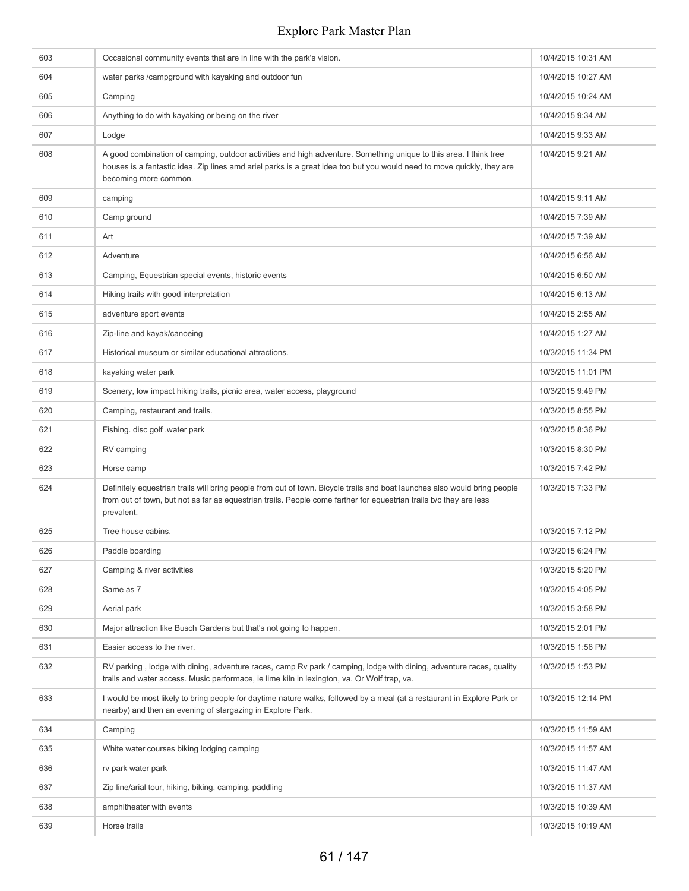| | | |
|---|---|---|
| 603 | Occasional community events that are in line with the park's vision. | 10/4/2015 10:31 AM |
| 604 | water parks /campground with kayaking and outdoor fun | 10/4/2015 10:27 AM |
| 605 | Camping | 10/4/2015 10:24 AM |
| 606 | Anything to do with kayaking or being on the river | 10/4/2015 9:34 AM |
| 607 | Lodge | 10/4/2015 9:33 AM |
| 608 | A good combination of camping, outdoor activities and high adventure. Something unique to this area. I think tree houses is a fantastic idea. Zip lines amd ariel parks is a great idea too but you would need to move quickly, they are becoming more common. | 10/4/2015 9:21 AM |
| 609 | camping | 10/4/2015 9:11 AM |
| 610 | Camp ground | 10/4/2015 7:39 AM |
| 611 | Art | 10/4/2015 7:39 AM |
| 612 | Adventure | 10/4/2015 6:56 AM |
| 613 | Camping, Equestrian special events, historic events | 10/4/2015 6:50 AM |
| 614 | Hiking trails with good interpretation | 10/4/2015 6:13 AM |
| 615 | adventure sport events | 10/4/2015 2:55 AM |
| 616 | Zip-line and kayak/canoeing | 10/4/2015 1:27 AM |
| 617 | Historical museum or similar educational attractions. | 10/3/2015 11:34 PM |
| 618 | kayaking water park | 10/3/2015 11:01 PM |
| 619 | Scenery, low impact hiking trails, picnic area, water access, playground | 10/3/2015 9:49 PM |
| 620 | Camping, restaurant and trails. | 10/3/2015 8:55 PM |
| 621 | Fishing. disc golf .water park | 10/3/2015 8:36 PM |
| 622 | RV camping | 10/3/2015 8:30 PM |
| 623 | Horse camp | 10/3/2015 7:42 PM |
| 624 | Definitely equestrian trails will bring people from out of town. Bicycle trails and boat launches also would bring people from out of town, but not as far as equestrian trails. People come farther for equestrian trails b/c they are less prevalent. | 10/3/2015 7:33 PM |
| 625 | Tree house cabins. | 10/3/2015 7:12 PM |
| 626 | Paddle boarding | 10/3/2015 6:24 PM |
| 627 | Camping & river activities | 10/3/2015 5:20 PM |
| 628 | Same as 7 | 10/3/2015 4:05 PM |
| 629 | Aerial park | 10/3/2015 3:58 PM |
| 630 | Major attraction like Busch Gardens but that's not going to happen. | 10/3/2015 2:01 PM |
| 631 | Easier access to the river. | 10/3/2015 1:56 PM |
| 632 | RV parking , lodge with dining, adventure races, camp Rv park / camping, lodge with dining, adventure races, quality trails and water access. Music performace, ie lime kiln in lexington, va. Or Wolf trap, va. | 10/3/2015 1:53 PM |
| 633 | I would be most likely to bring people for daytime nature walks, followed by a meal (at a restaurant in Explore Park or nearby) and then an evening of stargazing in Explore Park. | 10/3/2015 12:14 PM |
| 634 | Camping | 10/3/2015 11:59 AM |
| 635 | White water courses biking lodging camping | 10/3/2015 11:57 AM |
| 636 | rv park water park | 10/3/2015 11:47 AM |
| 637 | Zip line/arial tour, hiking, biking, camping, paddling | 10/3/2015 11:37 AM |
| 638 | amphitheater with events | 10/3/2015 10:39 AM |
| 639 | Horse trails | 10/3/2015 10:19 AM |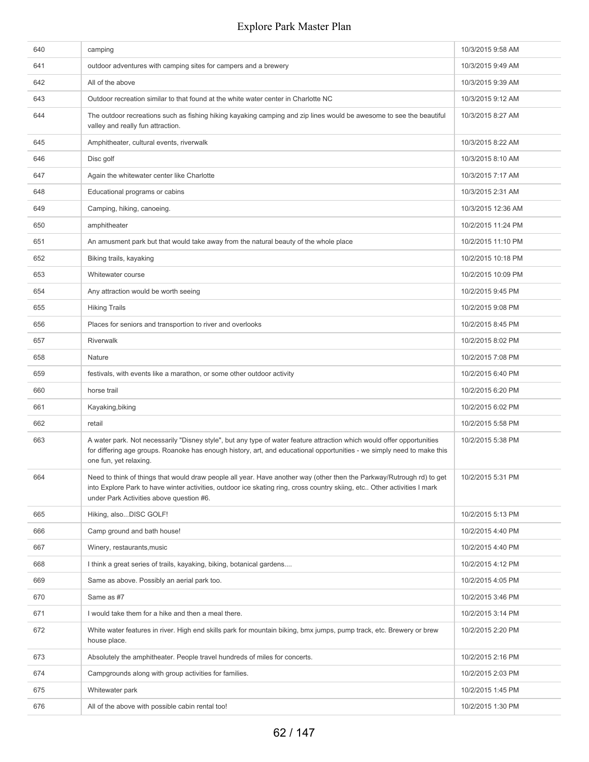| | | |
|---|---|---|
| 640 | camping | 10/3/2015 9:58 AM |
| 641 | outdoor adventures with camping sites for campers and a brewery | 10/3/2015 9:49 AM |
| 642 | All of the above | 10/3/2015 9:39 AM |
| 643 | Outdoor recreation similar to that found at the white water center in Charlotte NC | 10/3/2015 9:12 AM |
| 644 | The outdoor recreations such as fishing hiking kayaking camping and zip lines would be awesome to see the beautiful valley and really fun attraction. | 10/3/2015 8:27 AM |
| 645 | Amphitheater, cultural events, riverwalk | 10/3/2015 8:22 AM |
| 646 | Disc golf | 10/3/2015 8:10 AM |
| 647 | Again the whitewater center like Charlotte | 10/3/2015 7:17 AM |
| 648 | Educational programs or cabins | 10/3/2015 2:31 AM |
| 649 | Camping, hiking, canoeing. | 10/3/2015 12:36 AM |
| 650 | amphitheater | 10/2/2015 11:24 PM |
| 651 | An amusment park but that would take away from the natural beauty of the whole place | 10/2/2015 11:10 PM |
| 652 | Biking trails, kayaking | 10/2/2015 10:18 PM |
| 653 | Whitewater course | 10/2/2015 10:09 PM |
| 654 | Any attraction would be worth seeing | 10/2/2015 9:45 PM |
| 655 | Hiking Trails | 10/2/2015 9:08 PM |
| 656 | Places for seniors and transportion to river and overlooks | 10/2/2015 8:45 PM |
| 657 | Riverwalk | 10/2/2015 8:02 PM |
| 658 | Nature | 10/2/2015 7:08 PM |
| 659 | festivals, with events like a marathon, or some other outdoor activity | 10/2/2015 6:40 PM |
| 660 | horse trail | 10/2/2015 6:20 PM |
| 661 | Kayaking,biking | 10/2/2015 6:02 PM |
| 662 | retail | 10/2/2015 5:58 PM |
| 663 | A water park. Not necessarily "Disney style", but any type of water feature attraction which would offer opportunities for differing age groups. Roanoke has enough history, art, and educational opportunities - we simply need to make this one fun, yet relaxing. | 10/2/2015 5:38 PM |
| 664 | Need to think of things that would draw people all year. Have another way (other then the Parkway/Rutrough rd) to get into Explore Park to have winter activities, outdoor ice skating ring, cross country skiing, etc.. Other activities I mark under Park Activities above question #6. | 10/2/2015 5:31 PM |
| 665 | Hiking, also...DISC GOLF! | 10/2/2015 5:13 PM |
| 666 | Camp ground and bath house! | 10/2/2015 4:40 PM |
| 667 | Winery, restaurants,music | 10/2/2015 4:40 PM |
| 668 | I think a great series of trails, kayaking, biking, botanical gardens.... | 10/2/2015 4:12 PM |
| 669 | Same as above. Possibly an aerial park too. | 10/2/2015 4:05 PM |
| 670 | Same as #7 | 10/2/2015 3:46 PM |
| 671 | I would take them for a hike and then a meal there. | 10/2/2015 3:14 PM |
| 672 | White water features in river. High end skills park for mountain biking, bmx jumps, pump track, etc. Brewery or brew house place. | 10/2/2015 2:20 PM |
| 673 | Absolutely the amphitheater. People travel hundreds of miles for concerts. | 10/2/2015 2:16 PM |
| 674 | Campgrounds along with group activities for families. | 10/2/2015 2:03 PM |
| 675 | Whitewater park | 10/2/2015 1:45 PM |
| 676 | All of the above with possible cabin rental too! | 10/2/2015 1:30 PM |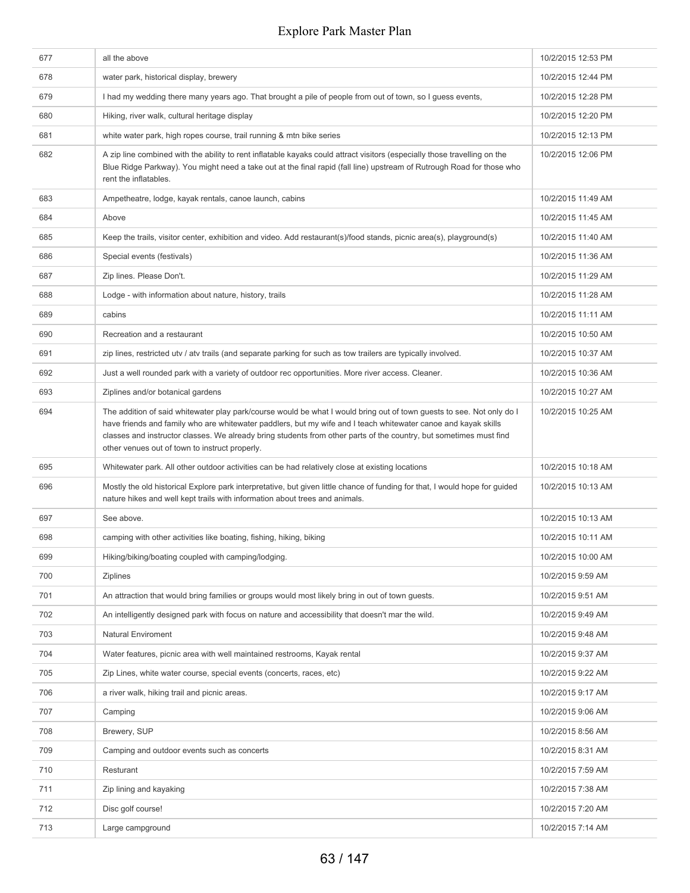| | | |
|---|---|---|
| 677 | all the above | 10/2/2015 12:53 PM |
| 678 | water park, historical display, brewery | 10/2/2015 12:44 PM |
| 679 | I had my wedding there many years ago. That brought a pile of people from out of town, so I guess events, | 10/2/2015 12:28 PM |
| 680 | Hiking, river walk, cultural heritage display | 10/2/2015 12:20 PM |
| 681 | white water park, high ropes course, trail running & mtn bike series | 10/2/2015 12:13 PM |
| 682 | A zip line combined with the ability to rent inflatable kayaks could attract visitors (especially those travelling on the Blue Ridge Parkway). You might need a take out at the final rapid (fall line) upstream of Rutrough Road for those who rent the inflatables. | 10/2/2015 12:06 PM |
| 683 | Ampetheatre, lodge, kayak rentals, canoe launch, cabins | 10/2/2015 11:49 AM |
| 684 | Above | 10/2/2015 11:45 AM |
| 685 | Keep the trails, visitor center, exhibition and video. Add restaurant(s)/food stands, picnic area(s), playground(s) | 10/2/2015 11:40 AM |
| 686 | Special events (festivals) | 10/2/2015 11:36 AM |
| 687 | Zip lines. Please Don't. | 10/2/2015 11:29 AM |
| 688 | Lodge - with information about nature, history, trails | 10/2/2015 11:28 AM |
| 689 | cabins | 10/2/2015 11:11 AM |
| 690 | Recreation and a restaurant | 10/2/2015 10:50 AM |
| 691 | zip lines, restricted utv / atv trails (and separate parking for such as tow trailers are typically involved. | 10/2/2015 10:37 AM |
| 692 | Just a well rounded park with a variety of outdoor rec opportunities. More river access. Cleaner. | 10/2/2015 10:36 AM |
| 693 | Ziplines and/or botanical gardens | 10/2/2015 10:27 AM |
| 694 | The addition of said whitewater play park/course would be what I would bring out of town guests to see. Not only do I have friends and family who are whitewater paddlers, but my wife and I teach whitewater canoe and kayak skills classes and instructor classes. We already bring students from other parts of the country, but sometimes must find other venues out of town to instruct properly. | 10/2/2015 10:25 AM |
| 695 | Whitewater park. All other outdoor activities can be had relatively close at existing locations | 10/2/2015 10:18 AM |
| 696 | Mostly the old historical Explore park interpretative, but given little chance of funding for that, I would hope for guided nature hikes and well kept trails with information about trees and animals. | 10/2/2015 10:13 AM |
| 697 | See above. | 10/2/2015 10:13 AM |
| 698 | camping with other activities like boating, fishing, hiking, biking | 10/2/2015 10:11 AM |
| 699 | Hiking/biking/boating coupled with camping/lodging. | 10/2/2015 10:00 AM |
| 700 | Ziplines | 10/2/2015 9:59 AM |
| 701 | An attraction that would bring families or groups would most likely bring in out of town guests. | 10/2/2015 9:51 AM |
| 702 | An intelligently designed park with focus on nature and accessibility that doesn't mar the wild. | 10/2/2015 9:49 AM |
| 703 | Natural Enviroment | 10/2/2015 9:48 AM |
| 704 | Water features, picnic area with well maintained restrooms, Kayak rental | 10/2/2015 9:37 AM |
| 705 | Zip Lines, white water course, special events (concerts, races, etc) | 10/2/2015 9:22 AM |
| 706 | a river walk, hiking trail and picnic areas. | 10/2/2015 9:17 AM |
| 707 | Camping | 10/2/2015 9:06 AM |
| 708 | Brewery, SUP | 10/2/2015 8:56 AM |
| 709 | Camping and outdoor events such as concerts | 10/2/2015 8:31 AM |
| 710 | Resturant | 10/2/2015 7:59 AM |
| 711 | Zip lining and kayaking | 10/2/2015 7:38 AM |
| 712 | Disc golf course! | 10/2/2015 7:20 AM |
| 713 | Large campground | 10/2/2015 7:14 AM |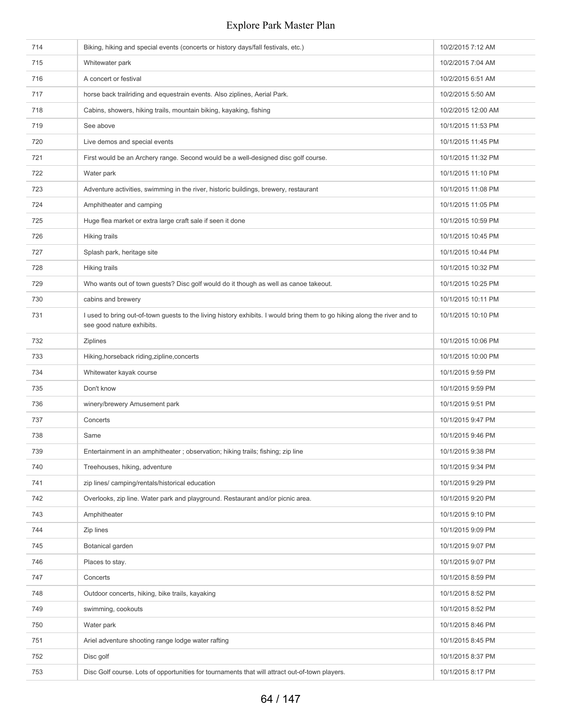| | | |
|---|---|---|
| 714 | Biking, hiking and special events (concerts or history days/fall festivals, etc.) | 10/2/2015 7:12 AM |
| 715 | Whitewater park | 10/2/2015 7:04 AM |
| 716 | A concert or festival | 10/2/2015 6:51 AM |
| 717 | horse back trailriding and equestrain events. Also ziplines, Aerial Park. | 10/2/2015 5:50 AM |
| 718 | Cabins, showers, hiking trails, mountain biking, kayaking, fishing | 10/2/2015 12:00 AM |
| 719 | See above | 10/1/2015 11:53 PM |
| 720 | Live demos and special events | 10/1/2015 11:45 PM |
| 721 | First would be an Archery range. Second would be a well-designed disc golf course. | 10/1/2015 11:32 PM |
| 722 | Water park | 10/1/2015 11:10 PM |
| 723 | Adventure activities, swimming in the river, historic buildings, brewery, restaurant | 10/1/2015 11:08 PM |
| 724 | Amphitheater and camping | 10/1/2015 11:05 PM |
| 725 | Huge flea market or extra large craft sale if seen it done | 10/1/2015 10:59 PM |
| 726 | Hiking trails | 10/1/2015 10:45 PM |
| 727 | Splash park, heritage site | 10/1/2015 10:44 PM |
| 728 | Hiking trails | 10/1/2015 10:32 PM |
| 729 | Who wants out of town guests? Disc golf would do it though as well as canoe takeout. | 10/1/2015 10:25 PM |
| 730 | cabins and brewery | 10/1/2015 10:11 PM |
| 731 | I used to bring out-of-town guests to the living history exhibits. I would bring them to go hiking along the river and to see good nature exhibits. | 10/1/2015 10:10 PM |
| 732 | Ziplines | 10/1/2015 10:06 PM |
| 733 | Hiking,horseback riding,zipline,concerts | 10/1/2015 10:00 PM |
| 734 | Whitewater kayak course | 10/1/2015 9:59 PM |
| 735 | Don't know | 10/1/2015 9:59 PM |
| 736 | winery/brewery Amusement park | 10/1/2015 9:51 PM |
| 737 | Concerts | 10/1/2015 9:47 PM |
| 738 | Same | 10/1/2015 9:46 PM |
| 739 | Entertainment in an amphitheater ; observation; hiking trails; fishing; zip line | 10/1/2015 9:38 PM |
| 740 | Treehouses, hiking, adventure | 10/1/2015 9:34 PM |
| 741 | zip lines/ camping/rentals/historical education | 10/1/2015 9:29 PM |
| 742 | Overlooks, zip line. Water park and playground. Restaurant and/or picnic area. | 10/1/2015 9:20 PM |
| 743 | Amphitheater | 10/1/2015 9:10 PM |
| 744 | Zip lines | 10/1/2015 9:09 PM |
| 745 | Botanical garden | 10/1/2015 9:07 PM |
| 746 | Places to stay. | 10/1/2015 9:07 PM |
| 747 | Concerts | 10/1/2015 8:59 PM |
| 748 | Outdoor concerts, hiking, bike trails, kayaking | 10/1/2015 8:52 PM |
| 749 | swimming, cookouts | 10/1/2015 8:52 PM |
| 750 | Water park | 10/1/2015 8:46 PM |
| 751 | Ariel adventure shooting range lodge water rafting | 10/1/2015 8:45 PM |
| 752 | Disc golf | 10/1/2015 8:37 PM |
| 753 | Disc Golf course. Lots of opportunities for tournaments that will attract out-of-town players. | 10/1/2015 8:17 PM |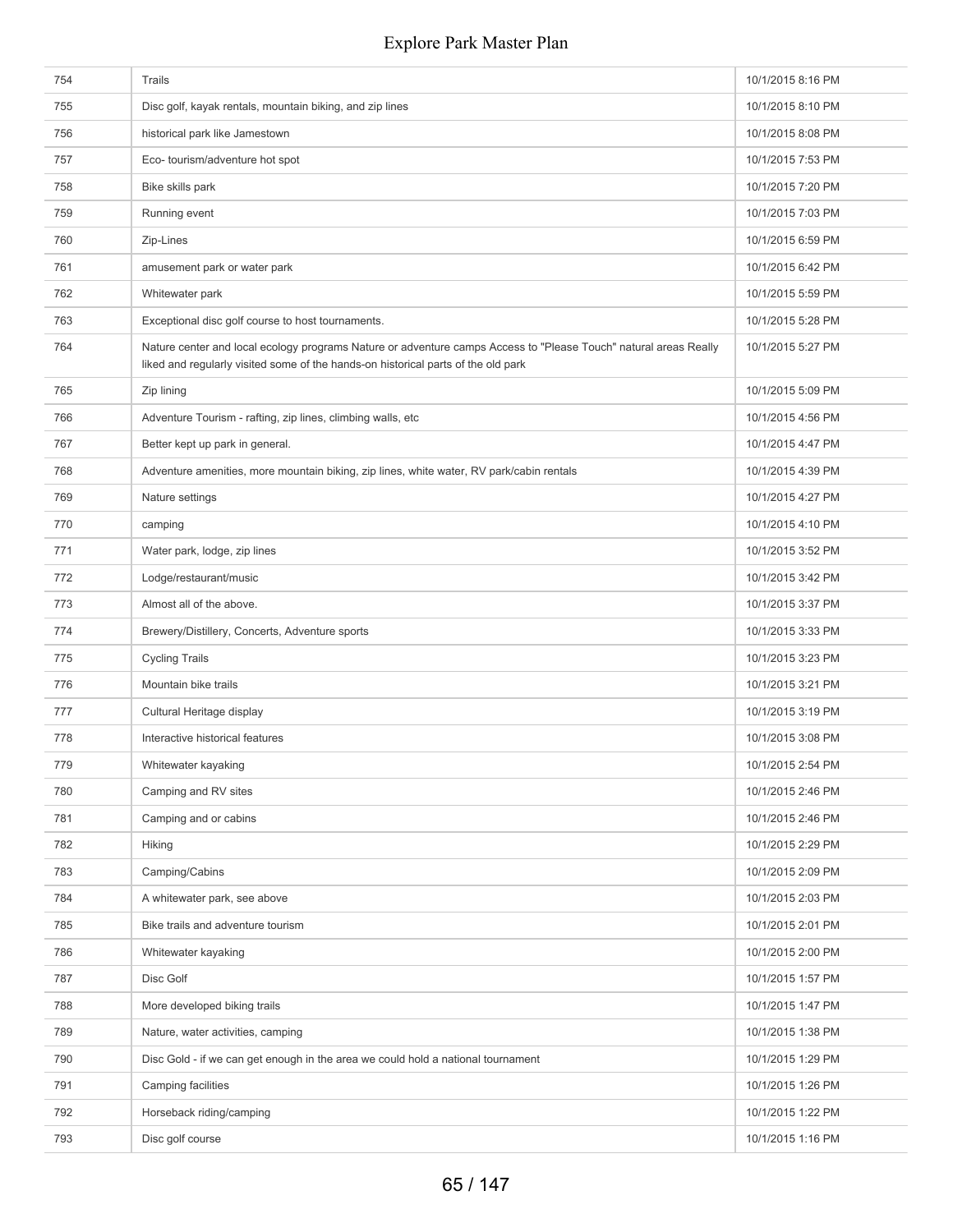| | | |
|---|---|---|
| 754 | Trails | 10/1/2015 8:16 PM |
| 755 | Disc golf, kayak rentals, mountain biking, and zip lines | 10/1/2015 8:10 PM |
| 756 | historical park like Jamestown | 10/1/2015 8:08 PM |
| 757 | Eco- tourism/adventure hot spot | 10/1/2015 7:53 PM |
| 758 | Bike skills park | 10/1/2015 7:20 PM |
| 759 | Running event | 10/1/2015 7:03 PM |
| 760 | Zip-Lines | 10/1/2015 6:59 PM |
| 761 | amusement park or water park | 10/1/2015 6:42 PM |
| 762 | Whitewater park | 10/1/2015 5:59 PM |
| 763 | Exceptional disc golf course to host tournaments. | 10/1/2015 5:28 PM |
| 764 | Nature center and local ecology programs Nature or adventure camps Access to "Please Touch" natural areas Really liked and regularly visited some of the hands-on historical parts of the old park | 10/1/2015 5:27 PM |
| 765 | Zip lining | 10/1/2015 5:09 PM |
| 766 | Adventure Tourism - rafting, zip lines, climbing walls, etc | 10/1/2015 4:56 PM |
| 767 | Better kept up park in general. | 10/1/2015 4:47 PM |
| 768 | Adventure amenities, more mountain biking, zip lines, white water, RV park/cabin rentals | 10/1/2015 4:39 PM |
| 769 | Nature settings | 10/1/2015 4:27 PM |
| 770 | camping | 10/1/2015 4:10 PM |
| 771 | Water park, lodge, zip lines | 10/1/2015 3:52 PM |
| 772 | Lodge/restaurant/music | 10/1/2015 3:42 PM |
| 773 | Almost all of the above. | 10/1/2015 3:37 PM |
| 774 | Brewery/Distillery, Concerts, Adventure sports | 10/1/2015 3:33 PM |
| 775 | Cycling Trails | 10/1/2015 3:23 PM |
| 776 | Mountain bike trails | 10/1/2015 3:21 PM |
| 777 | Cultural Heritage display | 10/1/2015 3:19 PM |
| 778 | Interactive historical features | 10/1/2015 3:08 PM |
| 779 | Whitewater kayaking | 10/1/2015 2:54 PM |
| 780 | Camping and RV sites | 10/1/2015 2:46 PM |
| 781 | Camping and or cabins | 10/1/2015 2:46 PM |
| 782 | Hiking | 10/1/2015 2:29 PM |
| 783 | Camping/Cabins | 10/1/2015 2:09 PM |
| 784 | A whitewater park, see above | 10/1/2015 2:03 PM |
| 785 | Bike trails and adventure tourism | 10/1/2015 2:01 PM |
| 786 | Whitewater kayaking | 10/1/2015 2:00 PM |
| 787 | Disc Golf | 10/1/2015 1:57 PM |
| 788 | More developed biking trails | 10/1/2015 1:47 PM |
| 789 | Nature, water activities, camping | 10/1/2015 1:38 PM |
| 790 | Disc Gold - if we can get enough in the area we could hold a national tournament | 10/1/2015 1:29 PM |
| 791 | Camping facilities | 10/1/2015 1:26 PM |
| 792 | Horseback riding/camping | 10/1/2015 1:22 PM |
| 793 | Disc golf course | 10/1/2015 1:16 PM |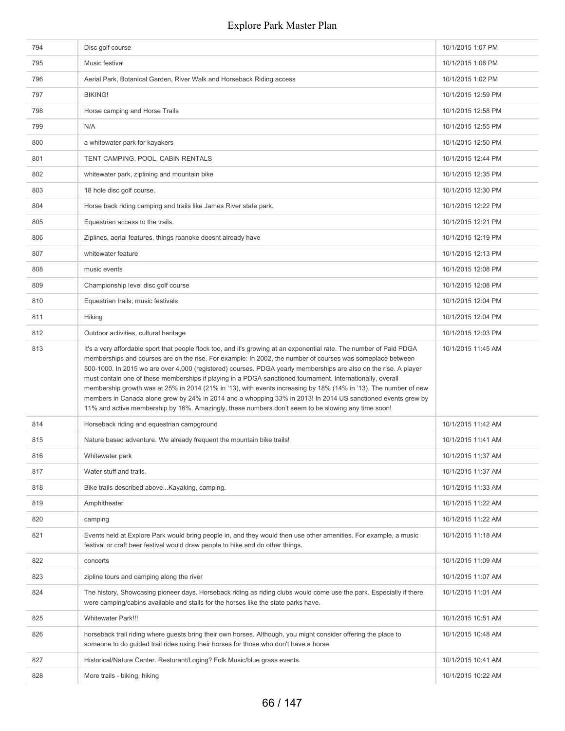| | | |
|---|---|---|
| 794 | Disc golf course | 10/1/2015 1:07 PM |
| 795 | Music festival | 10/1/2015 1:06 PM |
| 796 | Aerial Park, Botanical Garden, River Walk and Horseback Riding access | 10/1/2015 1:02 PM |
| 797 | BIKING! | 10/1/2015 12:59 PM |
| 798 | Horse camping and Horse Trails | 10/1/2015 12:58 PM |
| 799 | N/A | 10/1/2015 12:55 PM |
| 800 | a whitewater park for kayakers | 10/1/2015 12:50 PM |
| 801 | TENT CAMPING, POOL, CABIN RENTALS | 10/1/2015 12:44 PM |
| 802 | whitewater park, ziplining and mountain bike | 10/1/2015 12:35 PM |
| 803 | 18 hole disc golf course. | 10/1/2015 12:30 PM |
| 804 | Horse back riding camping and trails like James River state park. | 10/1/2015 12:22 PM |
| 805 | Equestrian access to the trails. | 10/1/2015 12:21 PM |
| 806 | Ziplines, aerial features, things roanoke doesnt already have | 10/1/2015 12:19 PM |
| 807 | whitewater feature | 10/1/2015 12:13 PM |
| 808 | music events | 10/1/2015 12:08 PM |
| 809 | Championship level disc golf course | 10/1/2015 12:08 PM |
| 810 | Equestrian trails; music festivals | 10/1/2015 12:04 PM |
| 811 | Hiking | 10/1/2015 12:04 PM |
| 812 | Outdoor activities, cultural heritage | 10/1/2015 12:03 PM |
| 813 | It's a very affordable sport that people flock too, and it's growing at an exponential rate. The number of Paid PDGA memberships and courses are on the rise. For example: In 2002, the number of courses was someplace between 500-1000. In 2015 we are over 4,000 (registered) courses. PDGA yearly memberships are also on the rise. A player must contain one of these memberships if playing in a PDGA sanctioned tournament. Internationally, overall membership growth was at 25% in 2014 (21% in '13), with events increasing by 18% (14% in '13). The number of new members in Canada alone grew by 24% in 2014 and a whopping 33% in 2013! In 2014 US sanctioned events grew by 11% and active membership by 16%. Amazingly, these numbers don't seem to be slowing any time soon! | 10/1/2015 11:45 AM |
| 814 | Horseback riding and equestrian campground | 10/1/2015 11:42 AM |
| 815 | Nature based adventure. We already frequent the mountain bike trails! | 10/1/2015 11:41 AM |
| 816 | Whitewater park | 10/1/2015 11:37 AM |
| 817 | Water stuff and trails. | 10/1/2015 11:37 AM |
| 818 | Bike trails described above...Kayaking, camping. | 10/1/2015 11:33 AM |
| 819 | Amphitheater | 10/1/2015 11:22 AM |
| 820 | camping | 10/1/2015 11:22 AM |
| 821 | Events held at Explore Park would bring people in, and they would then use other amenities. For example, a music festival or craft beer festival would draw people to hike and do other things. | 10/1/2015 11:18 AM |
| 822 | concerts | 10/1/2015 11:09 AM |
| 823 | zipline tours and camping along the river | 10/1/2015 11:07 AM |
| 824 | The history, Showcasing pioneer days. Horseback riding as riding clubs would come use the park. Especially if there were camping/cabins available and stalls for the horses like the state parks have. | 10/1/2015 11:01 AM |
| 825 | Whitewater Park!!! | 10/1/2015 10:51 AM |
| 826 | horseback trail riding where guests bring their own horses. Although, you might consider offering the place to someone to do guided trail rides using their horses for those who don't have a horse. | 10/1/2015 10:48 AM |
| 827 | Historical/Nature Center. Resturant/Loging? Folk Music/blue grass events. | 10/1/2015 10:41 AM |
| 828 | More trails - biking, hiking | 10/1/2015 10:22 AM |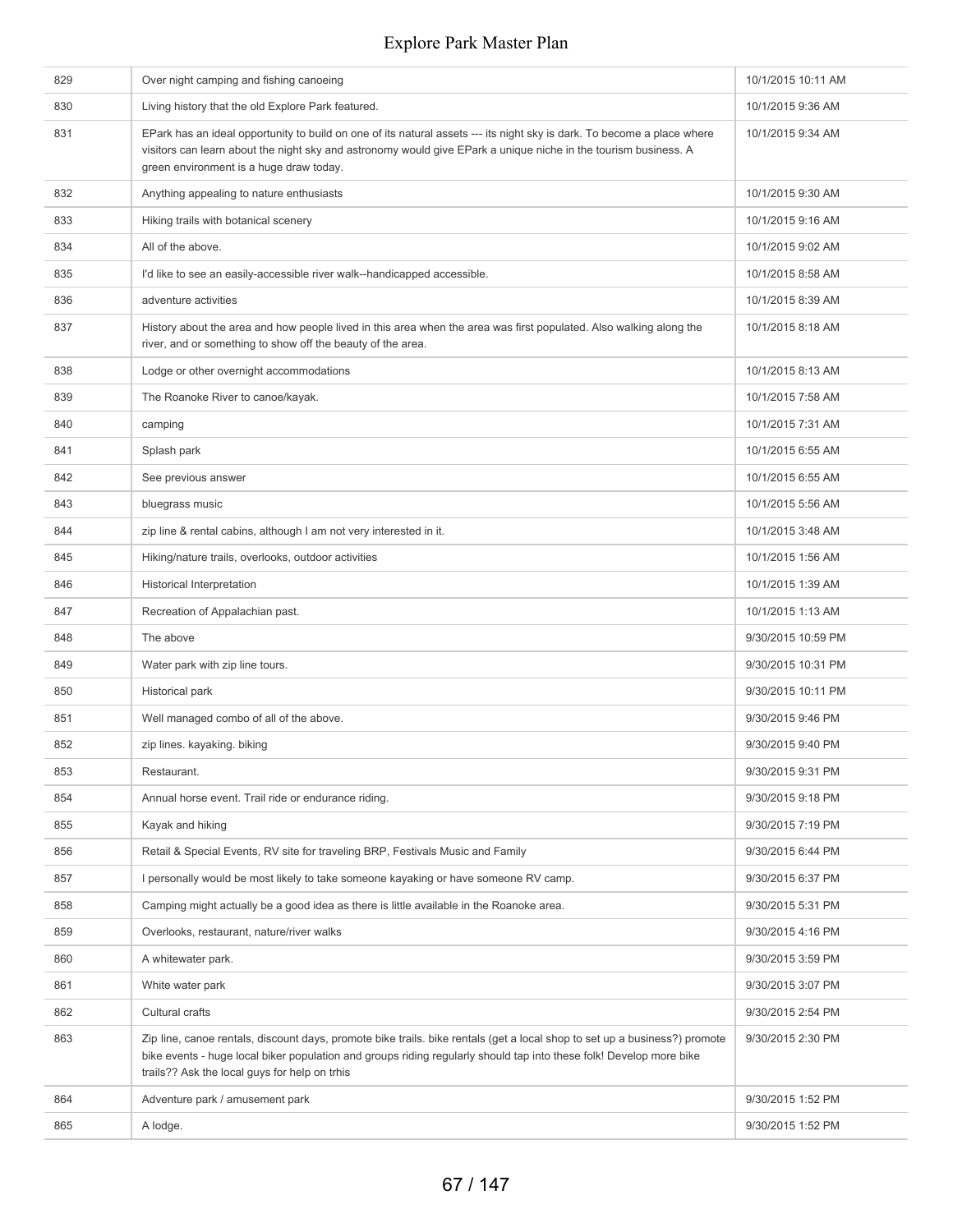| | | |
|---|---|---|
| 829 | Over night camping and fishing canoeing | 10/1/2015 10:11 AM |
| 830 | Living history that the old Explore Park featured. | 10/1/2015 9:36 AM |
| 831 | EPark has an ideal opportunity to build on one of its natural assets --- its night sky is dark. To become a place where visitors can learn about the night sky and astronomy would give EPark a unique niche in the tourism business. A green environment is a huge draw today. | 10/1/2015 9:34 AM |
| 832 | Anything appealing to nature enthusiasts | 10/1/2015 9:30 AM |
| 833 | Hiking trails with botanical scenery | 10/1/2015 9:16 AM |
| 834 | All of the above. | 10/1/2015 9:02 AM |
| 835 | I'd like to see an easily-accessible river walk--handicapped accessible. | 10/1/2015 8:58 AM |
| 836 | adventure activities | 10/1/2015 8:39 AM |
| 837 | History about the area and how people lived in this area when the area was first populated. Also walking along the river, and or something to show off the beauty of the area. | 10/1/2015 8:18 AM |
| 838 | Lodge or other overnight accommodations | 10/1/2015 8:13 AM |
| 839 | The Roanoke River to canoe/kayak. | 10/1/2015 7:58 AM |
| 840 | camping | 10/1/2015 7:31 AM |
| 841 | Splash park | 10/1/2015 6:55 AM |
| 842 | See previous answer | 10/1/2015 6:55 AM |
| 843 | bluegrass music | 10/1/2015 5:56 AM |
| 844 | zip line & rental cabins, although I am not very interested in it. | 10/1/2015 3:48 AM |
| 845 | Hiking/nature trails, overlooks, outdoor activities | 10/1/2015 1:56 AM |
| 846 | Historical Interpretation | 10/1/2015 1:39 AM |
| 847 | Recreation of Appalachian past. | 10/1/2015 1:13 AM |
| 848 | The above | 9/30/2015 10:59 PM |
| 849 | Water park with zip line tours. | 9/30/2015 10:31 PM |
| 850 | Historical park | 9/30/2015 10:11 PM |
| 851 | Well managed combo of all of the above. | 9/30/2015 9:46 PM |
| 852 | zip lines. kayaking. biking | 9/30/2015 9:40 PM |
| 853 | Restaurant. | 9/30/2015 9:31 PM |
| 854 | Annual horse event. Trail ride or endurance riding. | 9/30/2015 9:18 PM |
| 855 | Kayak and hiking | 9/30/2015 7:19 PM |
| 856 | Retail & Special Events, RV site for traveling BRP, Festivals Music and Family | 9/30/2015 6:44 PM |
| 857 | I personally would be most likely to take someone kayaking or have someone RV camp. | 9/30/2015 6:37 PM |
| 858 | Camping might actually be a good idea as there is little available in the Roanoke area. | 9/30/2015 5:31 PM |
| 859 | Overlooks, restaurant, nature/river walks | 9/30/2015 4:16 PM |
| 860 | A whitewater park. | 9/30/2015 3:59 PM |
| 861 | White water park | 9/30/2015 3:07 PM |
| 862 | Cultural crafts | 9/30/2015 2:54 PM |
| 863 | Zip line, canoe rentals, discount days, promote bike trails. bike rentals (get a local shop to set up a business?) promote bike events - huge local biker population and groups riding regularly should tap into these folk! Develop more bike trails?? Ask the local guys for help on trhis | 9/30/2015 2:30 PM |
| 864 | Adventure park / amusement park | 9/30/2015 1:52 PM |
| 865 | A lodge. | 9/30/2015 1:52 PM |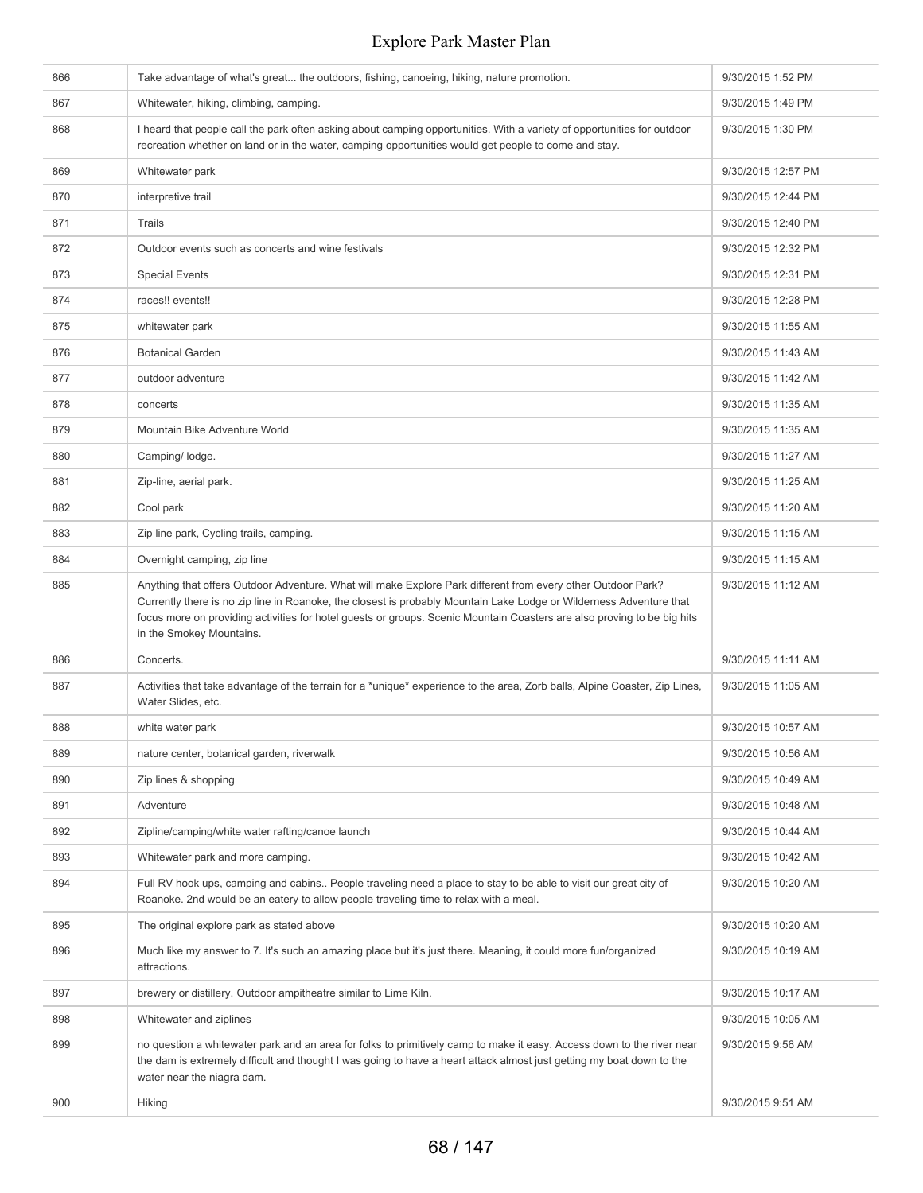| | | |
|---|---|---|
| 866 | Take advantage of what's great... the outdoors, fishing, canoeing, hiking, nature promotion. | 9/30/2015 1:52 PM |
| 867 | Whitewater, hiking, climbing, camping. | 9/30/2015 1:49 PM |
| 868 | I heard that people call the park often asking about camping opportunities. With a variety of opportunities for outdoor recreation whether on land or in the water, camping opportunities would get people to come and stay. | 9/30/2015 1:30 PM |
| 869 | Whitewater park | 9/30/2015 12:57 PM |
| 870 | interpretive trail | 9/30/2015 12:44 PM |
| 871 | Trails | 9/30/2015 12:40 PM |
| 872 | Outdoor events such as concerts and wine festivals | 9/30/2015 12:32 PM |
| 873 | Special Events | 9/30/2015 12:31 PM |
| 874 | races!! events!! | 9/30/2015 12:28 PM |
| 875 | whitewater park | 9/30/2015 11:55 AM |
| 876 | Botanical Garden | 9/30/2015 11:43 AM |
| 877 | outdoor adventure | 9/30/2015 11:42 AM |
| 878 | concerts | 9/30/2015 11:35 AM |
| 879 | Mountain Bike Adventure World | 9/30/2015 11:35 AM |
| 880 | Camping/ lodge. | 9/30/2015 11:27 AM |
| 881 | Zip-line, aerial park. | 9/30/2015 11:25 AM |
| 882 | Cool park | 9/30/2015 11:20 AM |
| 883 | Zip line park, Cycling trails, camping. | 9/30/2015 11:15 AM |
| 884 | Overnight camping, zip line | 9/30/2015 11:15 AM |
| 885 | Anything that offers Outdoor Adventure. What will make Explore Park different from every other Outdoor Park? Currently there is no zip line in Roanoke, the closest is probably Mountain Lake Lodge or Wilderness Adventure that focus more on providing activities for hotel guests or groups. Scenic Mountain Coasters are also proving to be big hits in the Smokey Mountains. | 9/30/2015 11:12 AM |
| 886 | Concerts. | 9/30/2015 11:11 AM |
| 887 | Activities that take advantage of the terrain for a *unique* experience to the area, Zorb balls, Alpine Coaster, Zip Lines, Water Slides, etc. | 9/30/2015 11:05 AM |
| 888 | white water park | 9/30/2015 10:57 AM |
| 889 | nature center, botanical garden, riverwalk | 9/30/2015 10:56 AM |
| 890 | Zip lines & shopping | 9/30/2015 10:49 AM |
| 891 | Adventure | 9/30/2015 10:48 AM |
| 892 | Zipline/camping/white water rafting/canoe launch | 9/30/2015 10:44 AM |
| 893 | Whitewater park and more camping. | 9/30/2015 10:42 AM |
| 894 | Full RV hook ups, camping and cabins.. People traveling need a place to stay to be able to visit our great city of Roanoke. 2nd would be an eatery to allow people traveling time to relax with a meal. | 9/30/2015 10:20 AM |
| 895 | The original explore park as stated above | 9/30/2015 10:20 AM |
| 896 | Much like my answer to 7. It's such an amazing place but it's just there. Meaning, it could more fun/organized attractions. | 9/30/2015 10:19 AM |
| 897 | brewery or distillery. Outdoor ampitheatre similar to Lime Kiln. | 9/30/2015 10:17 AM |
| 898 | Whitewater and ziplines | 9/30/2015 10:05 AM |
| 899 | no question a whitewater park and an area for folks to primitively camp to make it easy. Access down to the river near the dam is extremely difficult and thought I was going to have a heart attack almost just getting my boat down to the water near the niagra dam. | 9/30/2015 9:56 AM |
| 900 | Hiking | 9/30/2015 9:51 AM |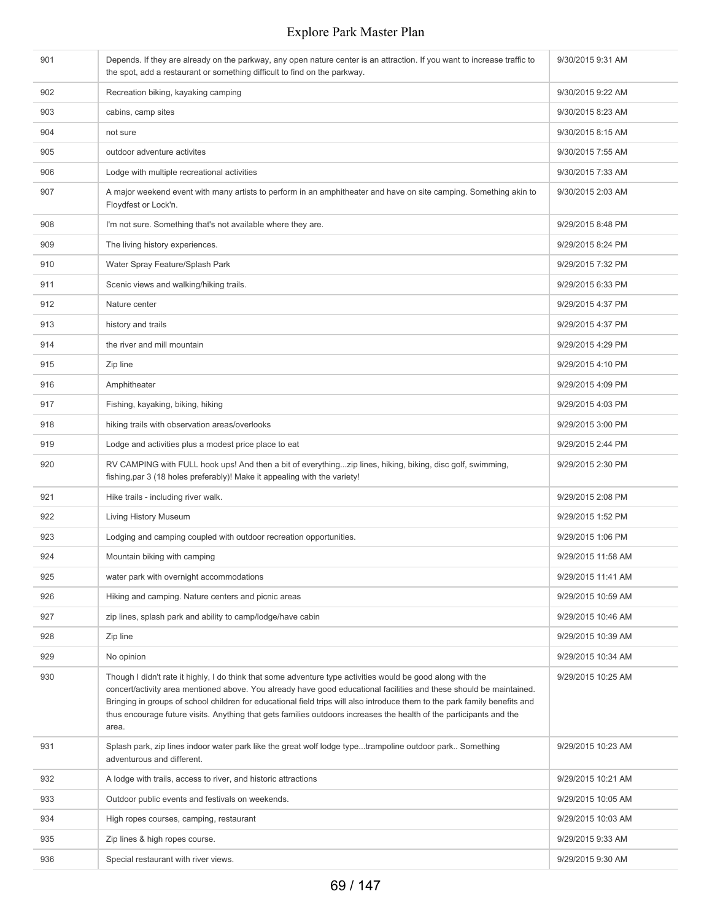| | | |
|---|---|---|
| 901 | Depends. If they are already on the parkway, any open nature center is an attraction. If you want to increase traffic to the spot, add a restaurant or something difficult to find on the parkway. | 9/30/2015 9:31 AM |
| 902 | Recreation biking, kayaking camping | 9/30/2015 9:22 AM |
| 903 | cabins, camp sites | 9/30/2015 8:23 AM |
| 904 | not sure | 9/30/2015 8:15 AM |
| 905 | outdoor adventure activites | 9/30/2015 7:55 AM |
| 906 | Lodge with multiple recreational activities | 9/30/2015 7:33 AM |
| 907 | A major weekend event with many artists to perform in an amphitheater and have on site camping. Something akin to Floydfest or Lock'n. | 9/30/2015 2:03 AM |
| 908 | I'm not sure. Something that's not available where they are. | 9/29/2015 8:48 PM |
| 909 | The living history experiences. | 9/29/2015 8:24 PM |
| 910 | Water Spray Feature/Splash Park | 9/29/2015 7:32 PM |
| 911 | Scenic views and walking/hiking trails. | 9/29/2015 6:33 PM |
| 912 | Nature center | 9/29/2015 4:37 PM |
| 913 | history and trails | 9/29/2015 4:37 PM |
| 914 | the river and mill mountain | 9/29/2015 4:29 PM |
| 915 | Zip line | 9/29/2015 4:10 PM |
| 916 | Amphitheater | 9/29/2015 4:09 PM |
| 917 | Fishing, kayaking, biking, hiking | 9/29/2015 4:03 PM |
| 918 | hiking trails with observation areas/overlooks | 9/29/2015 3:00 PM |
| 919 | Lodge and activities plus a modest price place to eat | 9/29/2015 2:44 PM |
| 920 | RV CAMPING with FULL hook ups! And then a bit of everything...zip lines, hiking, biking, disc golf, swimming, fishing,par 3 (18 holes preferably)! Make it appealing with the variety! | 9/29/2015 2:30 PM |
| 921 | Hike trails - including river walk. | 9/29/2015 2:08 PM |
| 922 | Living History Museum | 9/29/2015 1:52 PM |
| 923 | Lodging and camping coupled with outdoor recreation opportunities. | 9/29/2015 1:06 PM |
| 924 | Mountain biking with camping | 9/29/2015 11:58 AM |
| 925 | water park with overnight accommodations | 9/29/2015 11:41 AM |
| 926 | Hiking and camping. Nature centers and picnic areas | 9/29/2015 10:59 AM |
| 927 | zip lines, splash park and ability to camp/lodge/have cabin | 9/29/2015 10:46 AM |
| 928 | Zip line | 9/29/2015 10:39 AM |
| 929 | No opinion | 9/29/2015 10:34 AM |
| 930 | Though I didn't rate it highly, I do think that some adventure type activities would be good along with the concert/activity area mentioned above. You already have good educational facilities and these should be maintained. Bringing in groups of school children for educational field trips will also introduce them to the park family benefits and thus encourage future visits. Anything that gets families outdoors increases the health of the participants and the area. | 9/29/2015 10:25 AM |
| 931 | Splash park, zip lines indoor water park like the great wolf lodge type...trampoline outdoor park.. Something adventurous and different. | 9/29/2015 10:23 AM |
| 932 | A lodge with trails, access to river, and historic attractions | 9/29/2015 10:21 AM |
| 933 | Outdoor public events and festivals on weekends. | 9/29/2015 10:05 AM |
| 934 | High ropes courses, camping, restaurant | 9/29/2015 10:03 AM |
| 935 | Zip lines & high ropes course. | 9/29/2015 9:33 AM |
| 936 | Special restaurant with river views. | 9/29/2015 9:30 AM |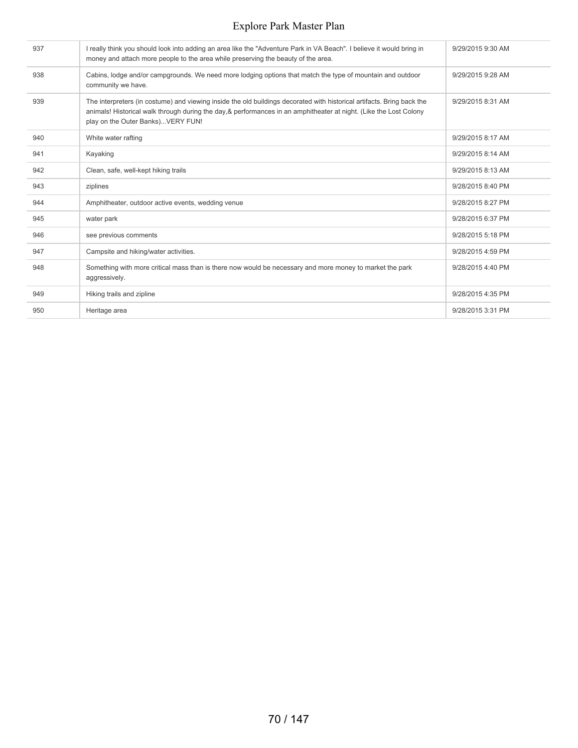| | | |
|---|---|---|
| 937 | I really think you should look into adding an area like the "Adventure Park in VA Beach". I believe it would bring in money and attach more people to the area while preserving the beauty of the area. | 9/29/2015 9:30 AM |
| 938 | Cabins, lodge and/or campgrounds. We need more lodging options that match the type of mountain and outdoor community we have. | 9/29/2015 9:28 AM |
| 939 | The interpreters (in costume) and viewing inside the old buildings decorated with historical artifacts. Bring back the animals! Historical walk through during the day,& performances in an amphitheater at night. (Like the Lost Colony play on the Outer Banks)...VERY FUN! | 9/29/2015 8:31 AM |
| 940 | White water rafting | 9/29/2015 8:17 AM |
| 941 | Kayaking | 9/29/2015 8:14 AM |
| 942 | Clean, safe, well-kept hiking trails | 9/29/2015 8:13 AM |
| 943 | ziplines | 9/28/2015 8:40 PM |
| 944 | Amphitheater, outdoor active events, wedding venue | 9/28/2015 8:27 PM |
| 945 | water park | 9/28/2015 6:37 PM |
| 946 | see previous comments | 9/28/2015 5:18 PM |
| 947 | Campsite and hiking/water activities. | 9/28/2015 4:59 PM |
| 948 | Something with more critical mass than is there now would be necessary and more money to market the park aggressively. | 9/28/2015 4:40 PM |
| 949 | Hiking trails and zipline | 9/28/2015 4:35 PM |
| 950 | Heritage area | 9/28/2015 3:31 PM |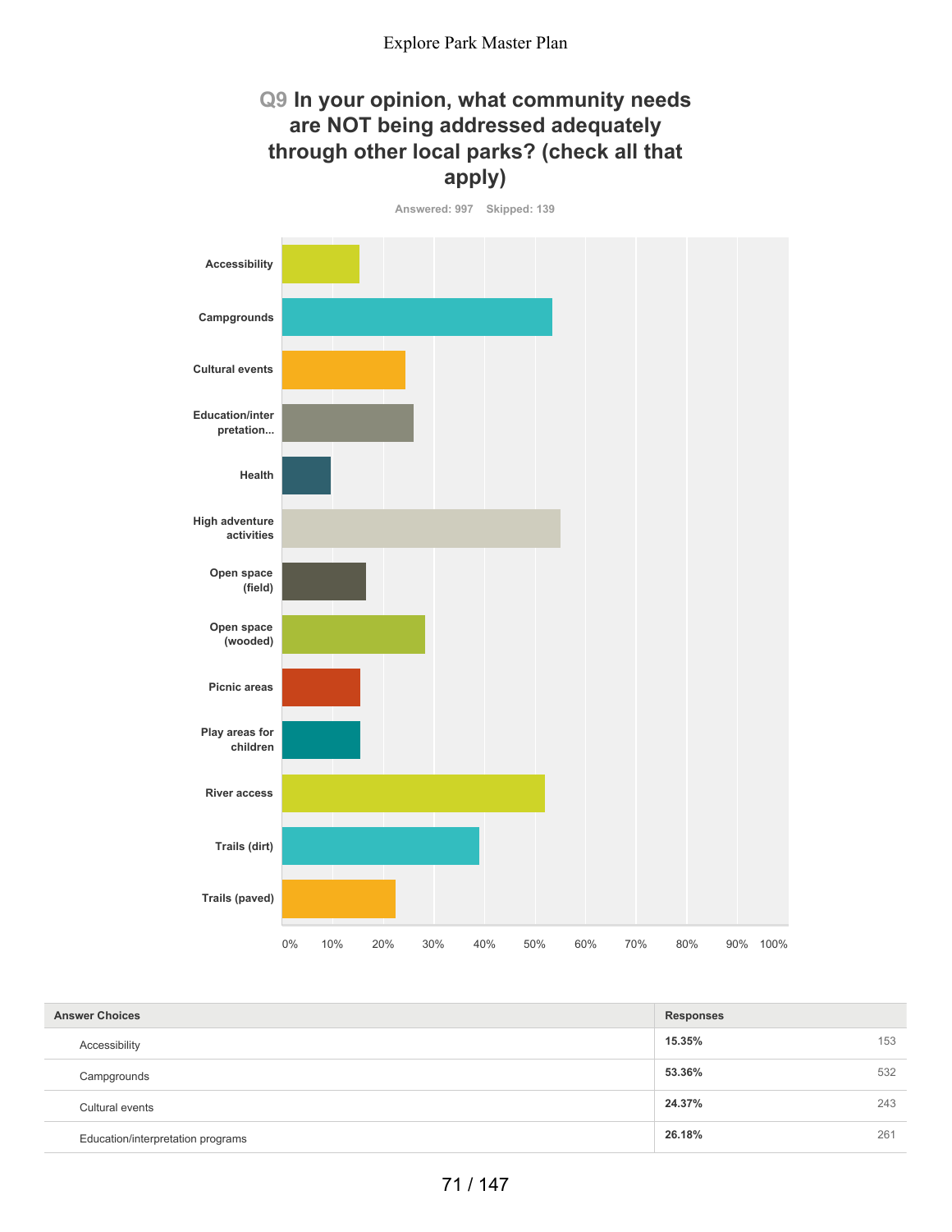## Q9 In your opinion, what community needs are NOT being addressed adequately through other local parks? (check all that apply)

Answered: 997 Skipped: 139

| Answer Choices | Responses | |
|---|---|---|
| Accessibility | **15.35%** | 153 |
| Campgrounds | **53.36%** | 532 |
| Cultural events | **24.37%** | 243 |
| Education/interpretation programs | **26.18%** | 261 |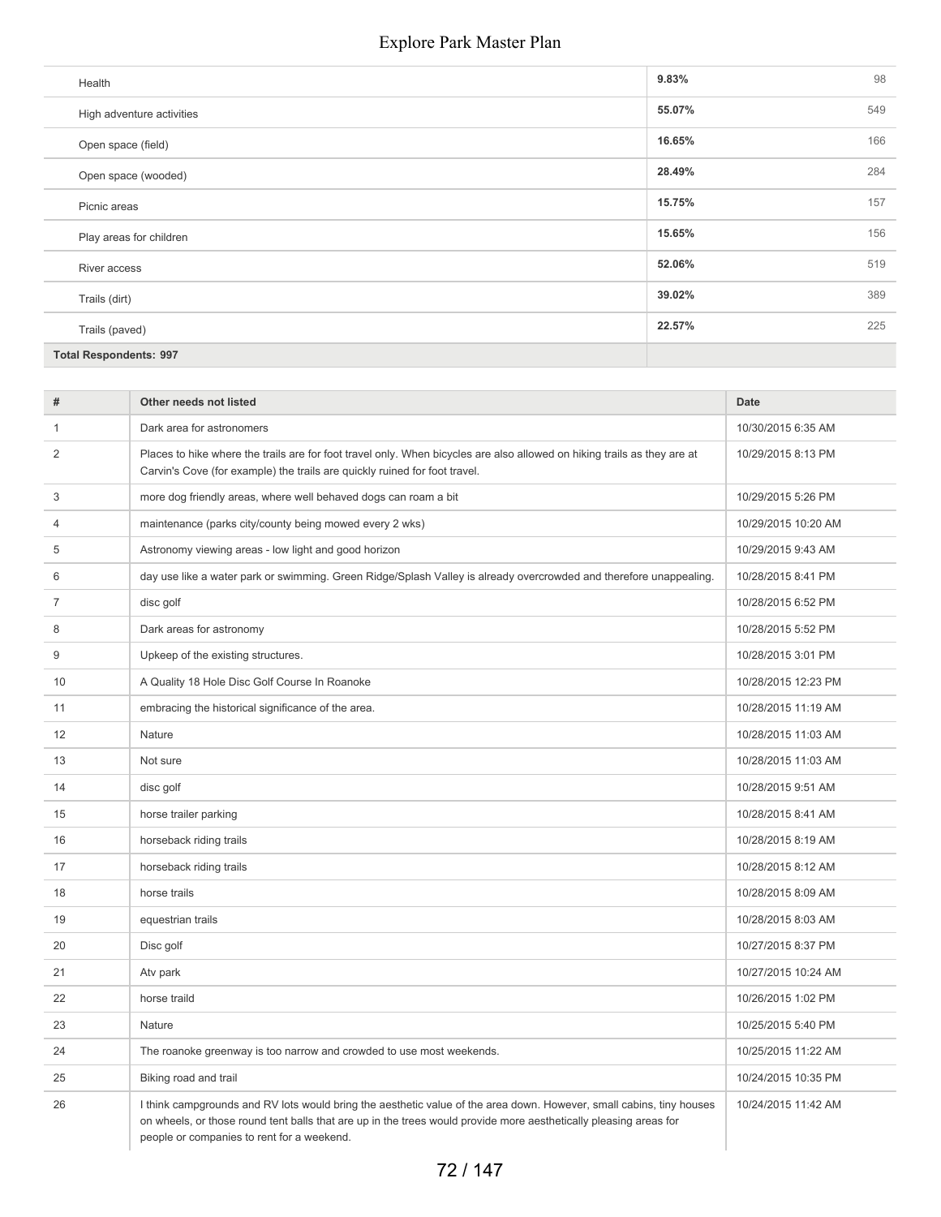| | | |
|---|---|---|
| Health | 9.83% | 98 |
| High adventure activities | 55.07% | 549 |
| Open space (field) | 16.65% | 166 |
| Open space (wooded) | 28.49% | 284 |
| Picnic areas | 15.75% | 157 |
| Play areas for children | 15.65% | 156 |
| River access | 52.06% | 519 |
| Trails (dirt) | 39.02% | 389 |
| Trails (paved) | 22.57% | 225 |
| **Total Respondents: 997** | | |

| # | Other needs not listed | Date |
|---|---|---|
| 1 | Dark area for astronomers | 10/30/2015 6:35 AM |
| 2 | Places to hike where the trails are for foot travel only. When bicycles are also allowed on hiking trails as they are at Carvin's Cove (for example) the trails are quickly ruined for foot travel. | 10/29/2015 8:13 PM |
| 3 | more dog friendly areas, where well behaved dogs can roam a bit | 10/29/2015 5:26 PM |
| 4 | maintenance (parks city/county being mowed every 2 wks) | 10/29/2015 10:20 AM |
| 5 | Astronomy viewing areas - low light and good horizon | 10/29/2015 9:43 AM |
| 6 | day use like a water park or swimming. Green Ridge/Splash Valley is already overcrowded and therefore unappealing. | 10/28/2015 8:41 PM |
| 7 | disc golf | 10/28/2015 6:52 PM |
| 8 | Dark areas for astronomy | 10/28/2015 5:52 PM |
| 9 | Upkeep of the existing structures. | 10/28/2015 3:01 PM |
| 10 | A Quality 18 Hole Disc Golf Course In Roanoke | 10/28/2015 12:23 PM |
| 11 | embracing the historical significance of the area. | 10/28/2015 11:19 AM |
| 12 | Nature | 10/28/2015 11:03 AM |
| 13 | Not sure | 10/28/2015 11:03 AM |
| 14 | disc golf | 10/28/2015 9:51 AM |
| 15 | horse trailer parking | 10/28/2015 8:41 AM |
| 16 | horseback riding trails | 10/28/2015 8:19 AM |
| 17 | horseback riding trails | 10/28/2015 8:12 AM |
| 18 | horse trails | 10/28/2015 8:09 AM |
| 19 | equestrian trails | 10/28/2015 8:03 AM |
| 20 | Disc golf | 10/27/2015 8:37 PM |
| 21 | Atv park | 10/27/2015 10:24 AM |
| 22 | horse traild | 10/26/2015 1:02 PM |
| 23 | Nature | 10/25/2015 5:40 PM |
| 24 | The roanoke greenway is too narrow and crowded to use most weekends. | 10/25/2015 11:22 AM |
| 25 | Biking road and trail | 10/24/2015 10:35 PM |
| 26 | I think campgrounds and RV lots would bring the aesthetic value of the area down. However, small cabins, tiny houses on wheels, or those round tent balls that are up in the trees would provide more aesthetically pleasing areas for people or companies to rent for a weekend. | 10/24/2015 11:42 AM |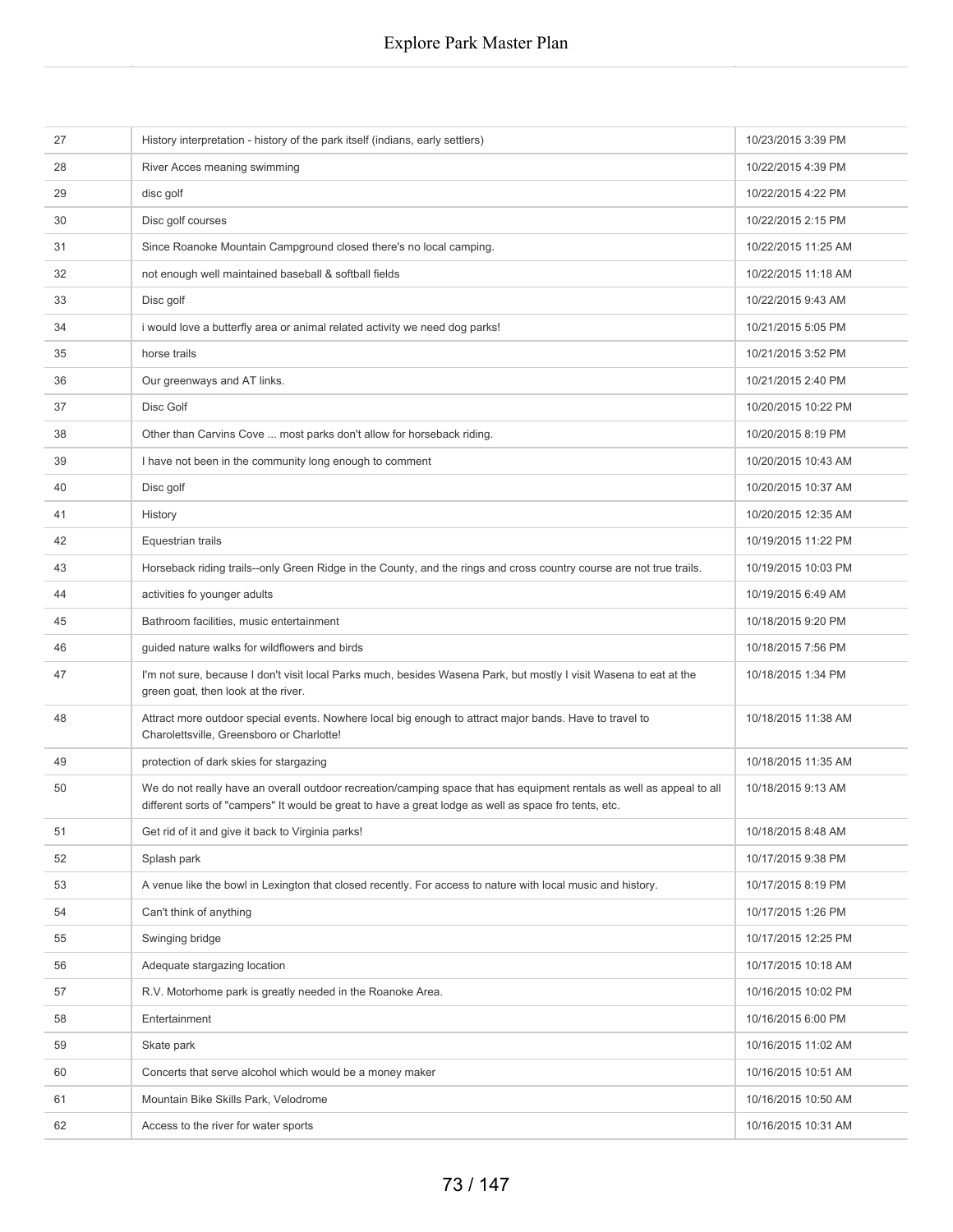| | | |
|---|---|---|
| 27 | History interpretation - history of the park itself (indians, early settlers) | 10/23/2015 3:39 PM |
| 28 | River Acces meaning swimming | 10/22/2015 4:39 PM |
| 29 | disc golf | 10/22/2015 4:22 PM |
| 30 | Disc golf courses | 10/22/2015 2:15 PM |
| 31 | Since Roanoke Mountain Campground closed there's no local camping. | 10/22/2015 11:25 AM |
| 32 | not enough well maintained baseball & softball fields | 10/22/2015 11:18 AM |
| 33 | Disc golf | 10/22/2015 9:43 AM |
| 34 | i would love a butterfly area or animal related activity we need dog parks! | 10/21/2015 5:05 PM |
| 35 | horse trails | 10/21/2015 3:52 PM |
| 36 | Our greenways and AT links. | 10/21/2015 2:40 PM |
| 37 | Disc Golf | 10/20/2015 10:22 PM |
| 38 | Other than Carvins Cove ... most parks don't allow for horseback riding. | 10/20/2015 8:19 PM |
| 39 | I have not been in the community long enough to comment | 10/20/2015 10:43 AM |
| 40 | Disc golf | 10/20/2015 10:37 AM |
| 41 | History | 10/20/2015 12:35 AM |
| 42 | Equestrian trails | 10/19/2015 11:22 PM |
| 43 | Horseback riding trails--only Green Ridge in the County, and the rings and cross country course are not true trails. | 10/19/2015 10:03 PM |
| 44 | activities fo younger adults | 10/19/2015 6:49 AM |
| 45 | Bathroom facilities, music entertainment | 10/18/2015 9:20 PM |
| 46 | guided nature walks for wildflowers and birds | 10/18/2015 7:56 PM |
| 47 | I'm not sure, because I don't visit local Parks much, besides Wasena Park, but mostly I visit Wasena to eat at the green goat, then look at the river. | 10/18/2015 1:34 PM |
| 48 | Attract more outdoor special events. Nowhere local big enough to attract major bands. Have to travel to Charolettsville, Greensboro or Charlotte! | 10/18/2015 11:38 AM |
| 49 | protection of dark skies for stargazing | 10/18/2015 11:35 AM |
| 50 | We do not really have an overall outdoor recreation/camping space that has equipment rentals as well as appeal to all different sorts of "campers" It would be great to have a great lodge as well as space fro tents, etc. | 10/18/2015 9:13 AM |
| 51 | Get rid of it and give it back to Virginia parks! | 10/18/2015 8:48 AM |
| 52 | Splash park | 10/17/2015 9:38 PM |
| 53 | A venue like the bowl in Lexington that closed recently. For access to nature with local music and history. | 10/17/2015 8:19 PM |
| 54 | Can't think of anything | 10/17/2015 1:26 PM |
| 55 | Swinging bridge | 10/17/2015 12:25 PM |
| 56 | Adequate stargazing location | 10/17/2015 10:18 AM |
| 57 | R.V. Motorhome park is greatly needed in the Roanoke Area. | 10/16/2015 10:02 PM |
| 58 | Entertainment | 10/16/2015 6:00 PM |
| 59 | Skate park | 10/16/2015 11:02 AM |
| 60 | Concerts that serve alcohol which would be a money maker | 10/16/2015 10:51 AM |
| 61 | Mountain Bike Skills Park, Velodrome | 10/16/2015 10:50 AM |
| 62 | Access to the river for water sports | 10/16/2015 10:31 AM |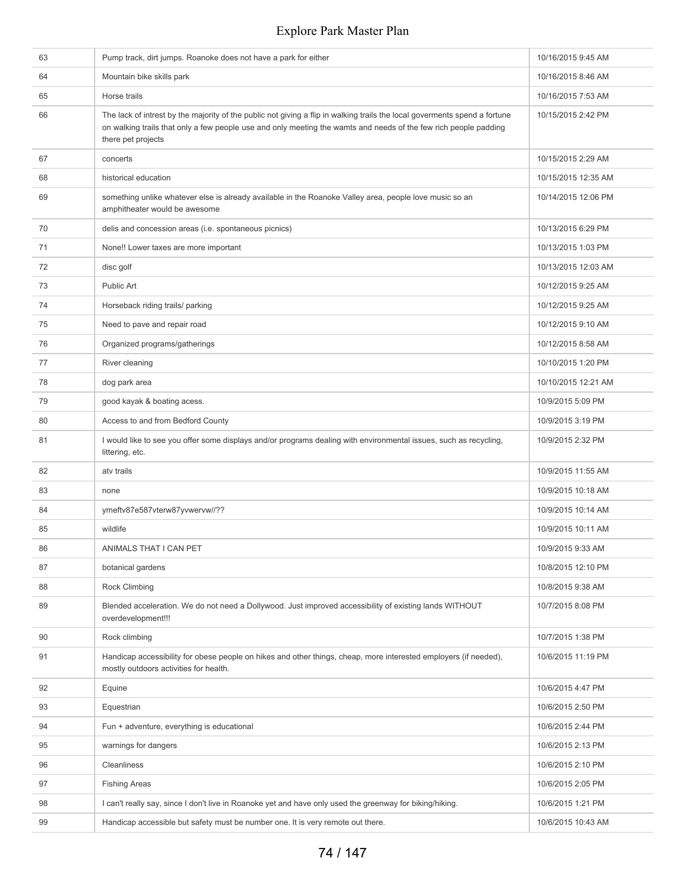| | | |
|---|---|---|
| 63 | Pump track, dirt jumps. Roanoke does not have a park for either | 10/16/2015 9:45 AM |
| 64 | Mountain bike skills park | 10/16/2015 8:46 AM |
| 65 | Horse trails | 10/16/2015 7:53 AM |
| 66 | The lack of intrest by the majority of the public not giving a flip in walking trails the local goverments spend a fortune on walking trails that only a few people use and only meeting the wamts and needs of the few rich people padding there pet projects | 10/15/2015 2:42 PM |
| 67 | concerts | 10/15/2015 2:29 AM |
| 68 | historical education | 10/15/2015 12:35 AM |
| 69 | something unlike whatever else is already available in the Roanoke Valley area, people love music so an amphitheater would be awesome | 10/14/2015 12:06 PM |
| 70 | delis and concession areas (i.e. spontaneous picnics) | 10/13/2015 6:29 PM |
| 71 | None!! Lower taxes are more important | 10/13/2015 1:03 PM |
| 72 | disc golf | 10/13/2015 12:03 AM |
| 73 | Public Art | 10/12/2015 9:25 AM |
| 74 | Horseback riding trails/ parking | 10/12/2015 9:25 AM |
| 75 | Need to pave and repair road | 10/12/2015 9:10 AM |
| 76 | Organized programs/gatherings | 10/12/2015 8:58 AM |
| 77 | River cleaning | 10/10/2015 1:20 PM |
| 78 | dog park area | 10/10/2015 12:21 AM |
| 79 | good kayak & boating acess. | 10/9/2015 5:09 PM |
| 80 | Access to and from Bedford County | 10/9/2015 3:19 PM |
| 81 | I would like to see you offer some displays and/or programs dealing with environmental issues, such as recycling, littering, etc. | 10/9/2015 2:32 PM |
| 82 | atv trails | 10/9/2015 11:55 AM |
| 83 | none | 10/9/2015 10:18 AM |
| 84 | ymeftv87e587vterw87yvwervw//?? | 10/9/2015 10:14 AM |
| 85 | wildlife | 10/9/2015 10:11 AM |
| 86 | ANIMALS THAT I CAN PET | 10/9/2015 9:33 AM |
| 87 | botanical gardens | 10/8/2015 12:10 PM |
| 88 | Rock Climbing | 10/8/2015 9:38 AM |
| 89 | Blended acceleration. We do not need a Dollywood. Just improved accessibility of existing lands WITHOUT overdevelopment!!! | 10/7/2015 8:08 PM |
| 90 | Rock climbing | 10/7/2015 1:38 PM |
| 91 | Handicap accessibility for obese people on hikes and other things, cheap, more interested employers (if needed), mostly outdoors activities for health. | 10/6/2015 11:19 PM |
| 92 | Equine | 10/6/2015 4:47 PM |
| 93 | Equestrian | 10/6/2015 2:50 PM |
| 94 | Fun + adventure, everything is educational | 10/6/2015 2:44 PM |
| 95 | warnings for dangers | 10/6/2015 2:13 PM |
| 96 | Cleanliness | 10/6/2015 2:10 PM |
| 97 | Fishing Areas | 10/6/2015 2:05 PM |
| 98 | I can't really say, since I don't live in Roanoke yet and have only used the greenway for biking/hiking. | 10/6/2015 1:21 PM |
| 99 | Handicap accessible but safety must be number one. It is very remote out there. | 10/6/2015 10:43 AM |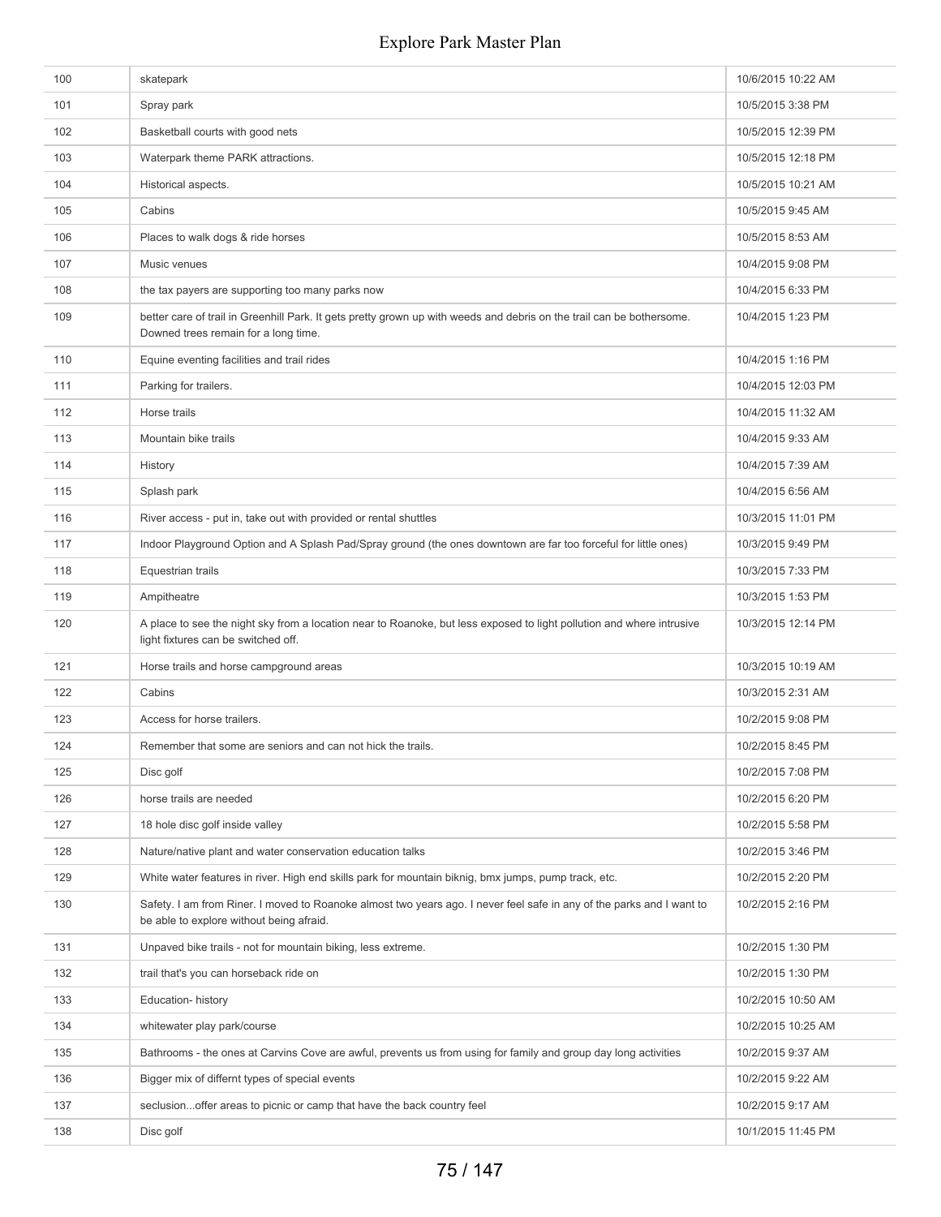| | | |
|---|---|---|
| 100 | skatepark | 10/6/2015 10:22 AM |
| 101 | Spray park | 10/5/2015 3:38 PM |
| 102 | Basketball courts with good nets | 10/5/2015 12:39 PM |
| 103 | Waterpark theme PARK attractions. | 10/5/2015 12:18 PM |
| 104 | Historical aspects. | 10/5/2015 10:21 AM |
| 105 | Cabins | 10/5/2015 9:45 AM |
| 106 | Places to walk dogs & ride horses | 10/5/2015 8:53 AM |
| 107 | Music venues | 10/4/2015 9:08 PM |
| 108 | the tax payers are supporting too many parks now | 10/4/2015 6:33 PM |
| 109 | better care of trail in Greenhill Park. It gets pretty grown up with weeds and debris on the trail can be bothersome. Downed trees remain for a long time. | 10/4/2015 1:23 PM |
| 110 | Equine eventing facilities and trail rides | 10/4/2015 1:16 PM |
| 111 | Parking for trailers. | 10/4/2015 12:03 PM |
| 112 | Horse trails | 10/4/2015 11:32 AM |
| 113 | Mountain bike trails | 10/4/2015 9:33 AM |
| 114 | History | 10/4/2015 7:39 AM |
| 115 | Splash park | 10/4/2015 6:56 AM |
| 116 | River access - put in, take out with provided or rental shuttles | 10/3/2015 11:01 PM |
| 117 | Indoor Playground Option and A Splash Pad/Spray ground (the ones downtown are far too forceful for little ones) | 10/3/2015 9:49 PM |
| 118 | Equestrian trails | 10/3/2015 7:33 PM |
| 119 | Ampitheatre | 10/3/2015 1:53 PM |
| 120 | A place to see the night sky from a location near to Roanoke, but less exposed to light pollution and where intrusive light fixtures can be switched off. | 10/3/2015 12:14 PM |
| 121 | Horse trails and horse campground areas | 10/3/2015 10:19 AM |
| 122 | Cabins | 10/3/2015 2:31 AM |
| 123 | Access for horse trailers. | 10/2/2015 9:08 PM |
| 124 | Remember that some are seniors and can not hick the trails. | 10/2/2015 8:45 PM |
| 125 | Disc golf | 10/2/2015 7:08 PM |
| 126 | horse trails are needed | 10/2/2015 6:20 PM |
| 127 | 18 hole disc golf inside valley | 10/2/2015 5:58 PM |
| 128 | Nature/native plant and water conservation education talks | 10/2/2015 3:46 PM |
| 129 | White water features in river. High end skills park for mountain biknig, bmx jumps, pump track, etc. | 10/2/2015 2:20 PM |
| 130 | Safety. I am from Riner. I moved to Roanoke almost two years ago. I never feel safe in any of the parks and I want to be able to explore without being afraid. | 10/2/2015 2:16 PM |
| 131 | Unpaved bike trails - not for mountain biking, less extreme. | 10/2/2015 1:30 PM |
| 132 | trail that's you can horseback ride on | 10/2/2015 1:30 PM |
| 133 | Education- history | 10/2/2015 10:50 AM |
| 134 | whitewater play park/course | 10/2/2015 10:25 AM |
| 135 | Bathrooms - the ones at Carvins Cove are awful, prevents us from using for family and group day long activities | 10/2/2015 9:37 AM |
| 136 | Bigger mix of differnt types of special events | 10/2/2015 9:22 AM |
| 137 | seclusion...offer areas to picnic or camp that have the back country feel | 10/2/2015 9:17 AM |
| 138 | Disc golf | 10/1/2015 11:45 PM |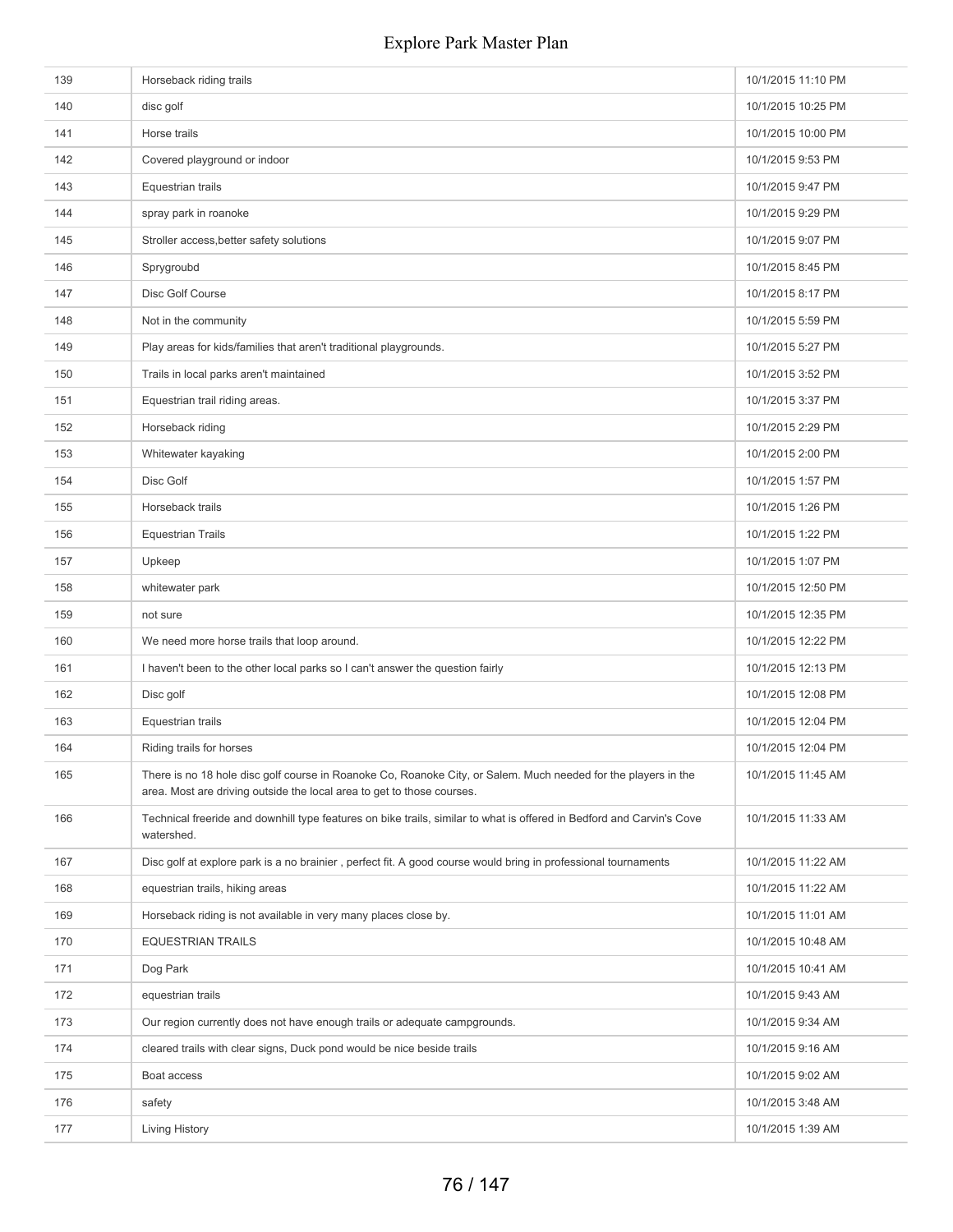| | | |
|---|---|---|
| 139 | Horseback riding trails | 10/1/2015 11:10 PM |
| 140 | disc golf | 10/1/2015 10:25 PM |
| 141 | Horse trails | 10/1/2015 10:00 PM |
| 142 | Covered playground or indoor | 10/1/2015 9:53 PM |
| 143 | Equestrian trails | 10/1/2015 9:47 PM |
| 144 | spray park in roanoke | 10/1/2015 9:29 PM |
| 145 | Stroller access,better safety solutions | 10/1/2015 9:07 PM |
| 146 | Sprygroubd | 10/1/2015 8:45 PM |
| 147 | Disc Golf Course | 10/1/2015 8:17 PM |
| 148 | Not in the community | 10/1/2015 5:59 PM |
| 149 | Play areas for kids/families that aren't traditional playgrounds. | 10/1/2015 5:27 PM |
| 150 | Trails in local parks aren't maintained | 10/1/2015 3:52 PM |
| 151 | Equestrian trail riding areas. | 10/1/2015 3:37 PM |
| 152 | Horseback riding | 10/1/2015 2:29 PM |
| 153 | Whitewater kayaking | 10/1/2015 2:00 PM |
| 154 | Disc Golf | 10/1/2015 1:57 PM |
| 155 | Horseback trails | 10/1/2015 1:26 PM |
| 156 | Equestrian Trails | 10/1/2015 1:22 PM |
| 157 | Upkeep | 10/1/2015 1:07 PM |
| 158 | whitewater park | 10/1/2015 12:50 PM |
| 159 | not sure | 10/1/2015 12:35 PM |
| 160 | We need more horse trails that loop around. | 10/1/2015 12:22 PM |
| 161 | I haven't been to the other local parks so I can't answer the question fairly | 10/1/2015 12:13 PM |
| 162 | Disc golf | 10/1/2015 12:08 PM |
| 163 | Equestrian trails | 10/1/2015 12:04 PM |
| 164 | Riding trails for horses | 10/1/2015 12:04 PM |
| 165 | There is no 18 hole disc golf course in Roanoke Co, Roanoke City, or Salem. Much needed for the players in the area. Most are driving outside the local area to get to those courses. | 10/1/2015 11:45 AM |
| 166 | Technical freeride and downhill type features on bike trails, similar to what is offered in Bedford and Carvin's Cove watershed. | 10/1/2015 11:33 AM |
| 167 | Disc golf at explore park is a no brainier , perfect fit. A good course would bring in professional tournaments | 10/1/2015 11:22 AM |
| 168 | equestrian trails, hiking areas | 10/1/2015 11:22 AM |
| 169 | Horseback riding is not available in very many places close by. | 10/1/2015 11:01 AM |
| 170 | EQUESTRIAN TRAILS | 10/1/2015 10:48 AM |
| 171 | Dog Park | 10/1/2015 10:41 AM |
| 172 | equestrian trails | 10/1/2015 9:43 AM |
| 173 | Our region currently does not have enough trails or adequate campgrounds. | 10/1/2015 9:34 AM |
| 174 | cleared trails with clear signs, Duck pond would be nice beside trails | 10/1/2015 9:16 AM |
| 175 | Boat access | 10/1/2015 9:02 AM |
| 176 | safety | 10/1/2015 3:48 AM |
| 177 | Living History | 10/1/2015 1:39 AM |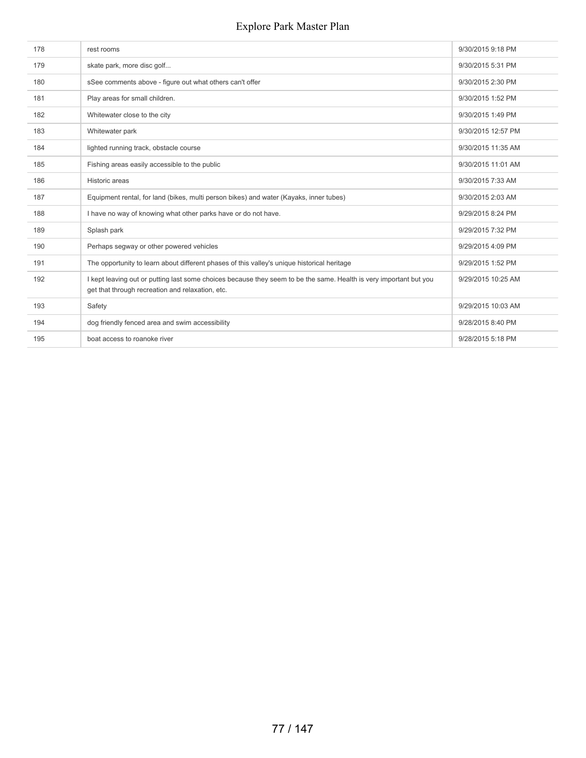| | | |
|---|---|---|
| 178 | rest rooms | 9/30/2015 9:18 PM |
| 179 | skate park, more disc golf... | 9/30/2015 5:31 PM |
| 180 | sSee comments above - figure out what others can't offer | 9/30/2015 2:30 PM |
| 181 | Play areas for small children. | 9/30/2015 1:52 PM |
| 182 | Whitewater close to the city | 9/30/2015 1:49 PM |
| 183 | Whitewater park | 9/30/2015 12:57 PM |
| 184 | lighted running track, obstacle course | 9/30/2015 11:35 AM |
| 185 | Fishing areas easily accessible to the public | 9/30/2015 11:01 AM |
| 186 | Historic areas | 9/30/2015 7:33 AM |
| 187 | Equipment rental, for land (bikes, multi person bikes) and water (Kayaks, inner tubes) | 9/30/2015 2:03 AM |
| 188 | I have no way of knowing what other parks have or do not have. | 9/29/2015 8:24 PM |
| 189 | Splash park | 9/29/2015 7:32 PM |
| 190 | Perhaps segway or other powered vehicles | 9/29/2015 4:09 PM |
| 191 | The opportunity to learn about different phases of this valley's unique historical heritage | 9/29/2015 1:52 PM |
| 192 | I kept leaving out or putting last some choices because they seem to be the same. Health is very important but you get that through recreation and relaxation, etc. | 9/29/2015 10:25 AM |
| 193 | Safety | 9/29/2015 10:03 AM |
| 194 | dog friendly fenced area and swim accessibility | 9/28/2015 8:40 PM |
| 195 | boat access to roanoke river | 9/28/2015 5:18 PM |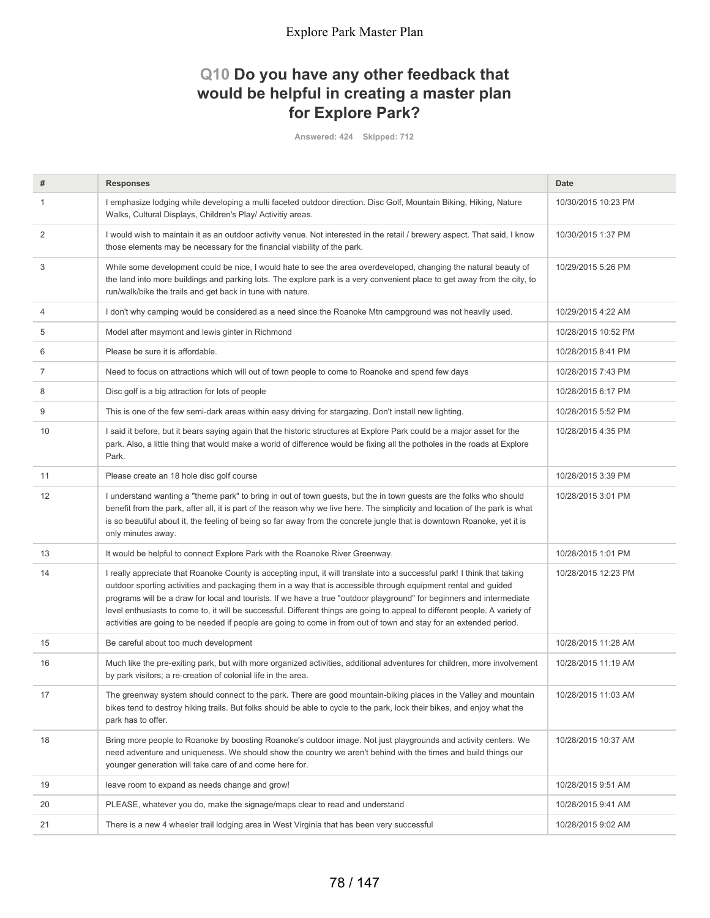## Q10 Do you have any other feedback that would be helpful in creating a master plan for Explore Park?

Answered: 424 Skipped: 712

| # | Responses | Date |
|---|---|---|
| 1 | I emphasize lodging while developing a multi faceted outdoor direction. Disc Golf, Mountain Biking, Hiking, Nature Walks, Cultural Displays, Children's Play/ Activitiy areas. | 10/30/2015 10:23 PM |
| 2 | I would wish to maintain it as an outdoor activity venue. Not interested in the retail / brewery aspect. That said, I know those elements may be necessary for the financial viability of the park. | 10/30/2015 1:37 PM |
| 3 | While some development could be nice, I would hate to see the area overdeveloped, changing the natural beauty of the land into more buildings and parking lots. The explore park is a very convenient place to get away from the city, to run/walk/bike the trails and get back in tune with nature. | 10/29/2015 5:26 PM |
| 4 | I don't why camping would be considered as a need since the Roanoke Mtn campground was not heavily used. | 10/29/2015 4:22 AM |
| 5 | Model after maymont and lewis ginter in Richmond | 10/28/2015 10:52 PM |
| 6 | Please be sure it is affordable. | 10/28/2015 8:41 PM |
| 7 | Need to focus on attractions which will out of town people to come to Roanoke and spend few days | 10/28/2015 7:43 PM |
| 8 | Disc golf is a big attraction for lots of people | 10/28/2015 6:17 PM |
| 9 | This is one of the few semi-dark areas within easy driving for stargazing. Don't install new lighting. | 10/28/2015 5:52 PM |
| 10 | I said it before, but it bears saying again that the historic structures at Explore Park could be a major asset for the park. Also, a little thing that would make a world of difference would be fixing all the potholes in the roads at Explore Park. | 10/28/2015 4:35 PM |
| 11 | Please create an 18 hole disc golf course | 10/28/2015 3:39 PM |
| 12 | I understand wanting a "theme park" to bring in out of town guests, but the in town guests are the folks who should benefit from the park, after all, it is part of the reason why we live here. The simplicity and location of the park is what is so beautiful about it, the feeling of being so far away from the concrete jungle that is downtown Roanoke, yet it is only minutes away. | 10/28/2015 3:01 PM |
| 13 | It would be helpful to connect Explore Park with the Roanoke River Greenway. | 10/28/2015 1:01 PM |
| 14 | I really appreciate that Roanoke County is accepting input, it will translate into a successful park! I think that taking outdoor sporting activities and packaging them in a way that is accessible through equipment rental and guided programs will be a draw for local and tourists. If we have a true "outdoor playground" for beginners and intermediate level enthusiasts to come to, it will be successful. Different things are going to appeal to different people. A variety of activities are going to be needed if people are going to come in from out of town and stay for an extended period. | 10/28/2015 12:23 PM |
| 15 | Be careful about too much development | 10/28/2015 11:28 AM |
| 16 | Much like the pre-exiting park, but with more organized activities, additional adventures for children, more involvement by park visitors; a re-creation of colonial life in the area. | 10/28/2015 11:19 AM |
| 17 | The greenway system should connect to the park. There are good mountain-biking places in the Valley and mountain bikes tend to destroy hiking trails. But folks should be able to cycle to the park, lock their bikes, and enjoy what the park has to offer. | 10/28/2015 11:03 AM |
| 18 | Bring more people to Roanoke by boosting Roanoke's outdoor image. Not just playgrounds and activity centers. We need adventure and uniqueness. We should show the country we aren't behind with the times and build things our younger generation will take care of and come here for. | 10/28/2015 10:37 AM |
| 19 | leave room to expand as needs change and grow! | 10/28/2015 9:51 AM |
| 20 | PLEASE, whatever you do, make the signage/maps clear to read and understand | 10/28/2015 9:41 AM |
| 21 | There is a new 4 wheeler trail lodging area in West Virginia that has been very successful | 10/28/2015 9:02 AM |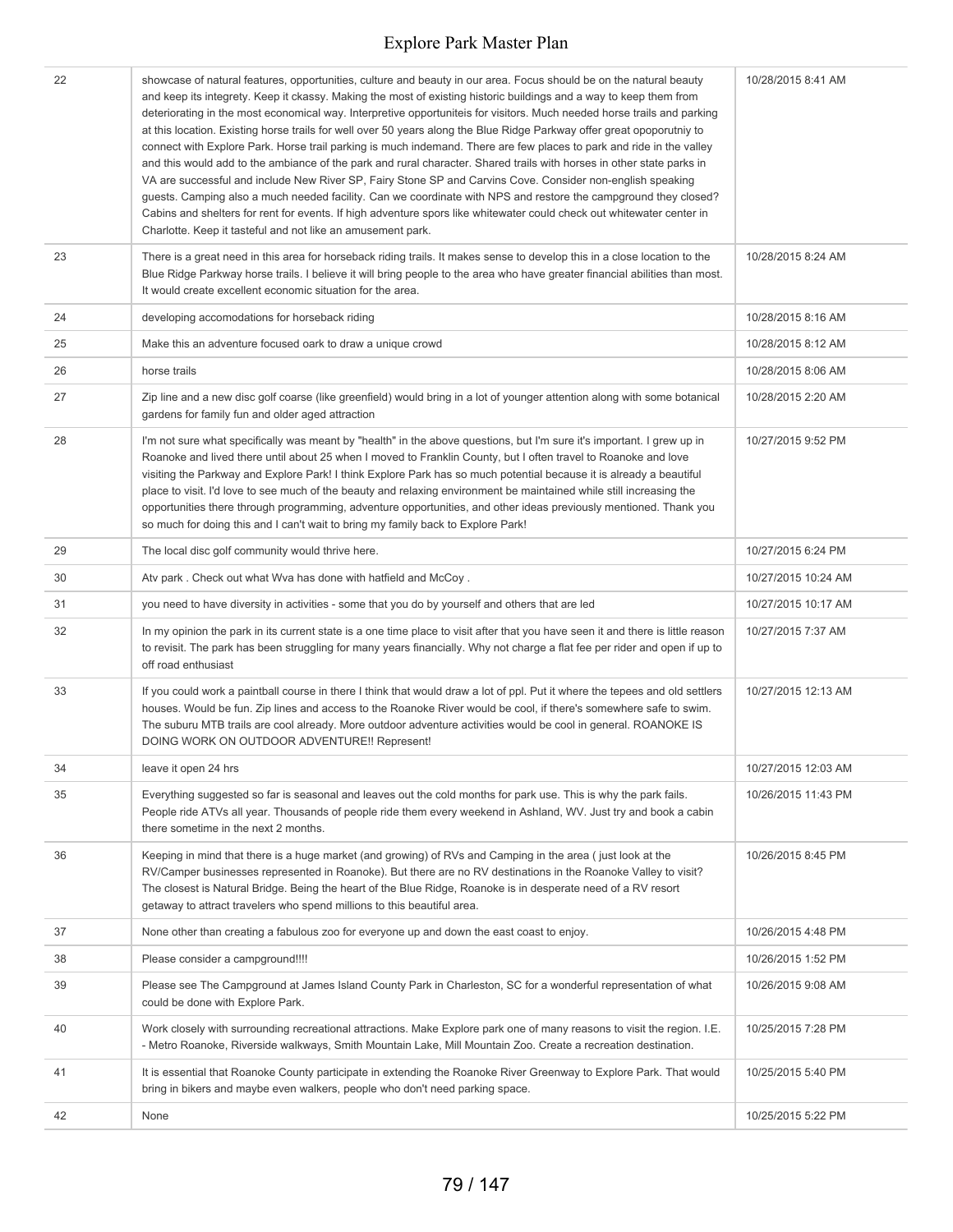| | | |
|---|---|---|
| 22 | showcase of natural features, opportunities, culture and beauty in our area. Focus should be on the natural beauty and keep its integrety. Keep it ckassy. Making the most of existing historic buildings and a way to keep them from deteriorating in the most economical way. Interpretive opportuniteis for visitors. Much needed horse trails and parking at this location. Existing horse trails for well over 50 years along the Blue Ridge Parkway offer great opoporutniy to connect with Explore Park. Horse trail parking is much indemand. There are few places to park and ride in the valley and this would add to the ambiance of the park and rural character. Shared trails with horses in other state parks in VA are successful and include New River SP, Fairy Stone SP and Carvins Cove. Consider non-english speaking guests. Camping also a much needed facility. Can we coordinate with NPS and restore the campground they closed? Cabins and shelters for rent for events. If high adventure spors like whitewater could check out whitewater center in Charlotte. Keep it tasteful and not like an amusement park. | 10/28/2015 8:41 AM |
| 23 | There is a great need in this area for horseback riding trails. It makes sense to develop this in a close location to the Blue Ridge Parkway horse trails. I believe it will bring people to the area who have greater financial abilities than most. It would create excellent economic situation for the area. | 10/28/2015 8:24 AM |
| 24 | developing accomodations for horseback riding | 10/28/2015 8:16 AM |
| 25 | Make this an adventure focused oark to draw a unique crowd | 10/28/2015 8:12 AM |
| 26 | horse trails | 10/28/2015 8:06 AM |
| 27 | Zip line and a new disc golf coarse (like greenfield) would bring in a lot of younger attention along with some botanical gardens for family fun and older aged attraction | 10/28/2015 2:20 AM |
| 28 | I'm not sure what specifically was meant by "health" in the above questions, but I'm sure it's important. I grew up in Roanoke and lived there until about 25 when I moved to Franklin County, but I often travel to Roanoke and love visiting the Parkway and Explore Park! I think Explore Park has so much potential because it is already a beautiful place to visit. I'd love to see much of the beauty and relaxing environment be maintained while still increasing the opportunities there through programming, adventure opportunities, and other ideas previously mentioned. Thank you so much for doing this and I can't wait to bring my family back to Explore Park! | 10/27/2015 9:52 PM |
| 29 | The local disc golf community would thrive here. | 10/27/2015 6:24 PM |
| 30 | Atv park . Check out what Wva has done with hatfield and McCoy . | 10/27/2015 10:24 AM |
| 31 | you need to have diversity in activities - some that you do by yourself and others that are led | 10/27/2015 10:17 AM |
| 32 | In my opinion the park in its current state is a one time place to visit after that you have seen it and there is little reason to revisit. The park has been struggling for many years financially. Why not charge a flat fee per rider and open if up to off road enthusiast | 10/27/2015 7:37 AM |
| 33 | If you could work a paintball course in there I think that would draw a lot of ppl. Put it where the tepees and old settlers houses. Would be fun. Zip lines and access to the Roanoke River would be cool, if there's somewhere safe to swim. The suburu MTB trails are cool already. More outdoor adventure activities would be cool in general. ROANOKE IS DOING WORK ON OUTDOOR ADVENTURE!! Represent! | 10/27/2015 12:13 AM |
| 34 | leave it open 24 hrs | 10/27/2015 12:03 AM |
| 35 | Everything suggested so far is seasonal and leaves out the cold months for park use. This is why the park fails. People ride ATVs all year. Thousands of people ride them every weekend in Ashland, WV. Just try and book a cabin there sometime in the next 2 months. | 10/26/2015 11:43 PM |
| 36 | Keeping in mind that there is a huge market (and growing) of RVs and Camping in the area ( just look at the RV/Camper businesses represented in Roanoke). But there are no RV destinations in the Roanoke Valley to visit? The closest is Natural Bridge. Being the heart of the Blue Ridge, Roanoke is in desperate need of a RV resort getaway to attract travelers who spend millions to this beautiful area. | 10/26/2015 8:45 PM |
| 37 | None other than creating a fabulous zoo for everyone up and down the east coast to enjoy. | 10/26/2015 4:48 PM |
| 38 | Please consider a campground!!!! | 10/26/2015 1:52 PM |
| 39 | Please see The Campground at James Island County Park in Charleston, SC for a wonderful representation of what could be done with Explore Park. | 10/26/2015 9:08 AM |
| 40 | Work closely with surrounding recreational attractions. Make Explore park one of many reasons to visit the region. I.E. - Metro Roanoke, Riverside walkways, Smith Mountain Lake, Mill Mountain Zoo. Create a recreation destination. | 10/25/2015 7:28 PM |
| 41 | It is essential that Roanoke County participate in extending the Roanoke River Greenway to Explore Park. That would bring in bikers and maybe even walkers, people who don't need parking space. | 10/25/2015 5:40 PM |
| 42 | None | 10/25/2015 5:22 PM |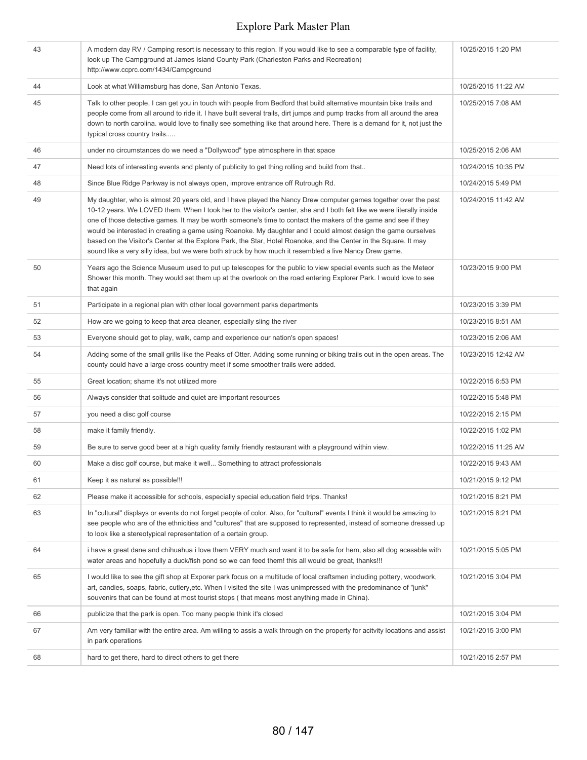| | | |
|---|---|---|
| 43 | A modern day RV / Camping resort is necessary to this region. If you would like to see a comparable type of facility, look up The Campground at James Island County Park (Charleston Parks and Recreation) http://www.ccprc.com/1434/Campground | 10/25/2015 1:20 PM |
| 44 | Look at what Williamsburg has done, San Antonio Texas. | 10/25/2015 11:22 AM |
| 45 | Talk to other people, I can get you in touch with people from Bedford that build alternative mountain bike trails and people come from all around to ride it. I have built several trails, dirt jumps and pump tracks from all around the area down to north carolina. would love to finally see something like that around here. There is a demand for it, not just the typical cross country trails..... | 10/25/2015 7:08 AM |
| 46 | under no circumstances do we need a "Dollywood" type atmosphere in that space | 10/25/2015 2:06 AM |
| 47 | Need lots of interesting events and plenty of publicity to get thing rolling and build from that.. | 10/24/2015 10:35 PM |
| 48 | Since Blue Ridge Parkway is not always open, improve entrance off Rutrough Rd. | 10/24/2015 5:49 PM |
| 49 | My daughter, who is almost 20 years old, and I have played the Nancy Drew computer games together over the past 10-12 years. We LOVED them. When I took her to the visitor's center, she and I both felt like we were literally inside one of those detective games. It may be worth someone's time to contact the makers of the game and see if they would be interested in creating a game using Roanoke. My daughter and I could almost design the game ourselves based on the Visitor's Center at the Explore Park, the Star, Hotel Roanoke, and the Center in the Square. It may sound like a very silly idea, but we were both struck by how much it resembled a live Nancy Drew game. | 10/24/2015 11:42 AM |
| 50 | Years ago the Science Museum used to put up telescopes for the public to view special events such as the Meteor Shower this month. They would set them up at the overlook on the road entering Explorer Park. I would love to see that again | 10/23/2015 9:00 PM |
| 51 | Participate in a regional plan with other local government parks departments | 10/23/2015 3:39 PM |
| 52 | How are we going to keep that area cleaner, especially sling the river | 10/23/2015 8:51 AM |
| 53 | Everyone should get to play, walk, camp and experience our nation's open spaces! | 10/23/2015 2:06 AM |
| 54 | Adding some of the small grills like the Peaks of Otter. Adding some running or biking trails out in the open areas. The county could have a large cross country meet if some smoother trails were added. | 10/23/2015 12:42 AM |
| 55 | Great location; shame it's not utilized more | 10/22/2015 6:53 PM |
| 56 | Always consider that solitude and quiet are important resources | 10/22/2015 5:48 PM |
| 57 | you need a disc golf course | 10/22/2015 2:15 PM |
| 58 | make it family friendly. | 10/22/2015 1:02 PM |
| 59 | Be sure to serve good beer at a high quality family friendly restaurant with a playground within view. | 10/22/2015 11:25 AM |
| 60 | Make a disc golf course, but make it well... Something to attract professionals | 10/22/2015 9:43 AM |
| 61 | Keep it as natural as possible!!! | 10/21/2015 9:12 PM |
| 62 | Please make it accessible for schools, especially special education field trips. Thanks! | 10/21/2015 8:21 PM |
| 63 | In "cultural" displays or events do not forget people of color. Also, for "cultural" events I think it would be amazing to see people who are of the ethnicities and "cultures" that are supposed to represented, instead of someone dressed up to look like a stereotypical representation of a certain group. | 10/21/2015 8:21 PM |
| 64 | i have a great dane and chihuahua i love them VERY much and want it to be safe for hem, also all dog acesable with water areas and hopefully a duck/fish pond so we can feed them! this all would be great, thanks!!! | 10/21/2015 5:05 PM |
| 65 | I would like to see the gift shop at Exporer park focus on a multitude of local craftsmen including pottery, woodwork, art, candies, soaps, fabric, cutlery,etc. When I visited the site I was unimpressed with the predominance of "junk" souvenirs that can be found at most tourist stops ( that means most anything made in China). | 10/21/2015 3:04 PM |
| 66 | publicize that the park is open. Too many people think it's closed | 10/21/2015 3:04 PM |
| 67 | Am very familiar with the entire area. Am willing to assis a walk through on the property for acitvity locations and assist in park operations | 10/21/2015 3:00 PM |
| 68 | hard to get there, hard to direct others to get there | 10/21/2015 2:57 PM |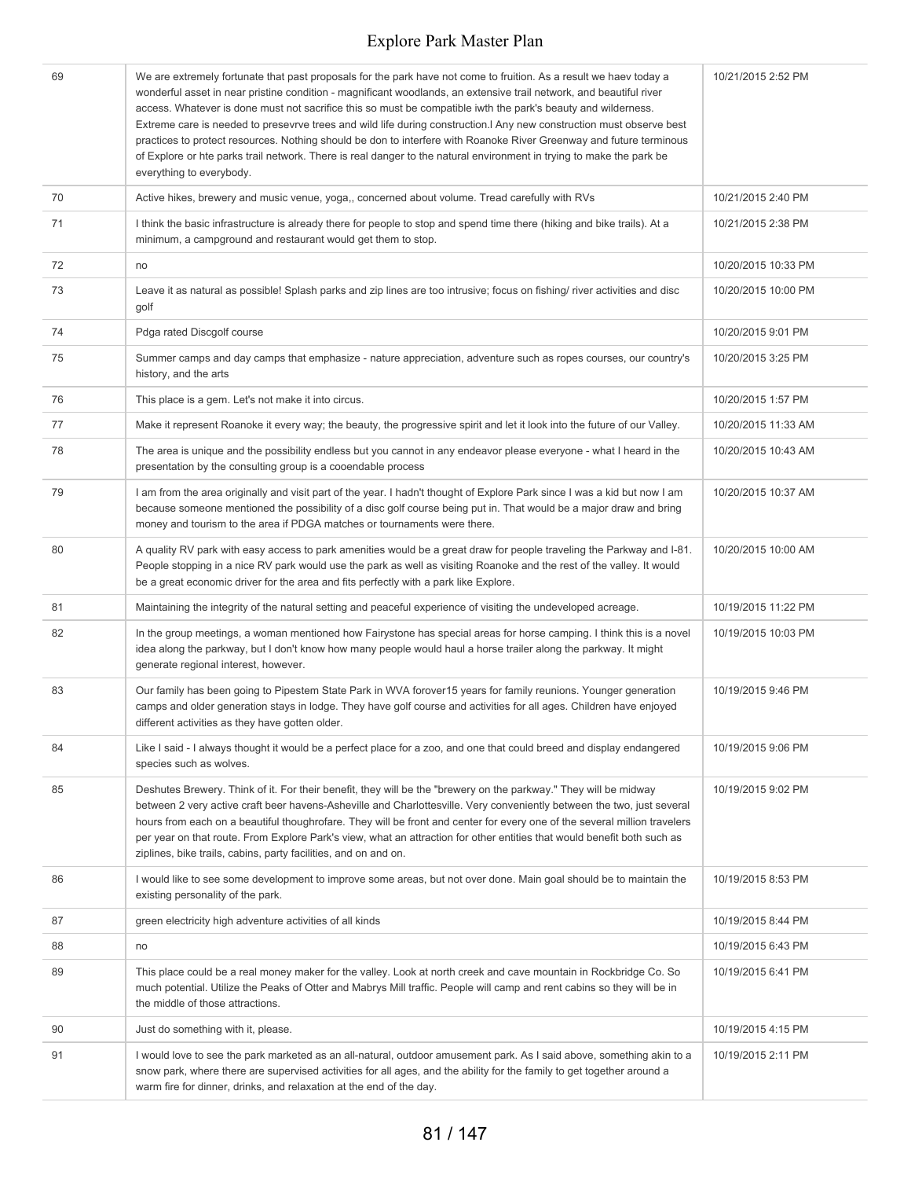| | | |
|---|---|---|
| 69 | We are extremely fortunate that past proposals for the park have not come to fruition. As a result we haev today a wonderful asset in near pristine condition - magnificant woodlands, an extensive trail network, and beautiful river access. Whatever is done must not sacrifice this so must be compatible iwth the park's beauty and wilderness. Extreme care is needed to presevrve trees and wild life during construction.I Any new construction must observe best practices to protect resources. Nothing should be don to interfere with Roanoke River Greenway and future terminous of Explore or hte parks trail network. There is real danger to the natural environment in trying to make the park be everything to everybody. | 10/21/2015 2:52 PM |
| 70 | Active hikes, brewery and music venue, yoga,, concerned about volume. Tread carefully with RVs | 10/21/2015 2:40 PM |
| 71 | I think the basic infrastructure is already there for people to stop and spend time there (hiking and bike trails). At a minimum, a campground and restaurant would get them to stop. | 10/21/2015 2:38 PM |
| 72 | no | 10/20/2015 10:33 PM |
| 73 | Leave it as natural as possible! Splash parks and zip lines are too intrusive; focus on fishing/ river activities and disc golf | 10/20/2015 10:00 PM |
| 74 | Pdga rated Discgolf course | 10/20/2015 9:01 PM |
| 75 | Summer camps and day camps that emphasize - nature appreciation, adventure such as ropes courses, our country's history, and the arts | 10/20/2015 3:25 PM |
| 76 | This place is a gem. Let's not make it into circus. | 10/20/2015 1:57 PM |
| 77 | Make it represent Roanoke it every way; the beauty, the progressive spirit and let it look into the future of our Valley. | 10/20/2015 11:33 AM |
| 78 | The area is unique and the possibility endless but you cannot in any endeavor please everyone - what I heard in the presentation by the consulting group is a cooendable process | 10/20/2015 10:43 AM |
| 79 | I am from the area originally and visit part of the year. I hadn't thought of Explore Park since I was a kid but now I am because someone mentioned the possibility of a disc golf course being put in. That would be a major draw and bring money and tourism to the area if PDGA matches or tournaments were there. | 10/20/2015 10:37 AM |
| 80 | A quality RV park with easy access to park amenities would be a great draw for people traveling the Parkway and I-81. People stopping in a nice RV park would use the park as well as visiting Roanoke and the rest of the valley. It would be a great economic driver for the area and fits perfectly with a park like Explore. | 10/20/2015 10:00 AM |
| 81 | Maintaining the integrity of the natural setting and peaceful experience of visiting the undeveloped acreage. | 10/19/2015 11:22 PM |
| 82 | In the group meetings, a woman mentioned how Fairystone has special areas for horse camping. I think this is a novel idea along the parkway, but I don't know how many people would haul a horse trailer along the parkway. It might generate regional interest, however. | 10/19/2015 10:03 PM |
| 83 | Our family has been going to Pipestem State Park in WVA forover15 years for family reunions. Younger generation camps and older generation stays in lodge. They have golf course and activities for all ages. Children have enjoyed different activities as they have gotten older. | 10/19/2015 9:46 PM |
| 84 | Like I said - I always thought it would be a perfect place for a zoo, and one that could breed and display endangered species such as wolves. | 10/19/2015 9:06 PM |
| 85 | Deshutes Brewery. Think of it. For their benefit, they will be the "brewery on the parkway." They will be midway between 2 very active craft beer havens-Asheville and Charlottesville. Very conveniently between the two, just several hours from each on a beautiful thoughrofare. They will be front and center for every one of the several million travelers per year on that route. From Explore Park's view, what an attraction for other entities that would benefit both such as ziplines, bike trails, cabins, party facilities, and on and on. | 10/19/2015 9:02 PM |
| 86 | I would like to see some development to improve some areas, but not over done. Main goal should be to maintain the existing personality of the park. | 10/19/2015 8:53 PM |
| 87 | green electricity high adventure activities of all kinds | 10/19/2015 8:44 PM |
| 88 | no | 10/19/2015 6:43 PM |
| 89 | This place could be a real money maker for the valley. Look at north creek and cave mountain in Rockbridge Co. So much potential. Utilize the Peaks of Otter and Mabrys Mill traffic. People will camp and rent cabins so they will be in the middle of those attractions. | 10/19/2015 6:41 PM |
| 90 | Just do something with it, please. | 10/19/2015 4:15 PM |
| 91 | I would love to see the park marketed as an all-natural, outdoor amusement park. As I said above, something akin to a snow park, where there are supervised activities for all ages, and the ability for the family to get together around a warm fire for dinner, drinks, and relaxation at the end of the day. | 10/19/2015 2:11 PM |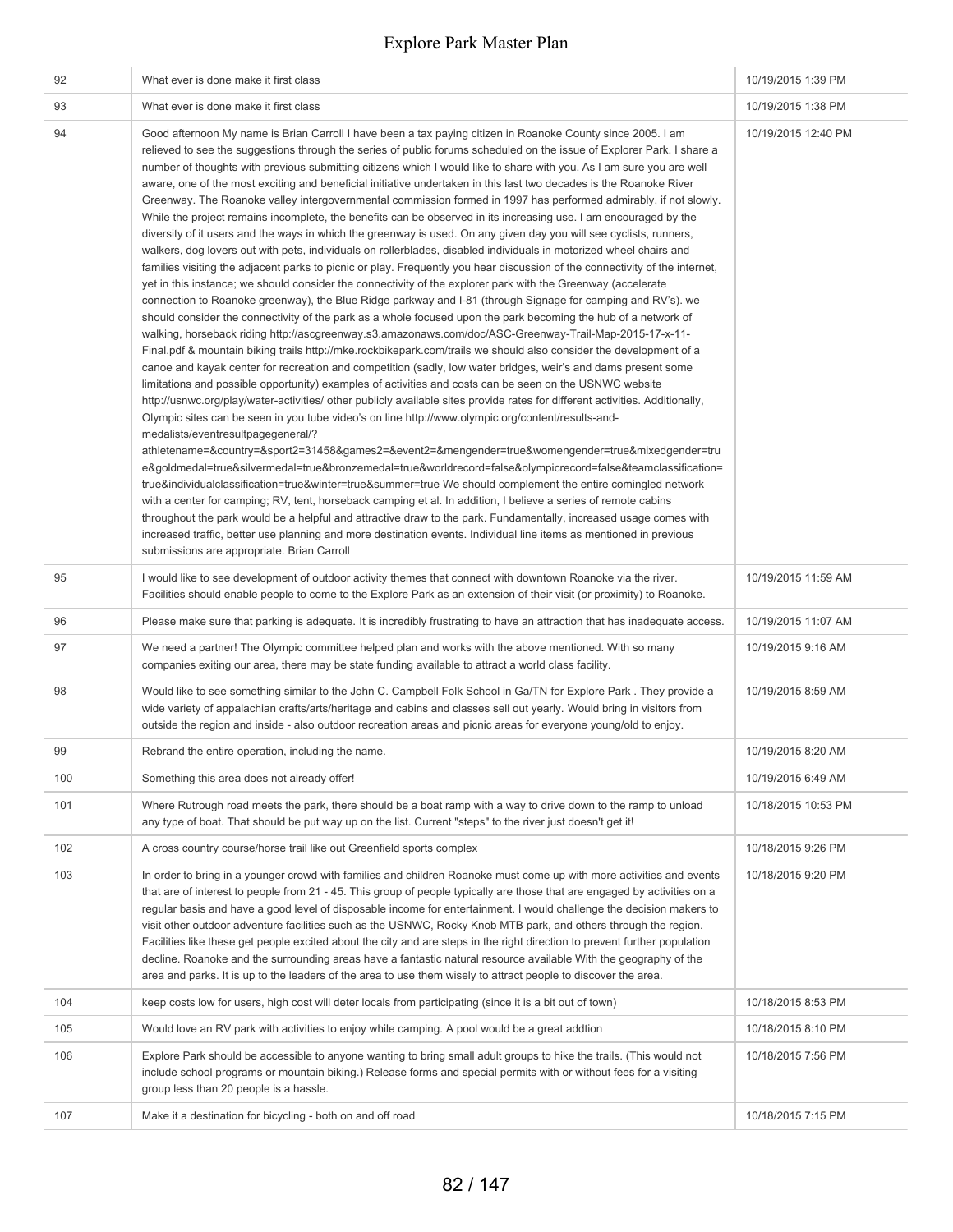| | | |
|---|---|---|
| 92 | What ever is done make it first class | 10/19/2015 1:39 PM |
| 93 | What ever is done make it first class | 10/19/2015 1:38 PM |
| 94 | Good afternoon My name is Brian Carroll I have been a tax paying citizen in Roanoke County since 2005. I am relieved to see the suggestions through the series of public forums scheduled on the issue of Explorer Park. I share a number of thoughts with previous submitting citizens which I would like to share with you. As I am sure you are well aware, one of the most exciting and beneficial initiative undertaken in this last two decades is the Roanoke River Greenway. The Roanoke valley intergovernmental commission formed in 1997 has performed admirably, if not slowly. While the project remains incomplete, the benefits can be observed in its increasing use. I am encouraged by the diversity of it users and the ways in which the greenway is used. On any given day you will see cyclists, runners, walkers, dog lovers out with pets, individuals on rollerblades, disabled individuals in motorized wheel chairs and families visiting the adjacent parks to picnic or play. Frequently you hear discussion of the connectivity of the internet, yet in this instance; we should consider the connectivity of the explorer park with the Greenway (accelerate connection to Roanoke greenway), the Blue Ridge parkway and I-81 (through Signage for camping and RV's). we should consider the connectivity of the park as a whole focused upon the park becoming the hub of a network of walking, horseback riding http://ascgreenway.s3.amazonaws.com/doc/ASC-Greenway-Trail-Map-2015-17-x-11-Final.pdf & mountain biking trails http://mke.rockbikepark.com/trails we should also consider the development of a canoe and kayak center for recreation and competition (sadly, low water bridges, weir's and dams present some limitations and possible opportunity) examples of activities and costs can be seen on the USNWC website http://usnwc.org/play/water-activities/ other publicly available sites provide rates for different activities. Additionally, Olympic sites can be seen in you tube video's on line http://www.olympic.org/content/results-and-medalists/eventresultpagegeneral/?athletename=&country=&sport2=31458&games2=&event2=&mengender=true&womengender=true&mixedgender=true&goldmedal=true&silvermedal=true&bronzemedal=true&worldrecord=false&olympicrecord=false&teamclassification=true&individualclassification=true&winter=true&summer=true We should complement the entire comingled network with a center for camping; RV, tent, horseback camping et al. In addition, I believe a series of remote cabins throughout the park would be a helpful and attractive draw to the park. Fundamentally, increased usage comes with increased traffic, better use planning and more destination events. Individual line items as mentioned in previous submissions are appropriate. Brian Carroll | 10/19/2015 12:40 PM |
| 95 | I would like to see development of outdoor activity themes that connect with downtown Roanoke via the river. Facilities should enable people to come to the Explore Park as an extension of their visit (or proximity) to Roanoke. | 10/19/2015 11:59 AM |
| 96 | Please make sure that parking is adequate. It is incredibly frustrating to have an attraction that has inadequate access. | 10/19/2015 11:07 AM |
| 97 | We need a partner! The Olympic committee helped plan and works with the above mentioned. With so many companies exiting our area, there may be state funding available to attract a world class facility. | 10/19/2015 9:16 AM |
| 98 | Would like to see something similar to the John C. Campbell Folk School in Ga/TN for Explore Park . They provide a wide variety of appalachian crafts/arts/heritage and cabins and classes sell out yearly. Would bring in visitors from outside the region and inside - also outdoor recreation areas and picnic areas for everyone young/old to enjoy. | 10/19/2015 8:59 AM |
| 99 | Rebrand the entire operation, including the name. | 10/19/2015 8:20 AM |
| 100 | Something this area does not already offer! | 10/19/2015 6:49 AM |
| 101 | Where Rutrough road meets the park, there should be a boat ramp with a way to drive down to the ramp to unload any type of boat. That should be put way up on the list. Current "steps" to the river just doesn't get it! | 10/18/2015 10:53 PM |
| 102 | A cross country course/horse trail like out Greenfield sports complex | 10/18/2015 9:26 PM |
| 103 | In order to bring in a younger crowd with families and children Roanoke must come up with more activities and events that are of interest to people from 21 - 45. This group of people typically are those that are engaged by activities on a regular basis and have a good level of disposable income for entertainment. I would challenge the decision makers to visit other outdoor adventure facilities such as the USNWC, Rocky Knob MTB park, and others through the region. Facilities like these get people excited about the city and are steps in the right direction to prevent further population decline. Roanoke and the surrounding areas have a fantastic natural resource available With the geography of the area and parks. It is up to the leaders of the area to use them wisely to attract people to discover the area. | 10/18/2015 9:20 PM |
| 104 | keep costs low for users, high cost will deter locals from participating (since it is a bit out of town) | 10/18/2015 8:53 PM |
| 105 | Would love an RV park with activities to enjoy while camping. A pool would be a great addtion | 10/18/2015 8:10 PM |
| 106 | Explore Park should be accessible to anyone wanting to bring small adult groups to hike the trails. (This would not include school programs or mountain biking.) Release forms and special permits with or without fees for a visiting group less than 20 people is a hassle. | 10/18/2015 7:56 PM |
| 107 | Make it a destination for bicycling - both on and off road | 10/18/2015 7:15 PM |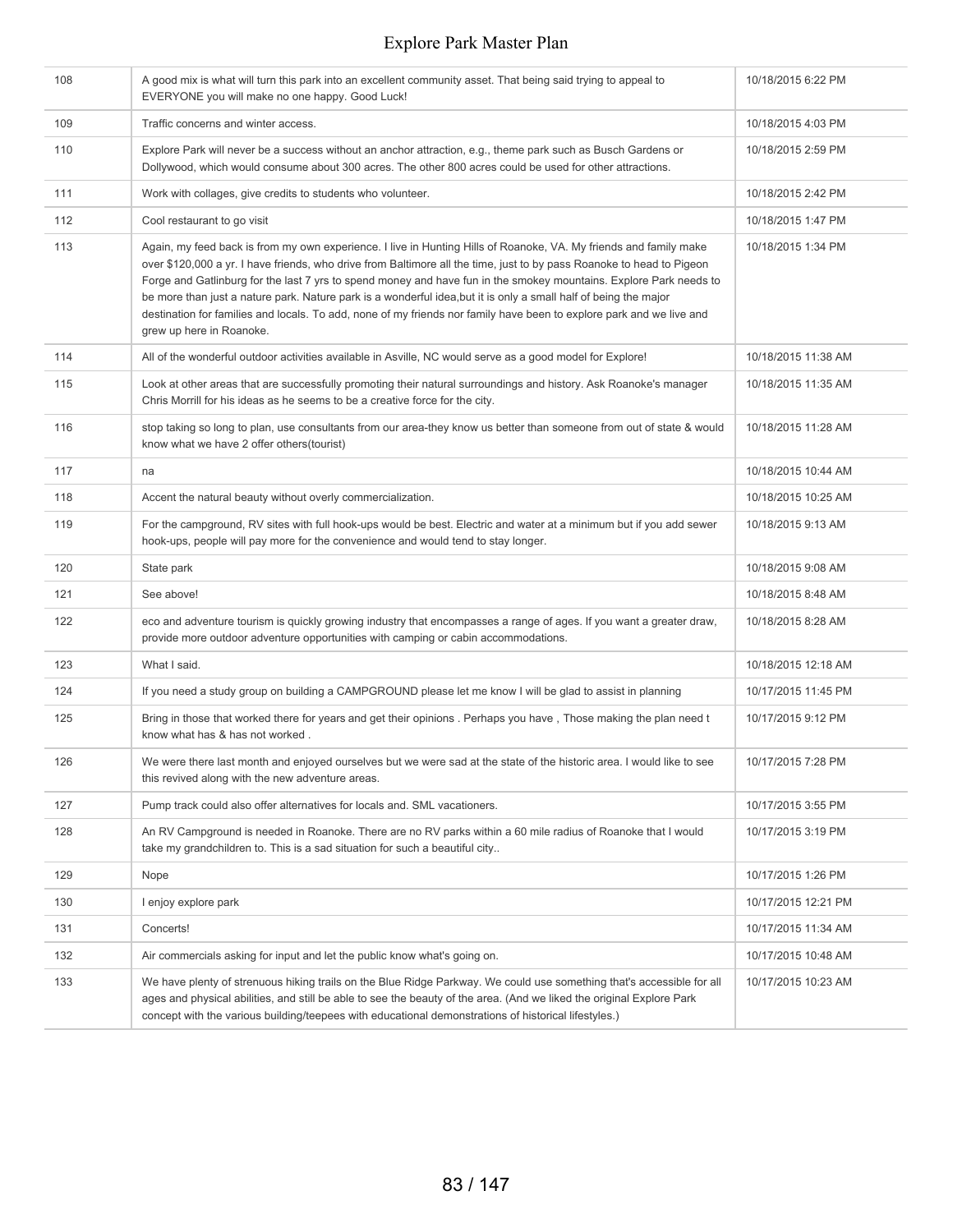| | | |
|---|---|---|
| 108 | A good mix is what will turn this park into an excellent community asset. That being said trying to appeal to EVERYONE you will make no one happy. Good Luck! | 10/18/2015 6:22 PM |
| 109 | Traffic concerns and winter access. | 10/18/2015 4:03 PM |
| 110 | Explore Park will never be a success without an anchor attraction, e.g., theme park such as Busch Gardens or Dollywood, which would consume about 300 acres. The other 800 acres could be used for other attractions. | 10/18/2015 2:59 PM |
| 111 | Work with collages, give credits to students who volunteer. | 10/18/2015 2:42 PM |
| 112 | Cool restaurant to go visit | 10/18/2015 1:47 PM |
| 113 | Again, my feed back is from my own experience. I live in Hunting Hills of Roanoke, VA. My friends and family make over $120,000 a yr. I have friends, who drive from Baltimore all the time, just to by pass Roanoke to head to Pigeon Forge and Gatlinburg for the last 7 yrs to spend money and have fun in the smokey mountains. Explore Park needs to be more than just a nature park. Nature park is a wonderful idea,but it is only a small half of being the major destination for families and locals. To add, none of my friends nor family have been to explore park and we live and grew up here in Roanoke. | 10/18/2015 1:34 PM |
| 114 | All of the wonderful outdoor activities available in Asville, NC would serve as a good model for Explore! | 10/18/2015 11:38 AM |
| 115 | Look at other areas that are successfully promoting their natural surroundings and history. Ask Roanoke's manager Chris Morrill for his ideas as he seems to be a creative force for the city. | 10/18/2015 11:35 AM |
| 116 | stop taking so long to plan, use consultants from our area-they know us better than someone from out of state & would know what we have 2 offer others(tourist) | 10/18/2015 11:28 AM |
| 117 | na | 10/18/2015 10:44 AM |
| 118 | Accent the natural beauty without overly commercialization. | 10/18/2015 10:25 AM |
| 119 | For the campground, RV sites with full hook-ups would be best. Electric and water at a minimum but if you add sewer hook-ups, people will pay more for the convenience and would tend to stay longer. | 10/18/2015 9:13 AM |
| 120 | State park | 10/18/2015 9:08 AM |
| 121 | See above! | 10/18/2015 8:48 AM |
| 122 | eco and adventure tourism is quickly growing industry that encompasses a range of ages. If you want a greater draw, provide more outdoor adventure opportunities with camping or cabin accommodations. | 10/18/2015 8:28 AM |
| 123 | What I said. | 10/18/2015 12:18 AM |
| 124 | If you need a study group on building a CAMPGROUND please let me know I will be glad to assist in planning | 10/17/2015 11:45 PM |
| 125 | Bring in those that worked there for years and get their opinions . Perhaps you have , Those making the plan need t know what has & has not worked . | 10/17/2015 9:12 PM |
| 126 | We were there last month and enjoyed ourselves but we were sad at the state of the historic area. I would like to see this revived along with the new adventure areas. | 10/17/2015 7:28 PM |
| 127 | Pump track could also offer alternatives for locals and. SML vacationers. | 10/17/2015 3:55 PM |
| 128 | An RV Campground is needed in Roanoke. There are no RV parks within a 60 mile radius of Roanoke that I would take my grandchildren to. This is a sad situation for such a beautiful city.. | 10/17/2015 3:19 PM |
| 129 | Nope | 10/17/2015 1:26 PM |
| 130 | I enjoy explore park | 10/17/2015 12:21 PM |
| 131 | Concerts! | 10/17/2015 11:34 AM |
| 132 | Air commercials asking for input and let the public know what's going on. | 10/17/2015 10:48 AM |
| 133 | We have plenty of strenuous hiking trails on the Blue Ridge Parkway. We could use something that's accessible for all ages and physical abilities, and still be able to see the beauty of the area. (And we liked the original Explore Park concept with the various building/teepees with educational demonstrations of historical lifestyles.) | 10/17/2015 10:23 AM |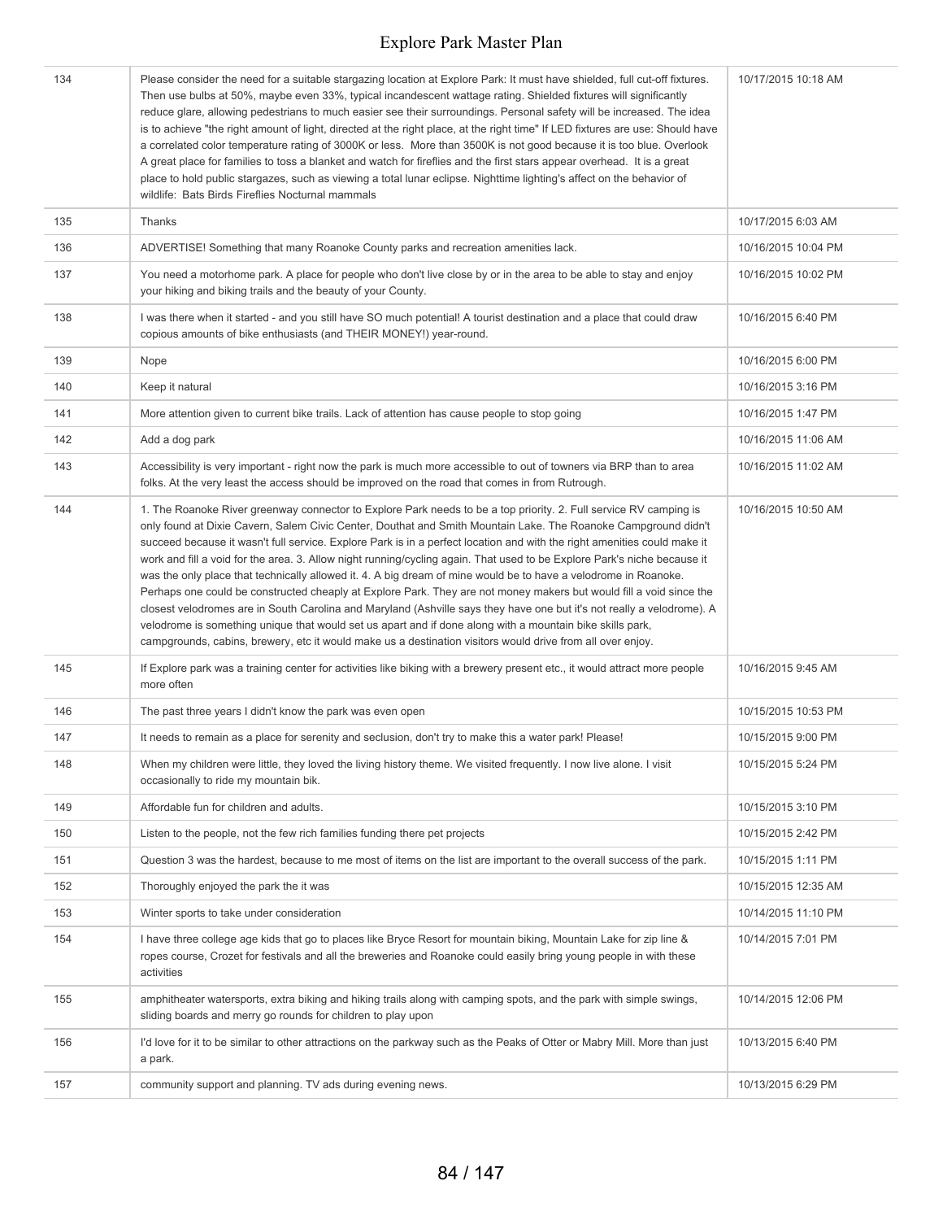| | | |
|---|---|---|
| 134 | Please consider the need for a suitable stargazing location at Explore Park: It must have shielded, full cut-off fixtures. Then use bulbs at 50%, maybe even 33%, typical incandescent wattage rating. Shielded fixtures will significantly reduce glare, allowing pedestrians to much easier see their surroundings. Personal safety will be increased. The idea is to achieve "the right amount of light, directed at the right place, at the right time" If LED fixtures are use: Should have a correlated color temperature rating of 3000K or less. More than 3500K is not good because it is too blue. Overlook A great place for families to toss a blanket and watch for fireflies and the first stars appear overhead. It is a great place to hold public stargazes, such as viewing a total lunar eclipse. Nighttime lighting's affect on the behavior of wildlife: Bats Birds Fireflies Nocturnal mammals | 10/17/2015 10:18 AM |
| 135 | Thanks | 10/17/2015 6:03 AM |
| 136 | ADVERTISE! Something that many Roanoke County parks and recreation amenities lack. | 10/16/2015 10:04 PM |
| 137 | You need a motorhome park. A place for people who don't live close by or in the area to be able to stay and enjoy your hiking and biking trails and the beauty of your County. | 10/16/2015 10:02 PM |
| 138 | I was there when it started - and you still have SO much potential! A tourist destination and a place that could draw copious amounts of bike enthusiasts (and THEIR MONEY!) year-round. | 10/16/2015 6:40 PM |
| 139 | Nope | 10/16/2015 6:00 PM |
| 140 | Keep it natural | 10/16/2015 3:16 PM |
| 141 | More attention given to current bike trails. Lack of attention has cause people to stop going | 10/16/2015 1:47 PM |
| 142 | Add a dog park | 10/16/2015 11:06 AM |
| 143 | Accessibility is very important - right now the park is much more accessible to out of towners via BRP than to area folks. At the very least the access should be improved on the road that comes in from Rutrough. | 10/16/2015 11:02 AM |
| 144 | 1. The Roanoke River greenway connector to Explore Park needs to be a top priority. 2. Full service RV camping is only found at Dixie Cavern, Salem Civic Center, Douthat and Smith Mountain Lake. The Roanoke Campground didn't succeed because it wasn't full service. Explore Park is in a perfect location and with the right amenities could make it work and fill a void for the area. 3. Allow night running/cycling again. That used to be Explore Park's niche because it was the only place that technically allowed it. 4. A big dream of mine would be to have a velodrome in Roanoke. Perhaps one could be constructed cheaply at Explore Park. They are not money makers but would fill a void since the closest velodromes are in South Carolina and Maryland (Ashville says they have one but it's not really a velodrome). A velodrome is something unique that would set us apart and if done along with a mountain bike skills park, campgrounds, cabins, brewery, etc it would make us a destination visitors would drive from all over enjoy. | 10/16/2015 10:50 AM |
| 145 | If Explore park was a training center for activities like biking with a brewery present etc., it would attract more people more often | 10/16/2015 9:45 AM |
| 146 | The past three years I didn't know the park was even open | 10/15/2015 10:53 PM |
| 147 | It needs to remain as a place for serenity and seclusion, don't try to make this a water park! Please! | 10/15/2015 9:00 PM |
| 148 | When my children were little, they loved the living history theme. We visited frequently. I now live alone. I visit occasionally to ride my mountain bik. | 10/15/2015 5:24 PM |
| 149 | Affordable fun for children and adults. | 10/15/2015 3:10 PM |
| 150 | Listen to the people, not the few rich families funding there pet projects | 10/15/2015 2:42 PM |
| 151 | Question 3 was the hardest, because to me most of items on the list are important to the overall success of the park. | 10/15/2015 1:11 PM |
| 152 | Thoroughly enjoyed the park the it was | 10/15/2015 12:35 AM |
| 153 | Winter sports to take under consideration | 10/14/2015 11:10 PM |
| 154 | I have three college age kids that go to places like Bryce Resort for mountain biking, Mountain Lake for zip line & ropes course, Crozet for festivals and all the breweries and Roanoke could easily bring young people in with these activities | 10/14/2015 7:01 PM |
| 155 | amphitheater watersports, extra biking and hiking trails along with camping spots, and the park with simple swings, sliding boards and merry go rounds for children to play upon | 10/14/2015 12:06 PM |
| 156 | I'd love for it to be similar to other attractions on the parkway such as the Peaks of Otter or Mabry Mill. More than just a park. | 10/13/2015 6:40 PM |
| 157 | community support and planning. TV ads during evening news. | 10/13/2015 6:29 PM |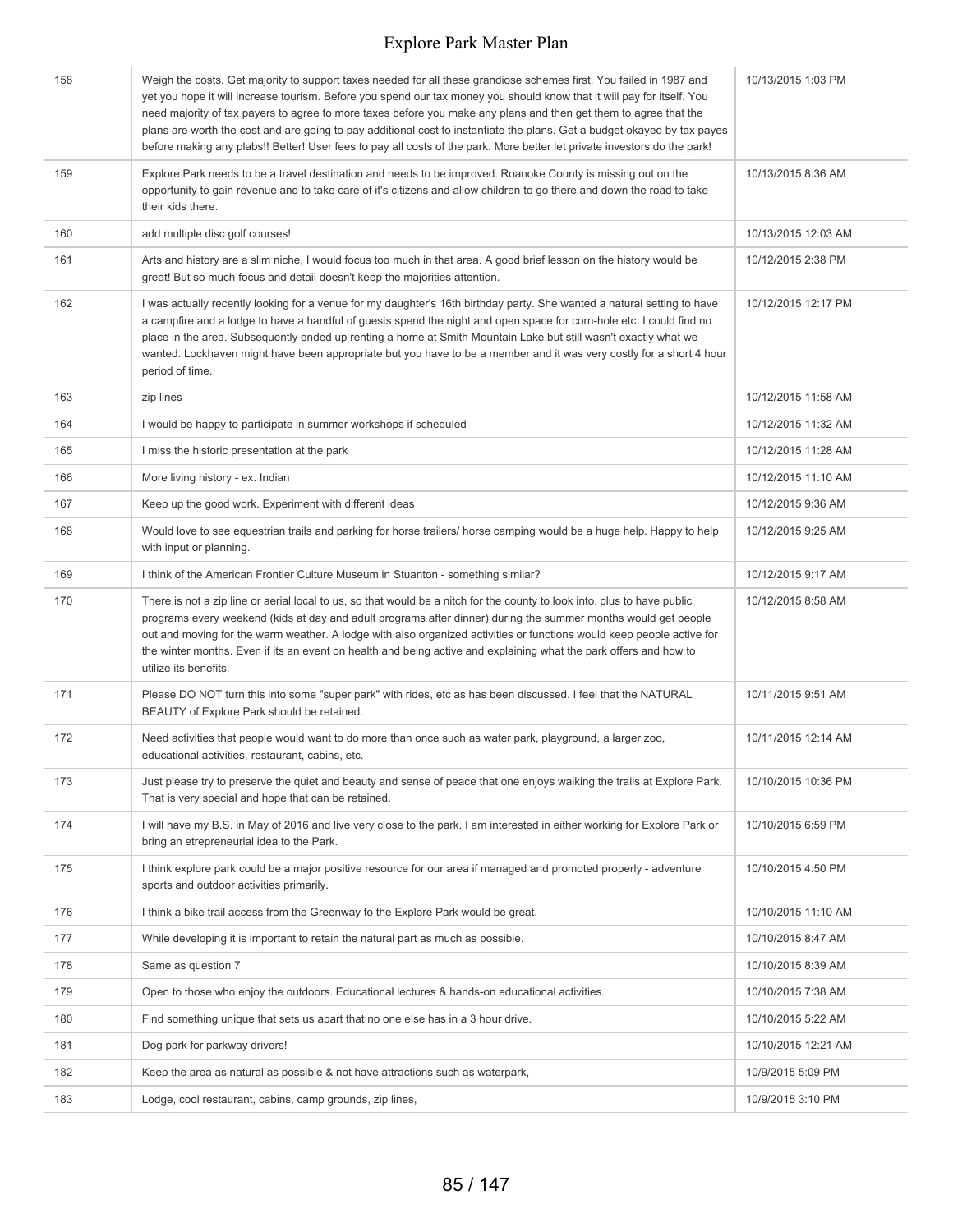| | | |
|---|---|---|
| 158 | Weigh the costs. Get majority to support taxes needed for all these grandiose schemes first. You failed in 1987 and yet you hope it will increase tourism. Before you spend our tax money you should know that it will pay for itself. You need majority of tax payers to agree to more taxes before you make any plans and then get them to agree that the plans are worth the cost and are going to pay additional cost to instantiate the plans. Get a budget okayed by tax payes before making any plabs!! Better! User fees to pay all costs of the park. More better let private investors do the park! | 10/13/2015 1:03 PM |
| 159 | Explore Park needs to be a travel destination and needs to be improved. Roanoke County is missing out on the opportunity to gain revenue and to take care of it's citizens and allow children to go there and down the road to take their kids there. | 10/13/2015 8:36 AM |
| 160 | add multiple disc golf courses! | 10/13/2015 12:03 AM |
| 161 | Arts and history are a slim niche, I would focus too much in that area. A good brief lesson on the history would be great! But so much focus and detail doesn't keep the majorities attention. | 10/12/2015 2:38 PM |
| 162 | I was actually recently looking for a venue for my daughter's 16th birthday party. She wanted a natural setting to have a campfire and a lodge to have a handful of guests spend the night and open space for corn-hole etc. I could find no place in the area. Subsequently ended up renting a home at Smith Mountain Lake but still wasn't exactly what we wanted. Lockhaven might have been appropriate but you have to be a member and it was very costly for a short 4 hour period of time. | 10/12/2015 12:17 PM |
| 163 | zip lines | 10/12/2015 11:58 AM |
| 164 | I would be happy to participate in summer workshops if scheduled | 10/12/2015 11:32 AM |
| 165 | I miss the historic presentation at the park | 10/12/2015 11:28 AM |
| 166 | More living history - ex. Indian | 10/12/2015 11:10 AM |
| 167 | Keep up the good work. Experiment with different ideas | 10/12/2015 9:36 AM |
| 168 | Would love to see equestrian trails and parking for horse trailers/ horse camping would be a huge help. Happy to help with input or planning. | 10/12/2015 9:25 AM |
| 169 | I think of the American Frontier Culture Museum in Stuanton - something similar? | 10/12/2015 9:17 AM |
| 170 | There is not a zip line or aerial local to us, so that would be a nitch for the county to look into. plus to have public programs every weekend (kids at day and adult programs after dinner) during the summer months would get people out and moving for the warm weather. A lodge with also organized activities or functions would keep people active for the winter months. Even if its an event on health and being active and explaining what the park offers and how to utilize its benefits. | 10/12/2015 8:58 AM |
| 171 | Please DO NOT turn this into some "super park" with rides, etc as has been discussed. I feel that the NATURAL BEAUTY of Explore Park should be retained. | 10/11/2015 9:51 AM |
| 172 | Need activities that people would want to do more than once such as water park, playground, a larger zoo, educational activities, restaurant, cabins, etc. | 10/11/2015 12:14 AM |
| 173 | Just please try to preserve the quiet and beauty and sense of peace that one enjoys walking the trails at Explore Park. That is very special and hope that can be retained. | 10/10/2015 10:36 PM |
| 174 | I will have my B.S. in May of 2016 and live very close to the park. I am interested in either working for Explore Park or bring an etrepreneurial idea to the Park. | 10/10/2015 6:59 PM |
| 175 | I think explore park could be a major positive resource for our area if managed and promoted properly - adventure sports and outdoor activities primarily. | 10/10/2015 4:50 PM |
| 176 | I think a bike trail access from the Greenway to the Explore Park would be great. | 10/10/2015 11:10 AM |
| 177 | While developing it is important to retain the natural part as much as possible. | 10/10/2015 8:47 AM |
| 178 | Same as question 7 | 10/10/2015 8:39 AM |
| 179 | Open to those who enjoy the outdoors. Educational lectures & hands-on educational activities. | 10/10/2015 7:38 AM |
| 180 | Find something unique that sets us apart that no one else has in a 3 hour drive. | 10/10/2015 5:22 AM |
| 181 | Dog park for parkway drivers! | 10/10/2015 12:21 AM |
| 182 | Keep the area as natural as possible & not have attractions such as waterpark, | 10/9/2015 5:09 PM |
| 183 | Lodge, cool restaurant, cabins, camp grounds, zip lines, | 10/9/2015 3:10 PM |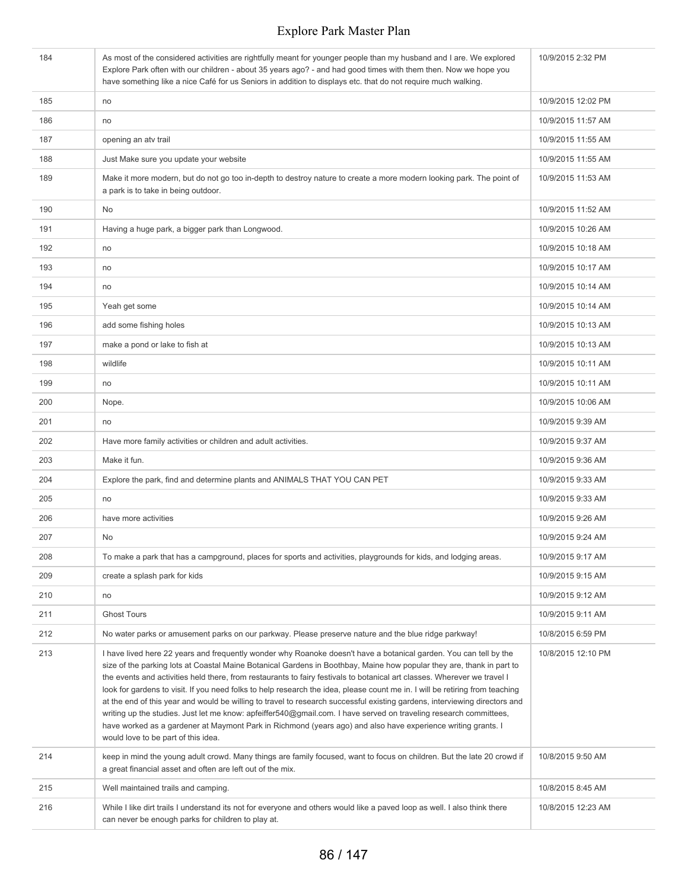| | | |
|---|---|---|
| 184 | As most of the considered activities are rightfully meant for younger people than my husband and I are. We explored Explore Park often with our children - about 35 years ago? - and had good times with them then. Now we hope you have something like a nice Café for us Seniors in addition to displays etc. that do not require much walking. | 10/9/2015 2:32 PM |
| 185 | no | 10/9/2015 12:02 PM |
| 186 | no | 10/9/2015 11:57 AM |
| 187 | opening an atv trail | 10/9/2015 11:55 AM |
| 188 | Just Make sure you update your website | 10/9/2015 11:55 AM |
| 189 | Make it more modern, but do not go too in-depth to destroy nature to create a more modern looking park. The point of a park is to take in being outdoor. | 10/9/2015 11:53 AM |
| 190 | No | 10/9/2015 11:52 AM |
| 191 | Having a huge park, a bigger park than Longwood. | 10/9/2015 10:26 AM |
| 192 | no | 10/9/2015 10:18 AM |
| 193 | no | 10/9/2015 10:17 AM |
| 194 | no | 10/9/2015 10:14 AM |
| 195 | Yeah get some | 10/9/2015 10:14 AM |
| 196 | add some fishing holes | 10/9/2015 10:13 AM |
| 197 | make a pond or lake to fish at | 10/9/2015 10:13 AM |
| 198 | wildlife | 10/9/2015 10:11 AM |
| 199 | no | 10/9/2015 10:11 AM |
| 200 | Nope. | 10/9/2015 10:06 AM |
| 201 | no | 10/9/2015 9:39 AM |
| 202 | Have more family activities or children and adult activities. | 10/9/2015 9:37 AM |
| 203 | Make it fun. | 10/9/2015 9:36 AM |
| 204 | Explore the park, find and determine plants and ANIMALS THAT YOU CAN PET | 10/9/2015 9:33 AM |
| 205 | no | 10/9/2015 9:33 AM |
| 206 | have more activities | 10/9/2015 9:26 AM |
| 207 | No | 10/9/2015 9:24 AM |
| 208 | To make a park that has a campground, places for sports and activities, playgrounds for kids, and lodging areas. | 10/9/2015 9:17 AM |
| 209 | create a splash park for kids | 10/9/2015 9:15 AM |
| 210 | no | 10/9/2015 9:12 AM |
| 211 | Ghost Tours | 10/9/2015 9:11 AM |
| 212 | No water parks or amusement parks on our parkway. Please preserve nature and the blue ridge parkway! | 10/8/2015 6:59 PM |
| 213 | I have lived here 22 years and frequently wonder why Roanoke doesn't have a botanical garden. You can tell by the size of the parking lots at Coastal Maine Botanical Gardens in Boothbay, Maine how popular they are, thank in part to the events and activities held there, from restaurants to fairy festivals to botanical art classes. Wherever we travel I look for gardens to visit. If you need folks to help research the idea, please count me in. I will be retiring from teaching at the end of this year and would be willing to travel to research successful existing gardens, interviewing directors and writing up the studies. Just let me know: apfeiffer540@gmail.com. I have served on traveling research committees, have worked as a gardener at Maymont Park in Richmond (years ago) and also have experience writing grants. I would love to be part of this idea. | 10/8/2015 12:10 PM |
| 214 | keep in mind the young adult crowd. Many things are family focused, want to focus on children. But the late 20 crowd if a great financial asset and often are left out of the mix. | 10/8/2015 9:50 AM |
| 215 | Well maintained trails and camping. | 10/8/2015 8:45 AM |
| 216 | While I like dirt trails I understand its not for everyone and others would like a paved loop as well. I also think there can never be enough parks for children to play at. | 10/8/2015 12:23 AM |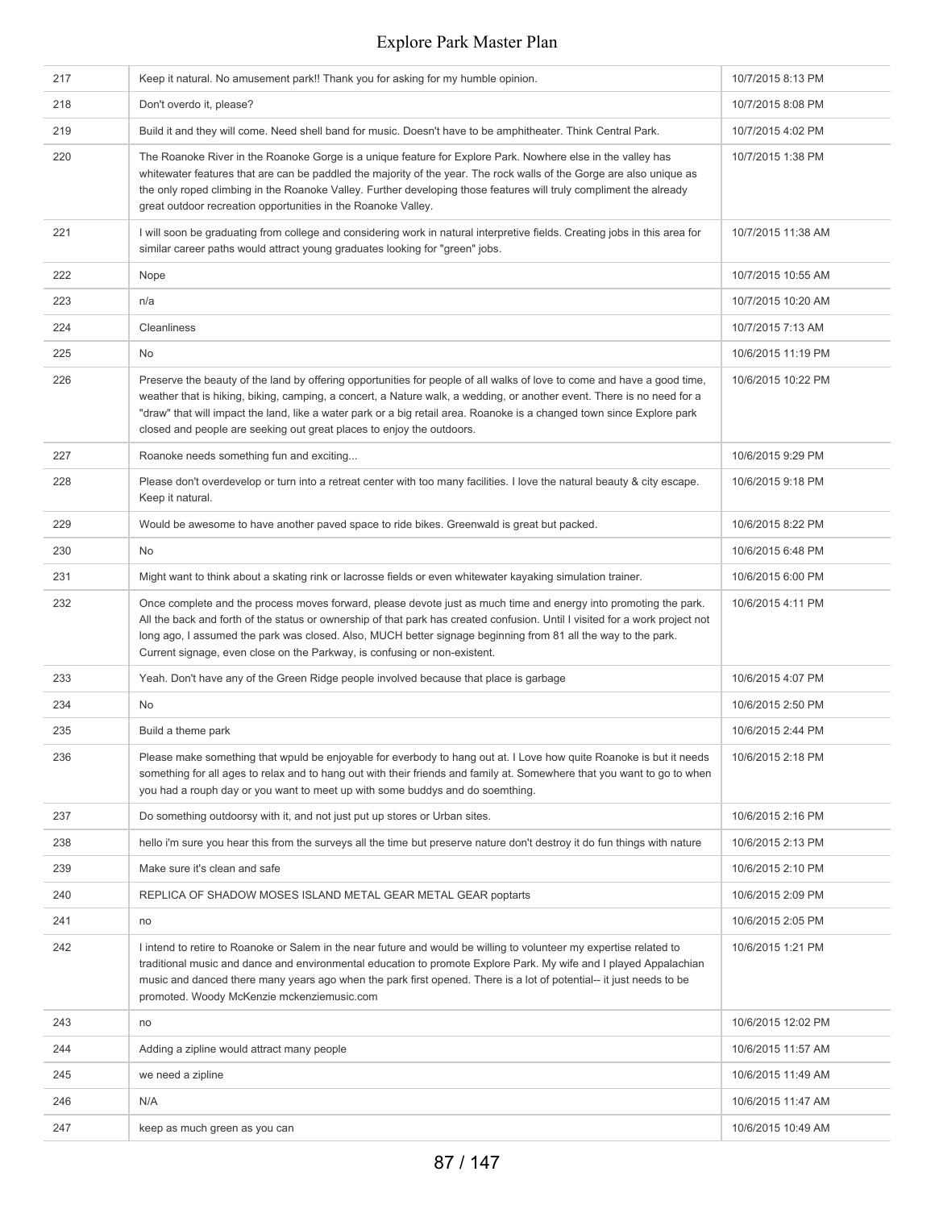| | | |
|---|---|---|
| 217 | Keep it natural. No amusement park!! Thank you for asking for my humble opinion. | 10/7/2015 8:13 PM |
| 218 | Don't overdo it, please? | 10/7/2015 8:08 PM |
| 219 | Build it and they will come. Need shell band for music. Doesn't have to be amphitheater. Think Central Park. | 10/7/2015 4:02 PM |
| 220 | The Roanoke River in the Roanoke Gorge is a unique feature for Explore Park. Nowhere else in the valley has whitewater features that are can be paddled the majority of the year. The rock walls of the Gorge are also unique as the only roped climbing in the Roanoke Valley. Further developing those features will truly compliment the already great outdoor recreation opportunities in the Roanoke Valley. | 10/7/2015 1:38 PM |
| 221 | I will soon be graduating from college and considering work in natural interpretive fields. Creating jobs in this area for similar career paths would attract young graduates looking for "green" jobs. | 10/7/2015 11:38 AM |
| 222 | Nope | 10/7/2015 10:55 AM |
| 223 | n/a | 10/7/2015 10:20 AM |
| 224 | Cleanliness | 10/7/2015 7:13 AM |
| 225 | No | 10/6/2015 11:19 PM |
| 226 | Preserve the beauty of the land by offering opportunities for people of all walks of love to come and have a good time, weather that is hiking, biking, camping, a concert, a Nature walk, a wedding, or another event. There is no need for a "draw" that will impact the land, like a water park or a big retail area. Roanoke is a changed town since Explore park closed and people are seeking out great places to enjoy the outdoors. | 10/6/2015 10:22 PM |
| 227 | Roanoke needs something fun and exciting... | 10/6/2015 9:29 PM |
| 228 | Please don't overdevelop or turn into a retreat center with too many facilities. I love the natural beauty & city escape. Keep it natural. | 10/6/2015 9:18 PM |
| 229 | Would be awesome to have another paved space to ride bikes. Greenwald is great but packed. | 10/6/2015 8:22 PM |
| 230 | No | 10/6/2015 6:48 PM |
| 231 | Might want to think about a skating rink or lacrosse fields or even whitewater kayaking simulation trainer. | 10/6/2015 6:00 PM |
| 232 | Once complete and the process moves forward, please devote just as much time and energy into promoting the park. All the back and forth of the status or ownership of that park has created confusion. Until I visited for a work project not long ago, I assumed the park was closed. Also, MUCH better signage beginning from 81 all the way to the park. Current signage, even close on the Parkway, is confusing or non-existent. | 10/6/2015 4:11 PM |
| 233 | Yeah. Don't have any of the Green Ridge people involved because that place is garbage | 10/6/2015 4:07 PM |
| 234 | No | 10/6/2015 2:50 PM |
| 235 | Build a theme park | 10/6/2015 2:44 PM |
| 236 | Please make something that wpuld be enjoyable for everbody to hang out at. I Love how quite Roanoke is but it needs something for all ages to relax and to hang out with their friends and family at. Somewhere that you want to go to when you had a rouph day or you want to meet up with some buddys and do soemthing. | 10/6/2015 2:18 PM |
| 237 | Do something outdoorsy with it, and not just put up stores or Urban sites. | 10/6/2015 2:16 PM |
| 238 | hello i'm sure you hear this from the surveys all the time but preserve nature don't destroy it do fun things with nature | 10/6/2015 2:13 PM |
| 239 | Make sure it's clean and safe | 10/6/2015 2:10 PM |
| 240 | REPLICA OF SHADOW MOSES ISLAND METAL GEAR METAL GEAR poptarts | 10/6/2015 2:09 PM |
| 241 | no | 10/6/2015 2:05 PM |
| 242 | I intend to retire to Roanoke or Salem in the near future and would be willing to volunteer my expertise related to traditional music and dance and environmental education to promote Explore Park. My wife and I played Appalachian music and danced there many years ago when the park first opened. There is a lot of potential-- it just needs to be promoted. Woody McKenzie mckenziemusic.com | 10/6/2015 1:21 PM |
| 243 | no | 10/6/2015 12:02 PM |
| 244 | Adding a zipline would attract many people | 10/6/2015 11:57 AM |
| 245 | we need a zipline | 10/6/2015 11:49 AM |
| 246 | N/A | 10/6/2015 11:47 AM |
| 247 | keep as much green as you can | 10/6/2015 10:49 AM |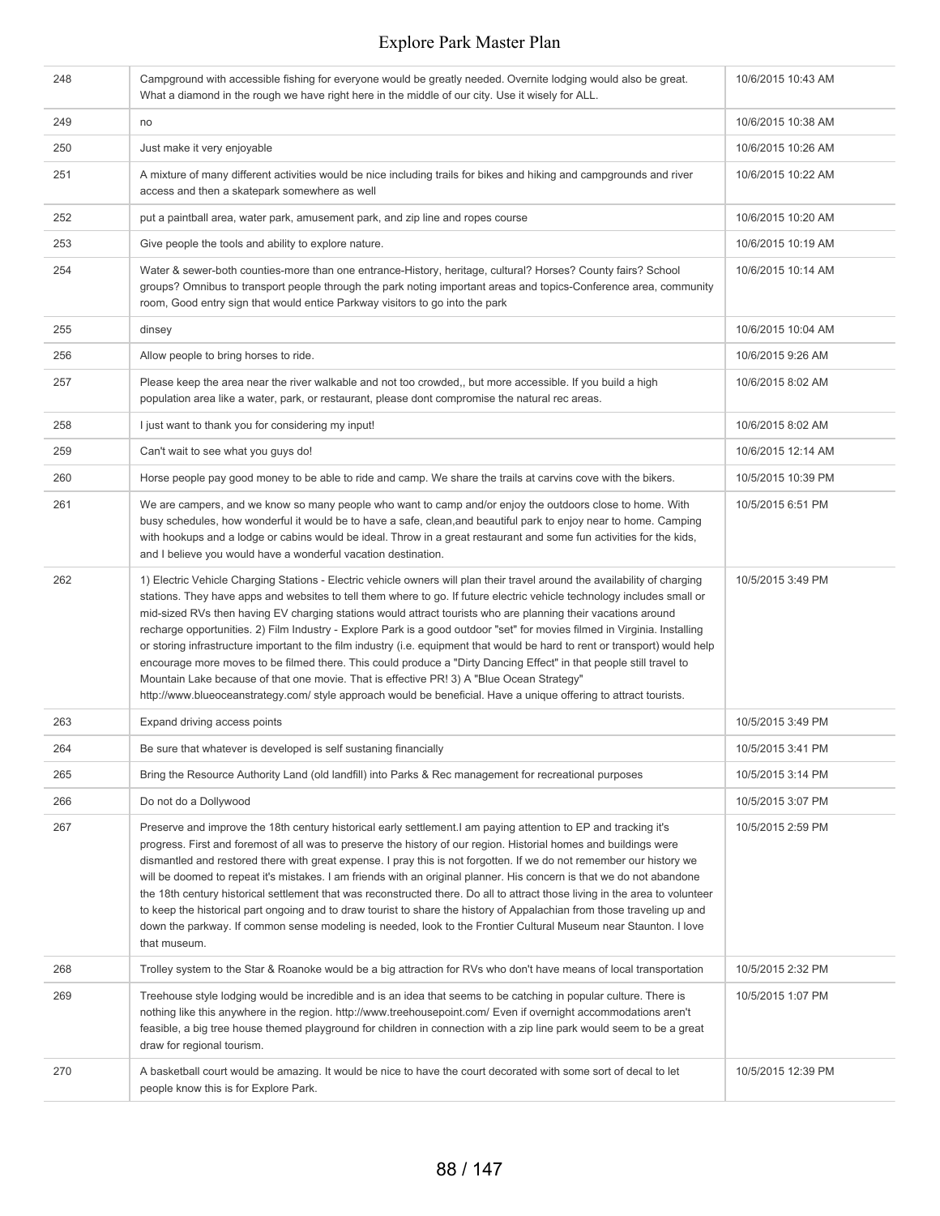| | | |
|---|---|---|
| 248 | Campground with accessible fishing for everyone would be greatly needed. Overnite lodging would also be great. What a diamond in the rough we have right here in the middle of our city. Use it wisely for ALL. | 10/6/2015 10:43 AM |
| 249 | no | 10/6/2015 10:38 AM |
| 250 | Just make it very enjoyable | 10/6/2015 10:26 AM |
| 251 | A mixture of many different activities would be nice including trails for bikes and hiking and campgrounds and river access and then a skatepark somewhere as well | 10/6/2015 10:22 AM |
| 252 | put a paintball area, water park, amusement park, and zip line and ropes course | 10/6/2015 10:20 AM |
| 253 | Give people the tools and ability to explore nature. | 10/6/2015 10:19 AM |
| 254 | Water & sewer-both counties-more than one entrance-History, heritage, cultural? Horses? County fairs? School groups? Omnibus to transport people through the park noting important areas and topics-Conference area, community room, Good entry sign that would entice Parkway visitors to go into the park | 10/6/2015 10:14 AM |
| 255 | dinsey | 10/6/2015 10:04 AM |
| 256 | Allow people to bring horses to ride. | 10/6/2015 9:26 AM |
| 257 | Please keep the area near the river walkable and not too crowded,, but more accessible. If you build a high population area like a water, park, or restaurant, please dont compromise the natural rec areas. | 10/6/2015 8:02 AM |
| 258 | I just want to thank you for considering my input! | 10/6/2015 8:02 AM |
| 259 | Can't wait to see what you guys do! | 10/6/2015 12:14 AM |
| 260 | Horse people pay good money to be able to ride and camp. We share the trails at carvins cove with the bikers. | 10/5/2015 10:39 PM |
| 261 | We are campers, and we know so many people who want to camp and/or enjoy the outdoors close to home. With busy schedules, how wonderful it would be to have a safe, clean,and beautiful park to enjoy near to home. Camping with hookups and a lodge or cabins would be ideal. Throw in a great restaurant and some fun activities for the kids, and I believe you would have a wonderful vacation destination. | 10/5/2015 6:51 PM |
| 262 | 1) Electric Vehicle Charging Stations - Electric vehicle owners will plan their travel around the availability of charging stations. They have apps and websites to tell them where to go. If future electric vehicle technology includes small or mid-sized RVs then having EV charging stations would attract tourists who are planning their vacations around recharge opportunities. 2) Film Industry - Explore Park is a good outdoor "set" for movies filmed in Virginia. Installing or storing infrastructure important to the film industry (i.e. equipment that would be hard to rent or transport) would help encourage more moves to be filmed there. This could produce a "Dirty Dancing Effect" in that people still travel to Mountain Lake because of that one movie. That is effective PR! 3) A "Blue Ocean Strategy" http://www.blueoceanstrategy.com/ style approach would be beneficial. Have a unique offering to attract tourists. | 10/5/2015 3:49 PM |
| 263 | Expand driving access points | 10/5/2015 3:49 PM |
| 264 | Be sure that whatever is developed is self sustaning financially | 10/5/2015 3:41 PM |
| 265 | Bring the Resource Authority Land (old landfill) into Parks & Rec management for recreational purposes | 10/5/2015 3:14 PM |
| 266 | Do not do a Dollywood | 10/5/2015 3:07 PM |
| 267 | Preserve and improve the 18th century historical early settlement.I am paying attention to EP and tracking it's progress. First and foremost of all was to preserve the history of our region. Historial homes and buildings were dismantled and restored there with great expense. I pray this is not forgotten. If we do not remember our history we will be doomed to repeat it's mistakes. I am friends with an original planner. His concern is that we do not abandone the 18th century historical settlement that was reconstructed there. Do all to attract those living in the area to volunteer to keep the historical part ongoing and to draw tourist to share the history of Appalachian from those traveling up and down the parkway. If common sense modeling is needed, look to the Frontier Cultural Museum near Staunton. I love that museum. | 10/5/2015 2:59 PM |
| 268 | Trolley system to the Star & Roanoke would be a big attraction for RVs who don't have means of local transportation | 10/5/2015 2:32 PM |
| 269 | Treehouse style lodging would be incredible and is an idea that seems to be catching in popular culture. There is nothing like this anywhere in the region. http://www.treehousepoint.com/ Even if overnight accommodations aren't feasible, a big tree house themed playground for children in connection with a zip line park would seem to be a great draw for regional tourism. | 10/5/2015 1:07 PM |
| 270 | A basketball court would be amazing. It would be nice to have the court decorated with some sort of decal to let people know this is for Explore Park. | 10/5/2015 12:39 PM |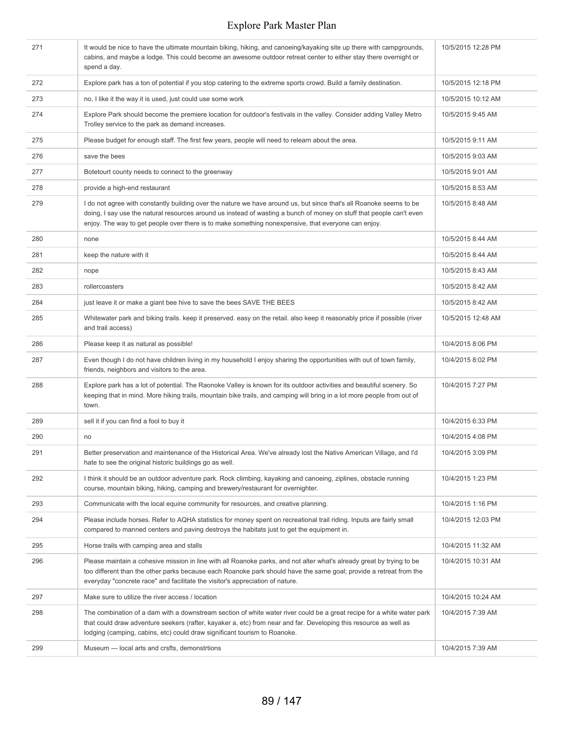| | | |
|---|---|---|
| 271 | It would be nice to have the ultimate mountain biking, hiking, and canoeing/kayaking site up there with campgrounds, cabins, and maybe a lodge. This could become an awesome outdoor retreat center to either stay there overnight or spend a day. | 10/5/2015 12:28 PM |
| 272 | Explore park has a ton of potential if you stop catering to the extreme sports crowd. Build a family destination. | 10/5/2015 12:18 PM |
| 273 | no, I like it the way it is used, just could use some work | 10/5/2015 10:12 AM |
| 274 | Explore Park should become the premiere location for outdoor's festivals in the valley. Consider adding Valley Metro Trolley service to the park as demand increases. | 10/5/2015 9:45 AM |
| 275 | Please budget for enough staff. The first few years, people will need to relearn about the area. | 10/5/2015 9:11 AM |
| 276 | save the bees | 10/5/2015 9:03 AM |
| 277 | Botetourt county needs to connect to the greenway | 10/5/2015 9:01 AM |
| 278 | provide a high-end restaurant | 10/5/2015 8:53 AM |
| 279 | I do not agree with constantly building over the nature we have around us, but since that's all Roanoke seems to be doing, I say use the natural resources around us instead of wasting a bunch of money on stuff that people can't even enjoy. The way to get people over there is to make something nonexpensive, that everyone can enjoy. | 10/5/2015 8:48 AM |
| 280 | none | 10/5/2015 8:44 AM |
| 281 | keep the nature with it | 10/5/2015 8:44 AM |
| 282 | nope | 10/5/2015 8:43 AM |
| 283 | rollercoasters | 10/5/2015 8:42 AM |
| 284 | just leave it or make a giant bee hive to save the bees SAVE THE BEES | 10/5/2015 8:42 AM |
| 285 | Whitewater park and biking trails. keep it preserved. easy on the retail. also keep it reasonably price if possible (river and trail access) | 10/5/2015 12:48 AM |
| 286 | Please keep it as natural as possible! | 10/4/2015 8:06 PM |
| 287 | Even though I do not have children living in my household I enjoy sharing the opportunities with out of town family, friends, neighbors and visitors to the area. | 10/4/2015 8:02 PM |
| 288 | Explore park has a lot of potential. The Raonoke Valley is known for its outdoor activities and beautiful scenery. So keeping that in mind. More hiking trails, mountain bike trails, and camping will bring in a lot more people from out of town. | 10/4/2015 7:27 PM |
| 289 | sell it if you can find a fool to buy it | 10/4/2015 6:33 PM |
| 290 | no | 10/4/2015 4:08 PM |
| 291 | Better preservation and maintenance of the Historical Area. We've already lost the Native American Village, and I'd hate to see the original historic buildings go as well. | 10/4/2015 3:09 PM |
| 292 | I think it should be an outdoor adventure park. Rock climbing, kayaking and canoeing, ziplines, obstacle running course, mountain biking, hiking, camping and brewery/restaurant for overnighter. | 10/4/2015 1:23 PM |
| 293 | Communicate with the local equine community for resources, and creative planning. | 10/4/2015 1:16 PM |
| 294 | Please include horses. Refer to AQHA statistics for money spent on recreational trail riding. Inputs are fairly small compared to manned centers and paving destroys the habitats just to get the equipment in. | 10/4/2015 12:03 PM |
| 295 | Horse trails with camping area and stalls | 10/4/2015 11:32 AM |
| 296 | Please maintain a cohesive mission in line with all Roanoke parks, and not alter what's already great by trying to be too different than the other parks because each Roanoke park should have the same goal; provide a retreat from the everyday "concrete race" and facilitate the visitor's appreciation of nature. | 10/4/2015 10:31 AM |
| 297 | Make sure to utilize the river access / location | 10/4/2015 10:24 AM |
| 298 | The combination of a dam with a downstream section of white water river could be a great recipe for a white water park that could draw adventure seekers (rafter, kayaker a, etc) from near and far. Developing this resource as well as lodging (camping, cabins, etc) could draw significant tourism to Roanoke. | 10/4/2015 7:39 AM |
| 299 | Museum --- local arts and crsfts, demonstrtions | 10/4/2015 7:39 AM |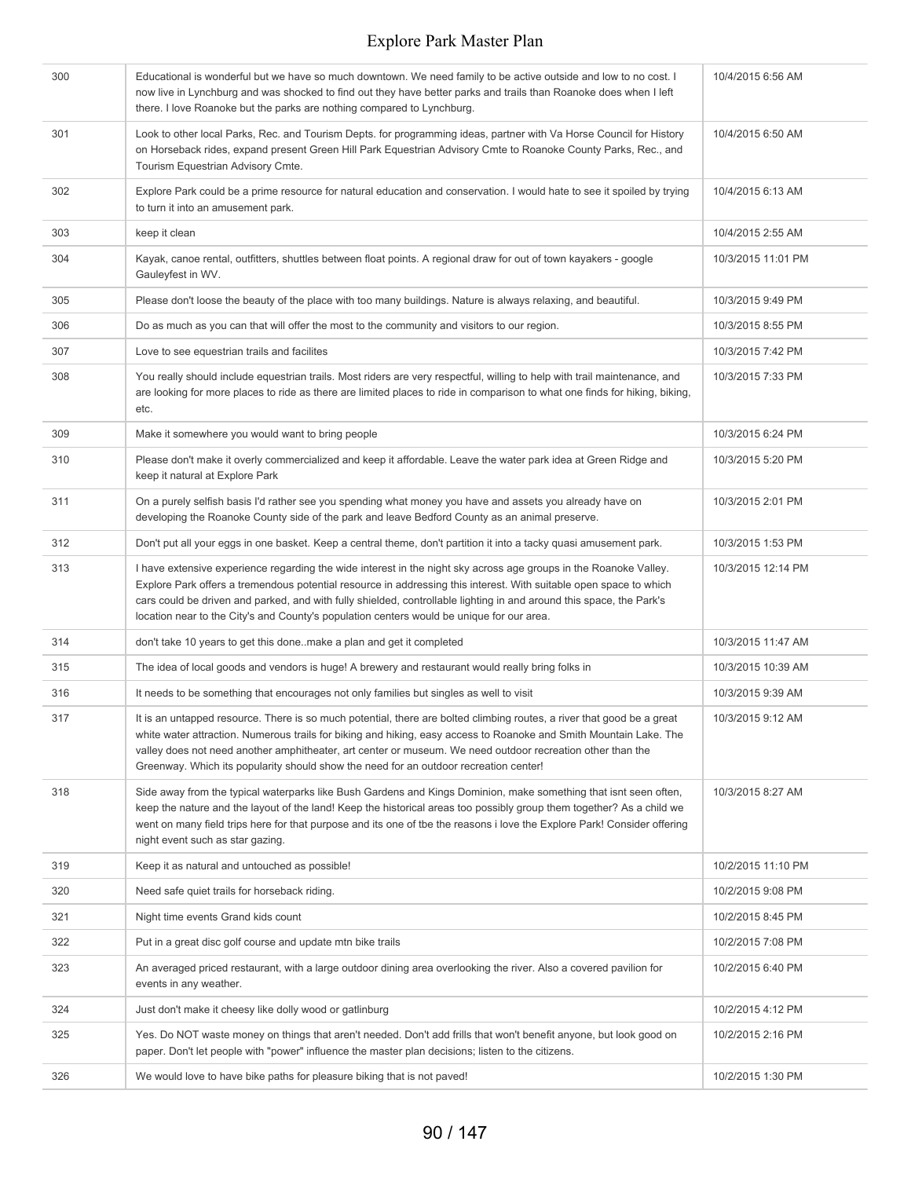| | | |
|---|---|---|
| 300 | Educational is wonderful but we have so much downtown. We need family to be active outside and low to no cost. I now live in Lynchburg and was shocked to find out they have better parks and trails than Roanoke does when I left there. I love Roanoke but the parks are nothing compared to Lynchburg. | 10/4/2015 6:56 AM |
| 301 | Look to other local Parks, Rec. and Tourism Depts. for programming ideas, partner with Va Horse Council for History on Horseback rides, expand present Green Hill Park Equestrian Advisory Cmte to Roanoke County Parks, Rec., and Tourism Equestrian Advisory Cmte. | 10/4/2015 6:50 AM |
| 302 | Explore Park could be a prime resource for natural education and conservation. I would hate to see it spoiled by trying to turn it into an amusement park. | 10/4/2015 6:13 AM |
| 303 | keep it clean | 10/4/2015 2:55 AM |
| 304 | Kayak, canoe rental, outfitters, shuttles between float points. A regional draw for out of town kayakers - google Gauleyfest in WV. | 10/3/2015 11:01 PM |
| 305 | Please don't loose the beauty of the place with too many buildings. Nature is always relaxing, and beautiful. | 10/3/2015 9:49 PM |
| 306 | Do as much as you can that will offer the most to the community and visitors to our region. | 10/3/2015 8:55 PM |
| 307 | Love to see equestrian trails and facilites | 10/3/2015 7:42 PM |
| 308 | You really should include equestrian trails. Most riders are very respectful, willing to help with trail maintenance, and are looking for more places to ride as there are limited places to ride in comparison to what one finds for hiking, biking, etc. | 10/3/2015 7:33 PM |
| 309 | Make it somewhere you would want to bring people | 10/3/2015 6:24 PM |
| 310 | Please don't make it overly commercialized and keep it affordable. Leave the water park idea at Green Ridge and keep it natural at Explore Park | 10/3/2015 5:20 PM |
| 311 | On a purely selfish basis I'd rather see you spending what money you have and assets you already have on developing the Roanoke County side of the park and leave Bedford County as an animal preserve. | 10/3/2015 2:01 PM |
| 312 | Don't put all your eggs in one basket. Keep a central theme, don't partition it into a tacky quasi amusement park. | 10/3/2015 1:53 PM |
| 313 | I have extensive experience regarding the wide interest in the night sky across age groups in the Roanoke Valley. Explore Park offers a tremendous potential resource in addressing this interest. With suitable open space to which cars could be driven and parked, and with fully shielded, controllable lighting in and around this space, the Park's location near to the City's and County's population centers would be unique for our area. | 10/3/2015 12:14 PM |
| 314 | don't take 10 years to get this done..make a plan and get it completed | 10/3/2015 11:47 AM |
| 315 | The idea of local goods and vendors is huge! A brewery and restaurant would really bring folks in | 10/3/2015 10:39 AM |
| 316 | It needs to be something that encourages not only families but singles as well to visit | 10/3/2015 9:39 AM |
| 317 | It is an untapped resource. There is so much potential, there are bolted climbing routes, a river that good be a great white water attraction. Numerous trails for biking and hiking, easy access to Roanoke and Smith Mountain Lake. The valley does not need another amphitheater, art center or museum. We need outdoor recreation other than the Greenway. Which its popularity should show the need for an outdoor recreation center! | 10/3/2015 9:12 AM |
| 318 | Side away from the typical waterparks like Bush Gardens and Kings Dominion, make something that isnt seen often, keep the nature and the layout of the land! Keep the historical areas too possibly group them together? As a child we went on many field trips here for that purpose and its one of tbe the reasons i love the Explore Park! Consider offering night event such as star gazing. | 10/3/2015 8:27 AM |
| 319 | Keep it as natural and untouched as possible! | 10/2/2015 11:10 PM |
| 320 | Need safe quiet trails for horseback riding. | 10/2/2015 9:08 PM |
| 321 | Night time events Grand kids count | 10/2/2015 8:45 PM |
| 322 | Put in a great disc golf course and update mtn bike trails | 10/2/2015 7:08 PM |
| 323 | An averaged priced restaurant, with a large outdoor dining area overlooking the river. Also a covered pavilion for events in any weather. | 10/2/2015 6:40 PM |
| 324 | Just don't make it cheesy like dolly wood or gatlinburg | 10/2/2015 4:12 PM |
| 325 | Yes. Do NOT waste money on things that aren't needed. Don't add frills that won't benefit anyone, but look good on paper. Don't let people with "power" influence the master plan decisions; listen to the citizens. | 10/2/2015 2:16 PM |
| 326 | We would love to have bike paths for pleasure biking that is not paved! | 10/2/2015 1:30 PM |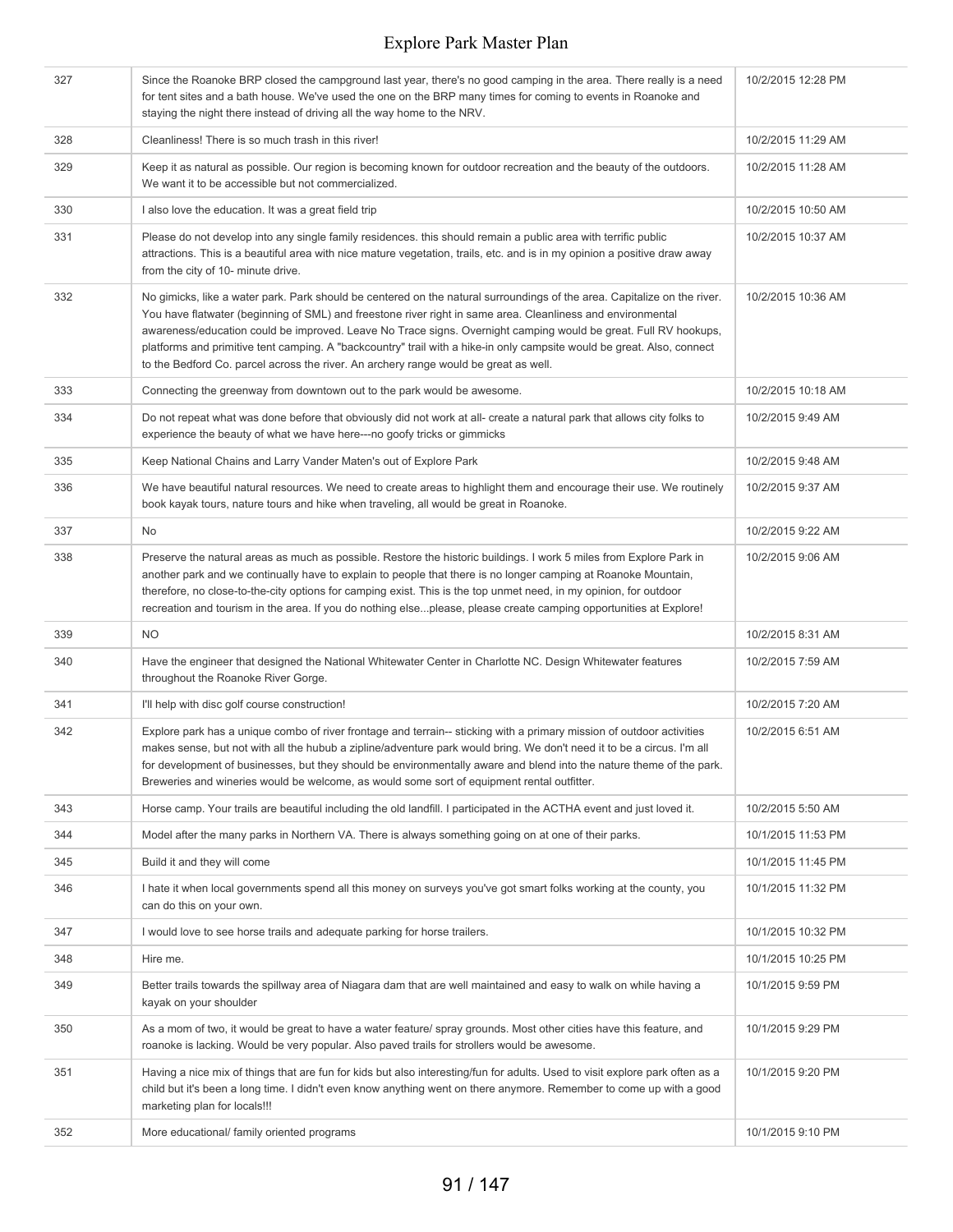| | | |
|---|---|---|
| 327 | Since the Roanoke BRP closed the campground last year, there's no good camping in the area. There really is a need for tent sites and a bath house. We've used the one on the BRP many times for coming to events in Roanoke and staying the night there instead of driving all the way home to the NRV. | 10/2/2015 12:28 PM |
| 328 | Cleanliness! There is so much trash in this river! | 10/2/2015 11:29 AM |
| 329 | Keep it as natural as possible. Our region is becoming known for outdoor recreation and the beauty of the outdoors. We want it to be accessible but not commercialized. | 10/2/2015 11:28 AM |
| 330 | I also love the education. It was a great field trip | 10/2/2015 10:50 AM |
| 331 | Please do not develop into any single family residences. this should remain a public area with terrific public attractions. This is a beautiful area with nice mature vegetation, trails, etc. and is in my opinion a positive draw away from the city of 10- minute drive. | 10/2/2015 10:37 AM |
| 332 | No gimicks, like a water park. Park should be centered on the natural surroundings of the area. Capitalize on the river. You have flatwater (beginning of SML) and freestone river right in same area. Cleanliness and environmental awareness/education could be improved. Leave No Trace signs. Overnight camping would be great. Full RV hookups, platforms and primitive tent camping. A "backcountry" trail with a hike-in only campsite would be great. Also, connect to the Bedford Co. parcel across the river. An archery range would be great as well. | 10/2/2015 10:36 AM |
| 333 | Connecting the greenway from downtown out to the park would be awesome. | 10/2/2015 10:18 AM |
| 334 | Do not repeat what was done before that obviously did not work at all- create a natural park that allows city folks to experience the beauty of what we have here---no goofy tricks or gimmicks | 10/2/2015 9:49 AM |
| 335 | Keep National Chains and Larry Vander Maten's out of Explore Park | 10/2/2015 9:48 AM |
| 336 | We have beautiful natural resources. We need to create areas to highlight them and encourage their use. We routinely book kayak tours, nature tours and hike when traveling, all would be great in Roanoke. | 10/2/2015 9:37 AM |
| 337 | No | 10/2/2015 9:22 AM |
| 338 | Preserve the natural areas as much as possible. Restore the historic buildings. I work 5 miles from Explore Park in another park and we continually have to explain to people that there is no longer camping at Roanoke Mountain, therefore, no close-to-the-city options for camping exist. This is the top unmet need, in my opinion, for outdoor recreation and tourism in the area. If you do nothing else...please, please create camping opportunities at Explore! | 10/2/2015 9:06 AM |
| 339 | NO | 10/2/2015 8:31 AM |
| 340 | Have the engineer that designed the National Whitewater Center in Charlotte NC. Design Whitewater features throughout the Roanoke River Gorge. | 10/2/2015 7:59 AM |
| 341 | I'll help with disc golf course construction! | 10/2/2015 7:20 AM |
| 342 | Explore park has a unique combo of river frontage and terrain-- sticking with a primary mission of outdoor activities makes sense, but not with all the hubub a zipline/adventure park would bring. We don't need it to be a circus. I'm all for development of businesses, but they should be environmentally aware and blend into the nature theme of the park. Breweries and wineries would be welcome, as would some sort of equipment rental outfitter. | 10/2/2015 6:51 AM |
| 343 | Horse camp. Your trails are beautiful including the old landfill. I participated in the ACTHA event and just loved it. | 10/2/2015 5:50 AM |
| 344 | Model after the many parks in Northern VA. There is always something going on at one of their parks. | 10/1/2015 11:53 PM |
| 345 | Build it and they will come | 10/1/2015 11:45 PM |
| 346 | I hate it when local governments spend all this money on surveys you've got smart folks working at the county, you can do this on your own. | 10/1/2015 11:32 PM |
| 347 | I would love to see horse trails and adequate parking for horse trailers. | 10/1/2015 10:32 PM |
| 348 | Hire me. | 10/1/2015 10:25 PM |
| 349 | Better trails towards the spillway area of Niagara dam that are well maintained and easy to walk on while having a kayak on your shoulder | 10/1/2015 9:59 PM |
| 350 | As a mom of two, it would be great to have a water feature/ spray grounds. Most other cities have this feature, and roanoke is lacking. Would be very popular. Also paved trails for strollers would be awesome. | 10/1/2015 9:29 PM |
| 351 | Having a nice mix of things that are fun for kids but also interesting/fun for adults. Used to visit explore park often as a child but it's been a long time. I didn't even know anything went on there anymore. Remember to come up with a good marketing plan for locals!!! | 10/1/2015 9:20 PM |
| 352 | More educational/ family oriented programs | 10/1/2015 9:10 PM |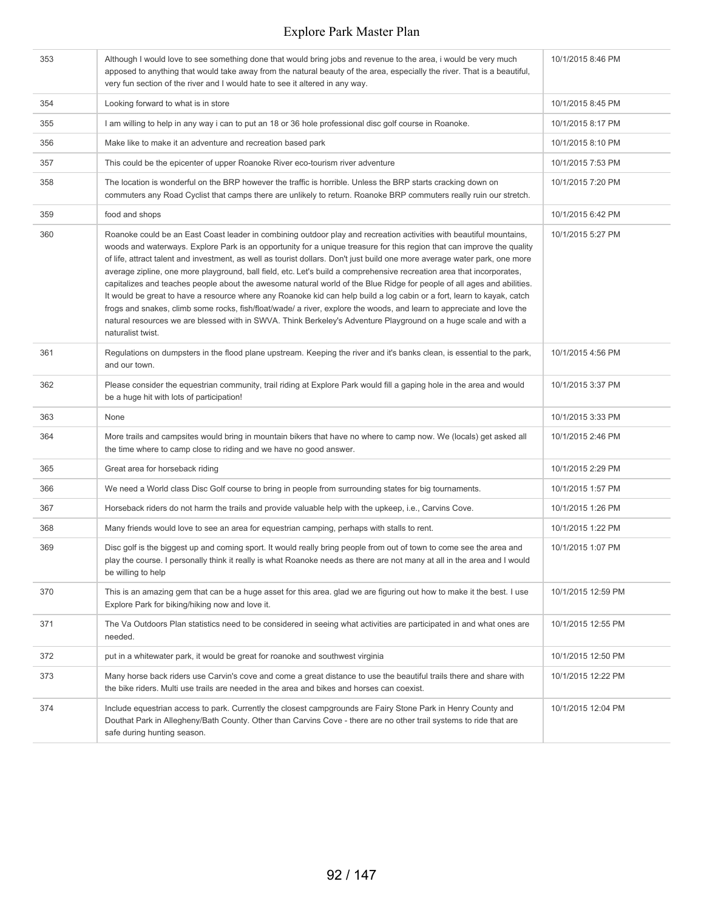| | | |
|---|---|---|
| 353 | Although I would love to see something done that would bring jobs and revenue to the area, i would be very much apposed to anything that would take away from the natural beauty of the area, especially the river. That is a beautiful, very fun section of the river and I would hate to see it altered in any way. | 10/1/2015 8:46 PM |
| 354 | Looking forward to what is in store | 10/1/2015 8:45 PM |
| 355 | I am willing to help in any way i can to put an 18 or 36 hole professional disc golf course in Roanoke. | 10/1/2015 8:17 PM |
| 356 | Make like to make it an adventure and recreation based park | 10/1/2015 8:10 PM |
| 357 | This could be the epicenter of upper Roanoke River eco-tourism river adventure | 10/1/2015 7:53 PM |
| 358 | The location is wonderful on the BRP however the traffic is horrible. Unless the BRP starts cracking down on commuters any Road Cyclist that camps there are unlikely to return. Roanoke BRP commuters really ruin our stretch. | 10/1/2015 7:20 PM |
| 359 | food and shops | 10/1/2015 6:42 PM |
| 360 | Roanoke could be an East Coast leader in combining outdoor play and recreation activities with beautiful mountains, woods and waterways. Explore Park is an opportunity for a unique treasure for this region that can improve the quality of life, attract talent and investment, as well as tourist dollars. Don't just build one more average water park, one more average zipline, one more playground, ball field, etc. Let's build a comprehensive recreation area that incorporates, capitalizes and teaches people about the awesome natural world of the Blue Ridge for people of all ages and abilities. It would be great to have a resource where any Roanoke kid can help build a log cabin or a fort, learn to kayak, catch frogs and snakes, climb some rocks, fish/float/wade/ a river, explore the woods, and learn to appreciate and love the natural resources we are blessed with in SWVA. Think Berkeley's Adventure Playground on a huge scale and with a naturalist twist. | 10/1/2015 5:27 PM |
| 361 | Regulations on dumpsters in the flood plane upstream. Keeping the river and it's banks clean, is essential to the park, and our town. | 10/1/2015 4:56 PM |
| 362 | Please consider the equestrian community, trail riding at Explore Park would fill a gaping hole in the area and would be a huge hit with lots of participation! | 10/1/2015 3:37 PM |
| 363 | None | 10/1/2015 3:33 PM |
| 364 | More trails and campsites would bring in mountain bikers that have no where to camp now. We (locals) get asked all the time where to camp close to riding and we have no good answer. | 10/1/2015 2:46 PM |
| 365 | Great area for horseback riding | 10/1/2015 2:29 PM |
| 366 | We need a World class Disc Golf course to bring in people from surrounding states for big tournaments. | 10/1/2015 1:57 PM |
| 367 | Horseback riders do not harm the trails and provide valuable help with the upkeep, i.e., Carvins Cove. | 10/1/2015 1:26 PM |
| 368 | Many friends would love to see an area for equestrian camping, perhaps with stalls to rent. | 10/1/2015 1:22 PM |
| 369 | Disc golf is the biggest up and coming sport. It would really bring people from out of town to come see the area and play the course. I personally think it really is what Roanoke needs as there are not many at all in the area and I would be willing to help | 10/1/2015 1:07 PM |
| 370 | This is an amazing gem that can be a huge asset for this area. glad we are figuring out how to make it the best. I use Explore Park for biking/hiking now and love it. | 10/1/2015 12:59 PM |
| 371 | The Va Outdoors Plan statistics need to be considered in seeing what activities are participated in and what ones are needed. | 10/1/2015 12:55 PM |
| 372 | put in a whitewater park, it would be great for roanoke and southwest virginia | 10/1/2015 12:50 PM |
| 373 | Many horse back riders use Carvin's cove and come a great distance to use the beautiful trails there and share with the bike riders. Multi use trails are needed in the area and bikes and horses can coexist. | 10/1/2015 12:22 PM |
| 374 | Include equestrian access to park. Currently the closest campgrounds are Fairy Stone Park in Henry County and Douthat Park in Allegheny/Bath County. Other than Carvins Cove - there are no other trail systems to ride that are safe during hunting season. | 10/1/2015 12:04 PM |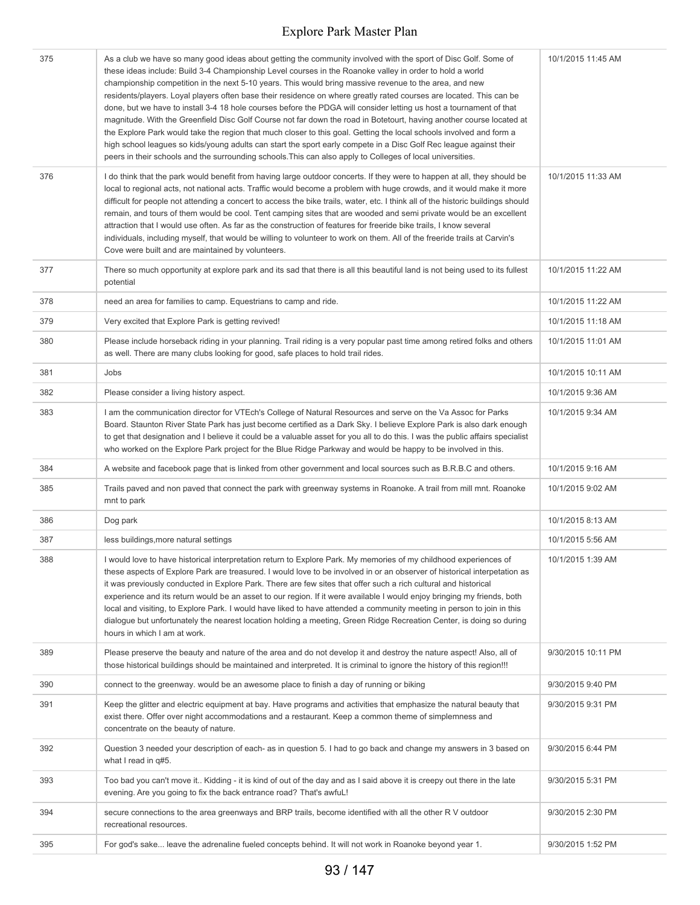| | | |
|---|---|---|
| 375 | As a club we have so many good ideas about getting the community involved with the sport of Disc Golf. Some of these ideas include: Build 3-4 Championship Level courses in the Roanoke valley in order to hold a world championship competition in the next 5-10 years. This would bring massive revenue to the area, and new residents/players. Loyal players often base their residence on where greatly rated courses are located. This can be done, but we have to install 3-4 18 hole courses before the PDGA will consider letting us host a tournament of that magnitude. With the Greenfield Disc Golf Course not far down the road in Botetourt, having another course located at the Explore Park would take the region that much closer to this goal. Getting the local schools involved and form a high school leagues so kids/young adults can start the sport early compete in a Disc Golf Rec league against their peers in their schools and the surrounding schools.This can also apply to Colleges of local universities. | 10/1/2015 11:45 AM |
| 376 | I do think that the park would benefit from having large outdoor concerts. If they were to happen at all, they should be local to regional acts, not national acts. Traffic would become a problem with huge crowds, and it would make it more difficult for people not attending a concert to access the bike trails, water, etc. I think all of the historic buildings should remain, and tours of them would be cool. Tent camping sites that are wooded and semi private would be an excellent attraction that I would use often. As far as the construction of features for freeride bike trails, I know several individuals, including myself, that would be willing to volunteer to work on them. All of the freeride trails at Carvin's Cove were built and are maintained by volunteers. | 10/1/2015 11:33 AM |
| 377 | There so much opportunity at explore park and its sad that there is all this beautiful land is not being used to its fullest potential | 10/1/2015 11:22 AM |
| 378 | need an area for families to camp. Equestrians to camp and ride. | 10/1/2015 11:22 AM |
| 379 | Very excited that Explore Park is getting revived! | 10/1/2015 11:18 AM |
| 380 | Please include horseback riding in your planning. Trail riding is a very popular past time among retired folks and others as well. There are many clubs looking for good, safe places to hold trail rides. | 10/1/2015 11:01 AM |
| 381 | Jobs | 10/1/2015 10:11 AM |
| 382 | Please consider a living history aspect. | 10/1/2015 9:36 AM |
| 383 | I am the communication director for VTEch's College of Natural Resources and serve on the Va Assoc for Parks Board. Staunton River State Park has just become certified as a Dark Sky. I believe Explore Park is also dark enough to get that designation and I believe it could be a valuable asset for you all to do this. I was the public affairs specialist who worked on the Explore Park project for the Blue Ridge Parkway and would be happy to be involved in this. | 10/1/2015 9:34 AM |
| 384 | A website and facebook page that is linked from other government and local sources such as B.R.B.C and others. | 10/1/2015 9:16 AM |
| 385 | Trails paved and non paved that connect the park with greenway systems in Roanoke. A trail from mill mnt. Roanoke mnt to park | 10/1/2015 9:02 AM |
| 386 | Dog park | 10/1/2015 8:13 AM |
| 387 | less buildings,more natural settings | 10/1/2015 5:56 AM |
| 388 | I would love to have historical interpretation return to Explore Park. My memories of my childhood experiences of these aspects of Explore Park are treasured. I would love to be involved in or an observer of historical interpetation as it was previously conducted in Explore Park. There are few sites that offer such a rich cultural and historical experience and its return would be an asset to our region. If it were available I would enjoy bringing my friends, both local and visiting, to Explore Park. I would have liked to have attended a community meeting in person to join in this dialogue but unfortunately the nearest location holding a meeting, Green Ridge Recreation Center, is doing so during hours in which I am at work. | 10/1/2015 1:39 AM |
| 389 | Please preserve the beauty and nature of the area and do not develop it and destroy the nature aspect! Also, all of those historical buildings should be maintained and interpreted. It is criminal to ignore the history of this region!!! | 9/30/2015 10:11 PM |
| 390 | connect to the greenway. would be an awesome place to finish a day of running or biking | 9/30/2015 9:40 PM |
| 391 | Keep the glitter and electric equipment at bay. Have programs and activities that emphasize the natural beauty that exist there. Offer over night accommodations and a restaurant. Keep a common theme of simplemness and concentrate on the beauty of nature. | 9/30/2015 9:31 PM |
| 392 | Question 3 needed your description of each- as in question 5. I had to go back and change my answers in 3 based on what I read in q#5. | 9/30/2015 6:44 PM |
| 393 | Too bad you can't move it.. Kidding - it is kind of out of the day and as I said above it is creepy out there in the late evening. Are you going to fix the back entrance road? That's awfuL! | 9/30/2015 5:31 PM |
| 394 | secure connections to the area greenways and BRP trails, become identified with all the other R V outdoor recreational resources. | 9/30/2015 2:30 PM |
| 395 | For god's sake... leave the adrenaline fueled concepts behind. It will not work in Roanoke beyond year 1. | 9/30/2015 1:52 PM |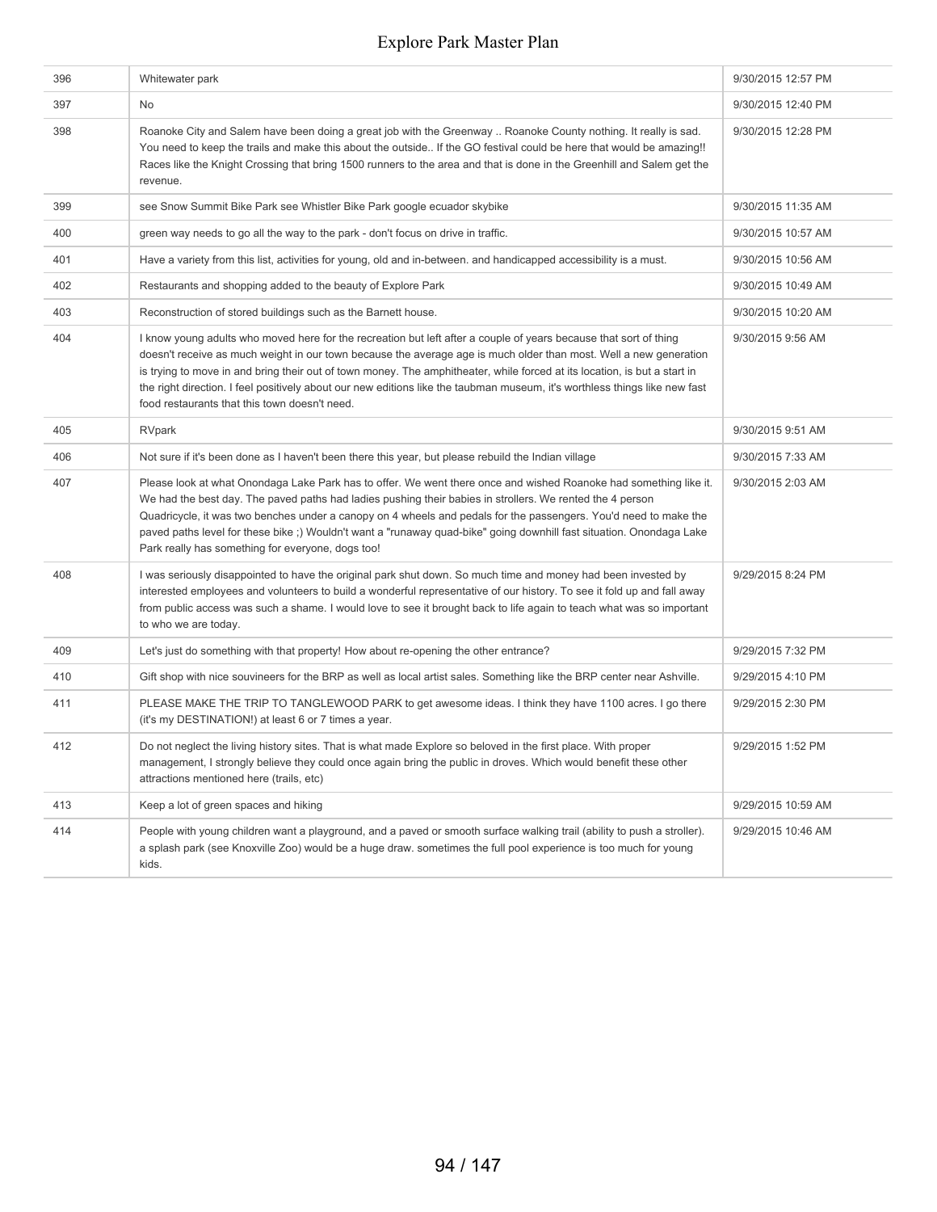| | | |
|---|---|---|
| 396 | Whitewater park | 9/30/2015 12:57 PM |
| 397 | No | 9/30/2015 12:40 PM |
| 398 | Roanoke City and Salem have been doing a great job with the Greenway .. Roanoke County nothing. It really is sad. You need to keep the trails and make this about the outside.. If the GO festival could be here that would be amazing!! Races like the Knight Crossing that bring 1500 runners to the area and that is done in the Greenhill and Salem get the revenue. | 9/30/2015 12:28 PM |
| 399 | see Snow Summit Bike Park see Whistler Bike Park google ecuador skybike | 9/30/2015 11:35 AM |
| 400 | green way needs to go all the way to the park - don't focus on drive in traffic. | 9/30/2015 10:57 AM |
| 401 | Have a variety from this list, activities for young, old and in-between. and handicapped accessibility is a must. | 9/30/2015 10:56 AM |
| 402 | Restaurants and shopping added to the beauty of Explore Park | 9/30/2015 10:49 AM |
| 403 | Reconstruction of stored buildings such as the Barnett house. | 9/30/2015 10:20 AM |
| 404 | I know young adults who moved here for the recreation but left after a couple of years because that sort of thing doesn't receive as much weight in our town because the average age is much older than most. Well a new generation is trying to move in and bring their out of town money. The amphitheater, while forced at its location, is but a start in the right direction. I feel positively about our new editions like the taubman museum, it's worthless things like new fast food restaurants that this town doesn't need. | 9/30/2015 9:56 AM |
| 405 | RVpark | 9/30/2015 9:51 AM |
| 406 | Not sure if it's been done as I haven't been there this year, but please rebuild the Indian village | 9/30/2015 7:33 AM |
| 407 | Please look at what Onondaga Lake Park has to offer. We went there once and wished Roanoke had something like it. We had the best day. The paved paths had ladies pushing their babies in strollers. We rented the 4 person Quadricycle, it was two benches under a canopy on 4 wheels and pedals for the passengers. You'd need to make the paved paths level for these bike ;) Wouldn't want a "runaway quad-bike" going downhill fast situation. Onondaga Lake Park really has something for everyone, dogs too! | 9/30/2015 2:03 AM |
| 408 | I was seriously disappointed to have the original park shut down. So much time and money had been invested by interested employees and volunteers to build a wonderful representative of our history. To see it fold up and fall away from public access was such a shame. I would love to see it brought back to life again to teach what was so important to who we are today. | 9/29/2015 8:24 PM |
| 409 | Let's just do something with that property! How about re-opening the other entrance? | 9/29/2015 7:32 PM |
| 410 | Gift shop with nice souvineers for the BRP as well as local artist sales. Something like the BRP center near Ashville. | 9/29/2015 4:10 PM |
| 411 | PLEASE MAKE THE TRIP TO TANGLEWOOD PARK to get awesome ideas. I think they have 1100 acres. I go there (it's my DESTINATION!) at least 6 or 7 times a year. | 9/29/2015 2:30 PM |
| 412 | Do not neglect the living history sites. That is what made Explore so beloved in the first place. With proper management, I strongly believe they could once again bring the public in droves. Which would benefit these other attractions mentioned here (trails, etc) | 9/29/2015 1:52 PM |
| 413 | Keep a lot of green spaces and hiking | 9/29/2015 10:59 AM |
| 414 | People with young children want a playground, and a paved or smooth surface walking trail (ability to push a stroller). a splash park (see Knoxville Zoo) would be a huge draw. sometimes the full pool experience is too much for young kids. | 9/29/2015 10:46 AM |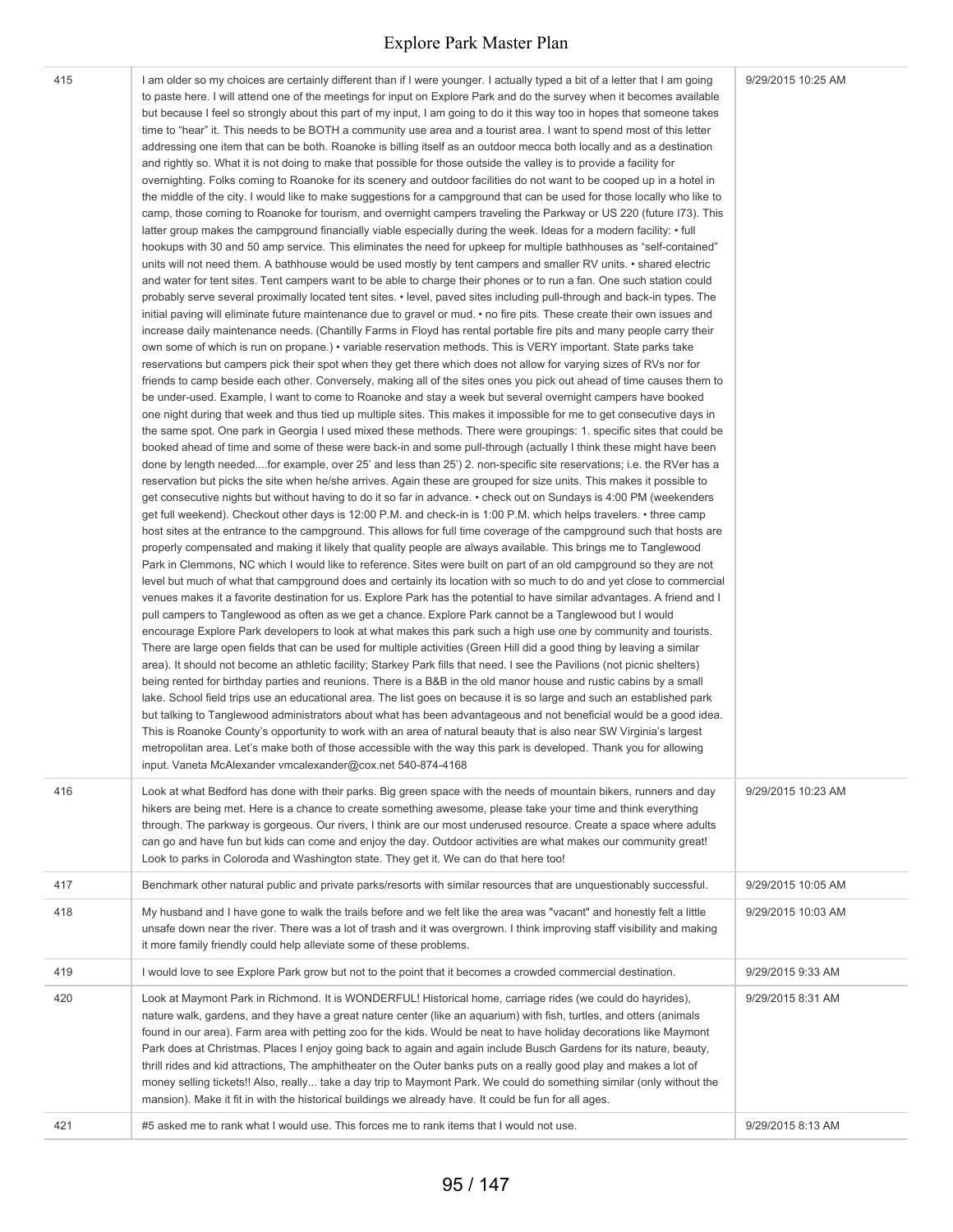| | | |
|---|---|---|
| 415 | I am older so my choices are certainly different than if I were younger. I actually typed a bit of a letter that I am going to paste here. I will attend one of the meetings for input on Explore Park and do the survey when it becomes available but because I feel so strongly about this part of my input, I am going to do it this way too in hopes that someone takes time to "hear" it. This needs to be BOTH a community use area and a tourist area. I want to spend most of this letter addressing one item that can be both. Roanoke is billing itself as an outdoor mecca both locally and as a destination and rightly so. What it is not doing to make that possible for those outside the valley is to provide a facility for overnighting. Folks coming to Roanoke for its scenery and outdoor facilities do not want to be cooped up in a hotel in the middle of the city. I would like to make suggestions for a campground that can be used for those locally who like to camp, those coming to Roanoke for tourism, and overnight campers traveling the Parkway or US 220 (future I73). This latter group makes the campground financially viable especially during the week. Ideas for a modern facility: • full hookups with 30 and 50 amp service. This eliminates the need for upkeep for multiple bathhouses as "self-contained" units will not need them. A bathhouse would be used mostly by tent campers and smaller RV units. • shared electric and water for tent sites. Tent campers want to be able to charge their phones or to run a fan. One such station could probably serve several proximally located tent sites. • level, paved sites including pull-through and back-in types. The initial paving will eliminate future maintenance due to gravel or mud. • no fire pits. These create their own issues and increase daily maintenance needs. (Chantilly Farms in Floyd has rental portable fire pits and many people carry their own some of which is run on propane.) • variable reservation methods. This is VERY important. State parks take reservations but campers pick their spot when they get there which does not allow for varying sizes of RVs nor for friends to camp beside each other. Conversely, making all of the sites ones you pick out ahead of time causes them to be under-used. Example, I want to come to Roanoke and stay a week but several overnight campers have booked one night during that week and thus tied up multiple sites. This makes it impossible for me to get consecutive days in the same spot. One park in Georgia I used mixed these methods. There were groupings: 1. specific sites that could be booked ahead of time and some of these were back-in and some pull-through (actually I think these might have been done by length needed....for example, over 25' and less than 25') 2. non-specific site reservations; i.e. the RVer has a reservation but picks the site when he/she arrives. Again these are grouped for size units. This makes it possible to get consecutive nights but without having to do it so far in advance. • check out on Sundays is 4:00 PM (weekenders get full weekend). Checkout other days is 12:00 P.M. and check-in is 1:00 P.M. which helps travelers. • three camp host sites at the entrance to the campground. This allows for full time coverage of the campground such that hosts are properly compensated and making it likely that quality people are always available. This brings me to Tanglewood Park in Clemmons, NC which I would like to reference. Sites were built on part of an old campground so they are not level but much of what that campground does and certainly its location with so much to do and yet close to commercial venues makes it a favorite destination for us. Explore Park has the potential to have similar advantages. A friend and I pull campers to Tanglewood as often as we get a chance. Explore Park cannot be a Tanglewood but I would encourage Explore Park developers to look at what makes this park such a high use one by community and tourists. There are large open fields that can be used for multiple activities (Green Hill did a good thing by leaving a similar area). It should not become an athletic facility; Starkey Park fills that need. I see the Pavilions (not picnic shelters) being rented for birthday parties and reunions. There is a B&B in the old manor house and rustic cabins by a small lake. School field trips use an educational area. The list goes on because it is so large and such an established park but talking to Tanglewood administrators about what has been advantageous and not beneficial would be a good idea. This is Roanoke County's opportunity to work with an area of natural beauty that is also near SW Virginia's largest metropolitan area. Let's make both of those accessible with the way this park is developed. Thank you for allowing input. Vaneta McAlexander vmcalexander@cox.net 540-874-4168 | 9/29/2015 10:25 AM |
| 416 | Look at what Bedford has done with their parks. Big green space with the needs of mountain bikers, runners and day hikers are being met. Here is a chance to create something awesome, please take your time and think everything through. The parkway is gorgeous. Our rivers, I think are our most underused resource. Create a space where adults can go and have fun but kids can come and enjoy the day. Outdoor activities are what makes our community great! Look to parks in Coloroda and Washington state. They get it. We can do that here too! | 9/29/2015 10:23 AM |
| 417 | Benchmark other natural public and private parks/resorts with similar resources that are unquestionably successful. | 9/29/2015 10:05 AM |
| 418 | My husband and I have gone to walk the trails before and we felt like the area was "vacant" and honestly felt a little unsafe down near the river. There was a lot of trash and it was overgrown. I think improving staff visibility and making it more family friendly could help alleviate some of these problems. | 9/29/2015 10:03 AM |
| 419 | I would love to see Explore Park grow but not to the point that it becomes a crowded commercial destination. | 9/29/2015 9:33 AM |
| 420 | Look at Maymont Park in Richmond. It is WONDERFUL! Historical home, carriage rides (we could do hayrides), nature walk, gardens, and they have a great nature center (like an aquarium) with fish, turtles, and otters (animals found in our area). Farm area with petting zoo for the kids. Would be neat to have holiday decorations like Maymont Park does at Christmas. Places I enjoy going back to again and again include Busch Gardens for its nature, beauty, thrill rides and kid attractions, The amphitheater on the Outer banks puts on a really good play and makes a lot of money selling tickets!! Also, really... take a day trip to Maymont Park. We could do something similar (only without the mansion). Make it fit in with the historical buildings we already have. It could be fun for all ages. | 9/29/2015 8:31 AM |
| 421 | #5 asked me to rank what I would use. This forces me to rank items that I would not use. | 9/29/2015 8:13 AM |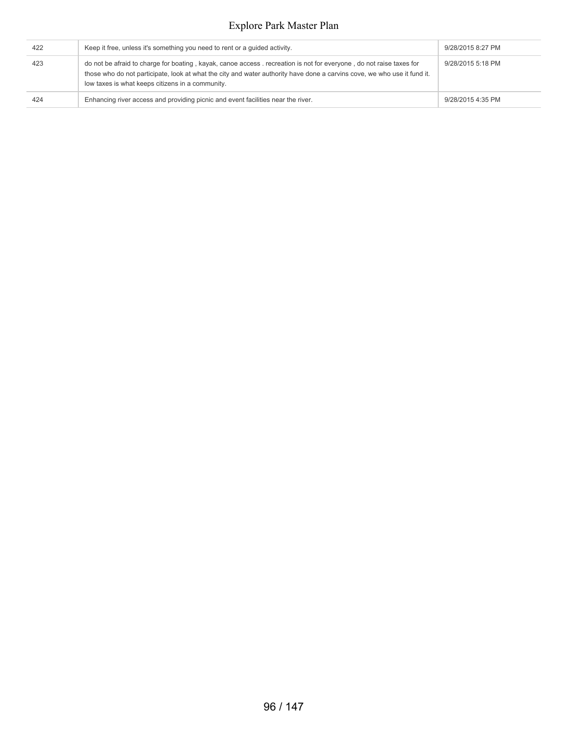| | | |
|---|---|---|
| 422 | Keep it free, unless it's something you need to rent or a guided activity. | 9/28/2015 8:27 PM |
| 423 | do not be afraid to charge for boating , kayak, canoe access . recreation is not for everyone , do not raise taxes for those who do not participate, look at what the city and water authority have done a carvins cove, we who use it fund it. low taxes is what keeps citizens in a community. | 9/28/2015 5:18 PM |
| 424 | Enhancing river access and providing picnic and event facilities near the river. | 9/28/2015 4:35 PM |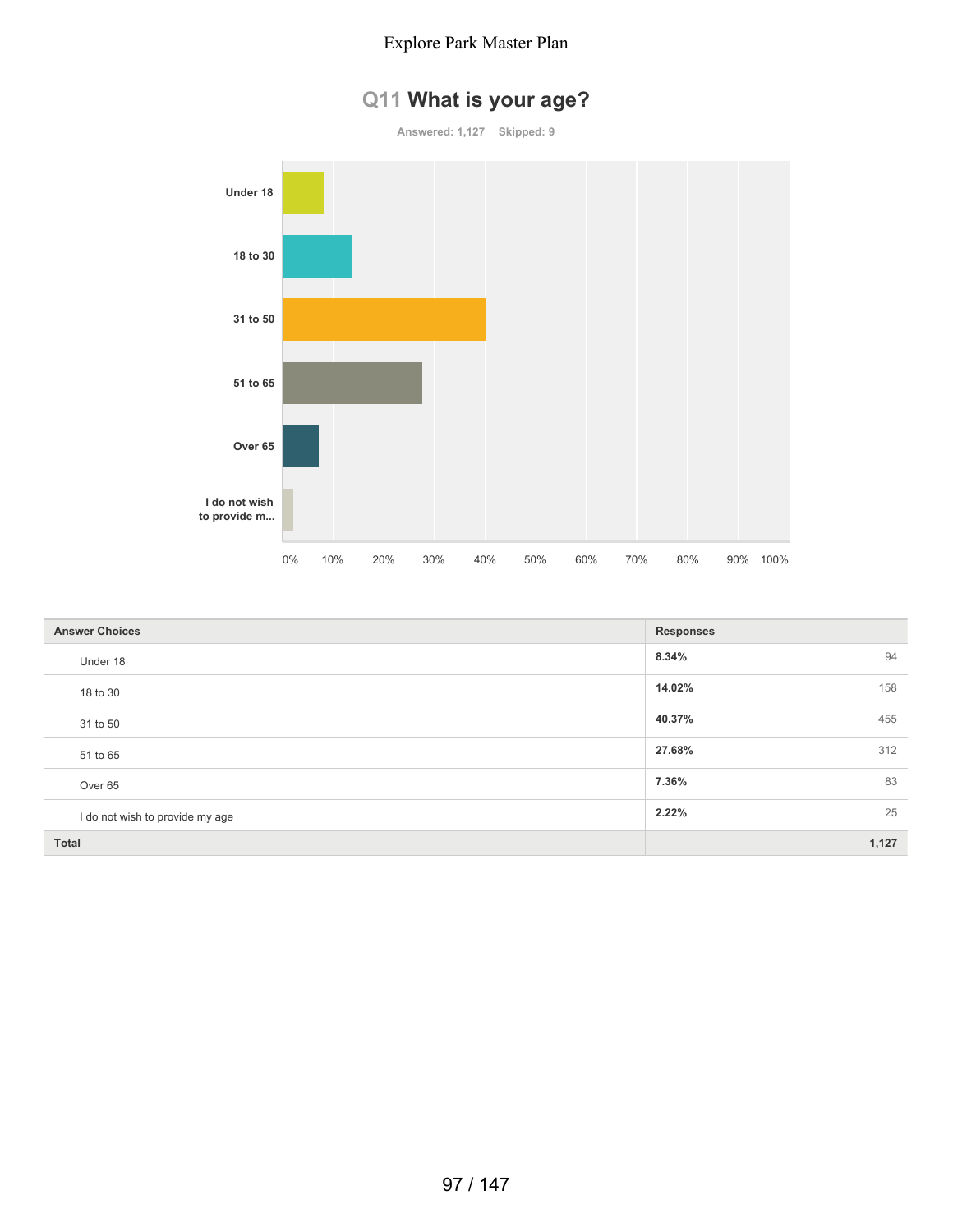## Q11 What is your age?

Answered: 1,127 Skipped: 9

| Answer Choices | Responses | |
|---|---|---|
| Under 18 | 8.34% | 94 |
| 18 to 30 | 14.02% | 158 |
| 31 to 50 | 40.37% | 455 |
| 51 to 65 | 27.68% | 312 |
| Over 65 | 7.36% | 83 |
| I do not wish to provide my age | 2.22% | 25 |
| **Total** | | **1,127** |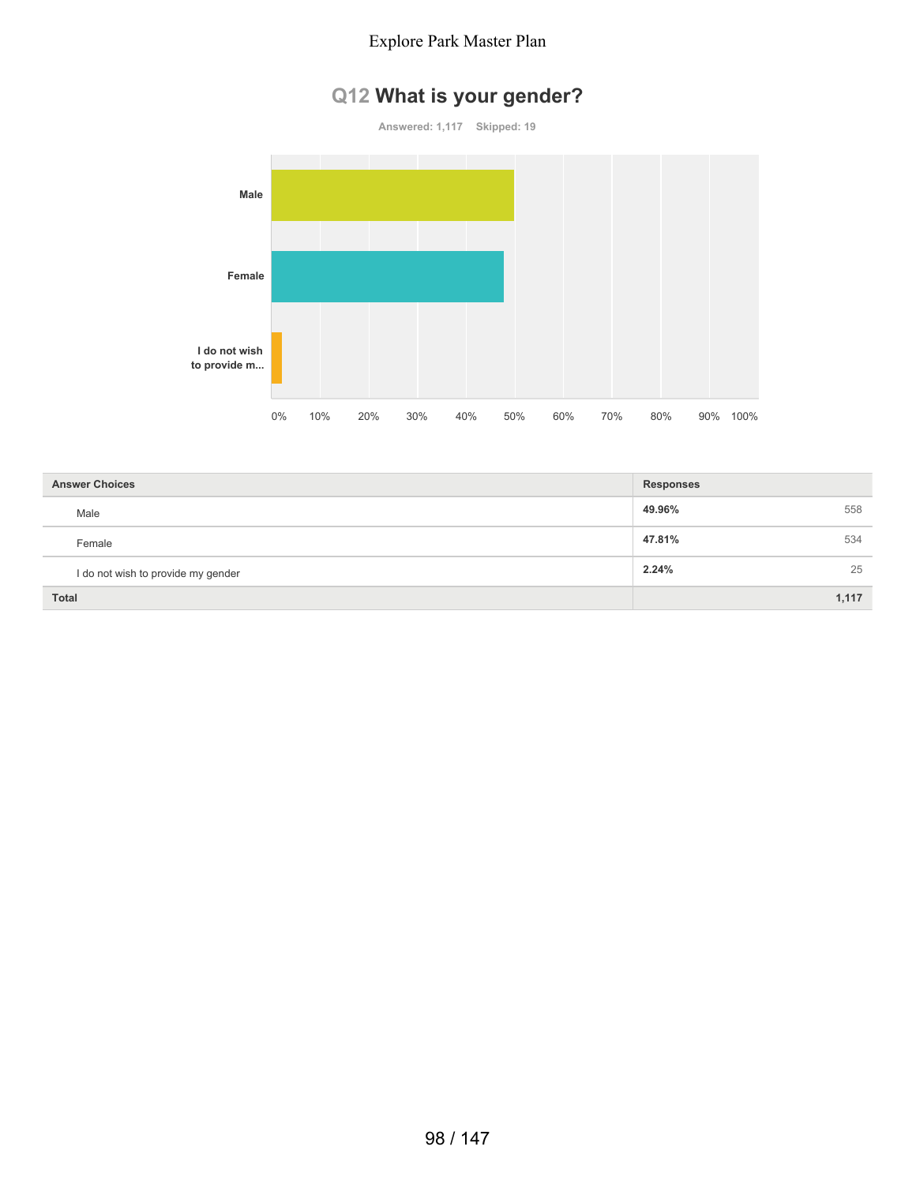## Q12 What is your gender?

Answered: 1,117 Skipped: 19

| Answer Choices | Responses | |
|---|---|---|
| Male | 49.96% | 558 |
| Female | 47.81% | 534 |
| I do not wish to provide my gender | 2.24% | 25 |
| **Total** | | **1,117** |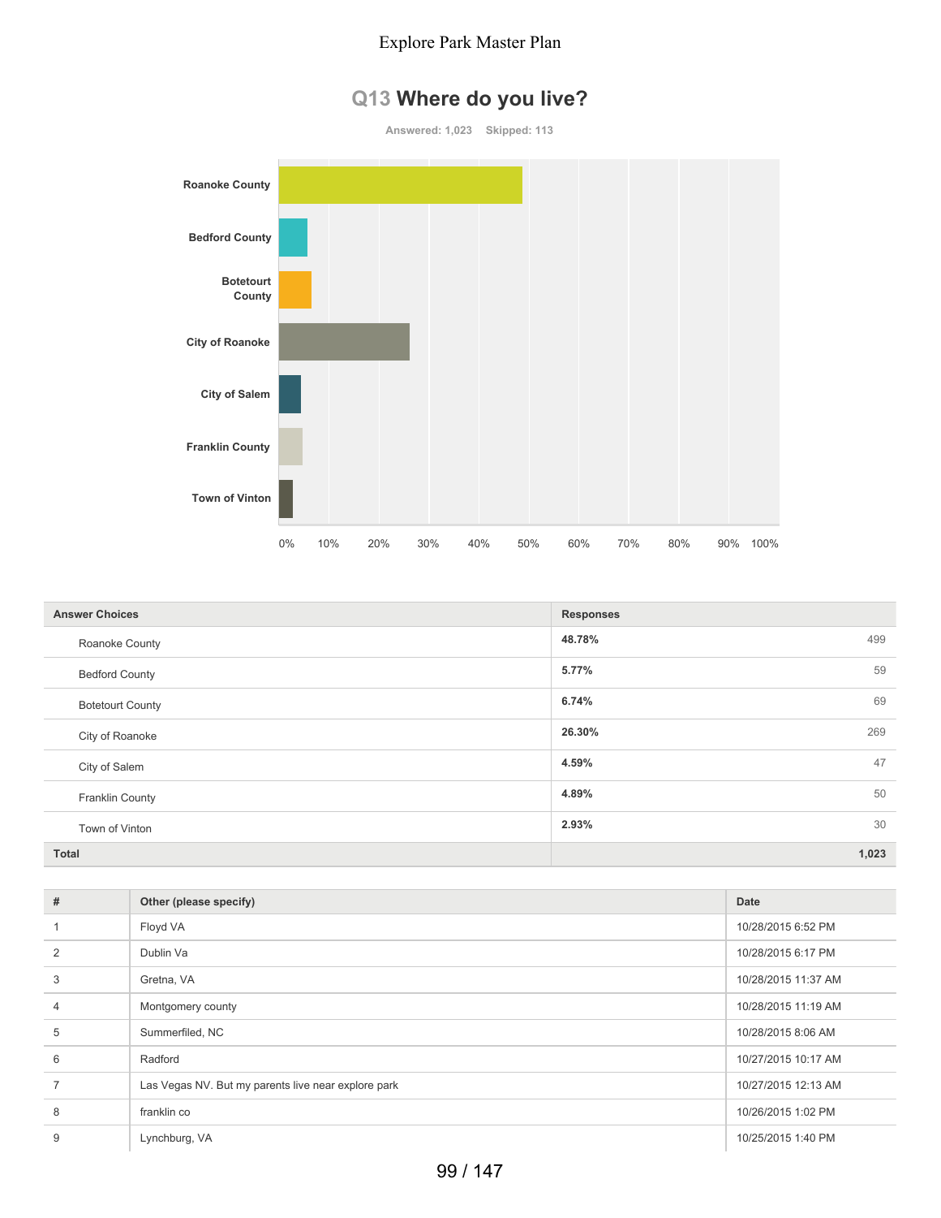# Q13 Where do you live?

Answered: 1,023 Skipped: 113

| Answer Choices | Responses | |
|---|---|---|
| Roanoke County | 48.78% | 499 |
| Bedford County | 5.77% | 59 |
| Botetourt County | 6.74% | 69 |
| City of Roanoke | 26.30% | 269 |
| City of Salem | 4.59% | 47 |
| Franklin County | 4.89% | 50 |
| Town of Vinton | 2.93% | 30 |
| **Total** | | **1,023** |

| # | Other (please specify) | Date |
|---|---|---|
| 1 | Floyd VA | 10/28/2015 6:52 PM |
| 2 | Dublin Va | 10/28/2015 6:17 PM |
| 3 | Gretna, VA | 10/28/2015 11:37 AM |
| 4 | Montgomery county | 10/28/2015 11:19 AM |
| 5 | Summerfiled, NC | 10/28/2015 8:06 AM |
| 6 | Radford | 10/27/2015 10:17 AM |
| 7 | Las Vegas NV. But my parents live near explore park | 10/27/2015 12:13 AM |
| 8 | franklin co | 10/26/2015 1:02 PM |
| 9 | Lynchburg, VA | 10/25/2015 1:40 PM |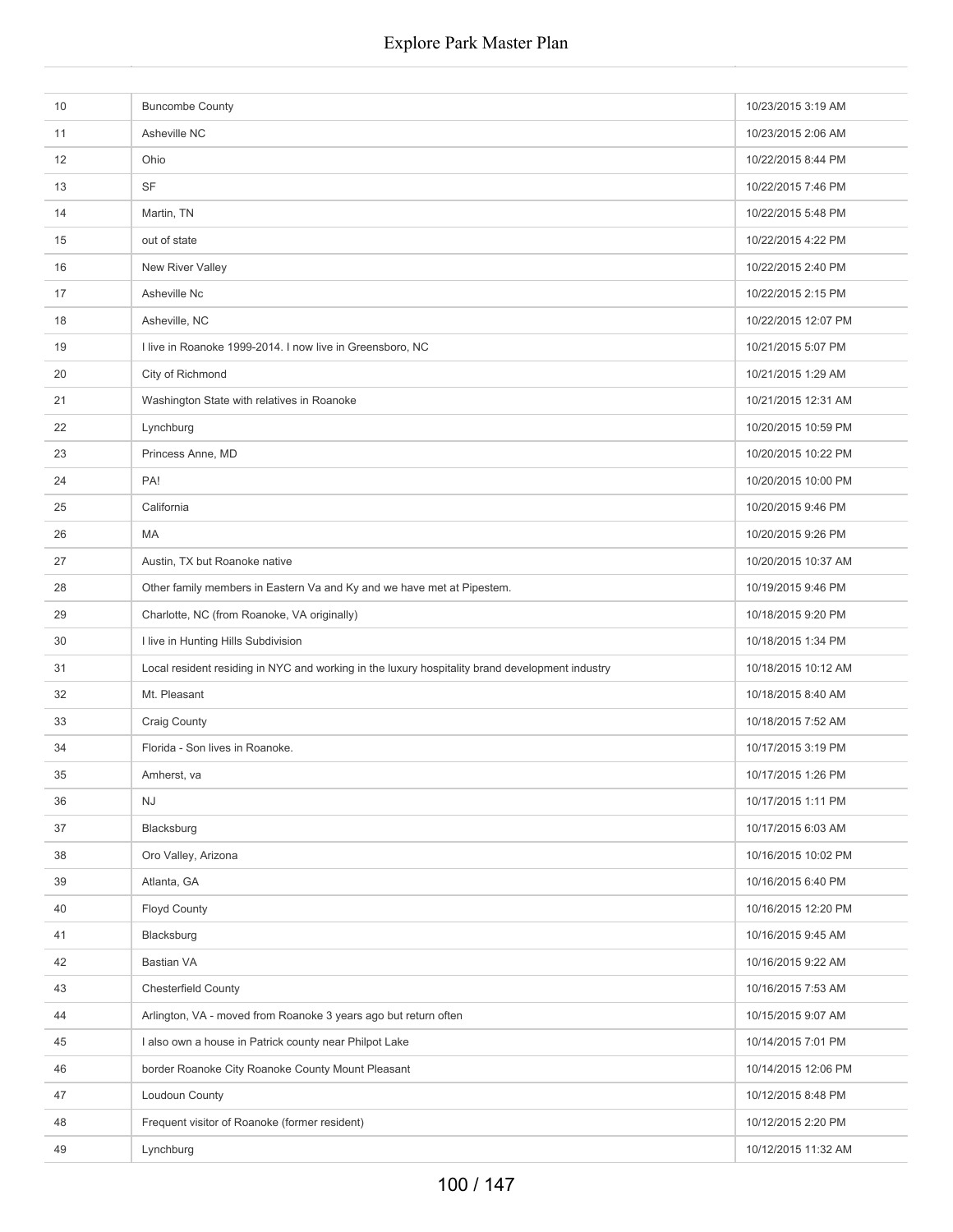| | | |
|---|---|---|
| 10 | Buncombe County | 10/23/2015 3:19 AM |
| 11 | Asheville NC | 10/23/2015 2:06 AM |
| 12 | Ohio | 10/22/2015 8:44 PM |
| 13 | SF | 10/22/2015 7:46 PM |
| 14 | Martin, TN | 10/22/2015 5:48 PM |
| 15 | out of state | 10/22/2015 4:22 PM |
| 16 | New River Valley | 10/22/2015 2:40 PM |
| 17 | Asheville Nc | 10/22/2015 2:15 PM |
| 18 | Asheville, NC | 10/22/2015 12:07 PM |
| 19 | I live in Roanoke 1999-2014. I now live in Greensboro, NC | 10/21/2015 5:07 PM |
| 20 | City of Richmond | 10/21/2015 1:29 AM |
| 21 | Washington State with relatives in Roanoke | 10/21/2015 12:31 AM |
| 22 | Lynchburg | 10/20/2015 10:59 PM |
| 23 | Princess Anne, MD | 10/20/2015 10:22 PM |
| 24 | PA! | 10/20/2015 10:00 PM |
| 25 | California | 10/20/2015 9:46 PM |
| 26 | MA | 10/20/2015 9:26 PM |
| 27 | Austin, TX but Roanoke native | 10/20/2015 10:37 AM |
| 28 | Other family members in Eastern Va and Ky and we have met at Pipestem. | 10/19/2015 9:46 PM |
| 29 | Charlotte, NC (from Roanoke, VA originally) | 10/18/2015 9:20 PM |
| 30 | I live in Hunting Hills Subdivision | 10/18/2015 1:34 PM |
| 31 | Local resident residing in NYC and working in the luxury hospitality brand development industry | 10/18/2015 10:12 AM |
| 32 | Mt. Pleasant | 10/18/2015 8:40 AM |
| 33 | Craig County | 10/18/2015 7:52 AM |
| 34 | Florida - Son lives in Roanoke. | 10/17/2015 3:19 PM |
| 35 | Amherst, va | 10/17/2015 1:26 PM |
| 36 | NJ | 10/17/2015 1:11 PM |
| 37 | Blacksburg | 10/17/2015 6:03 AM |
| 38 | Oro Valley, Arizona | 10/16/2015 10:02 PM |
| 39 | Atlanta, GA | 10/16/2015 6:40 PM |
| 40 | Floyd County | 10/16/2015 12:20 PM |
| 41 | Blacksburg | 10/16/2015 9:45 AM |
| 42 | Bastian VA | 10/16/2015 9:22 AM |
| 43 | Chesterfield County | 10/16/2015 7:53 AM |
| 44 | Arlington, VA - moved from Roanoke 3 years ago but return often | 10/15/2015 9:07 AM |
| 45 | I also own a house in Patrick county near Philpot Lake | 10/14/2015 7:01 PM |
| 46 | border Roanoke City Roanoke County Mount Pleasant | 10/14/2015 12:06 PM |
| 47 | Loudoun County | 10/12/2015 8:48 PM |
| 48 | Frequent visitor of Roanoke (former resident) | 10/12/2015 2:20 PM |
| 49 | Lynchburg | 10/12/2015 11:32 AM |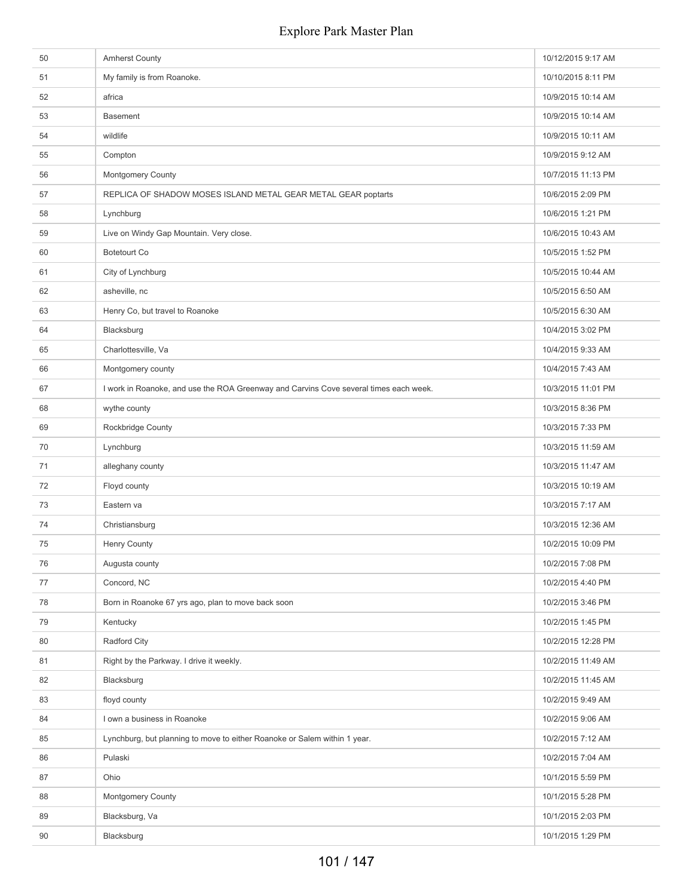| | | |
|---|---|---|
| 50 | Amherst County | 10/12/2015 9:17 AM |
| 51 | My family is from Roanoke. | 10/10/2015 8:11 PM |
| 52 | africa | 10/9/2015 10:14 AM |
| 53 | Basement | 10/9/2015 10:14 AM |
| 54 | wildlife | 10/9/2015 10:11 AM |
| 55 | Compton | 10/9/2015 9:12 AM |
| 56 | Montgomery County | 10/7/2015 11:13 PM |
| 57 | REPLICA OF SHADOW MOSES ISLAND METAL GEAR METAL GEAR poptarts | 10/6/2015 2:09 PM |
| 58 | Lynchburg | 10/6/2015 1:21 PM |
| 59 | Live on Windy Gap Mountain. Very close. | 10/6/2015 10:43 AM |
| 60 | Botetourt Co | 10/5/2015 1:52 PM |
| 61 | City of Lynchburg | 10/5/2015 10:44 AM |
| 62 | asheville, nc | 10/5/2015 6:50 AM |
| 63 | Henry Co, but travel to Roanoke | 10/5/2015 6:30 AM |
| 64 | Blacksburg | 10/4/2015 3:02 PM |
| 65 | Charlottesville, Va | 10/4/2015 9:33 AM |
| 66 | Montgomery county | 10/4/2015 7:43 AM |
| 67 | I work in Roanoke, and use the ROA Greenway and Carvins Cove several times each week. | 10/3/2015 11:01 PM |
| 68 | wythe county | 10/3/2015 8:36 PM |
| 69 | Rockbridge County | 10/3/2015 7:33 PM |
| 70 | Lynchburg | 10/3/2015 11:59 AM |
| 71 | alleghany county | 10/3/2015 11:47 AM |
| 72 | Floyd county | 10/3/2015 10:19 AM |
| 73 | Eastern va | 10/3/2015 7:17 AM |
| 74 | Christiansburg | 10/3/2015 12:36 AM |
| 75 | Henry County | 10/2/2015 10:09 PM |
| 76 | Augusta county | 10/2/2015 7:08 PM |
| 77 | Concord, NC | 10/2/2015 4:40 PM |
| 78 | Born in Roanoke 67 yrs ago, plan to move back soon | 10/2/2015 3:46 PM |
| 79 | Kentucky | 10/2/2015 1:45 PM |
| 80 | Radford City | 10/2/2015 12:28 PM |
| 81 | Right by the Parkway. I drive it weekly. | 10/2/2015 11:49 AM |
| 82 | Blacksburg | 10/2/2015 11:45 AM |
| 83 | floyd county | 10/2/2015 9:49 AM |
| 84 | I own a business in Roanoke | 10/2/2015 9:06 AM |
| 85 | Lynchburg, but planning to move to either Roanoke or Salem within 1 year. | 10/2/2015 7:12 AM |
| 86 | Pulaski | 10/2/2015 7:04 AM |
| 87 | Ohio | 10/1/2015 5:59 PM |
| 88 | Montgomery County | 10/1/2015 5:28 PM |
| 89 | Blacksburg, Va | 10/1/2015 2:03 PM |
| 90 | Blacksburg | 10/1/2015 1:29 PM |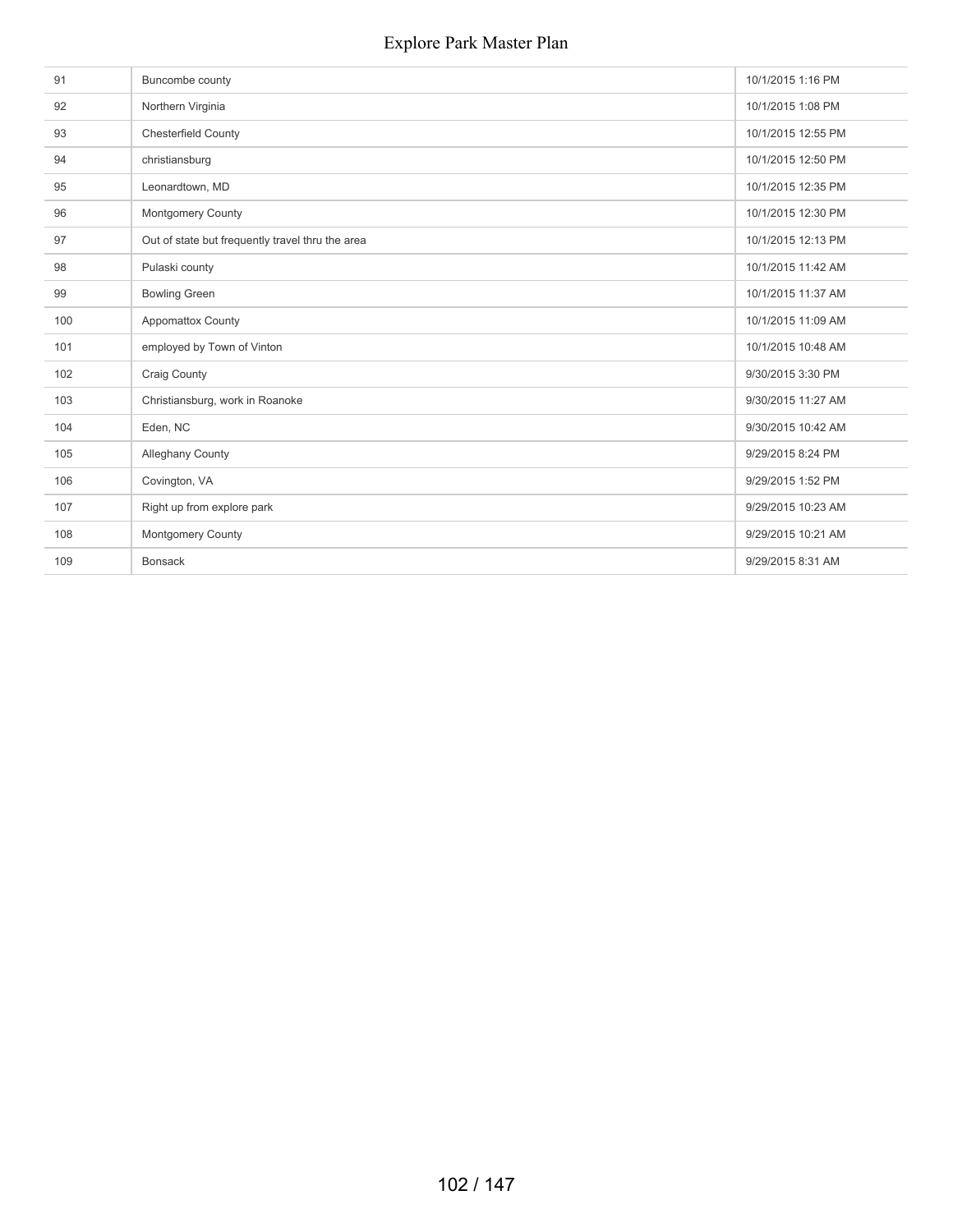| | | |
|---|---|---|
| 91 | Buncombe county | 10/1/2015 1:16 PM |
| 92 | Northern Virginia | 10/1/2015 1:08 PM |
| 93 | Chesterfield County | 10/1/2015 12:55 PM |
| 94 | christiansburg | 10/1/2015 12:50 PM |
| 95 | Leonardtown, MD | 10/1/2015 12:35 PM |
| 96 | Montgomery County | 10/1/2015 12:30 PM |
| 97 | Out of state but frequently travel thru the area | 10/1/2015 12:13 PM |
| 98 | Pulaski county | 10/1/2015 11:42 AM |
| 99 | Bowling Green | 10/1/2015 11:37 AM |
| 100 | Appomattox County | 10/1/2015 11:09 AM |
| 101 | employed by Town of Vinton | 10/1/2015 10:48 AM |
| 102 | Craig County | 9/30/2015 3:30 PM |
| 103 | Christiansburg, work in Roanoke | 9/30/2015 11:27 AM |
| 104 | Eden, NC | 9/30/2015 10:42 AM |
| 105 | Alleghany County | 9/29/2015 8:24 PM |
| 106 | Covington, VA | 9/29/2015 1:52 PM |
| 107 | Right up from explore park | 9/29/2015 10:23 AM |
| 108 | Montgomery County | 9/29/2015 10:21 AM |
| 109 | Bonsack | 9/29/2015 8:31 AM |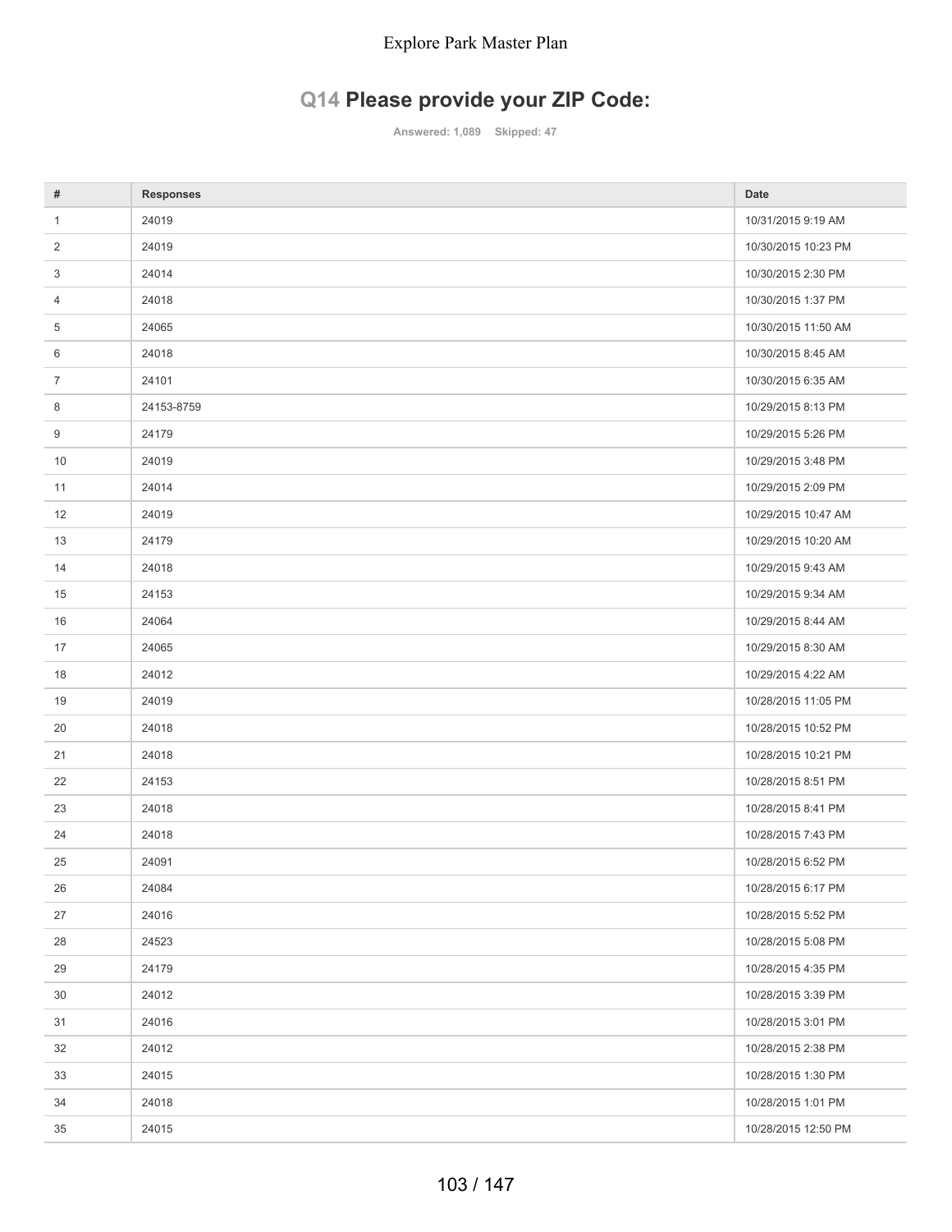## Q14 Please provide your ZIP Code:

Answered: 1,089 Skipped: 47

| # | Responses | Date |
|---|---|---|
| 1 | 24019 | 10/31/2015 9:19 AM |
| 2 | 24019 | 10/30/2015 10:23 PM |
| 3 | 24014 | 10/30/2015 2:30 PM |
| 4 | 24018 | 10/30/2015 1:37 PM |
| 5 | 24065 | 10/30/2015 11:50 AM |
| 6 | 24018 | 10/30/2015 8:45 AM |
| 7 | 24101 | 10/30/2015 6:35 AM |
| 8 | 24153-8759 | 10/29/2015 8:13 PM |
| 9 | 24179 | 10/29/2015 5:26 PM |
| 10 | 24019 | 10/29/2015 3:48 PM |
| 11 | 24014 | 10/29/2015 2:09 PM |
| 12 | 24019 | 10/29/2015 10:47 AM |
| 13 | 24179 | 10/29/2015 10:20 AM |
| 14 | 24018 | 10/29/2015 9:43 AM |
| 15 | 24153 | 10/29/2015 9:34 AM |
| 16 | 24064 | 10/29/2015 8:44 AM |
| 17 | 24065 | 10/29/2015 8:30 AM |
| 18 | 24012 | 10/29/2015 4:22 AM |
| 19 | 24019 | 10/28/2015 11:05 PM |
| 20 | 24018 | 10/28/2015 10:52 PM |
| 21 | 24018 | 10/28/2015 10:21 PM |
| 22 | 24153 | 10/28/2015 8:51 PM |
| 23 | 24018 | 10/28/2015 8:41 PM |
| 24 | 24018 | 10/28/2015 7:43 PM |
| 25 | 24091 | 10/28/2015 6:52 PM |
| 26 | 24084 | 10/28/2015 6:17 PM |
| 27 | 24016 | 10/28/2015 5:52 PM |
| 28 | 24523 | 10/28/2015 5:08 PM |
| 29 | 24179 | 10/28/2015 4:35 PM |
| 30 | 24012 | 10/28/2015 3:39 PM |
| 31 | 24016 | 10/28/2015 3:01 PM |
| 32 | 24012 | 10/28/2015 2:38 PM |
| 33 | 24015 | 10/28/2015 1:30 PM |
| 34 | 24018 | 10/28/2015 1:01 PM |
| 35 | 24015 | 10/28/2015 12:50 PM |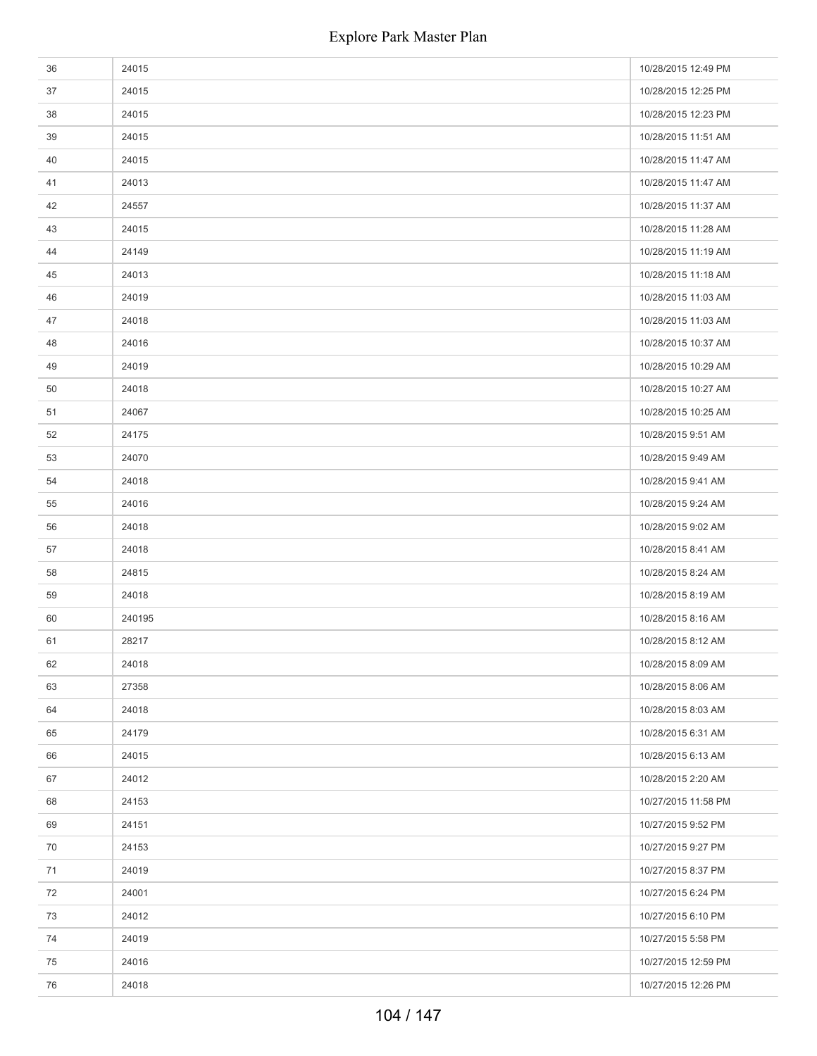| | | |
|---|---|---|
| 36 | 24015 | 10/28/2015 12:49 PM |
| 37 | 24015 | 10/28/2015 12:25 PM |
| 38 | 24015 | 10/28/2015 12:23 PM |
| 39 | 24015 | 10/28/2015 11:51 AM |
| 40 | 24015 | 10/28/2015 11:47 AM |
| 41 | 24013 | 10/28/2015 11:47 AM |
| 42 | 24557 | 10/28/2015 11:37 AM |
| 43 | 24015 | 10/28/2015 11:28 AM |
| 44 | 24149 | 10/28/2015 11:19 AM |
| 45 | 24013 | 10/28/2015 11:18 AM |
| 46 | 24019 | 10/28/2015 11:03 AM |
| 47 | 24018 | 10/28/2015 11:03 AM |
| 48 | 24016 | 10/28/2015 10:37 AM |
| 49 | 24019 | 10/28/2015 10:29 AM |
| 50 | 24018 | 10/28/2015 10:27 AM |
| 51 | 24067 | 10/28/2015 10:25 AM |
| 52 | 24175 | 10/28/2015 9:51 AM |
| 53 | 24070 | 10/28/2015 9:49 AM |
| 54 | 24018 | 10/28/2015 9:41 AM |
| 55 | 24016 | 10/28/2015 9:24 AM |
| 56 | 24018 | 10/28/2015 9:02 AM |
| 57 | 24018 | 10/28/2015 8:41 AM |
| 58 | 24815 | 10/28/2015 8:24 AM |
| 59 | 24018 | 10/28/2015 8:19 AM |
| 60 | 240195 | 10/28/2015 8:16 AM |
| 61 | 28217 | 10/28/2015 8:12 AM |
| 62 | 24018 | 10/28/2015 8:09 AM |
| 63 | 27358 | 10/28/2015 8:06 AM |
| 64 | 24018 | 10/28/2015 8:03 AM |
| 65 | 24179 | 10/28/2015 6:31 AM |
| 66 | 24015 | 10/28/2015 6:13 AM |
| 67 | 24012 | 10/28/2015 2:20 AM |
| 68 | 24153 | 10/27/2015 11:58 PM |
| 69 | 24151 | 10/27/2015 9:52 PM |
| 70 | 24153 | 10/27/2015 9:27 PM |
| 71 | 24019 | 10/27/2015 8:37 PM |
| 72 | 24001 | 10/27/2015 6:24 PM |
| 73 | 24012 | 10/27/2015 6:10 PM |
| 74 | 24019 | 10/27/2015 5:58 PM |
| 75 | 24016 | 10/27/2015 12:59 PM |
| 76 | 24018 | 10/27/2015 12:26 PM |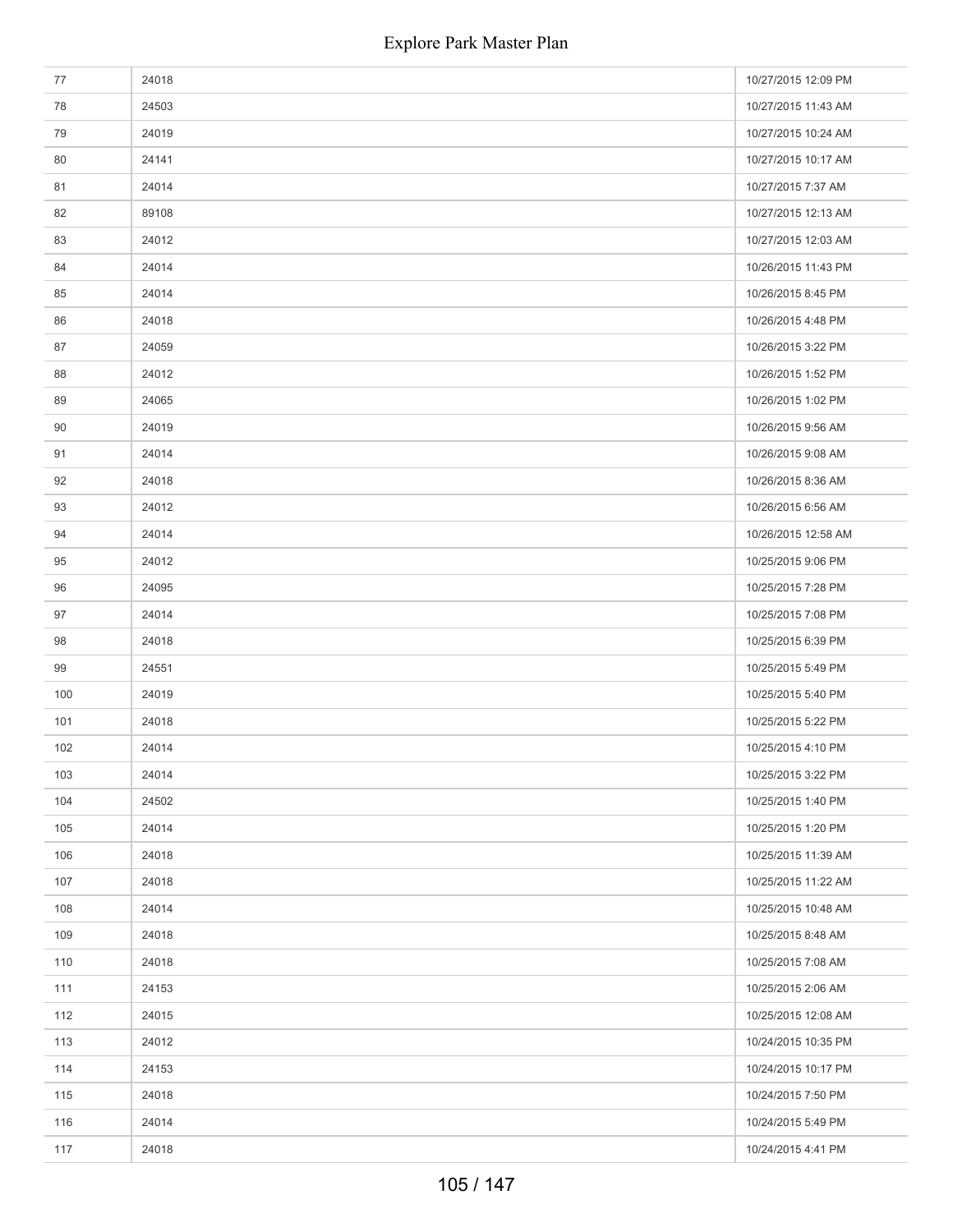| | | |
|---|---|---|
| 77 | 24018 | 10/27/2015 12:09 PM |
| 78 | 24503 | 10/27/2015 11:43 AM |
| 79 | 24019 | 10/27/2015 10:24 AM |
| 80 | 24141 | 10/27/2015 10:17 AM |
| 81 | 24014 | 10/27/2015 7:37 AM |
| 82 | 89108 | 10/27/2015 12:13 AM |
| 83 | 24012 | 10/27/2015 12:03 AM |
| 84 | 24014 | 10/26/2015 11:43 PM |
| 85 | 24014 | 10/26/2015 8:45 PM |
| 86 | 24018 | 10/26/2015 4:48 PM |
| 87 | 24059 | 10/26/2015 3:22 PM |
| 88 | 24012 | 10/26/2015 1:52 PM |
| 89 | 24065 | 10/26/2015 1:02 PM |
| 90 | 24019 | 10/26/2015 9:56 AM |
| 91 | 24014 | 10/26/2015 9:08 AM |
| 92 | 24018 | 10/26/2015 8:36 AM |
| 93 | 24012 | 10/26/2015 6:56 AM |
| 94 | 24014 | 10/26/2015 12:58 AM |
| 95 | 24012 | 10/25/2015 9:06 PM |
| 96 | 24095 | 10/25/2015 7:28 PM |
| 97 | 24014 | 10/25/2015 7:08 PM |
| 98 | 24018 | 10/25/2015 6:39 PM |
| 99 | 24551 | 10/25/2015 5:49 PM |
| 100 | 24019 | 10/25/2015 5:40 PM |
| 101 | 24018 | 10/25/2015 5:22 PM |
| 102 | 24014 | 10/25/2015 4:10 PM |
| 103 | 24014 | 10/25/2015 3:22 PM |
| 104 | 24502 | 10/25/2015 1:40 PM |
| 105 | 24014 | 10/25/2015 1:20 PM |
| 106 | 24018 | 10/25/2015 11:39 AM |
| 107 | 24018 | 10/25/2015 11:22 AM |
| 108 | 24014 | 10/25/2015 10:48 AM |
| 109 | 24018 | 10/25/2015 8:48 AM |
| 110 | 24018 | 10/25/2015 7:08 AM |
| 111 | 24153 | 10/25/2015 2:06 AM |
| 112 | 24015 | 10/25/2015 12:08 AM |
| 113 | 24012 | 10/24/2015 10:35 PM |
| 114 | 24153 | 10/24/2015 10:17 PM |
| 115 | 24018 | 10/24/2015 7:50 PM |
| 116 | 24014 | 10/24/2015 5:49 PM |
| 117 | 24018 | 10/24/2015 4:41 PM |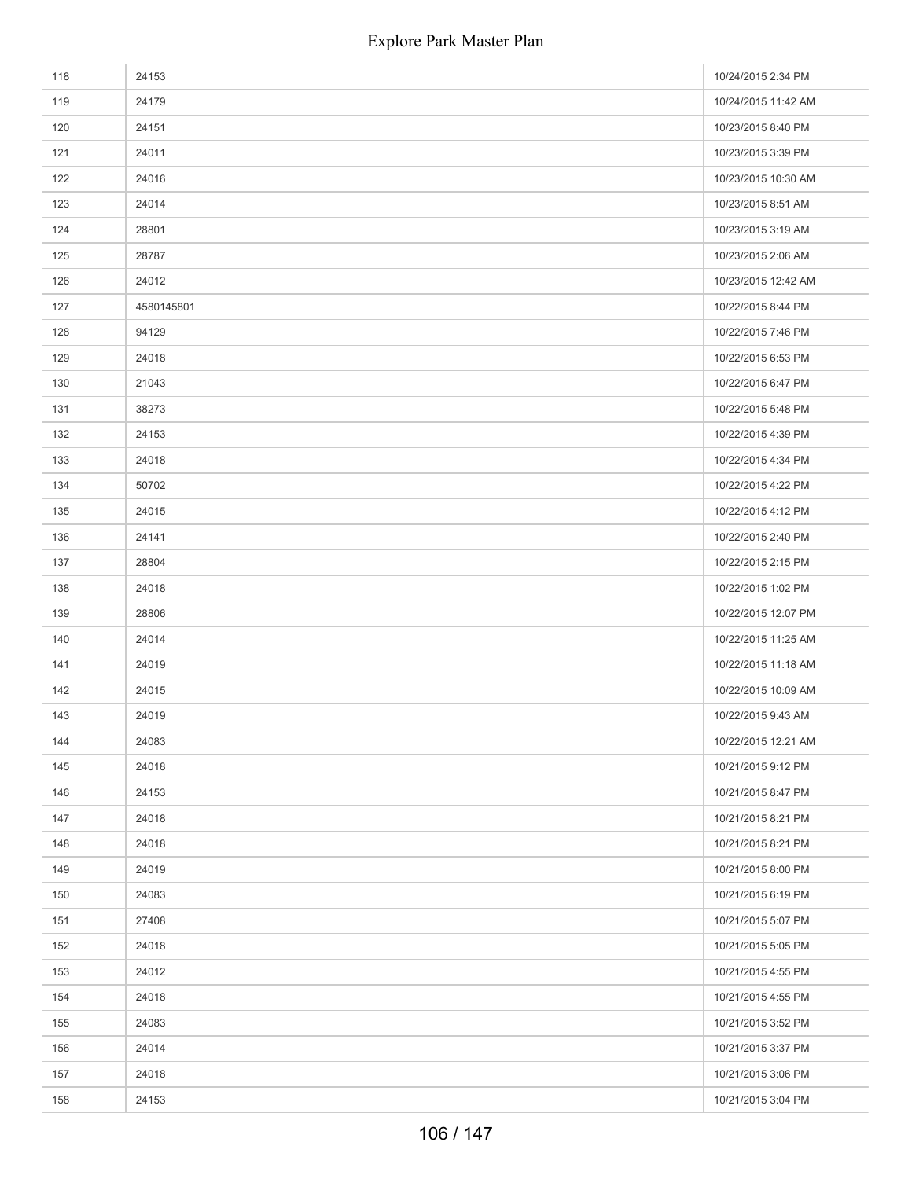| | | |
|---|---|---|
| 118 | 24153 | 10/24/2015 2:34 PM |
| 119 | 24179 | 10/24/2015 11:42 AM |
| 120 | 24151 | 10/23/2015 8:40 PM |
| 121 | 24011 | 10/23/2015 3:39 PM |
| 122 | 24016 | 10/23/2015 10:30 AM |
| 123 | 24014 | 10/23/2015 8:51 AM |
| 124 | 28801 | 10/23/2015 3:19 AM |
| 125 | 28787 | 10/23/2015 2:06 AM |
| 126 | 24012 | 10/23/2015 12:42 AM |
| 127 | 4580145801 | 10/22/2015 8:44 PM |
| 128 | 94129 | 10/22/2015 7:46 PM |
| 129 | 24018 | 10/22/2015 6:53 PM |
| 130 | 21043 | 10/22/2015 6:47 PM |
| 131 | 38273 | 10/22/2015 5:48 PM |
| 132 | 24153 | 10/22/2015 4:39 PM |
| 133 | 24018 | 10/22/2015 4:34 PM |
| 134 | 50702 | 10/22/2015 4:22 PM |
| 135 | 24015 | 10/22/2015 4:12 PM |
| 136 | 24141 | 10/22/2015 2:40 PM |
| 137 | 28804 | 10/22/2015 2:15 PM |
| 138 | 24018 | 10/22/2015 1:02 PM |
| 139 | 28806 | 10/22/2015 12:07 PM |
| 140 | 24014 | 10/22/2015 11:25 AM |
| 141 | 24019 | 10/22/2015 11:18 AM |
| 142 | 24015 | 10/22/2015 10:09 AM |
| 143 | 24019 | 10/22/2015 9:43 AM |
| 144 | 24083 | 10/22/2015 12:21 AM |
| 145 | 24018 | 10/21/2015 9:12 PM |
| 146 | 24153 | 10/21/2015 8:47 PM |
| 147 | 24018 | 10/21/2015 8:21 PM |
| 148 | 24018 | 10/21/2015 8:21 PM |
| 149 | 24019 | 10/21/2015 8:00 PM |
| 150 | 24083 | 10/21/2015 6:19 PM |
| 151 | 27408 | 10/21/2015 5:07 PM |
| 152 | 24018 | 10/21/2015 5:05 PM |
| 153 | 24012 | 10/21/2015 4:55 PM |
| 154 | 24018 | 10/21/2015 4:55 PM |
| 155 | 24083 | 10/21/2015 3:52 PM |
| 156 | 24014 | 10/21/2015 3:37 PM |
| 157 | 24018 | 10/21/2015 3:06 PM |
| 158 | 24153 | 10/21/2015 3:04 PM |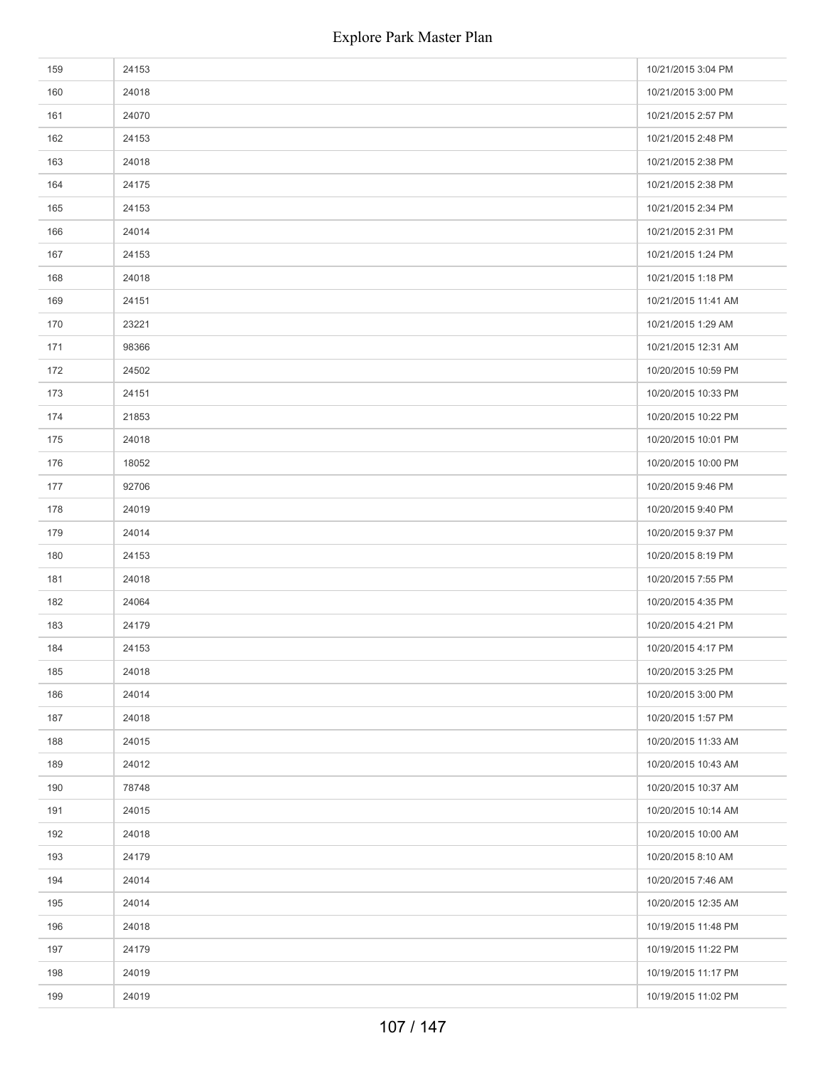| | | |
|---|---|---|
| 159 | 24153 | 10/21/2015 3:04 PM |
| 160 | 24018 | 10/21/2015 3:00 PM |
| 161 | 24070 | 10/21/2015 2:57 PM |
| 162 | 24153 | 10/21/2015 2:48 PM |
| 163 | 24018 | 10/21/2015 2:38 PM |
| 164 | 24175 | 10/21/2015 2:38 PM |
| 165 | 24153 | 10/21/2015 2:34 PM |
| 166 | 24014 | 10/21/2015 2:31 PM |
| 167 | 24153 | 10/21/2015 1:24 PM |
| 168 | 24018 | 10/21/2015 1:18 PM |
| 169 | 24151 | 10/21/2015 11:41 AM |
| 170 | 23221 | 10/21/2015 1:29 AM |
| 171 | 98366 | 10/21/2015 12:31 AM |
| 172 | 24502 | 10/20/2015 10:59 PM |
| 173 | 24151 | 10/20/2015 10:33 PM |
| 174 | 21853 | 10/20/2015 10:22 PM |
| 175 | 24018 | 10/20/2015 10:01 PM |
| 176 | 18052 | 10/20/2015 10:00 PM |
| 177 | 92706 | 10/20/2015 9:46 PM |
| 178 | 24019 | 10/20/2015 9:40 PM |
| 179 | 24014 | 10/20/2015 9:37 PM |
| 180 | 24153 | 10/20/2015 8:19 PM |
| 181 | 24018 | 10/20/2015 7:55 PM |
| 182 | 24064 | 10/20/2015 4:35 PM |
| 183 | 24179 | 10/20/2015 4:21 PM |
| 184 | 24153 | 10/20/2015 4:17 PM |
| 185 | 24018 | 10/20/2015 3:25 PM |
| 186 | 24014 | 10/20/2015 3:00 PM |
| 187 | 24018 | 10/20/2015 1:57 PM |
| 188 | 24015 | 10/20/2015 11:33 AM |
| 189 | 24012 | 10/20/2015 10:43 AM |
| 190 | 78748 | 10/20/2015 10:37 AM |
| 191 | 24015 | 10/20/2015 10:14 AM |
| 192 | 24018 | 10/20/2015 10:00 AM |
| 193 | 24179 | 10/20/2015 8:10 AM |
| 194 | 24014 | 10/20/2015 7:46 AM |
| 195 | 24014 | 10/20/2015 12:35 AM |
| 196 | 24018 | 10/19/2015 11:48 PM |
| 197 | 24179 | 10/19/2015 11:22 PM |
| 198 | 24019 | 10/19/2015 11:17 PM |
| 199 | 24019 | 10/19/2015 11:02 PM |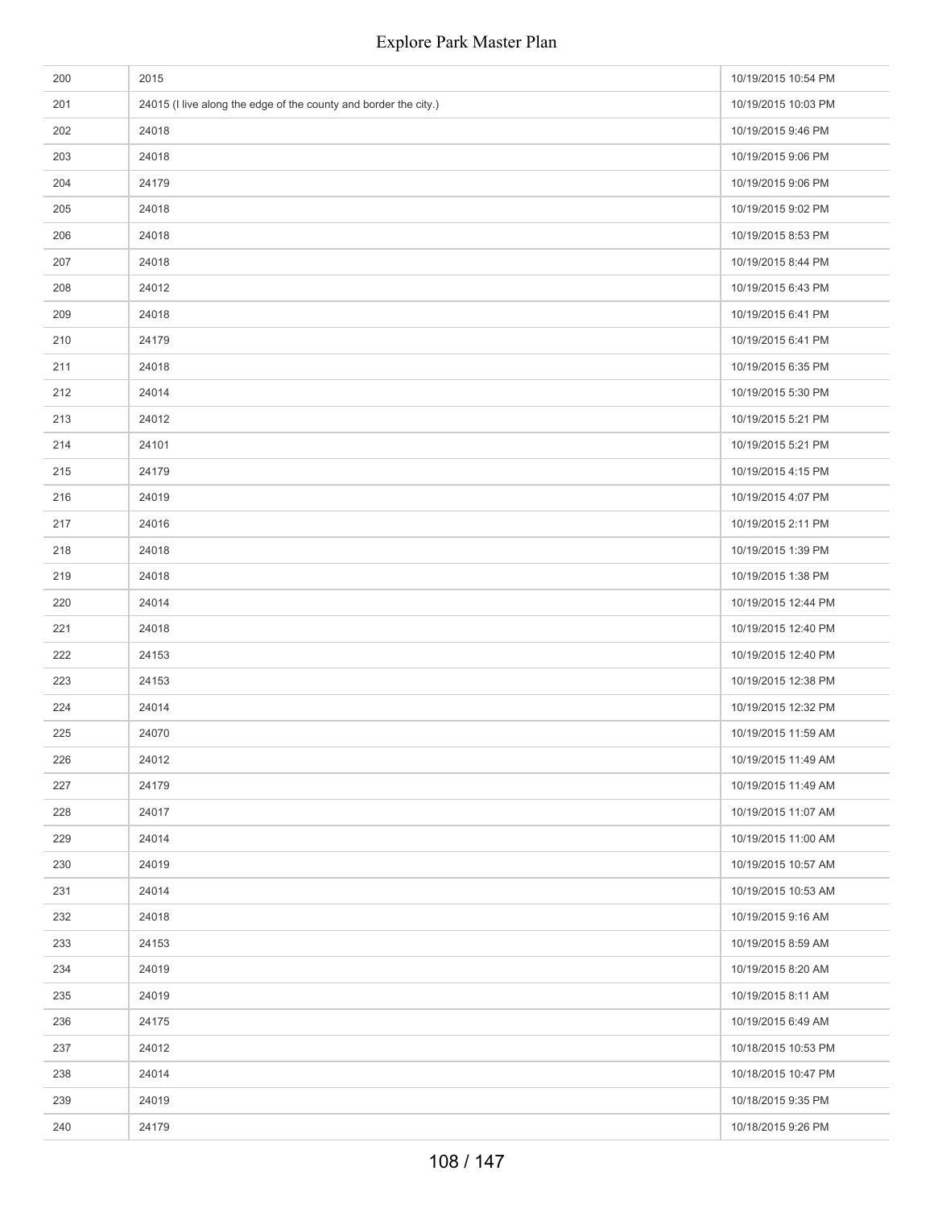| | | |
|---|---|---|
| 200 | 2015 | 10/19/2015 10:54 PM |
| 201 | 24015 (I live along the edge of the county and border the city.) | 10/19/2015 10:03 PM |
| 202 | 24018 | 10/19/2015 9:46 PM |
| 203 | 24018 | 10/19/2015 9:06 PM |
| 204 | 24179 | 10/19/2015 9:06 PM |
| 205 | 24018 | 10/19/2015 9:02 PM |
| 206 | 24018 | 10/19/2015 8:53 PM |
| 207 | 24018 | 10/19/2015 8:44 PM |
| 208 | 24012 | 10/19/2015 6:43 PM |
| 209 | 24018 | 10/19/2015 6:41 PM |
| 210 | 24179 | 10/19/2015 6:41 PM |
| 211 | 24018 | 10/19/2015 6:35 PM |
| 212 | 24014 | 10/19/2015 5:30 PM |
| 213 | 24012 | 10/19/2015 5:21 PM |
| 214 | 24101 | 10/19/2015 5:21 PM |
| 215 | 24179 | 10/19/2015 4:15 PM |
| 216 | 24019 | 10/19/2015 4:07 PM |
| 217 | 24016 | 10/19/2015 2:11 PM |
| 218 | 24018 | 10/19/2015 1:39 PM |
| 219 | 24018 | 10/19/2015 1:38 PM |
| 220 | 24014 | 10/19/2015 12:44 PM |
| 221 | 24018 | 10/19/2015 12:40 PM |
| 222 | 24153 | 10/19/2015 12:40 PM |
| 223 | 24153 | 10/19/2015 12:38 PM |
| 224 | 24014 | 10/19/2015 12:32 PM |
| 225 | 24070 | 10/19/2015 11:59 AM |
| 226 | 24012 | 10/19/2015 11:49 AM |
| 227 | 24179 | 10/19/2015 11:49 AM |
| 228 | 24017 | 10/19/2015 11:07 AM |
| 229 | 24014 | 10/19/2015 11:00 AM |
| 230 | 24019 | 10/19/2015 10:57 AM |
| 231 | 24014 | 10/19/2015 10:53 AM |
| 232 | 24018 | 10/19/2015 9:16 AM |
| 233 | 24153 | 10/19/2015 8:59 AM |
| 234 | 24019 | 10/19/2015 8:20 AM |
| 235 | 24019 | 10/19/2015 8:11 AM |
| 236 | 24175 | 10/19/2015 6:49 AM |
| 237 | 24012 | 10/18/2015 10:53 PM |
| 238 | 24014 | 10/18/2015 10:47 PM |
| 239 | 24019 | 10/18/2015 9:35 PM |
| 240 | 24179 | 10/18/2015 9:26 PM |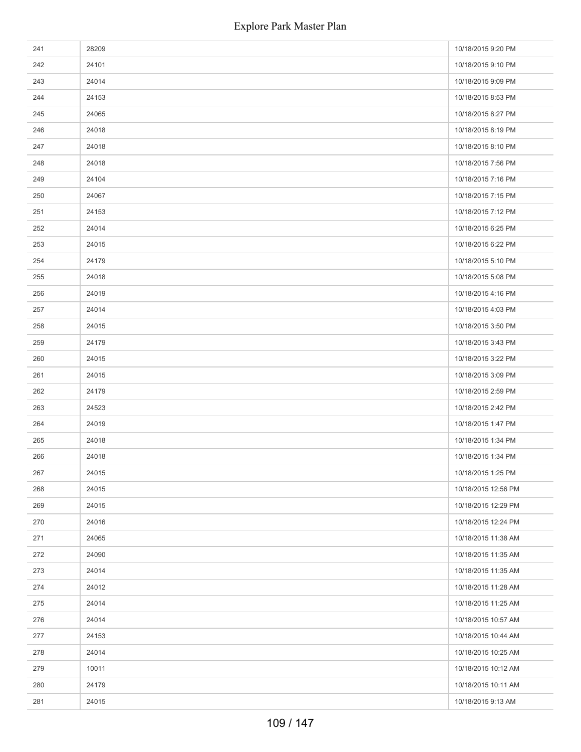| | | |
|---|---|---|
| 241 | 28209 | 10/18/2015 9:20 PM |
| 242 | 24101 | 10/18/2015 9:10 PM |
| 243 | 24014 | 10/18/2015 9:09 PM |
| 244 | 24153 | 10/18/2015 8:53 PM |
| 245 | 24065 | 10/18/2015 8:27 PM |
| 246 | 24018 | 10/18/2015 8:19 PM |
| 247 | 24018 | 10/18/2015 8:10 PM |
| 248 | 24018 | 10/18/2015 7:56 PM |
| 249 | 24104 | 10/18/2015 7:16 PM |
| 250 | 24067 | 10/18/2015 7:15 PM |
| 251 | 24153 | 10/18/2015 7:12 PM |
| 252 | 24014 | 10/18/2015 6:25 PM |
| 253 | 24015 | 10/18/2015 6:22 PM |
| 254 | 24179 | 10/18/2015 5:10 PM |
| 255 | 24018 | 10/18/2015 5:08 PM |
| 256 | 24019 | 10/18/2015 4:16 PM |
| 257 | 24014 | 10/18/2015 4:03 PM |
| 258 | 24015 | 10/18/2015 3:50 PM |
| 259 | 24179 | 10/18/2015 3:43 PM |
| 260 | 24015 | 10/18/2015 3:22 PM |
| 261 | 24015 | 10/18/2015 3:09 PM |
| 262 | 24179 | 10/18/2015 2:59 PM |
| 263 | 24523 | 10/18/2015 2:42 PM |
| 264 | 24019 | 10/18/2015 1:47 PM |
| 265 | 24018 | 10/18/2015 1:34 PM |
| 266 | 24018 | 10/18/2015 1:34 PM |
| 267 | 24015 | 10/18/2015 1:25 PM |
| 268 | 24015 | 10/18/2015 12:56 PM |
| 269 | 24015 | 10/18/2015 12:29 PM |
| 270 | 24016 | 10/18/2015 12:24 PM |
| 271 | 24065 | 10/18/2015 11:38 AM |
| 272 | 24090 | 10/18/2015 11:35 AM |
| 273 | 24014 | 10/18/2015 11:35 AM |
| 274 | 24012 | 10/18/2015 11:28 AM |
| 275 | 24014 | 10/18/2015 11:25 AM |
| 276 | 24014 | 10/18/2015 10:57 AM |
| 277 | 24153 | 10/18/2015 10:44 AM |
| 278 | 24014 | 10/18/2015 10:25 AM |
| 279 | 10011 | 10/18/2015 10:12 AM |
| 280 | 24179 | 10/18/2015 10:11 AM |
| 281 | 24015 | 10/18/2015 9:13 AM |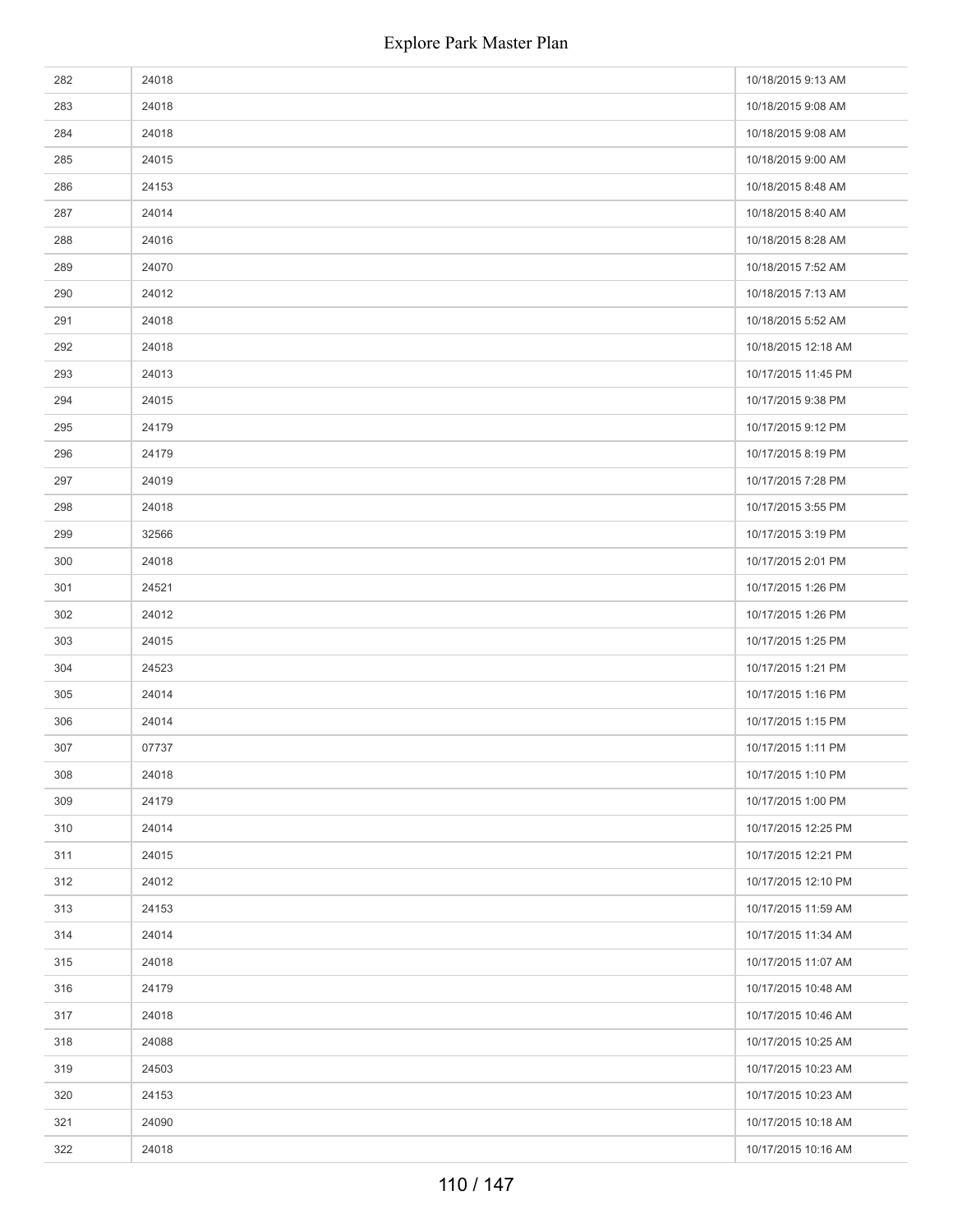| | | |
|---|---|---|
| 282 | 24018 | 10/18/2015 9:13 AM |
| 283 | 24018 | 10/18/2015 9:08 AM |
| 284 | 24018 | 10/18/2015 9:08 AM |
| 285 | 24015 | 10/18/2015 9:00 AM |
| 286 | 24153 | 10/18/2015 8:48 AM |
| 287 | 24014 | 10/18/2015 8:40 AM |
| 288 | 24016 | 10/18/2015 8:28 AM |
| 289 | 24070 | 10/18/2015 7:52 AM |
| 290 | 24012 | 10/18/2015 7:13 AM |
| 291 | 24018 | 10/18/2015 5:52 AM |
| 292 | 24018 | 10/18/2015 12:18 AM |
| 293 | 24013 | 10/17/2015 11:45 PM |
| 294 | 24015 | 10/17/2015 9:38 PM |
| 295 | 24179 | 10/17/2015 9:12 PM |
| 296 | 24179 | 10/17/2015 8:19 PM |
| 297 | 24019 | 10/17/2015 7:28 PM |
| 298 | 24018 | 10/17/2015 3:55 PM |
| 299 | 32566 | 10/17/2015 3:19 PM |
| 300 | 24018 | 10/17/2015 2:01 PM |
| 301 | 24521 | 10/17/2015 1:26 PM |
| 302 | 24012 | 10/17/2015 1:26 PM |
| 303 | 24015 | 10/17/2015 1:25 PM |
| 304 | 24523 | 10/17/2015 1:21 PM |
| 305 | 24014 | 10/17/2015 1:16 PM |
| 306 | 24014 | 10/17/2015 1:15 PM |
| 307 | 07737 | 10/17/2015 1:11 PM |
| 308 | 24018 | 10/17/2015 1:10 PM |
| 309 | 24179 | 10/17/2015 1:00 PM |
| 310 | 24014 | 10/17/2015 12:25 PM |
| 311 | 24015 | 10/17/2015 12:21 PM |
| 312 | 24012 | 10/17/2015 12:10 PM |
| 313 | 24153 | 10/17/2015 11:59 AM |
| 314 | 24014 | 10/17/2015 11:34 AM |
| 315 | 24018 | 10/17/2015 11:07 AM |
| 316 | 24179 | 10/17/2015 10:48 AM |
| 317 | 24018 | 10/17/2015 10:46 AM |
| 318 | 24088 | 10/17/2015 10:25 AM |
| 319 | 24503 | 10/17/2015 10:23 AM |
| 320 | 24153 | 10/17/2015 10:23 AM |
| 321 | 24090 | 10/17/2015 10:18 AM |
| 322 | 24018 | 10/17/2015 10:16 AM |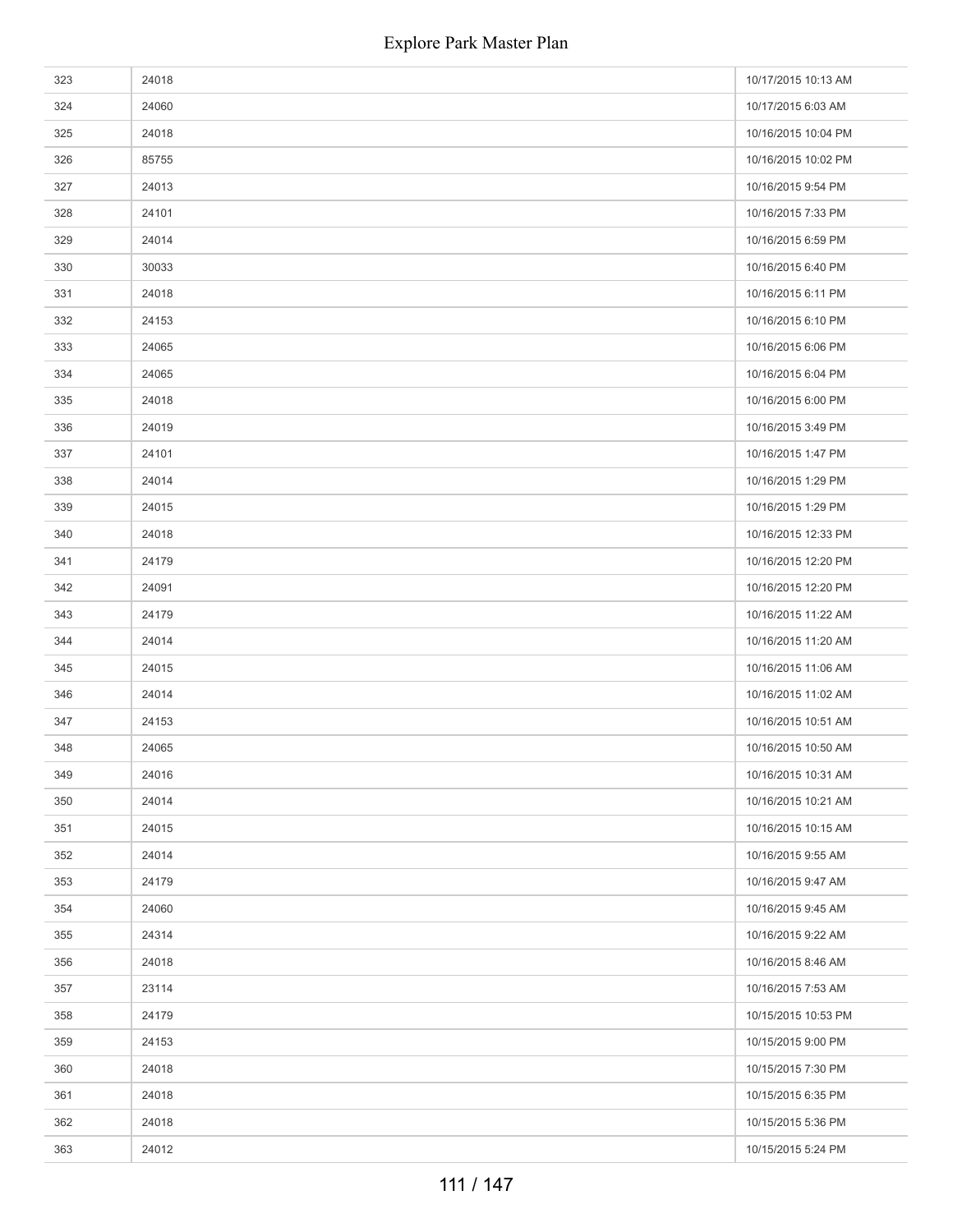| | | |
|---|---|---|
| 323 | 24018 | 10/17/2015 10:13 AM |
| 324 | 24060 | 10/17/2015 6:03 AM |
| 325 | 24018 | 10/16/2015 10:04 PM |
| 326 | 85755 | 10/16/2015 10:02 PM |
| 327 | 24013 | 10/16/2015 9:54 PM |
| 328 | 24101 | 10/16/2015 7:33 PM |
| 329 | 24014 | 10/16/2015 6:59 PM |
| 330 | 30033 | 10/16/2015 6:40 PM |
| 331 | 24018 | 10/16/2015 6:11 PM |
| 332 | 24153 | 10/16/2015 6:10 PM |
| 333 | 24065 | 10/16/2015 6:06 PM |
| 334 | 24065 | 10/16/2015 6:04 PM |
| 335 | 24018 | 10/16/2015 6:00 PM |
| 336 | 24019 | 10/16/2015 3:49 PM |
| 337 | 24101 | 10/16/2015 1:47 PM |
| 338 | 24014 | 10/16/2015 1:29 PM |
| 339 | 24015 | 10/16/2015 1:29 PM |
| 340 | 24018 | 10/16/2015 12:33 PM |
| 341 | 24179 | 10/16/2015 12:20 PM |
| 342 | 24091 | 10/16/2015 12:20 PM |
| 343 | 24179 | 10/16/2015 11:22 AM |
| 344 | 24014 | 10/16/2015 11:20 AM |
| 345 | 24015 | 10/16/2015 11:06 AM |
| 346 | 24014 | 10/16/2015 11:02 AM |
| 347 | 24153 | 10/16/2015 10:51 AM |
| 348 | 24065 | 10/16/2015 10:50 AM |
| 349 | 24016 | 10/16/2015 10:31 AM |
| 350 | 24014 | 10/16/2015 10:21 AM |
| 351 | 24015 | 10/16/2015 10:15 AM |
| 352 | 24014 | 10/16/2015 9:55 AM |
| 353 | 24179 | 10/16/2015 9:47 AM |
| 354 | 24060 | 10/16/2015 9:45 AM |
| 355 | 24314 | 10/16/2015 9:22 AM |
| 356 | 24018 | 10/16/2015 8:46 AM |
| 357 | 23114 | 10/16/2015 7:53 AM |
| 358 | 24179 | 10/15/2015 10:53 PM |
| 359 | 24153 | 10/15/2015 9:00 PM |
| 360 | 24018 | 10/15/2015 7:30 PM |
| 361 | 24018 | 10/15/2015 6:35 PM |
| 362 | 24018 | 10/15/2015 5:36 PM |
| 363 | 24012 | 10/15/2015 5:24 PM |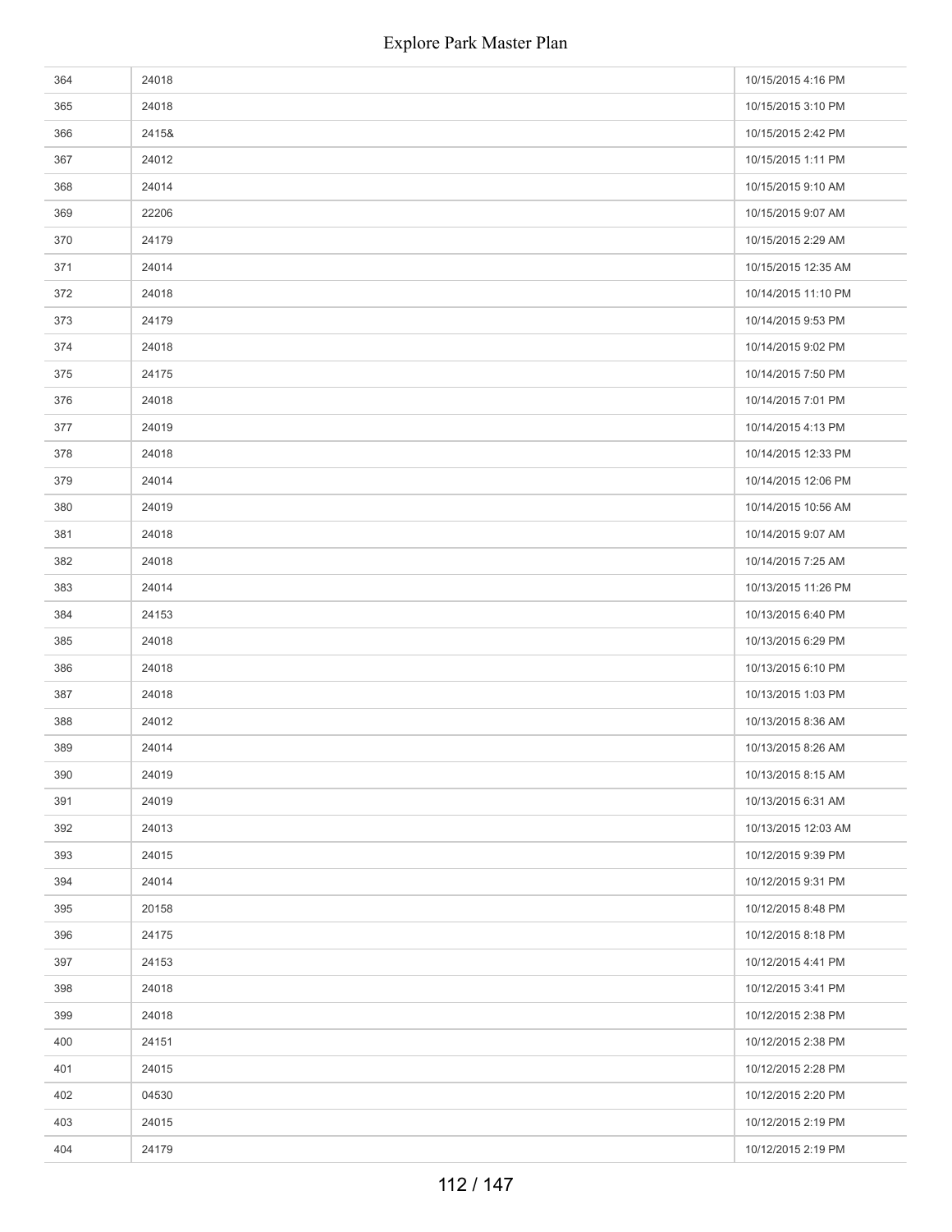| | | |
|---|---|---|
| 364 | 24018 | 10/15/2015 4:16 PM |
| 365 | 24018 | 10/15/2015 3:10 PM |
| 366 | 2415& | 10/15/2015 2:42 PM |
| 367 | 24012 | 10/15/2015 1:11 PM |
| 368 | 24014 | 10/15/2015 9:10 AM |
| 369 | 22206 | 10/15/2015 9:07 AM |
| 370 | 24179 | 10/15/2015 2:29 AM |
| 371 | 24014 | 10/15/2015 12:35 AM |
| 372 | 24018 | 10/14/2015 11:10 PM |
| 373 | 24179 | 10/14/2015 9:53 PM |
| 374 | 24018 | 10/14/2015 9:02 PM |
| 375 | 24175 | 10/14/2015 7:50 PM |
| 376 | 24018 | 10/14/2015 7:01 PM |
| 377 | 24019 | 10/14/2015 4:13 PM |
| 378 | 24018 | 10/14/2015 12:33 PM |
| 379 | 24014 | 10/14/2015 12:06 PM |
| 380 | 24019 | 10/14/2015 10:56 AM |
| 381 | 24018 | 10/14/2015 9:07 AM |
| 382 | 24018 | 10/14/2015 7:25 AM |
| 383 | 24014 | 10/13/2015 11:26 PM |
| 384 | 24153 | 10/13/2015 6:40 PM |
| 385 | 24018 | 10/13/2015 6:29 PM |
| 386 | 24018 | 10/13/2015 6:10 PM |
| 387 | 24018 | 10/13/2015 1:03 PM |
| 388 | 24012 | 10/13/2015 8:36 AM |
| 389 | 24014 | 10/13/2015 8:26 AM |
| 390 | 24019 | 10/13/2015 8:15 AM |
| 391 | 24019 | 10/13/2015 6:31 AM |
| 392 | 24013 | 10/13/2015 12:03 AM |
| 393 | 24015 | 10/12/2015 9:39 PM |
| 394 | 24014 | 10/12/2015 9:31 PM |
| 395 | 20158 | 10/12/2015 8:48 PM |
| 396 | 24175 | 10/12/2015 8:18 PM |
| 397 | 24153 | 10/12/2015 4:41 PM |
| 398 | 24018 | 10/12/2015 3:41 PM |
| 399 | 24018 | 10/12/2015 2:38 PM |
| 400 | 24151 | 10/12/2015 2:38 PM |
| 401 | 24015 | 10/12/2015 2:28 PM |
| 402 | 04530 | 10/12/2015 2:20 PM |
| 403 | 24015 | 10/12/2015 2:19 PM |
| 404 | 24179 | 10/12/2015 2:19 PM |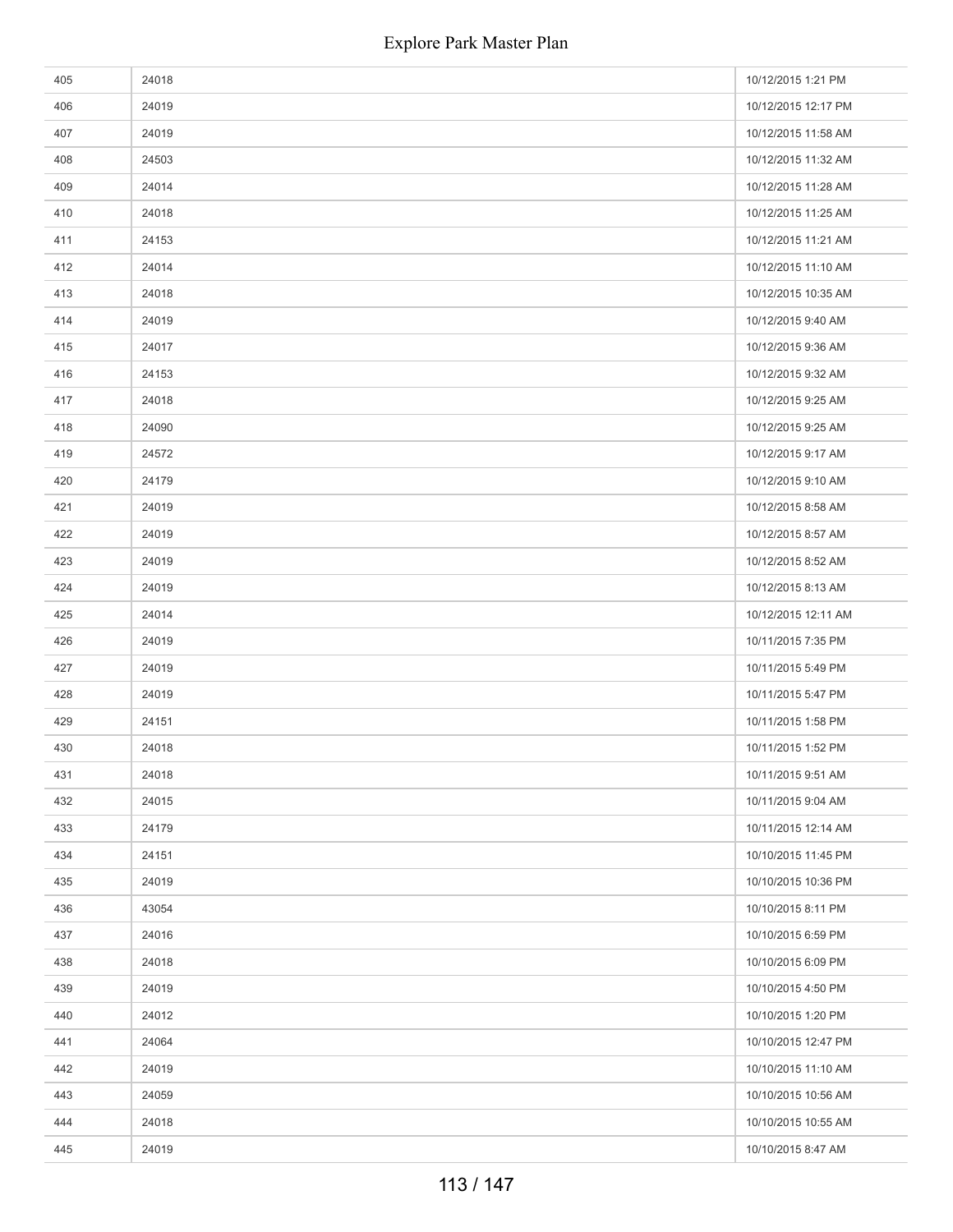| | | |
|---|---|---|
| 405 | 24018 | 10/12/2015 1:21 PM |
| 406 | 24019 | 10/12/2015 12:17 PM |
| 407 | 24019 | 10/12/2015 11:58 AM |
| 408 | 24503 | 10/12/2015 11:32 AM |
| 409 | 24014 | 10/12/2015 11:28 AM |
| 410 | 24018 | 10/12/2015 11:25 AM |
| 411 | 24153 | 10/12/2015 11:21 AM |
| 412 | 24014 | 10/12/2015 11:10 AM |
| 413 | 24018 | 10/12/2015 10:35 AM |
| 414 | 24019 | 10/12/2015 9:40 AM |
| 415 | 24017 | 10/12/2015 9:36 AM |
| 416 | 24153 | 10/12/2015 9:32 AM |
| 417 | 24018 | 10/12/2015 9:25 AM |
| 418 | 24090 | 10/12/2015 9:25 AM |
| 419 | 24572 | 10/12/2015 9:17 AM |
| 420 | 24179 | 10/12/2015 9:10 AM |
| 421 | 24019 | 10/12/2015 8:58 AM |
| 422 | 24019 | 10/12/2015 8:57 AM |
| 423 | 24019 | 10/12/2015 8:52 AM |
| 424 | 24019 | 10/12/2015 8:13 AM |
| 425 | 24014 | 10/12/2015 12:11 AM |
| 426 | 24019 | 10/11/2015 7:35 PM |
| 427 | 24019 | 10/11/2015 5:49 PM |
| 428 | 24019 | 10/11/2015 5:47 PM |
| 429 | 24151 | 10/11/2015 1:58 PM |
| 430 | 24018 | 10/11/2015 1:52 PM |
| 431 | 24018 | 10/11/2015 9:51 AM |
| 432 | 24015 | 10/11/2015 9:04 AM |
| 433 | 24179 | 10/11/2015 12:14 AM |
| 434 | 24151 | 10/10/2015 11:45 PM |
| 435 | 24019 | 10/10/2015 10:36 PM |
| 436 | 43054 | 10/10/2015 8:11 PM |
| 437 | 24016 | 10/10/2015 6:59 PM |
| 438 | 24018 | 10/10/2015 6:09 PM |
| 439 | 24019 | 10/10/2015 4:50 PM |
| 440 | 24012 | 10/10/2015 1:20 PM |
| 441 | 24064 | 10/10/2015 12:47 PM |
| 442 | 24019 | 10/10/2015 11:10 AM |
| 443 | 24059 | 10/10/2015 10:56 AM |
| 444 | 24018 | 10/10/2015 10:55 AM |
| 445 | 24019 | 10/10/2015 8:47 AM |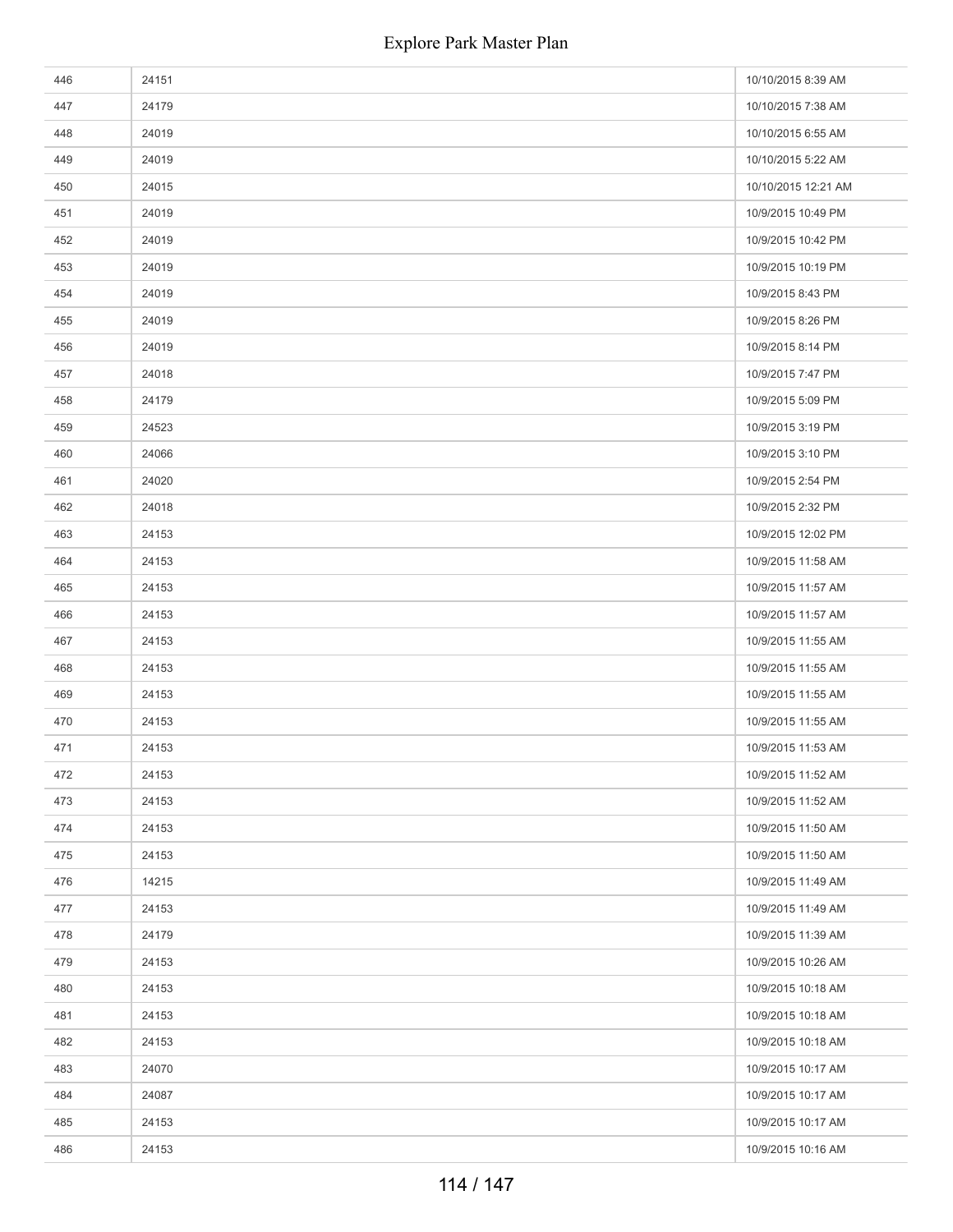| | | |
|---|---|---|
| 446 | 24151 | 10/10/2015 8:39 AM |
| 447 | 24179 | 10/10/2015 7:38 AM |
| 448 | 24019 | 10/10/2015 6:55 AM |
| 449 | 24019 | 10/10/2015 5:22 AM |
| 450 | 24015 | 10/10/2015 12:21 AM |
| 451 | 24019 | 10/9/2015 10:49 PM |
| 452 | 24019 | 10/9/2015 10:42 PM |
| 453 | 24019 | 10/9/2015 10:19 PM |
| 454 | 24019 | 10/9/2015 8:43 PM |
| 455 | 24019 | 10/9/2015 8:26 PM |
| 456 | 24019 | 10/9/2015 8:14 PM |
| 457 | 24018 | 10/9/2015 7:47 PM |
| 458 | 24179 | 10/9/2015 5:09 PM |
| 459 | 24523 | 10/9/2015 3:19 PM |
| 460 | 24066 | 10/9/2015 3:10 PM |
| 461 | 24020 | 10/9/2015 2:54 PM |
| 462 | 24018 | 10/9/2015 2:32 PM |
| 463 | 24153 | 10/9/2015 12:02 PM |
| 464 | 24153 | 10/9/2015 11:58 AM |
| 465 | 24153 | 10/9/2015 11:57 AM |
| 466 | 24153 | 10/9/2015 11:57 AM |
| 467 | 24153 | 10/9/2015 11:55 AM |
| 468 | 24153 | 10/9/2015 11:55 AM |
| 469 | 24153 | 10/9/2015 11:55 AM |
| 470 | 24153 | 10/9/2015 11:55 AM |
| 471 | 24153 | 10/9/2015 11:53 AM |
| 472 | 24153 | 10/9/2015 11:52 AM |
| 473 | 24153 | 10/9/2015 11:52 AM |
| 474 | 24153 | 10/9/2015 11:50 AM |
| 475 | 24153 | 10/9/2015 11:50 AM |
| 476 | 14215 | 10/9/2015 11:49 AM |
| 477 | 24153 | 10/9/2015 11:49 AM |
| 478 | 24179 | 10/9/2015 11:39 AM |
| 479 | 24153 | 10/9/2015 10:26 AM |
| 480 | 24153 | 10/9/2015 10:18 AM |
| 481 | 24153 | 10/9/2015 10:18 AM |
| 482 | 24153 | 10/9/2015 10:18 AM |
| 483 | 24070 | 10/9/2015 10:17 AM |
| 484 | 24087 | 10/9/2015 10:17 AM |
| 485 | 24153 | 10/9/2015 10:17 AM |
| 486 | 24153 | 10/9/2015 10:16 AM |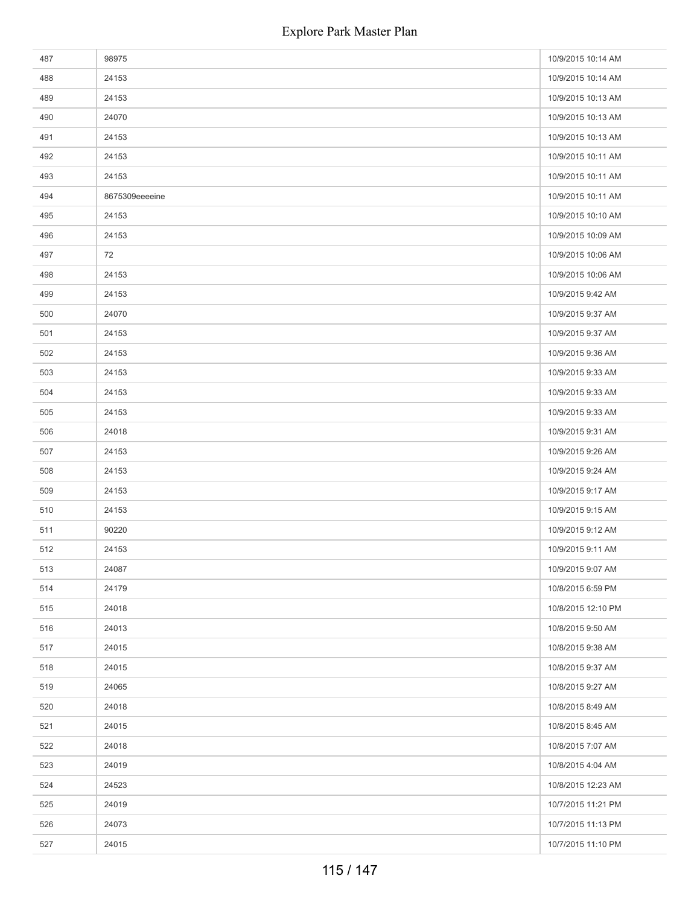| | | |
|---|---|---|
| 487 | 98975 | 10/9/2015 10:14 AM |
| 488 | 24153 | 10/9/2015 10:14 AM |
| 489 | 24153 | 10/9/2015 10:13 AM |
| 490 | 24070 | 10/9/2015 10:13 AM |
| 491 | 24153 | 10/9/2015 10:13 AM |
| 492 | 24153 | 10/9/2015 10:11 AM |
| 493 | 24153 | 10/9/2015 10:11 AM |
| 494 | 8675309eeeeine | 10/9/2015 10:11 AM |
| 495 | 24153 | 10/9/2015 10:10 AM |
| 496 | 24153 | 10/9/2015 10:09 AM |
| 497 | 72 | 10/9/2015 10:06 AM |
| 498 | 24153 | 10/9/2015 10:06 AM |
| 499 | 24153 | 10/9/2015 9:42 AM |
| 500 | 24070 | 10/9/2015 9:37 AM |
| 501 | 24153 | 10/9/2015 9:37 AM |
| 502 | 24153 | 10/9/2015 9:36 AM |
| 503 | 24153 | 10/9/2015 9:33 AM |
| 504 | 24153 | 10/9/2015 9:33 AM |
| 505 | 24153 | 10/9/2015 9:33 AM |
| 506 | 24018 | 10/9/2015 9:31 AM |
| 507 | 24153 | 10/9/2015 9:26 AM |
| 508 | 24153 | 10/9/2015 9:24 AM |
| 509 | 24153 | 10/9/2015 9:17 AM |
| 510 | 24153 | 10/9/2015 9:15 AM |
| 511 | 90220 | 10/9/2015 9:12 AM |
| 512 | 24153 | 10/9/2015 9:11 AM |
| 513 | 24087 | 10/9/2015 9:07 AM |
| 514 | 24179 | 10/8/2015 6:59 PM |
| 515 | 24018 | 10/8/2015 12:10 PM |
| 516 | 24013 | 10/8/2015 9:50 AM |
| 517 | 24015 | 10/8/2015 9:38 AM |
| 518 | 24015 | 10/8/2015 9:37 AM |
| 519 | 24065 | 10/8/2015 9:27 AM |
| 520 | 24018 | 10/8/2015 8:49 AM |
| 521 | 24015 | 10/8/2015 8:45 AM |
| 522 | 24018 | 10/8/2015 7:07 AM |
| 523 | 24019 | 10/8/2015 4:04 AM |
| 524 | 24523 | 10/8/2015 12:23 AM |
| 525 | 24019 | 10/7/2015 11:21 PM |
| 526 | 24073 | 10/7/2015 11:13 PM |
| 527 | 24015 | 10/7/2015 11:10 PM |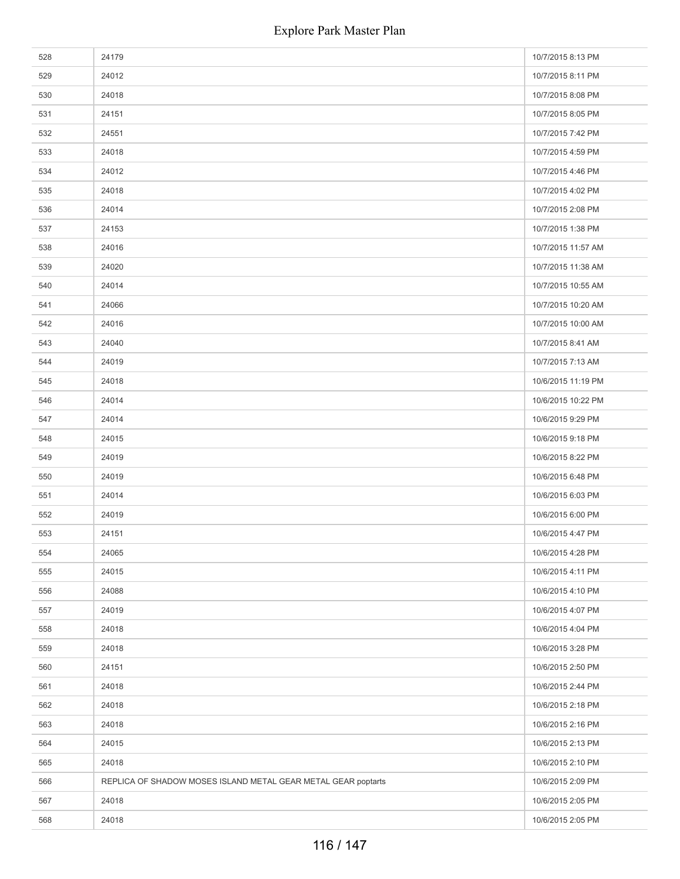| | | |
|---|---|---|
| 528 | 24179 | 10/7/2015 8:13 PM |
| 529 | 24012 | 10/7/2015 8:11 PM |
| 530 | 24018 | 10/7/2015 8:08 PM |
| 531 | 24151 | 10/7/2015 8:05 PM |
| 532 | 24551 | 10/7/2015 7:42 PM |
| 533 | 24018 | 10/7/2015 4:59 PM |
| 534 | 24012 | 10/7/2015 4:46 PM |
| 535 | 24018 | 10/7/2015 4:02 PM |
| 536 | 24014 | 10/7/2015 2:08 PM |
| 537 | 24153 | 10/7/2015 1:38 PM |
| 538 | 24016 | 10/7/2015 11:57 AM |
| 539 | 24020 | 10/7/2015 11:38 AM |
| 540 | 24014 | 10/7/2015 10:55 AM |
| 541 | 24066 | 10/7/2015 10:20 AM |
| 542 | 24016 | 10/7/2015 10:00 AM |
| 543 | 24040 | 10/7/2015 8:41 AM |
| 544 | 24019 | 10/7/2015 7:13 AM |
| 545 | 24018 | 10/6/2015 11:19 PM |
| 546 | 24014 | 10/6/2015 10:22 PM |
| 547 | 24014 | 10/6/2015 9:29 PM |
| 548 | 24015 | 10/6/2015 9:18 PM |
| 549 | 24019 | 10/6/2015 8:22 PM |
| 550 | 24019 | 10/6/2015 6:48 PM |
| 551 | 24014 | 10/6/2015 6:03 PM |
| 552 | 24019 | 10/6/2015 6:00 PM |
| 553 | 24151 | 10/6/2015 4:47 PM |
| 554 | 24065 | 10/6/2015 4:28 PM |
| 555 | 24015 | 10/6/2015 4:11 PM |
| 556 | 24088 | 10/6/2015 4:10 PM |
| 557 | 24019 | 10/6/2015 4:07 PM |
| 558 | 24018 | 10/6/2015 4:04 PM |
| 559 | 24018 | 10/6/2015 3:28 PM |
| 560 | 24151 | 10/6/2015 2:50 PM |
| 561 | 24018 | 10/6/2015 2:44 PM |
| 562 | 24018 | 10/6/2015 2:18 PM |
| 563 | 24018 | 10/6/2015 2:16 PM |
| 564 | 24015 | 10/6/2015 2:13 PM |
| 565 | 24018 | 10/6/2015 2:10 PM |
| 566 | REPLICA OF SHADOW MOSES ISLAND METAL GEAR METAL GEAR poptarts | 10/6/2015 2:09 PM |
| 567 | 24018 | 10/6/2015 2:05 PM |
| 568 | 24018 | 10/6/2015 2:05 PM |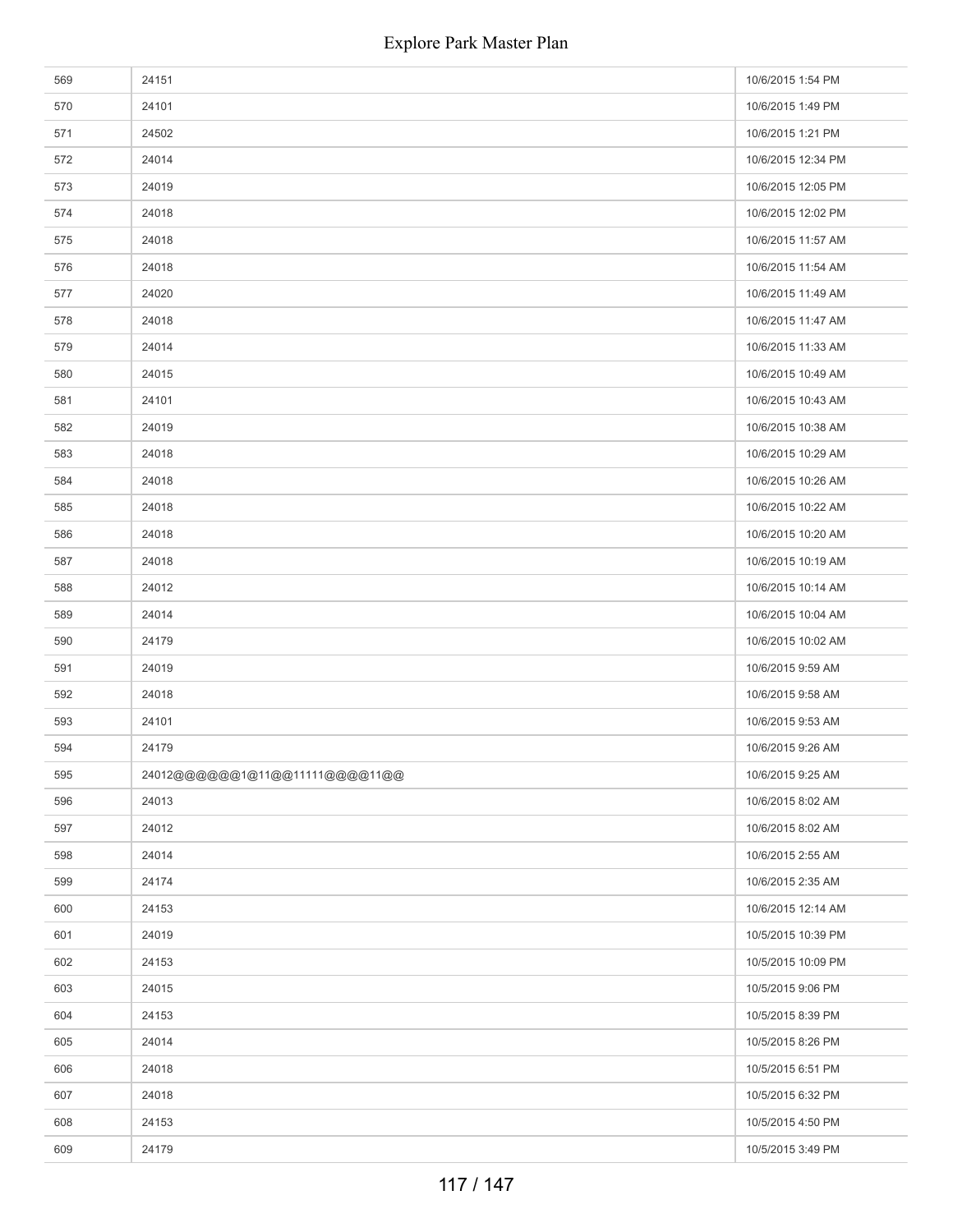| | | |
|---|---|---|
| 569 | 24151 | 10/6/2015 1:54 PM |
| 570 | 24101 | 10/6/2015 1:49 PM |
| 571 | 24502 | 10/6/2015 1:21 PM |
| 572 | 24014 | 10/6/2015 12:34 PM |
| 573 | 24019 | 10/6/2015 12:05 PM |
| 574 | 24018 | 10/6/2015 12:02 PM |
| 575 | 24018 | 10/6/2015 11:57 AM |
| 576 | 24018 | 10/6/2015 11:54 AM |
| 577 | 24020 | 10/6/2015 11:49 AM |
| 578 | 24018 | 10/6/2015 11:47 AM |
| 579 | 24014 | 10/6/2015 11:33 AM |
| 580 | 24015 | 10/6/2015 10:49 AM |
| 581 | 24101 | 10/6/2015 10:43 AM |
| 582 | 24019 | 10/6/2015 10:38 AM |
| 583 | 24018 | 10/6/2015 10:29 AM |
| 584 | 24018 | 10/6/2015 10:26 AM |
| 585 | 24018 | 10/6/2015 10:22 AM |
| 586 | 24018 | 10/6/2015 10:20 AM |
| 587 | 24018 | 10/6/2015 10:19 AM |
| 588 | 24012 | 10/6/2015 10:14 AM |
| 589 | 24014 | 10/6/2015 10:04 AM |
| 590 | 24179 | 10/6/2015 10:02 AM |
| 591 | 24019 | 10/6/2015 9:59 AM |
| 592 | 24018 | 10/6/2015 9:58 AM |
| 593 | 24101 | 10/6/2015 9:53 AM |
| 594 | 24179 | 10/6/2015 9:26 AM |
| 595 | 24012@@@@@@1@11@@11111@@@@11@@ | 10/6/2015 9:25 AM |
| 596 | 24013 | 10/6/2015 8:02 AM |
| 597 | 24012 | 10/6/2015 8:02 AM |
| 598 | 24014 | 10/6/2015 2:55 AM |
| 599 | 24174 | 10/6/2015 2:35 AM |
| 600 | 24153 | 10/6/2015 12:14 AM |
| 601 | 24019 | 10/5/2015 10:39 PM |
| 602 | 24153 | 10/5/2015 10:09 PM |
| 603 | 24015 | 10/5/2015 9:06 PM |
| 604 | 24153 | 10/5/2015 8:39 PM |
| 605 | 24014 | 10/5/2015 8:26 PM |
| 606 | 24018 | 10/5/2015 6:51 PM |
| 607 | 24018 | 10/5/2015 6:32 PM |
| 608 | 24153 | 10/5/2015 4:50 PM |
| 609 | 24179 | 10/5/2015 3:49 PM |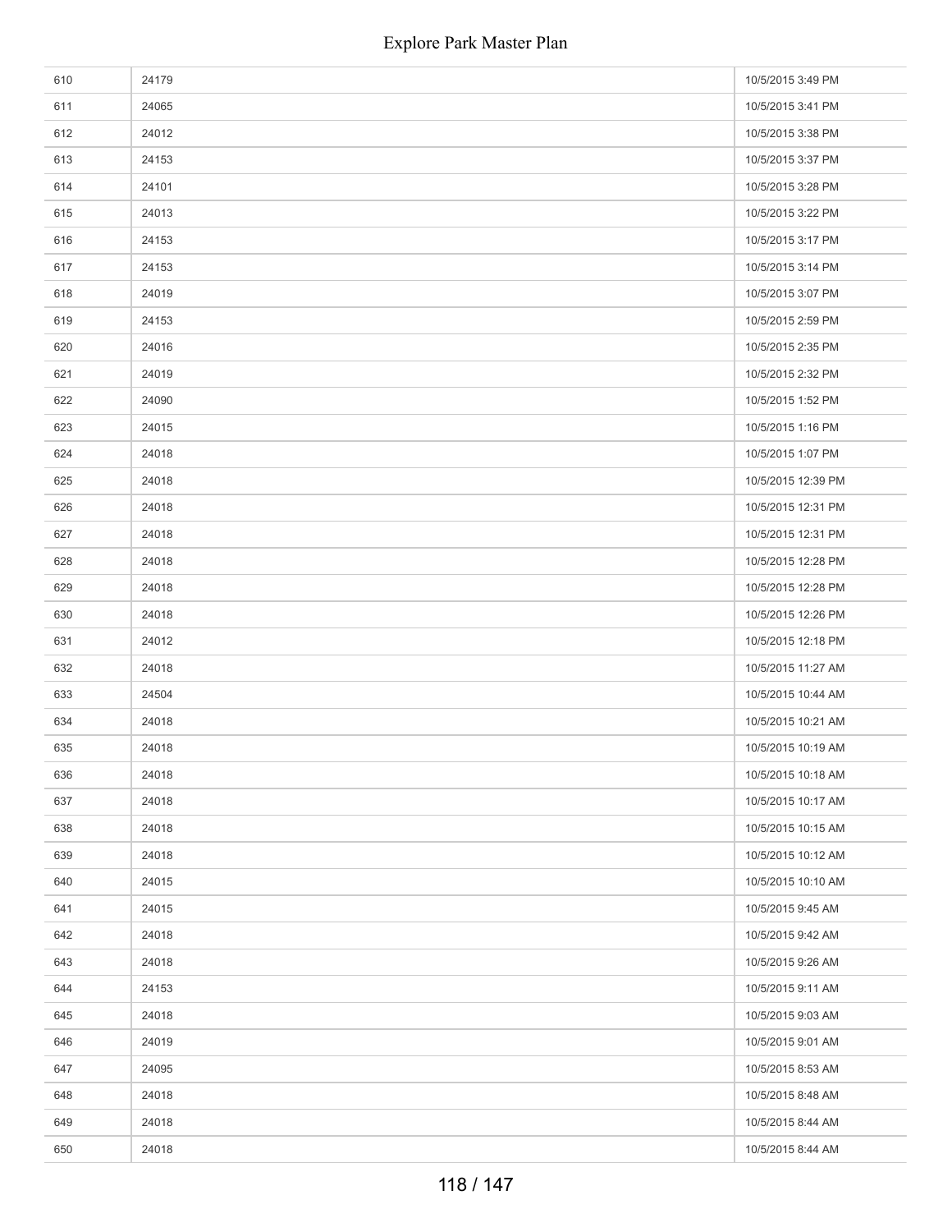| | | |
|---|---|---|
| 610 | 24179 | 10/5/2015 3:49 PM |
| 611 | 24065 | 10/5/2015 3:41 PM |
| 612 | 24012 | 10/5/2015 3:38 PM |
| 613 | 24153 | 10/5/2015 3:37 PM |
| 614 | 24101 | 10/5/2015 3:28 PM |
| 615 | 24013 | 10/5/2015 3:22 PM |
| 616 | 24153 | 10/5/2015 3:17 PM |
| 617 | 24153 | 10/5/2015 3:14 PM |
| 618 | 24019 | 10/5/2015 3:07 PM |
| 619 | 24153 | 10/5/2015 2:59 PM |
| 620 | 24016 | 10/5/2015 2:35 PM |
| 621 | 24019 | 10/5/2015 2:32 PM |
| 622 | 24090 | 10/5/2015 1:52 PM |
| 623 | 24015 | 10/5/2015 1:16 PM |
| 624 | 24018 | 10/5/2015 1:07 PM |
| 625 | 24018 | 10/5/2015 12:39 PM |
| 626 | 24018 | 10/5/2015 12:31 PM |
| 627 | 24018 | 10/5/2015 12:31 PM |
| 628 | 24018 | 10/5/2015 12:28 PM |
| 629 | 24018 | 10/5/2015 12:28 PM |
| 630 | 24018 | 10/5/2015 12:26 PM |
| 631 | 24012 | 10/5/2015 12:18 PM |
| 632 | 24018 | 10/5/2015 11:27 AM |
| 633 | 24504 | 10/5/2015 10:44 AM |
| 634 | 24018 | 10/5/2015 10:21 AM |
| 635 | 24018 | 10/5/2015 10:19 AM |
| 636 | 24018 | 10/5/2015 10:18 AM |
| 637 | 24018 | 10/5/2015 10:17 AM |
| 638 | 24018 | 10/5/2015 10:15 AM |
| 639 | 24018 | 10/5/2015 10:12 AM |
| 640 | 24015 | 10/5/2015 10:10 AM |
| 641 | 24015 | 10/5/2015 9:45 AM |
| 642 | 24018 | 10/5/2015 9:42 AM |
| 643 | 24018 | 10/5/2015 9:26 AM |
| 644 | 24153 | 10/5/2015 9:11 AM |
| 645 | 24018 | 10/5/2015 9:03 AM |
| 646 | 24019 | 10/5/2015 9:01 AM |
| 647 | 24095 | 10/5/2015 8:53 AM |
| 648 | 24018 | 10/5/2015 8:48 AM |
| 649 | 24018 | 10/5/2015 8:44 AM |
| 650 | 24018 | 10/5/2015 8:44 AM |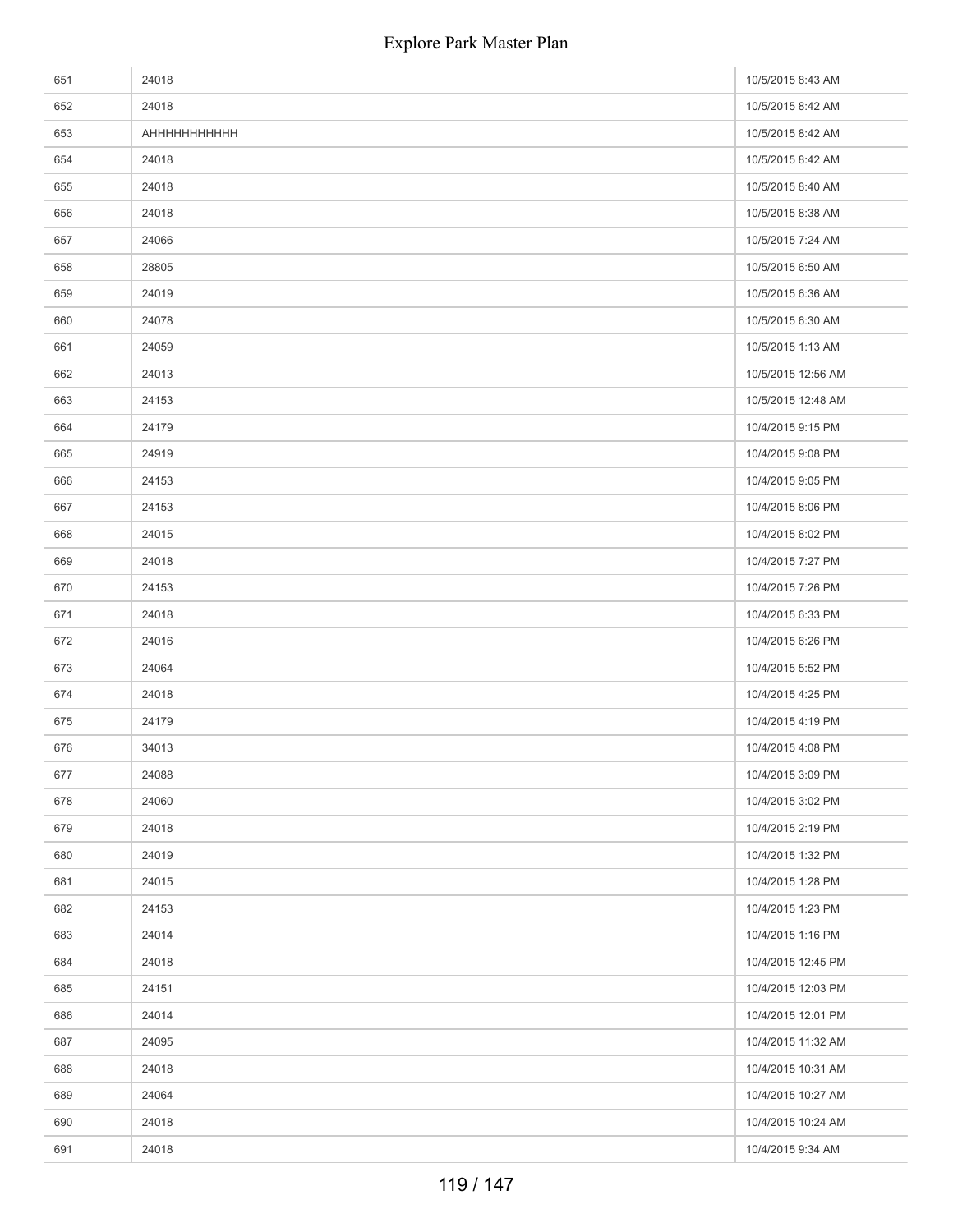| | | |
|---|---|---|
| 651 | 24018 | 10/5/2015 8:43 AM |
| 652 | 24018 | 10/5/2015 8:42 AM |
| 653 | AHHHHHHHHHHH | 10/5/2015 8:42 AM |
| 654 | 24018 | 10/5/2015 8:42 AM |
| 655 | 24018 | 10/5/2015 8:40 AM |
| 656 | 24018 | 10/5/2015 8:38 AM |
| 657 | 24066 | 10/5/2015 7:24 AM |
| 658 | 28805 | 10/5/2015 6:50 AM |
| 659 | 24019 | 10/5/2015 6:36 AM |
| 660 | 24078 | 10/5/2015 6:30 AM |
| 661 | 24059 | 10/5/2015 1:13 AM |
| 662 | 24013 | 10/5/2015 12:56 AM |
| 663 | 24153 | 10/5/2015 12:48 AM |
| 664 | 24179 | 10/4/2015 9:15 PM |
| 665 | 24919 | 10/4/2015 9:08 PM |
| 666 | 24153 | 10/4/2015 9:05 PM |
| 667 | 24153 | 10/4/2015 8:06 PM |
| 668 | 24015 | 10/4/2015 8:02 PM |
| 669 | 24018 | 10/4/2015 7:27 PM |
| 670 | 24153 | 10/4/2015 7:26 PM |
| 671 | 24018 | 10/4/2015 6:33 PM |
| 672 | 24016 | 10/4/2015 6:26 PM |
| 673 | 24064 | 10/4/2015 5:52 PM |
| 674 | 24018 | 10/4/2015 4:25 PM |
| 675 | 24179 | 10/4/2015 4:19 PM |
| 676 | 34013 | 10/4/2015 4:08 PM |
| 677 | 24088 | 10/4/2015 3:09 PM |
| 678 | 24060 | 10/4/2015 3:02 PM |
| 679 | 24018 | 10/4/2015 2:19 PM |
| 680 | 24019 | 10/4/2015 1:32 PM |
| 681 | 24015 | 10/4/2015 1:28 PM |
| 682 | 24153 | 10/4/2015 1:23 PM |
| 683 | 24014 | 10/4/2015 1:16 PM |
| 684 | 24018 | 10/4/2015 12:45 PM |
| 685 | 24151 | 10/4/2015 12:03 PM |
| 686 | 24014 | 10/4/2015 12:01 PM |
| 687 | 24095 | 10/4/2015 11:32 AM |
| 688 | 24018 | 10/4/2015 10:31 AM |
| 689 | 24064 | 10/4/2015 10:27 AM |
| 690 | 24018 | 10/4/2015 10:24 AM |
| 691 | 24018 | 10/4/2015 9:34 AM |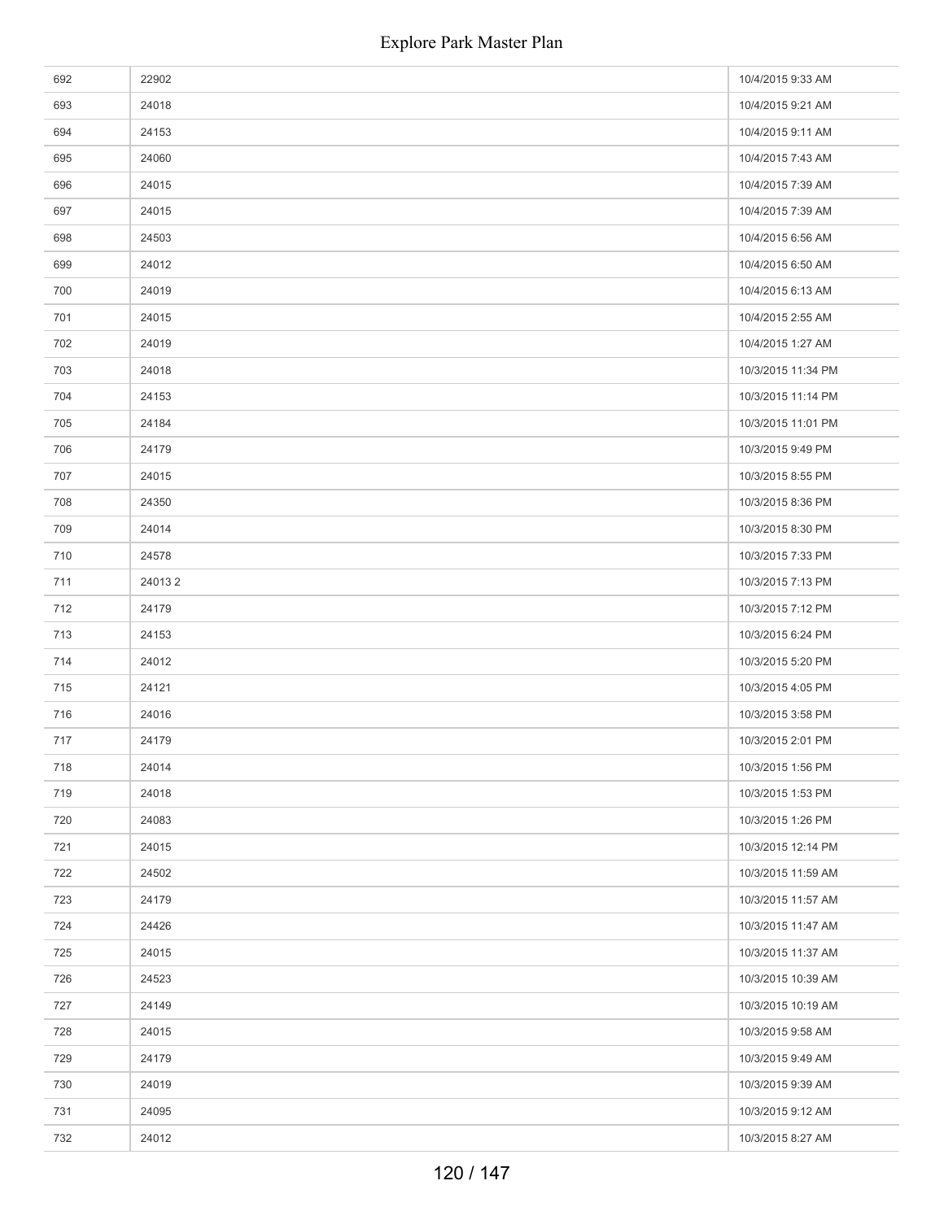| | | |
|---|---|---|
| 692 | 22902 | 10/4/2015 9:33 AM |
| 693 | 24018 | 10/4/2015 9:21 AM |
| 694 | 24153 | 10/4/2015 9:11 AM |
| 695 | 24060 | 10/4/2015 7:43 AM |
| 696 | 24015 | 10/4/2015 7:39 AM |
| 697 | 24015 | 10/4/2015 7:39 AM |
| 698 | 24503 | 10/4/2015 6:56 AM |
| 699 | 24012 | 10/4/2015 6:50 AM |
| 700 | 24019 | 10/4/2015 6:13 AM |
| 701 | 24015 | 10/4/2015 2:55 AM |
| 702 | 24019 | 10/4/2015 1:27 AM |
| 703 | 24018 | 10/3/2015 11:34 PM |
| 704 | 24153 | 10/3/2015 11:14 PM |
| 705 | 24184 | 10/3/2015 11:01 PM |
| 706 | 24179 | 10/3/2015 9:49 PM |
| 707 | 24015 | 10/3/2015 8:55 PM |
| 708 | 24350 | 10/3/2015 8:36 PM |
| 709 | 24014 | 10/3/2015 8:30 PM |
| 710 | 24578 | 10/3/2015 7:33 PM |
| 711 | 24013 2 | 10/3/2015 7:13 PM |
| 712 | 24179 | 10/3/2015 7:12 PM |
| 713 | 24153 | 10/3/2015 6:24 PM |
| 714 | 24012 | 10/3/2015 5:20 PM |
| 715 | 24121 | 10/3/2015 4:05 PM |
| 716 | 24016 | 10/3/2015 3:58 PM |
| 717 | 24179 | 10/3/2015 2:01 PM |
| 718 | 24014 | 10/3/2015 1:56 PM |
| 719 | 24018 | 10/3/2015 1:53 PM |
| 720 | 24083 | 10/3/2015 1:26 PM |
| 721 | 24015 | 10/3/2015 12:14 PM |
| 722 | 24502 | 10/3/2015 11:59 AM |
| 723 | 24179 | 10/3/2015 11:57 AM |
| 724 | 24426 | 10/3/2015 11:47 AM |
| 725 | 24015 | 10/3/2015 11:37 AM |
| 726 | 24523 | 10/3/2015 10:39 AM |
| 727 | 24149 | 10/3/2015 10:19 AM |
| 728 | 24015 | 10/3/2015 9:58 AM |
| 729 | 24179 | 10/3/2015 9:49 AM |
| 730 | 24019 | 10/3/2015 9:39 AM |
| 731 | 24095 | 10/3/2015 9:12 AM |
| 732 | 24012 | 10/3/2015 8:27 AM |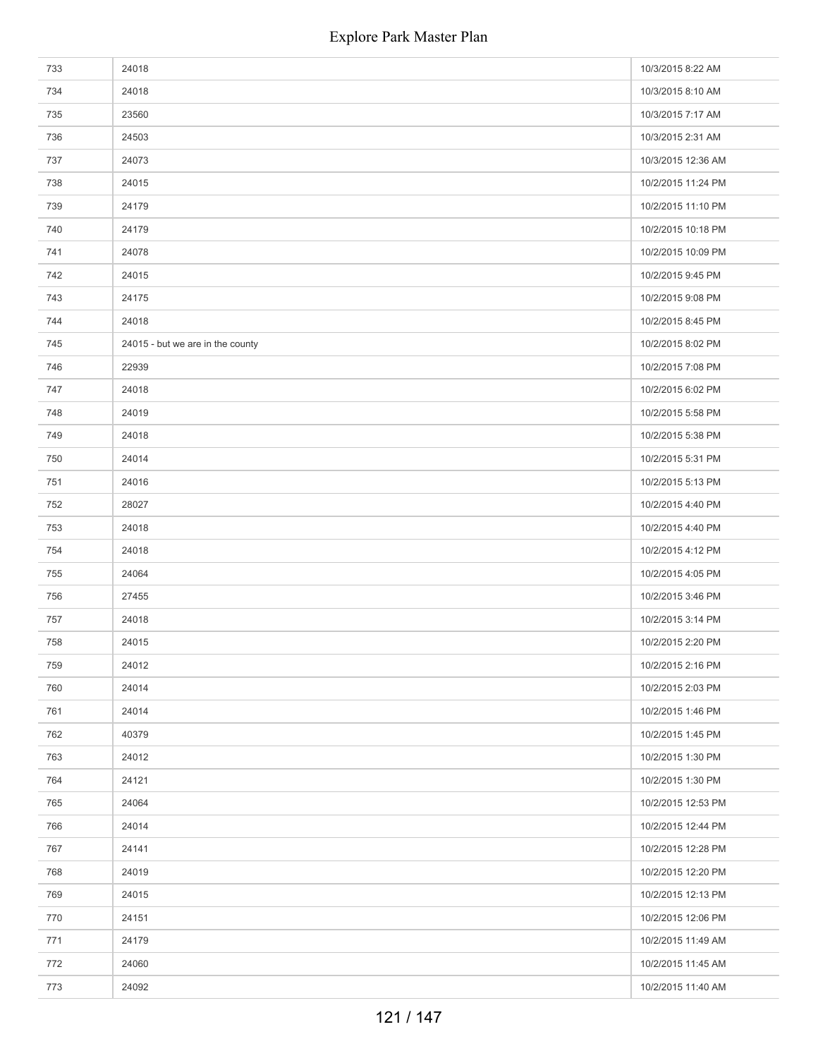| | | |
|---|---|---|
| 733 | 24018 | 10/3/2015 8:22 AM |
| 734 | 24018 | 10/3/2015 8:10 AM |
| 735 | 23560 | 10/3/2015 7:17 AM |
| 736 | 24503 | 10/3/2015 2:31 AM |
| 737 | 24073 | 10/3/2015 12:36 AM |
| 738 | 24015 | 10/2/2015 11:24 PM |
| 739 | 24179 | 10/2/2015 11:10 PM |
| 740 | 24179 | 10/2/2015 10:18 PM |
| 741 | 24078 | 10/2/2015 10:09 PM |
| 742 | 24015 | 10/2/2015 9:45 PM |
| 743 | 24175 | 10/2/2015 9:08 PM |
| 744 | 24018 | 10/2/2015 8:45 PM |
| 745 | 24015 - but we are in the county | 10/2/2015 8:02 PM |
| 746 | 22939 | 10/2/2015 7:08 PM |
| 747 | 24018 | 10/2/2015 6:02 PM |
| 748 | 24019 | 10/2/2015 5:58 PM |
| 749 | 24018 | 10/2/2015 5:38 PM |
| 750 | 24014 | 10/2/2015 5:31 PM |
| 751 | 24016 | 10/2/2015 5:13 PM |
| 752 | 28027 | 10/2/2015 4:40 PM |
| 753 | 24018 | 10/2/2015 4:40 PM |
| 754 | 24018 | 10/2/2015 4:12 PM |
| 755 | 24064 | 10/2/2015 4:05 PM |
| 756 | 27455 | 10/2/2015 3:46 PM |
| 757 | 24018 | 10/2/2015 3:14 PM |
| 758 | 24015 | 10/2/2015 2:20 PM |
| 759 | 24012 | 10/2/2015 2:16 PM |
| 760 | 24014 | 10/2/2015 2:03 PM |
| 761 | 24014 | 10/2/2015 1:46 PM |
| 762 | 40379 | 10/2/2015 1:45 PM |
| 763 | 24012 | 10/2/2015 1:30 PM |
| 764 | 24121 | 10/2/2015 1:30 PM |
| 765 | 24064 | 10/2/2015 12:53 PM |
| 766 | 24014 | 10/2/2015 12:44 PM |
| 767 | 24141 | 10/2/2015 12:28 PM |
| 768 | 24019 | 10/2/2015 12:20 PM |
| 769 | 24015 | 10/2/2015 12:13 PM |
| 770 | 24151 | 10/2/2015 12:06 PM |
| 771 | 24179 | 10/2/2015 11:49 AM |
| 772 | 24060 | 10/2/2015 11:45 AM |
| 773 | 24092 | 10/2/2015 11:40 AM |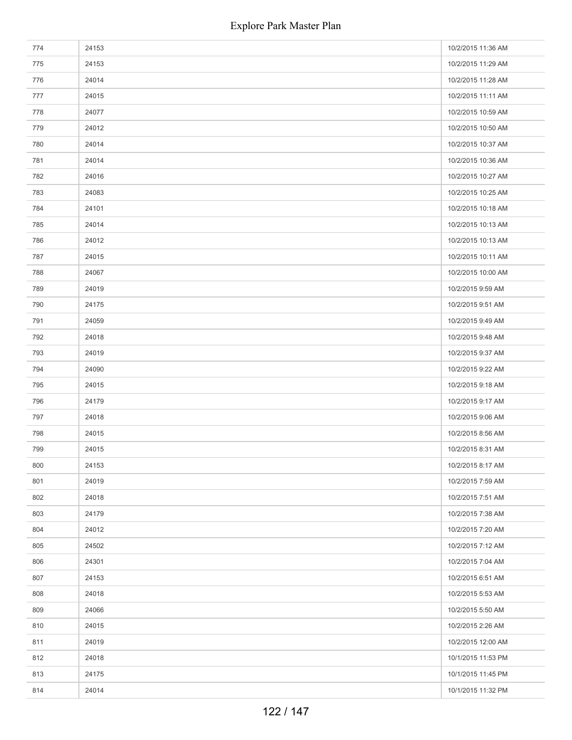| 774 | 24153 | 10/2/2015 11:36 AM |
|---|---|---|
| 775 | 24153 | 10/2/2015 11:29 AM |
| 776 | 24014 | 10/2/2015 11:28 AM |
| 777 | 24015 | 10/2/2015 11:11 AM |
| 778 | 24077 | 10/2/2015 10:59 AM |
| 779 | 24012 | 10/2/2015 10:50 AM |
| 780 | 24014 | 10/2/2015 10:37 AM |
| 781 | 24014 | 10/2/2015 10:36 AM |
| 782 | 24016 | 10/2/2015 10:27 AM |
| 783 | 24083 | 10/2/2015 10:25 AM |
| 784 | 24101 | 10/2/2015 10:18 AM |
| 785 | 24014 | 10/2/2015 10:13 AM |
| 786 | 24012 | 10/2/2015 10:13 AM |
| 787 | 24015 | 10/2/2015 10:11 AM |
| 788 | 24067 | 10/2/2015 10:00 AM |
| 789 | 24019 | 10/2/2015 9:59 AM |
| 790 | 24175 | 10/2/2015 9:51 AM |
| 791 | 24059 | 10/2/2015 9:49 AM |
| 792 | 24018 | 10/2/2015 9:48 AM |
| 793 | 24019 | 10/2/2015 9:37 AM |
| 794 | 24090 | 10/2/2015 9:22 AM |
| 795 | 24015 | 10/2/2015 9:18 AM |
| 796 | 24179 | 10/2/2015 9:17 AM |
| 797 | 24018 | 10/2/2015 9:06 AM |
| 798 | 24015 | 10/2/2015 8:56 AM |
| 799 | 24015 | 10/2/2015 8:31 AM |
| 800 | 24153 | 10/2/2015 8:17 AM |
| 801 | 24019 | 10/2/2015 7:59 AM |
| 802 | 24018 | 10/2/2015 7:51 AM |
| 803 | 24179 | 10/2/2015 7:38 AM |
| 804 | 24012 | 10/2/2015 7:20 AM |
| 805 | 24502 | 10/2/2015 7:12 AM |
| 806 | 24301 | 10/2/2015 7:04 AM |
| 807 | 24153 | 10/2/2015 6:51 AM |
| 808 | 24018 | 10/2/2015 5:53 AM |
| 809 | 24066 | 10/2/2015 5:50 AM |
| 810 | 24015 | 10/2/2015 2:26 AM |
| 811 | 24019 | 10/2/2015 12:00 AM |
| 812 | 24018 | 10/1/2015 11:53 PM |
| 813 | 24175 | 10/1/2015 11:45 PM |
| 814 | 24014 | 10/1/2015 11:32 PM |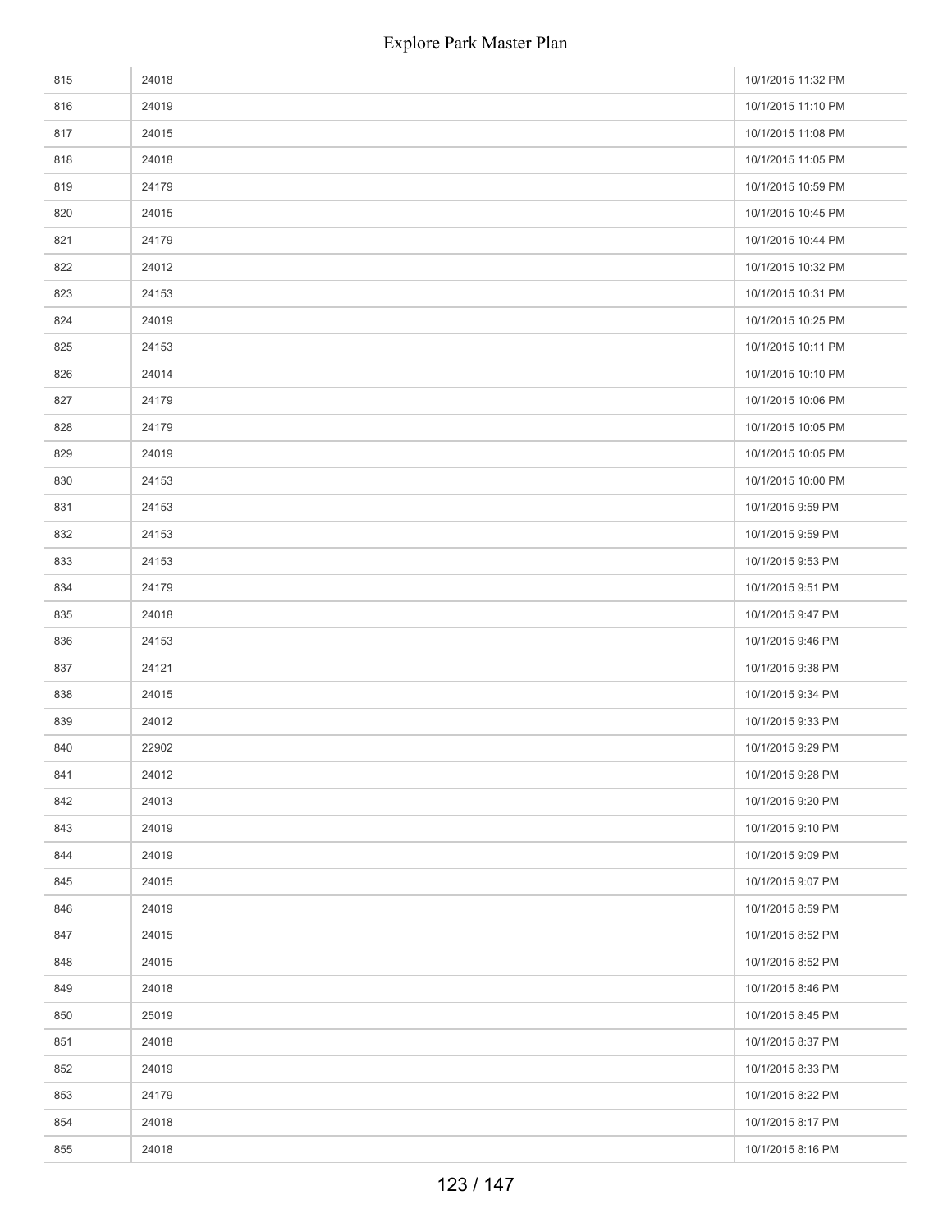| | | |
|---|---|---|
| 815 | 24018 | 10/1/2015 11:32 PM |
| 816 | 24019 | 10/1/2015 11:10 PM |
| 817 | 24015 | 10/1/2015 11:08 PM |
| 818 | 24018 | 10/1/2015 11:05 PM |
| 819 | 24179 | 10/1/2015 10:59 PM |
| 820 | 24015 | 10/1/2015 10:45 PM |
| 821 | 24179 | 10/1/2015 10:44 PM |
| 822 | 24012 | 10/1/2015 10:32 PM |
| 823 | 24153 | 10/1/2015 10:31 PM |
| 824 | 24019 | 10/1/2015 10:25 PM |
| 825 | 24153 | 10/1/2015 10:11 PM |
| 826 | 24014 | 10/1/2015 10:10 PM |
| 827 | 24179 | 10/1/2015 10:06 PM |
| 828 | 24179 | 10/1/2015 10:05 PM |
| 829 | 24019 | 10/1/2015 10:05 PM |
| 830 | 24153 | 10/1/2015 10:00 PM |
| 831 | 24153 | 10/1/2015 9:59 PM |
| 832 | 24153 | 10/1/2015 9:59 PM |
| 833 | 24153 | 10/1/2015 9:53 PM |
| 834 | 24179 | 10/1/2015 9:51 PM |
| 835 | 24018 | 10/1/2015 9:47 PM |
| 836 | 24153 | 10/1/2015 9:46 PM |
| 837 | 24121 | 10/1/2015 9:38 PM |
| 838 | 24015 | 10/1/2015 9:34 PM |
| 839 | 24012 | 10/1/2015 9:33 PM |
| 840 | 22902 | 10/1/2015 9:29 PM |
| 841 | 24012 | 10/1/2015 9:28 PM |
| 842 | 24013 | 10/1/2015 9:20 PM |
| 843 | 24019 | 10/1/2015 9:10 PM |
| 844 | 24019 | 10/1/2015 9:09 PM |
| 845 | 24015 | 10/1/2015 9:07 PM |
| 846 | 24019 | 10/1/2015 8:59 PM |
| 847 | 24015 | 10/1/2015 8:52 PM |
| 848 | 24015 | 10/1/2015 8:52 PM |
| 849 | 24018 | 10/1/2015 8:46 PM |
| 850 | 25019 | 10/1/2015 8:45 PM |
| 851 | 24018 | 10/1/2015 8:37 PM |
| 852 | 24019 | 10/1/2015 8:33 PM |
| 853 | 24179 | 10/1/2015 8:22 PM |
| 854 | 24018 | 10/1/2015 8:17 PM |
| 855 | 24018 | 10/1/2015 8:16 PM |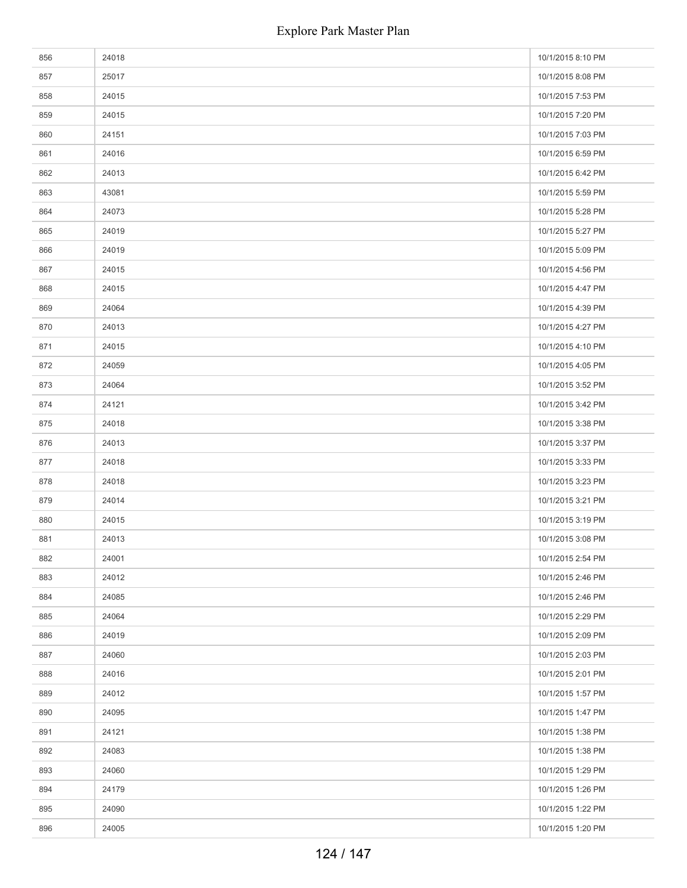| | | |
|---|---|---|
| 856 | 24018 | 10/1/2015 8:10 PM |
| 857 | 25017 | 10/1/2015 8:08 PM |
| 858 | 24015 | 10/1/2015 7:53 PM |
| 859 | 24015 | 10/1/2015 7:20 PM |
| 860 | 24151 | 10/1/2015 7:03 PM |
| 861 | 24016 | 10/1/2015 6:59 PM |
| 862 | 24013 | 10/1/2015 6:42 PM |
| 863 | 43081 | 10/1/2015 5:59 PM |
| 864 | 24073 | 10/1/2015 5:28 PM |
| 865 | 24019 | 10/1/2015 5:27 PM |
| 866 | 24019 | 10/1/2015 5:09 PM |
| 867 | 24015 | 10/1/2015 4:56 PM |
| 868 | 24015 | 10/1/2015 4:47 PM |
| 869 | 24064 | 10/1/2015 4:39 PM |
| 870 | 24013 | 10/1/2015 4:27 PM |
| 871 | 24015 | 10/1/2015 4:10 PM |
| 872 | 24059 | 10/1/2015 4:05 PM |
| 873 | 24064 | 10/1/2015 3:52 PM |
| 874 | 24121 | 10/1/2015 3:42 PM |
| 875 | 24018 | 10/1/2015 3:38 PM |
| 876 | 24013 | 10/1/2015 3:37 PM |
| 877 | 24018 | 10/1/2015 3:33 PM |
| 878 | 24018 | 10/1/2015 3:23 PM |
| 879 | 24014 | 10/1/2015 3:21 PM |
| 880 | 24015 | 10/1/2015 3:19 PM |
| 881 | 24013 | 10/1/2015 3:08 PM |
| 882 | 24001 | 10/1/2015 2:54 PM |
| 883 | 24012 | 10/1/2015 2:46 PM |
| 884 | 24085 | 10/1/2015 2:46 PM |
| 885 | 24064 | 10/1/2015 2:29 PM |
| 886 | 24019 | 10/1/2015 2:09 PM |
| 887 | 24060 | 10/1/2015 2:03 PM |
| 888 | 24016 | 10/1/2015 2:01 PM |
| 889 | 24012 | 10/1/2015 1:57 PM |
| 890 | 24095 | 10/1/2015 1:47 PM |
| 891 | 24121 | 10/1/2015 1:38 PM |
| 892 | 24083 | 10/1/2015 1:38 PM |
| 893 | 24060 | 10/1/2015 1:29 PM |
| 894 | 24179 | 10/1/2015 1:26 PM |
| 895 | 24090 | 10/1/2015 1:22 PM |
| 896 | 24005 | 10/1/2015 1:20 PM |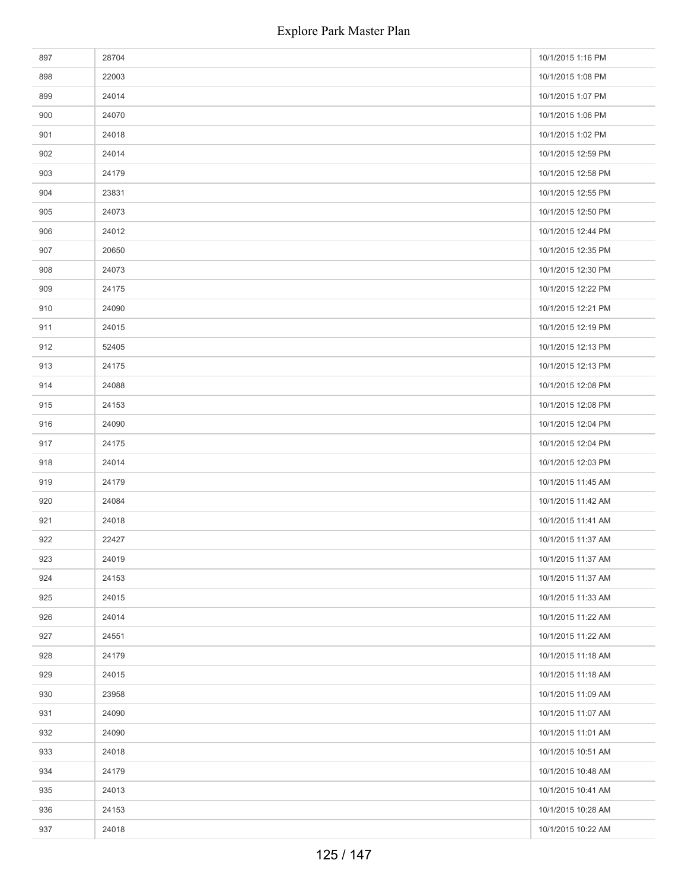| | | |
|---|---|---|
| 897 | 28704 | 10/1/2015 1:16 PM |
| 898 | 22003 | 10/1/2015 1:08 PM |
| 899 | 24014 | 10/1/2015 1:07 PM |
| 900 | 24070 | 10/1/2015 1:06 PM |
| 901 | 24018 | 10/1/2015 1:02 PM |
| 902 | 24014 | 10/1/2015 12:59 PM |
| 903 | 24179 | 10/1/2015 12:58 PM |
| 904 | 23831 | 10/1/2015 12:55 PM |
| 905 | 24073 | 10/1/2015 12:50 PM |
| 906 | 24012 | 10/1/2015 12:44 PM |
| 907 | 20650 | 10/1/2015 12:35 PM |
| 908 | 24073 | 10/1/2015 12:30 PM |
| 909 | 24175 | 10/1/2015 12:22 PM |
| 910 | 24090 | 10/1/2015 12:21 PM |
| 911 | 24015 | 10/1/2015 12:19 PM |
| 912 | 52405 | 10/1/2015 12:13 PM |
| 913 | 24175 | 10/1/2015 12:13 PM |
| 914 | 24088 | 10/1/2015 12:08 PM |
| 915 | 24153 | 10/1/2015 12:08 PM |
| 916 | 24090 | 10/1/2015 12:04 PM |
| 917 | 24175 | 10/1/2015 12:04 PM |
| 918 | 24014 | 10/1/2015 12:03 PM |
| 919 | 24179 | 10/1/2015 11:45 AM |
| 920 | 24084 | 10/1/2015 11:42 AM |
| 921 | 24018 | 10/1/2015 11:41 AM |
| 922 | 22427 | 10/1/2015 11:37 AM |
| 923 | 24019 | 10/1/2015 11:37 AM |
| 924 | 24153 | 10/1/2015 11:37 AM |
| 925 | 24015 | 10/1/2015 11:33 AM |
| 926 | 24014 | 10/1/2015 11:22 AM |
| 927 | 24551 | 10/1/2015 11:22 AM |
| 928 | 24179 | 10/1/2015 11:18 AM |
| 929 | 24015 | 10/1/2015 11:18 AM |
| 930 | 23958 | 10/1/2015 11:09 AM |
| 931 | 24090 | 10/1/2015 11:07 AM |
| 932 | 24090 | 10/1/2015 11:01 AM |
| 933 | 24018 | 10/1/2015 10:51 AM |
| 934 | 24179 | 10/1/2015 10:48 AM |
| 935 | 24013 | 10/1/2015 10:41 AM |
| 936 | 24153 | 10/1/2015 10:28 AM |
| 937 | 24018 | 10/1/2015 10:22 AM |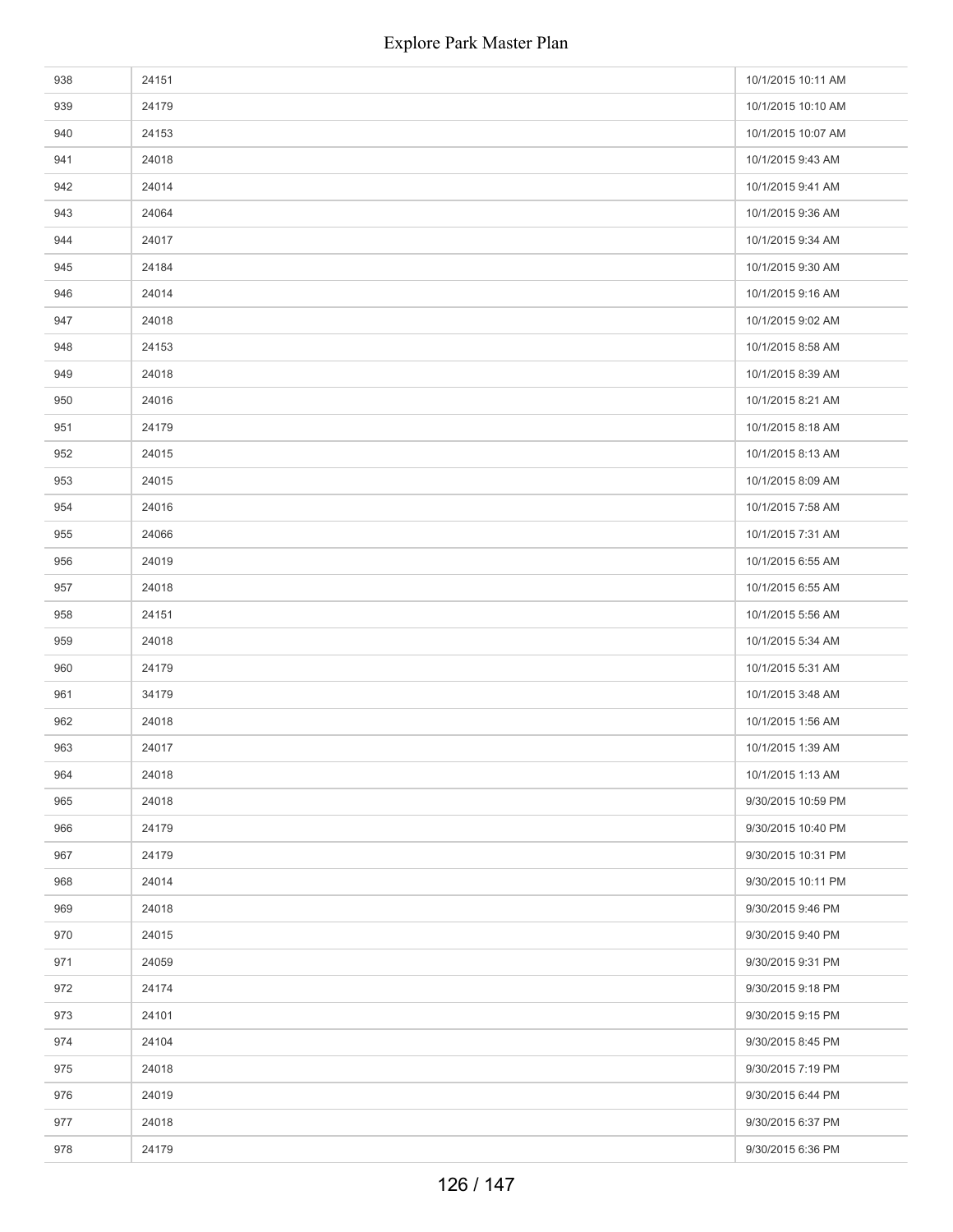| | | |
|---|---|---|
| 938 | 24151 | 10/1/2015 10:11 AM |
| 939 | 24179 | 10/1/2015 10:10 AM |
| 940 | 24153 | 10/1/2015 10:07 AM |
| 941 | 24018 | 10/1/2015 9:43 AM |
| 942 | 24014 | 10/1/2015 9:41 AM |
| 943 | 24064 | 10/1/2015 9:36 AM |
| 944 | 24017 | 10/1/2015 9:34 AM |
| 945 | 24184 | 10/1/2015 9:30 AM |
| 946 | 24014 | 10/1/2015 9:16 AM |
| 947 | 24018 | 10/1/2015 9:02 AM |
| 948 | 24153 | 10/1/2015 8:58 AM |
| 949 | 24018 | 10/1/2015 8:39 AM |
| 950 | 24016 | 10/1/2015 8:21 AM |
| 951 | 24179 | 10/1/2015 8:18 AM |
| 952 | 24015 | 10/1/2015 8:13 AM |
| 953 | 24015 | 10/1/2015 8:09 AM |
| 954 | 24016 | 10/1/2015 7:58 AM |
| 955 | 24066 | 10/1/2015 7:31 AM |
| 956 | 24019 | 10/1/2015 6:55 AM |
| 957 | 24018 | 10/1/2015 6:55 AM |
| 958 | 24151 | 10/1/2015 5:56 AM |
| 959 | 24018 | 10/1/2015 5:34 AM |
| 960 | 24179 | 10/1/2015 5:31 AM |
| 961 | 34179 | 10/1/2015 3:48 AM |
| 962 | 24018 | 10/1/2015 1:56 AM |
| 963 | 24017 | 10/1/2015 1:39 AM |
| 964 | 24018 | 10/1/2015 1:13 AM |
| 965 | 24018 | 9/30/2015 10:59 PM |
| 966 | 24179 | 9/30/2015 10:40 PM |
| 967 | 24179 | 9/30/2015 10:31 PM |
| 968 | 24014 | 9/30/2015 10:11 PM |
| 969 | 24018 | 9/30/2015 9:46 PM |
| 970 | 24015 | 9/30/2015 9:40 PM |
| 971 | 24059 | 9/30/2015 9:31 PM |
| 972 | 24174 | 9/30/2015 9:18 PM |
| 973 | 24101 | 9/30/2015 9:15 PM |
| 974 | 24104 | 9/30/2015 8:45 PM |
| 975 | 24018 | 9/30/2015 7:19 PM |
| 976 | 24019 | 9/30/2015 6:44 PM |
| 977 | 24018 | 9/30/2015 6:37 PM |
| 978 | 24179 | 9/30/2015 6:36 PM |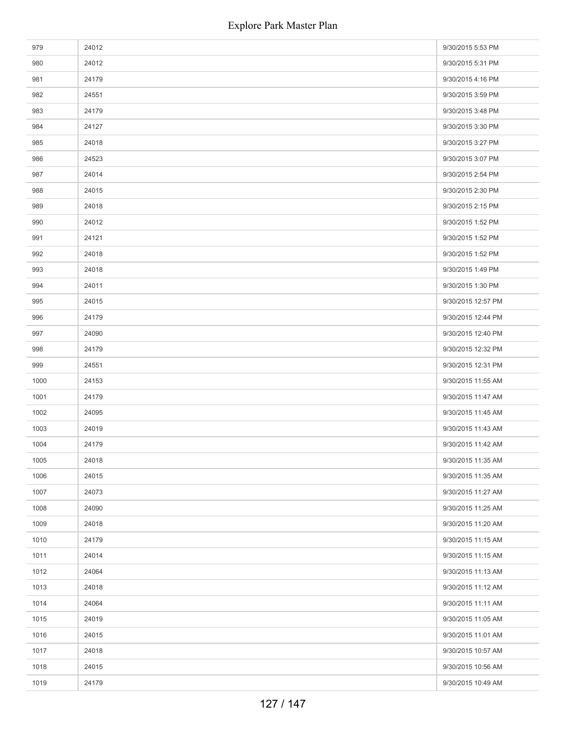| | | |
|---|---|---|
| 979 | 24012 | 9/30/2015 5:53 PM |
| 980 | 24012 | 9/30/2015 5:31 PM |
| 981 | 24179 | 9/30/2015 4:16 PM |
| 982 | 24551 | 9/30/2015 3:59 PM |
| 983 | 24179 | 9/30/2015 3:48 PM |
| 984 | 24127 | 9/30/2015 3:30 PM |
| 985 | 24018 | 9/30/2015 3:27 PM |
| 986 | 24523 | 9/30/2015 3:07 PM |
| 987 | 24014 | 9/30/2015 2:54 PM |
| 988 | 24015 | 9/30/2015 2:30 PM |
| 989 | 24018 | 9/30/2015 2:15 PM |
| 990 | 24012 | 9/30/2015 1:52 PM |
| 991 | 24121 | 9/30/2015 1:52 PM |
| 992 | 24018 | 9/30/2015 1:52 PM |
| 993 | 24018 | 9/30/2015 1:49 PM |
| 994 | 24011 | 9/30/2015 1:30 PM |
| 995 | 24015 | 9/30/2015 12:57 PM |
| 996 | 24179 | 9/30/2015 12:44 PM |
| 997 | 24090 | 9/30/2015 12:40 PM |
| 998 | 24179 | 9/30/2015 12:32 PM |
| 999 | 24551 | 9/30/2015 12:31 PM |
| 1000 | 24153 | 9/30/2015 11:55 AM |
| 1001 | 24179 | 9/30/2015 11:47 AM |
| 1002 | 24095 | 9/30/2015 11:45 AM |
| 1003 | 24019 | 9/30/2015 11:43 AM |
| 1004 | 24179 | 9/30/2015 11:42 AM |
| 1005 | 24018 | 9/30/2015 11:35 AM |
| 1006 | 24015 | 9/30/2015 11:35 AM |
| 1007 | 24073 | 9/30/2015 11:27 AM |
| 1008 | 24090 | 9/30/2015 11:25 AM |
| 1009 | 24018 | 9/30/2015 11:20 AM |
| 1010 | 24179 | 9/30/2015 11:15 AM |
| 1011 | 24014 | 9/30/2015 11:15 AM |
| 1012 | 24064 | 9/30/2015 11:13 AM |
| 1013 | 24018 | 9/30/2015 11:12 AM |
| 1014 | 24064 | 9/30/2015 11:11 AM |
| 1015 | 24019 | 9/30/2015 11:05 AM |
| 1016 | 24015 | 9/30/2015 11:01 AM |
| 1017 | 24018 | 9/30/2015 10:57 AM |
| 1018 | 24015 | 9/30/2015 10:56 AM |
| 1019 | 24179 | 9/30/2015 10:49 AM |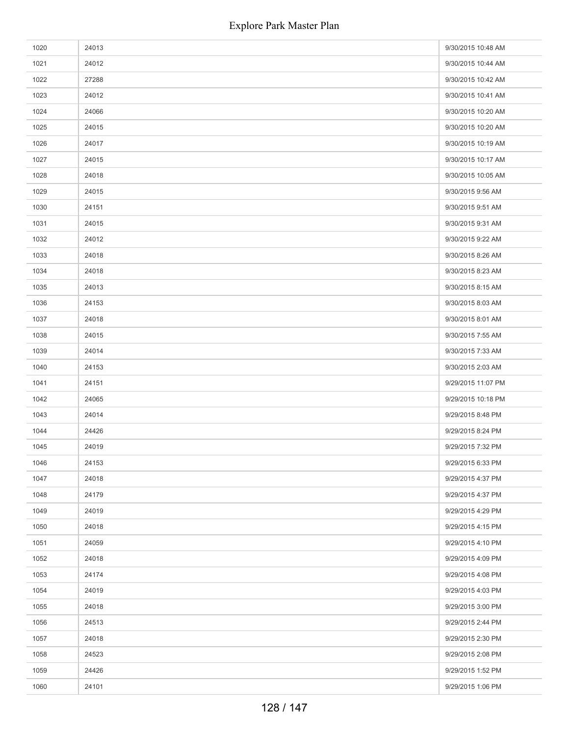| | | |
|---|---|---|
| 1020 | 24013 | 9/30/2015 10:48 AM |
| 1021 | 24012 | 9/30/2015 10:44 AM |
| 1022 | 27288 | 9/30/2015 10:42 AM |
| 1023 | 24012 | 9/30/2015 10:41 AM |
| 1024 | 24066 | 9/30/2015 10:20 AM |
| 1025 | 24015 | 9/30/2015 10:20 AM |
| 1026 | 24017 | 9/30/2015 10:19 AM |
| 1027 | 24015 | 9/30/2015 10:17 AM |
| 1028 | 24018 | 9/30/2015 10:05 AM |
| 1029 | 24015 | 9/30/2015 9:56 AM |
| 1030 | 24151 | 9/30/2015 9:51 AM |
| 1031 | 24015 | 9/30/2015 9:31 AM |
| 1032 | 24012 | 9/30/2015 9:22 AM |
| 1033 | 24018 | 9/30/2015 8:26 AM |
| 1034 | 24018 | 9/30/2015 8:23 AM |
| 1035 | 24013 | 9/30/2015 8:15 AM |
| 1036 | 24153 | 9/30/2015 8:03 AM |
| 1037 | 24018 | 9/30/2015 8:01 AM |
| 1038 | 24015 | 9/30/2015 7:55 AM |
| 1039 | 24014 | 9/30/2015 7:33 AM |
| 1040 | 24153 | 9/30/2015 2:03 AM |
| 1041 | 24151 | 9/29/2015 11:07 PM |
| 1042 | 24065 | 9/29/2015 10:18 PM |
| 1043 | 24014 | 9/29/2015 8:48 PM |
| 1044 | 24426 | 9/29/2015 8:24 PM |
| 1045 | 24019 | 9/29/2015 7:32 PM |
| 1046 | 24153 | 9/29/2015 6:33 PM |
| 1047 | 24018 | 9/29/2015 4:37 PM |
| 1048 | 24179 | 9/29/2015 4:37 PM |
| 1049 | 24019 | 9/29/2015 4:29 PM |
| 1050 | 24018 | 9/29/2015 4:15 PM |
| 1051 | 24059 | 9/29/2015 4:10 PM |
| 1052 | 24018 | 9/29/2015 4:09 PM |
| 1053 | 24174 | 9/29/2015 4:08 PM |
| 1054 | 24019 | 9/29/2015 4:03 PM |
| 1055 | 24018 | 9/29/2015 3:00 PM |
| 1056 | 24513 | 9/29/2015 2:44 PM |
| 1057 | 24018 | 9/29/2015 2:30 PM |
| 1058 | 24523 | 9/29/2015 2:08 PM |
| 1059 | 24426 | 9/29/2015 1:52 PM |
| 1060 | 24101 | 9/29/2015 1:06 PM |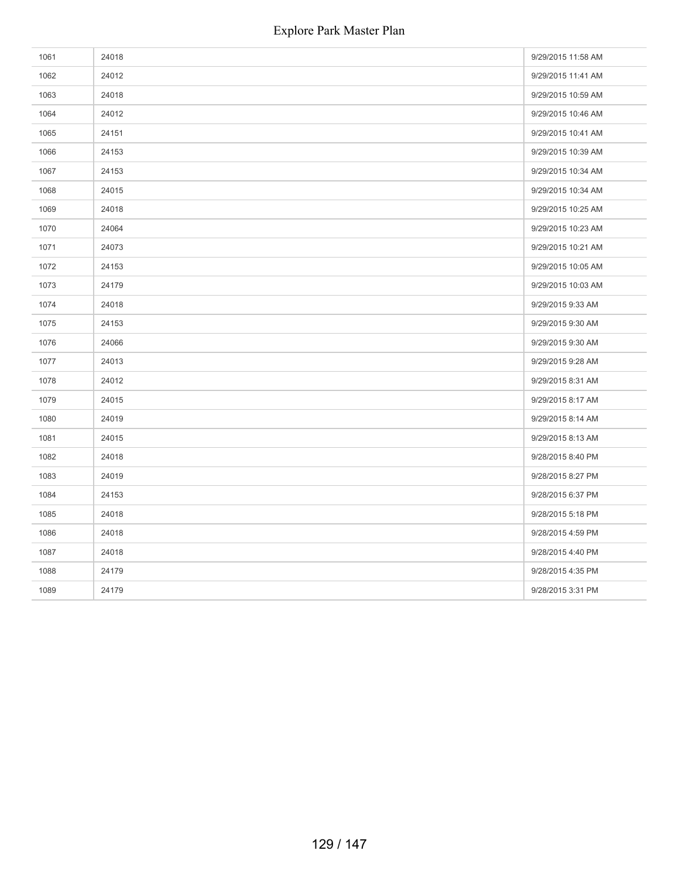| | | |
|---|---|---|
| 1061 | 24018 | 9/29/2015 11:58 AM |
| 1062 | 24012 | 9/29/2015 11:41 AM |
| 1063 | 24018 | 9/29/2015 10:59 AM |
| 1064 | 24012 | 9/29/2015 10:46 AM |
| 1065 | 24151 | 9/29/2015 10:41 AM |
| 1066 | 24153 | 9/29/2015 10:39 AM |
| 1067 | 24153 | 9/29/2015 10:34 AM |
| 1068 | 24015 | 9/29/2015 10:34 AM |
| 1069 | 24018 | 9/29/2015 10:25 AM |
| 1070 | 24064 | 9/29/2015 10:23 AM |
| 1071 | 24073 | 9/29/2015 10:21 AM |
| 1072 | 24153 | 9/29/2015 10:05 AM |
| 1073 | 24179 | 9/29/2015 10:03 AM |
| 1074 | 24018 | 9/29/2015 9:33 AM |
| 1075 | 24153 | 9/29/2015 9:30 AM |
| 1076 | 24066 | 9/29/2015 9:30 AM |
| 1077 | 24013 | 9/29/2015 9:28 AM |
| 1078 | 24012 | 9/29/2015 8:31 AM |
| 1079 | 24015 | 9/29/2015 8:17 AM |
| 1080 | 24019 | 9/29/2015 8:14 AM |
| 1081 | 24015 | 9/29/2015 8:13 AM |
| 1082 | 24018 | 9/28/2015 8:40 PM |
| 1083 | 24019 | 9/28/2015 8:27 PM |
| 1084 | 24153 | 9/28/2015 6:37 PM |
| 1085 | 24018 | 9/28/2015 5:18 PM |
| 1086 | 24018 | 9/28/2015 4:59 PM |
| 1087 | 24018 | 9/28/2015 4:40 PM |
| 1088 | 24179 | 9/28/2015 4:35 PM |
| 1089 | 24179 | 9/28/2015 3:31 PM |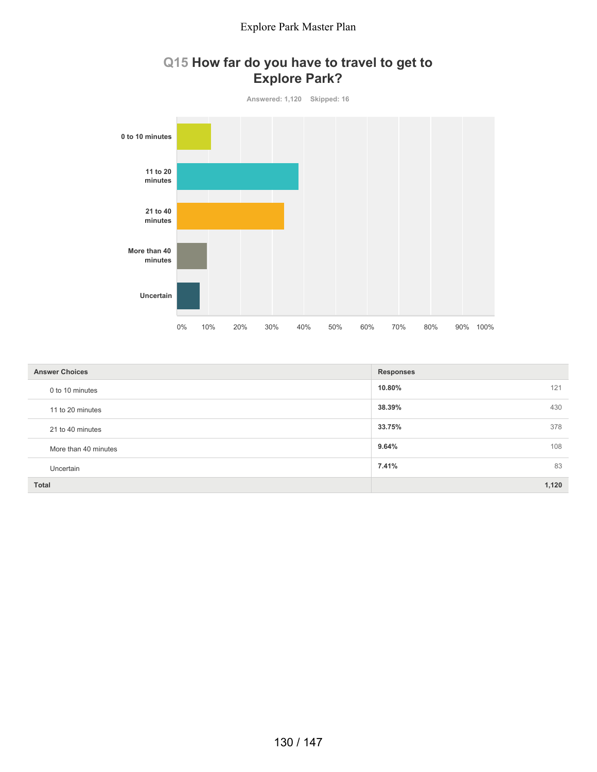## Q15 How far do you have to travel to get to Explore Park?

Answered: 1,120 Skipped: 16

| Answer Choices | Responses | |
|---|---|---|
| 0 to 10 minutes | 10.80% | 121 |
| 11 to 20 minutes | 38.39% | 430 |
| 21 to 40 minutes | 33.75% | 378 |
| More than 40 minutes | 9.64% | 108 |
| Uncertain | 7.41% | 83 |
| **Total** | | **1,120** |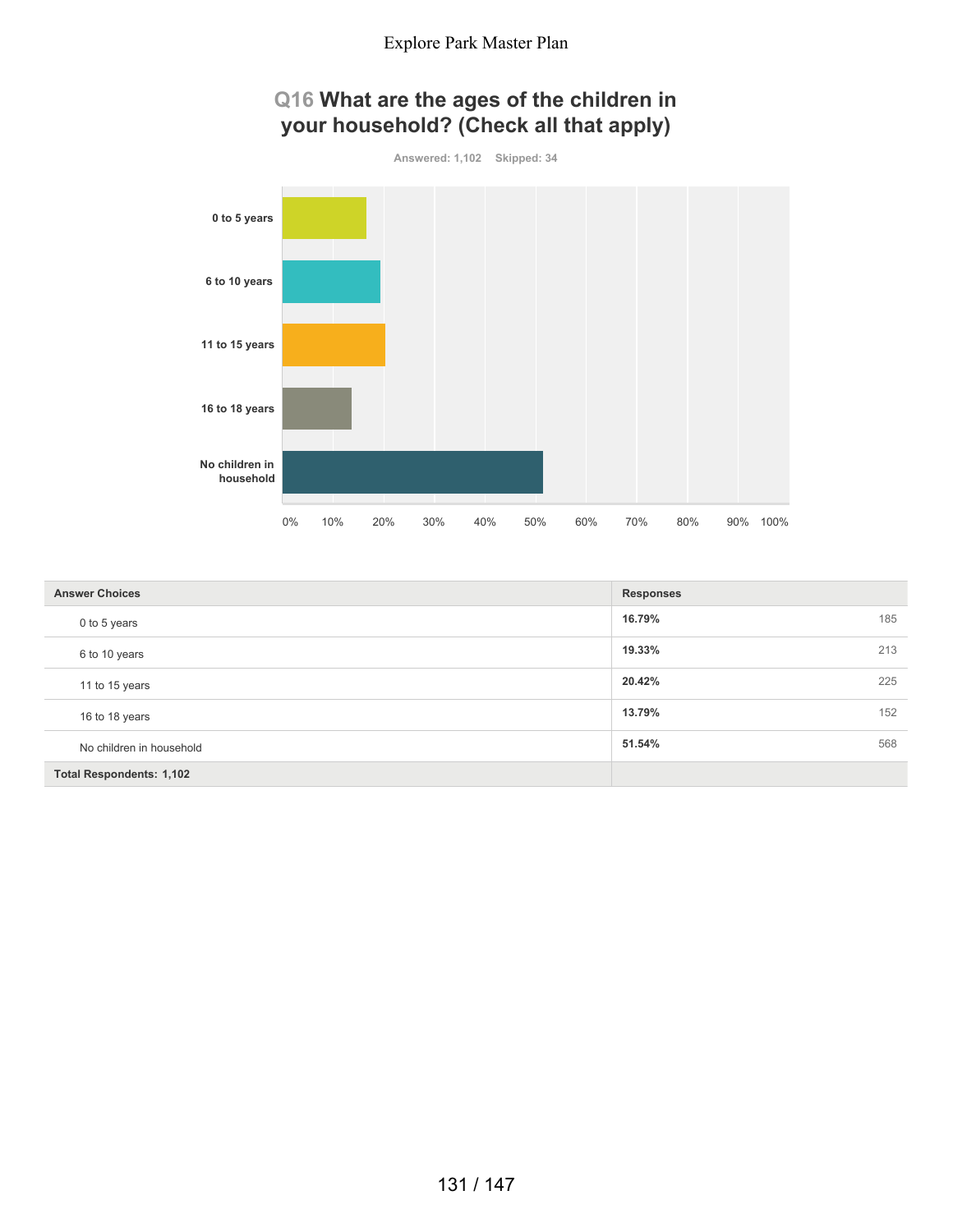## Q16 What are the ages of the children in your household? (Check all that apply)

Answered: 1,102 Skipped: 34

| Answer Choices | Responses | |
|---|---|---|
| 0 to 5 years | 16.79% | 185 |
| 6 to 10 years | 19.33% | 213 |
| 11 to 15 years | 20.42% | 225 |
| 16 to 18 years | 13.79% | 152 |
| No children in household | 51.54% | 568 |
| Total Respondents: 1,102 | | |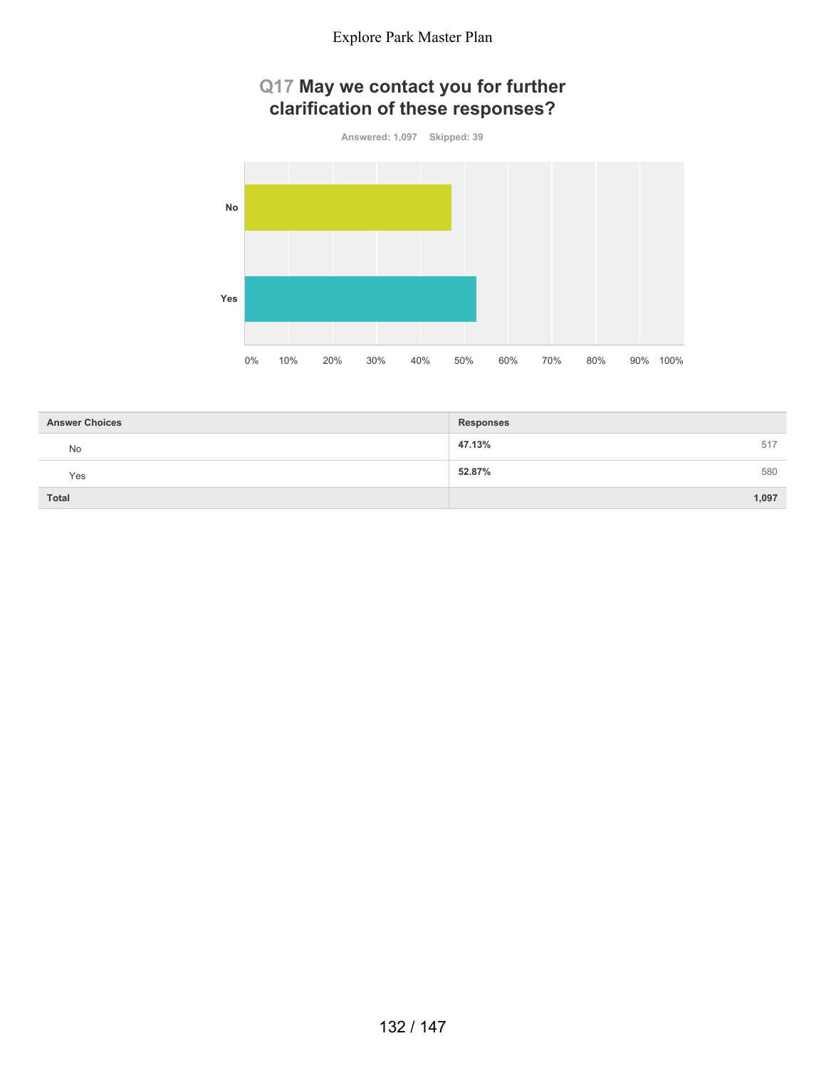## Q17 May we contact you for further clarification of these responses?

Answered: 1,097 Skipped: 39

No

Yes

0% 10% 20% 30% 40% 50% 60% 70% 80% 90% 100%

| Answer Choices | Responses | |
|---|---|---|
| No | 47.13% | 517 |
| Yes | 52.87% | 580 |
| Total | | 1,097 |